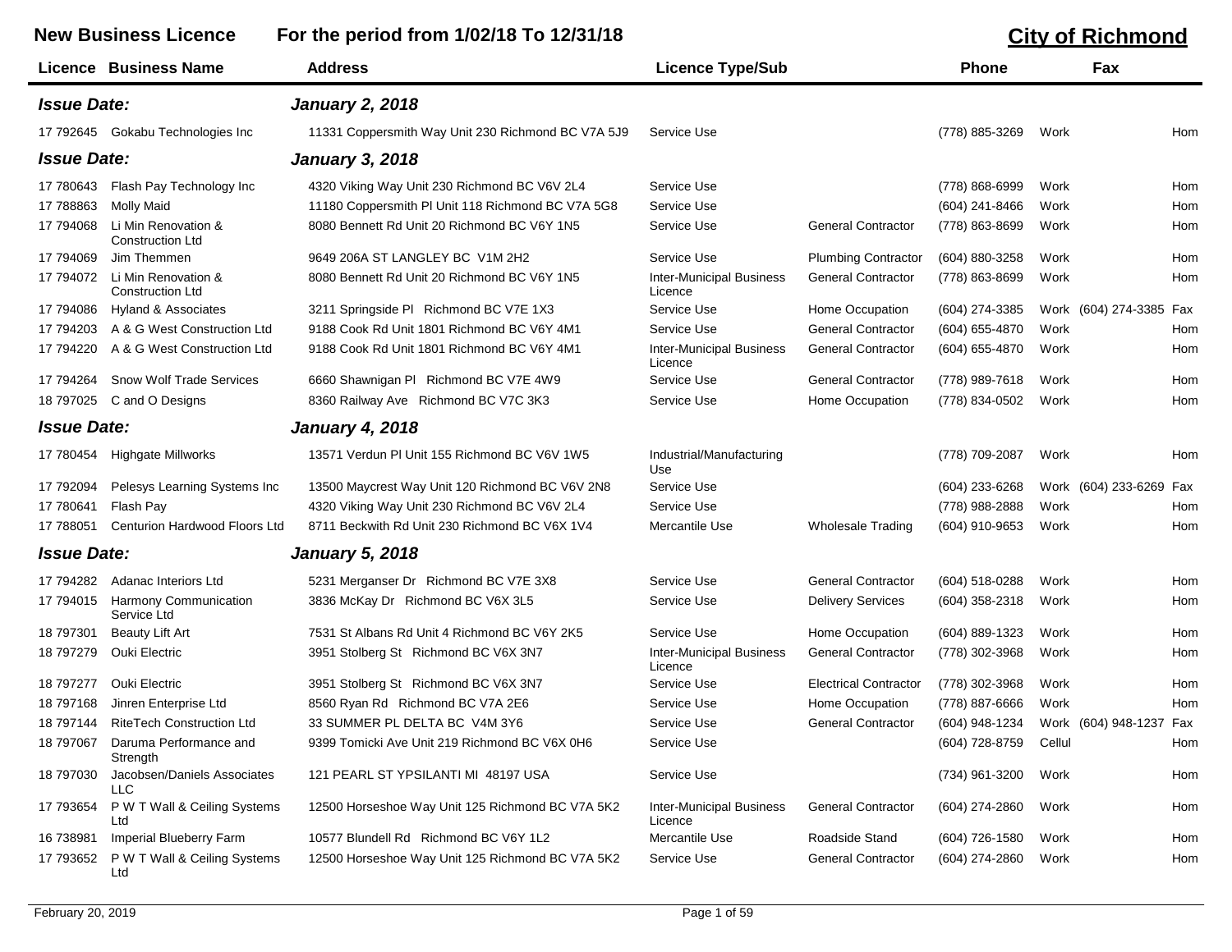# New Business Licence

**For the period from 1/02/18 To 12/31/18**

## City of Richmond

| Licence | Business Name | Address | Licence Type/Sub | | Phone | | Fax | |
|---|---|---|---|---|---|---|---|---|
| ***Issue Date:*** | | ***January 2, 2018*** | | | | | | |
| 17 792645 | Gokabu Technologies Inc | 11331 Coppersmith Way Unit 230 Richmond BC V7A 5J9 | Service Use | | (778) 885-3269 | Work | | Hom |
| ***Issue Date:*** | | ***January 3, 2018*** | | | | | | |
| 17 780643 | Flash Pay Technology Inc | 4320 Viking Way Unit 230 Richmond BC V6V 2L4 | Service Use | | (778) 868-6999 | Work | | Hom |
| 17 788863 | Molly Maid | 11180 Coppersmith Pl Unit 118 Richmond BC V7A 5G8 | Service Use | | (604) 241-8466 | Work | | Hom |
| 17 794068 | Li Min Renovation & Construction Ltd | 8080 Bennett Rd Unit 20 Richmond BC V6Y 1N5 | Service Use | General Contractor | (778) 863-8699 | Work | | Hom |
| 17 794069 | Jim Themmen | 9649 206A ST LANGLEY BC V1M 2H2 | Service Use | Plumbing Contractor | (604) 880-3258 | Work | | Hom |
| 17 794072 | Li Min Renovation & Construction Ltd | 8080 Bennett Rd Unit 20 Richmond BC V6Y 1N5 | Inter-Municipal Business Licence | General Contractor | (778) 863-8699 | Work | | Hom |
| 17 794086 | Hyland & Associates | 3211 Springside Pl Richmond BC V7E 1X3 | Service Use | Home Occupation | (604) 274-3385 | Work | (604) 274-3385 | Fax |
| 17 794203 | A & G West Construction Ltd | 9188 Cook Rd Unit 1801 Richmond BC V6Y 4M1 | Service Use | General Contractor | (604) 655-4870 | Work | | Hom |
| 17 794220 | A & G West Construction Ltd | 9188 Cook Rd Unit 1801 Richmond BC V6Y 4M1 | Inter-Municipal Business Licence | General Contractor | (604) 655-4870 | Work | | Hom |
| 17 794264 | Snow Wolf Trade Services | 6660 Shawnigan Pl Richmond BC V7E 4W9 | Service Use | General Contractor | (778) 989-7618 | Work | | Hom |
| 18 797025 | C and O Designs | 8360 Railway Ave Richmond BC V7C 3K3 | Service Use | Home Occupation | (778) 834-0502 | Work | | Hom |
| ***Issue Date:*** | | ***January 4, 2018*** | | | | | | |
| 17 780454 | Highgate Millworks | 13571 Verdun Pl Unit 155 Richmond BC V6V 1W5 | Industrial/Manufacturing Use | | (778) 709-2087 | Work | | Hom |
| 17 792094 | Pelesys Learning Systems Inc | 13500 Maycrest Way Unit 120 Richmond BC V6V 2N8 | Service Use | | (604) 233-6268 | Work | (604) 233-6269 | Fax |
| 17 780641 | Flash Pay | 4320 Viking Way Unit 230 Richmond BC V6V 2L4 | Service Use | | (778) 988-2888 | Work | | Hom |
| 17 788051 | Centurion Hardwood Floors Ltd | 8711 Beckwith Rd Unit 230 Richmond BC V6X 1V4 | Mercantile Use | Wholesale Trading | (604) 910-9653 | Work | | Hom |
| ***Issue Date:*** | | ***January 5, 2018*** | | | | | | |
| 17 794282 | Adanac Interiors Ltd | 5231 Merganser Dr Richmond BC V7E 3X8 | Service Use | General Contractor | (604) 518-0288 | Work | | Hom |
| 17 794015 | Harmony Communication Service Ltd | 3836 McKay Dr Richmond BC V6X 3L5 | Service Use | Delivery Services | (604) 358-2318 | Work | | Hom |
| 18 797301 | Beauty Lift Art | 7531 St Albans Rd Unit 4 Richmond BC V6Y 2K5 | Service Use | Home Occupation | (604) 889-1323 | Work | | Hom |
| 18 797279 | Ouki Electric | 3951 Stolberg St Richmond BC V6X 3N7 | Inter-Municipal Business Licence | General Contractor | (778) 302-3968 | Work | | Hom |
| 18 797277 | Ouki Electric | 3951 Stolberg St Richmond BC V6X 3N7 | Service Use | Electrical Contractor | (778) 302-3968 | Work | | Hom |
| 18 797168 | Jinren Enterprise Ltd | 8560 Ryan Rd Richmond BC V7A 2E6 | Service Use | Home Occupation | (778) 887-6666 | Work | | Hom |
| 18 797144 | RiteTech Construction Ltd | 33 SUMMER PL DELTA BC V4M 3Y6 | Service Use | General Contractor | (604) 948-1234 | Work | (604) 948-1237 | Fax |
| 18 797067 | Daruma Performance and Strength | 9399 Tomicki Ave Unit 219 Richmond BC V6X 0H6 | Service Use | | (604) 728-8759 | Cellul | | Hom |
| 18 797030 | Jacobsen/Daniels Associates LLC | 121 PEARL ST YPSILANTI MI 48197 USA | Service Use | | (734) 961-3200 | Work | | Hom |
| 17 793654 | P W T Wall & Ceiling Systems Ltd | 12500 Horseshoe Way Unit 125 Richmond BC V7A 5K2 | Inter-Municipal Business Licence | General Contractor | (604) 274-2860 | Work | | Hom |
| 16 738981 | Imperial Blueberry Farm | 10577 Blundell Rd Richmond BC V6Y 1L2 | Mercantile Use | Roadside Stand | (604) 726-1580 | Work | | Hom |
| 17 793652 | P W T Wall & Ceiling Systems Ltd | 12500 Horseshoe Way Unit 125 Richmond BC V7A 5K2 | Service Use | General Contractor | (604) 274-2860 | Work | | Hom |

February 20, 2019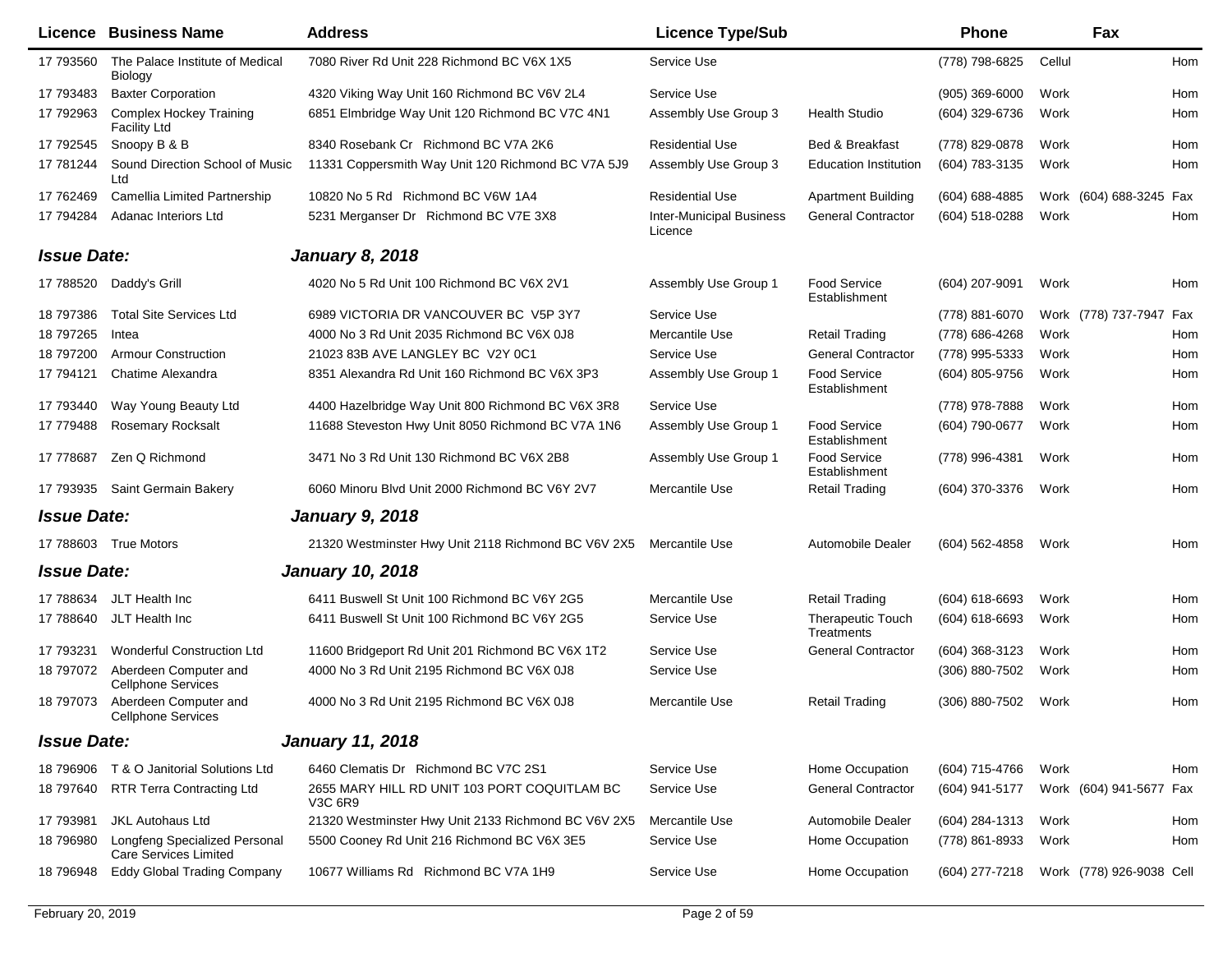| Licence | Business Name | Address | Licence Type/Sub | | Phone | | Fax | |
|---|---|---|---|---|---|---|---|---|
| 17 793560 | The Palace Institute of Medical Biology | 7080 River Rd Unit 228 Richmond BC V6X 1X5 | Service Use | | (778) 798-6825 | Cellul | | Hom |
| 17 793483 | Baxter Corporation | 4320 Viking Way Unit 160 Richmond BC V6V 2L4 | Service Use | | (905) 369-6000 | Work | | Hom |
| 17 792963 | Complex Hockey Training Facility Ltd | 6851 Elmbridge Way Unit 120 Richmond BC V7C 4N1 | Assembly Use Group 3 | Health Studio | (604) 329-6736 | Work | | Hom |
| 17 792545 | Snoopy B & B | 8340 Rosebank Cr Richmond BC V7A 2K6 | Residential Use | Bed & Breakfast | (778) 829-0878 | Work | | Hom |
| 17 781244 | Sound Direction School of Music Ltd | 11331 Coppersmith Way Unit 120 Richmond BC V7A 5J9 | Assembly Use Group 3 | Education Institution | (604) 783-3135 | Work | | Hom |
| 17 762469 | Camellia Limited Partnership | 10820 No 5 Rd Richmond BC V6W 1A4 | Residential Use | Apartment Building | (604) 688-4885 | Work | (604) 688-3245 | Fax |
| 17 794284 | Adanac Interiors Ltd | 5231 Merganser Dr Richmond BC V7E 3X8 | Inter-Municipal Business Licence | General Contractor | (604) 518-0288 | Work | | Hom |
| ***Issue Date:*** | | ***January 8, 2018*** | | | | | | |
| 17 788520 | Daddy's Grill | 4020 No 5 Rd Unit 100 Richmond BC V6X 2V1 | Assembly Use Group 1 | Food Service Establishment | (604) 207-9091 | Work | | Hom |
| 18 797386 | Total Site Services Ltd | 6989 VICTORIA DR VANCOUVER BC V5P 3Y7 | Service Use | | (778) 881-6070 | Work | (778) 737-7947 | Fax |
| 18 797265 | Intea | 4000 No 3 Rd Unit 2035 Richmond BC V6X 0J8 | Mercantile Use | Retail Trading | (778) 686-4268 | Work | | Hom |
| 18 797200 | Armour Construction | 21023 83B AVE LANGLEY BC V2Y 0C1 | Service Use | General Contractor | (778) 995-5333 | Work | | Hom |
| 17 794121 | Chatime Alexandra | 8351 Alexandra Rd Unit 160 Richmond BC V6X 3P3 | Assembly Use Group 1 | Food Service Establishment | (604) 805-9756 | Work | | Hom |
| 17 793440 | Way Young Beauty Ltd | 4400 Hazelbridge Way Unit 800 Richmond BC V6X 3R8 | Service Use | | (778) 978-7888 | Work | | Hom |
| 17 779488 | Rosemary Rocksalt | 11688 Steveston Hwy Unit 8050 Richmond BC V7A 1N6 | Assembly Use Group 1 | Food Service Establishment | (604) 790-0677 | Work | | Hom |
| 17 778687 | Zen Q Richmond | 3471 No 3 Rd Unit 130 Richmond BC V6X 2B8 | Assembly Use Group 1 | Food Service Establishment | (778) 996-4381 | Work | | Hom |
| 17 793935 | Saint Germain Bakery | 6060 Minoru Blvd Unit 2000 Richmond BC V6Y 2V7 | Mercantile Use | Retail Trading | (604) 370-3376 | Work | | Hom |
| ***Issue Date:*** | | ***January 9, 2018*** | | | | | | |
| 17 788603 | True Motors | 21320 Westminster Hwy Unit 2118 Richmond BC V6V 2X5 | Mercantile Use | Automobile Dealer | (604) 562-4858 | Work | | Hom |
| ***Issue Date:*** | | ***January 10, 2018*** | | | | | | |
| 17 788634 | JLT Health Inc | 6411 Buswell St Unit 100 Richmond BC V6Y 2G5 | Mercantile Use | Retail Trading | (604) 618-6693 | Work | | Hom |
| 17 788640 | JLT Health Inc | 6411 Buswell St Unit 100 Richmond BC V6Y 2G5 | Service Use | Therapeutic Touch Treatments | (604) 618-6693 | Work | | Hom |
| 17 793231 | Wonderful Construction Ltd | 11600 Bridgeport Rd Unit 201 Richmond BC V6X 1T2 | Service Use | General Contractor | (604) 368-3123 | Work | | Hom |
| 18 797072 | Aberdeen Computer and Cellphone Services | 4000 No 3 Rd Unit 2195 Richmond BC V6X 0J8 | Service Use | | (306) 880-7502 | Work | | Hom |
| 18 797073 | Aberdeen Computer and Cellphone Services | 4000 No 3 Rd Unit 2195 Richmond BC V6X 0J8 | Mercantile Use | Retail Trading | (306) 880-7502 | Work | | Hom |
| ***Issue Date:*** | | ***January 11, 2018*** | | | | | | |
| 18 796906 | T & O Janitorial Solutions Ltd | 6460 Clematis Dr Richmond BC V7C 2S1 | Service Use | Home Occupation | (604) 715-4766 | Work | | Hom |
| 18 797640 | RTR Terra Contracting Ltd | 2655 MARY HILL RD UNIT 103 PORT COQUITLAM BC V3C 6R9 | Service Use | General Contractor | (604) 941-5177 | Work | (604) 941-5677 | Fax |
| 17 793981 | JKL Autohaus Ltd | 21320 Westminster Hwy Unit 2133 Richmond BC V6V 2X5 | Mercantile Use | Automobile Dealer | (604) 284-1313 | Work | | Hom |
| 18 796980 | Longfeng Specialized Personal Care Services Limited | 5500 Cooney Rd Unit 216 Richmond BC V6X 3E5 | Service Use | Home Occupation | (778) 861-8933 | Work | | Hom |
| 18 796948 | Eddy Global Trading Company | 10677 Williams Rd Richmond BC V7A 1H9 | Service Use | Home Occupation | (604) 277-7218 | Work | (778) 926-9038 | Cell |

February 20, 2019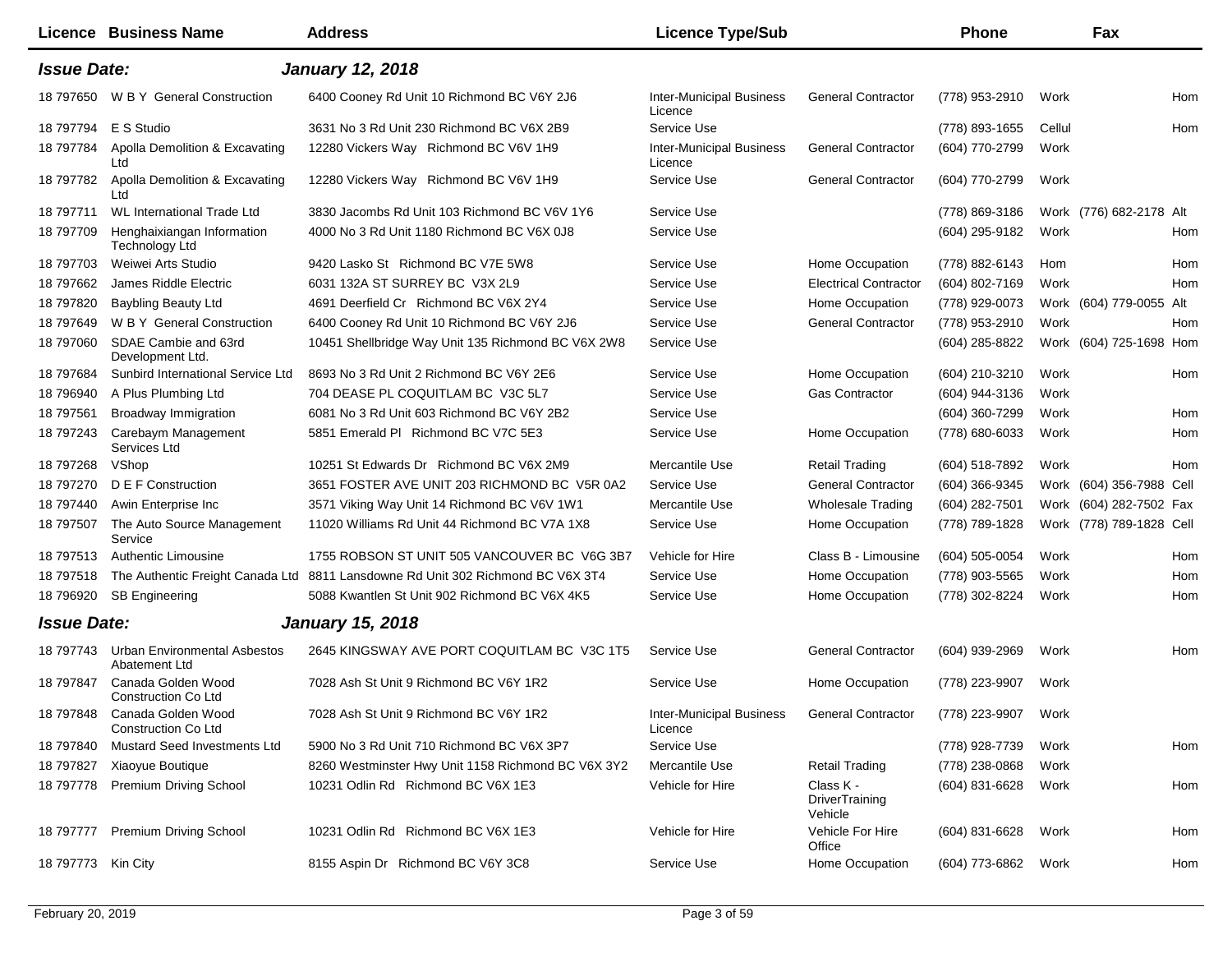| Licence | Business Name | Address | Licence Type/Sub | | Phone | | Fax | |
|---|---|---|---|---|---|---|---|---|
| ***Issue Date:*** | | ***January 12, 2018*** | | | | | | |
| 18 797650 | W B Y General Construction | 6400 Cooney Rd Unit 10 Richmond BC V6Y 2J6 | Inter-Municipal Business Licence | General Contractor | (778) 953-2910 | Work | | Hom |
| 18 797794 | E S Studio | 3631 No 3 Rd Unit 230 Richmond BC V6X 2B9 | Service Use | | (778) 893-1655 | Cellul | | Hom |
| 18 797784 | Apolla Demolition & Excavating Ltd | 12280 Vickers Way Richmond BC V6V 1H9 | Inter-Municipal Business Licence | General Contractor | (604) 770-2799 | Work | | |
| 18 797782 | Apolla Demolition & Excavating Ltd | 12280 Vickers Way Richmond BC V6V 1H9 | Service Use | General Contractor | (604) 770-2799 | Work | | |
| 18 797711 | WL International Trade Ltd | 3830 Jacombs Rd Unit 103 Richmond BC V6V 1Y6 | Service Use | | (778) 869-3186 | Work | (776) 682-2178 | Alt |
| 18 797709 | Henghaixiangan Information Technology Ltd | 4000 No 3 Rd Unit 1180 Richmond BC V6X 0J8 | Service Use | | (604) 295-9182 | Work | | Hom |
| 18 797703 | Weiwei Arts Studio | 9420 Lasko St Richmond BC V7E 5W8 | Service Use | Home Occupation | (778) 882-6143 | Hom | | Hom |
| 18 797662 | James Riddle Electric | 6031 132A ST SURREY BC V3X 2L9 | Service Use | Electrical Contractor | (604) 802-7169 | Work | | Hom |
| 18 797820 | Baybling Beauty Ltd | 4691 Deerfield Cr Richmond BC V6X 2Y4 | Service Use | Home Occupation | (778) 929-0073 | Work | (604) 779-0055 | Alt |
| 18 797649 | W B Y General Construction | 6400 Cooney Rd Unit 10 Richmond BC V6Y 2J6 | Service Use | General Contractor | (778) 953-2910 | Work | | Hom |
| 18 797060 | SDAE Cambie and 63rd Development Ltd. | 10451 Shellbridge Way Unit 135 Richmond BC V6X 2W8 | Service Use | | (604) 285-8822 | Work | (604) 725-1698 | Hom |
| 18 797684 | Sunbird International Service Ltd | 8693 No 3 Rd Unit 2 Richmond BC V6Y 2E6 | Service Use | Home Occupation | (604) 210-3210 | Work | | Hom |
| 18 796940 | A Plus Plumbing Ltd | 704 DEASE PL COQUITLAM BC V3C 5L7 | Service Use | Gas Contractor | (604) 944-3136 | Work | | |
| 18 797561 | Broadway Immigration | 6081 No 3 Rd Unit 603 Richmond BC V6Y 2B2 | Service Use | | (604) 360-7299 | Work | | Hom |
| 18 797243 | Carebaym Management Services Ltd | 5851 Emerald Pl Richmond BC V7C 5E3 | Service Use | Home Occupation | (778) 680-6033 | Work | | Hom |
| 18 797268 | VShop | 10251 St Edwards Dr Richmond BC V6X 2M9 | Mercantile Use | Retail Trading | (604) 518-7892 | Work | | Hom |
| 18 797270 | D E F Construction | 3651 FOSTER AVE UNIT 203 RICHMOND BC V5R 0A2 | Service Use | General Contractor | (604) 366-9345 | Work | (604) 356-7988 | Cell |
| 18 797440 | Awin Enterprise Inc | 3571 Viking Way Unit 14 Richmond BC V6V 1W1 | Mercantile Use | Wholesale Trading | (604) 282-7501 | Work | (604) 282-7502 | Fax |
| 18 797507 | The Auto Source Management Service | 11020 Williams Rd Unit 44 Richmond BC V7A 1X8 | Service Use | Home Occupation | (778) 789-1828 | Work | (778) 789-1828 | Cell |
| 18 797513 | Authentic Limousine | 1755 ROBSON ST UNIT 505 VANCOUVER BC V6G 3B7 | Vehicle for Hire | Class B - Limousine | (604) 505-0054 | Work | | Hom |
| 18 797518 | The Authentic Freight Canada Ltd | 8811 Lansdowne Rd Unit 302 Richmond BC V6X 3T4 | Service Use | Home Occupation | (778) 903-5565 | Work | | Hom |
| 18 796920 | SB Engineering | 5088 Kwantlen St Unit 902 Richmond BC V6X 4K5 | Service Use | Home Occupation | (778) 302-8224 | Work | | Hom |
| ***Issue Date:*** | | ***January 15, 2018*** | | | | | | |
| 18 797743 | Urban Environmental Asbestos Abatement Ltd | 2645 KINGSWAY AVE PORT COQUITLAM BC V3C 1T5 | Service Use | General Contractor | (604) 939-2969 | Work | | Hom |
| 18 797847 | Canada Golden Wood Construction Co Ltd | 7028 Ash St Unit 9 Richmond BC V6Y 1R2 | Service Use | Home Occupation | (778) 223-9907 | Work | | |
| 18 797848 | Canada Golden Wood Construction Co Ltd | 7028 Ash St Unit 9 Richmond BC V6Y 1R2 | Inter-Municipal Business Licence | General Contractor | (778) 223-9907 | Work | | |
| 18 797840 | Mustard Seed Investments Ltd | 5900 No 3 Rd Unit 710 Richmond BC V6X 3P7 | Service Use | | (778) 928-7739 | Work | | Hom |
| 18 797827 | Xiaoyue Boutique | 8260 Westminster Hwy Unit 1158 Richmond BC V6X 3Y2 | Mercantile Use | Retail Trading | (778) 238-0868 | Work | | |
| 18 797778 | Premium Driving School | 10231 Odlin Rd Richmond BC V6X 1E3 | Vehicle for Hire | Class K - DriverTraining Vehicle | (604) 831-6628 | Work | | Hom |
| 18 797777 | Premium Driving School | 10231 Odlin Rd Richmond BC V6X 1E3 | Vehicle for Hire | Vehicle For Hire Office | (604) 831-6628 | Work | | Hom |
| 18 797773 | Kin City | 8155 Aspin Dr Richmond BC V6Y 3C8 | Service Use | Home Occupation | (604) 773-6862 | Work | | Hom |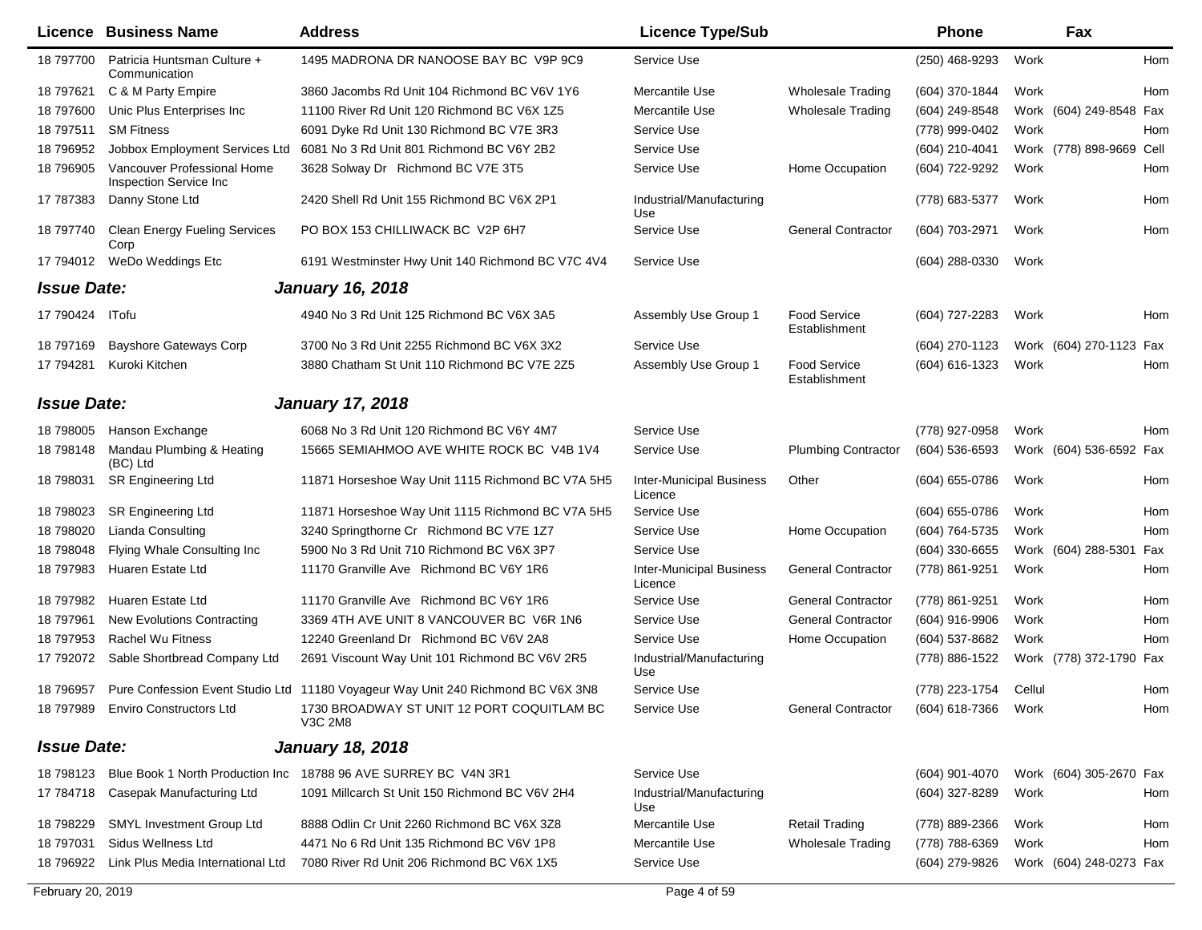| Licence | Business Name | Address | Licence Type/Sub | | Phone | | Fax | |
|---|---|---|---|---|---|---|---|---|
| 18 797700 | Patricia Huntsman Culture + Communication | 1495 MADRONA DR NANOOSE BAY BC V9P 9C9 | Service Use | | (250) 468-9293 | Work | | Hom |
| 18 797621 | C & M Party Empire | 3860 Jacombs Rd Unit 104 Richmond BC V6V 1Y6 | Mercantile Use | Wholesale Trading | (604) 370-1844 | Work | | Hom |
| 18 797600 | Unic Plus Enterprises Inc | 11100 River Rd Unit 120 Richmond BC V6X 1Z5 | Mercantile Use | Wholesale Trading | (604) 249-8548 | Work | (604) 249-8548 | Fax |
| 18 797511 | SM Fitness | 6091 Dyke Rd Unit 130 Richmond BC V7E 3R3 | Service Use | | (778) 999-0402 | Work | | Hom |
| 18 796952 | Jobbox Employment Services Ltd | 6081 No 3 Rd Unit 801 Richmond BC V6Y 2B2 | Service Use | | (604) 210-4041 | Work | (778) 898-9669 | Cell |
| 18 796905 | Vancouver Professional Home Inspection Service Inc | 3628 Solway Dr Richmond BC V7E 3T5 | Service Use | Home Occupation | (604) 722-9292 | Work | | Hom |
| 17 787383 | Danny Stone Ltd | 2420 Shell Rd Unit 155 Richmond BC V6X 2P1 | Industrial/Manufacturing Use | | (778) 683-5377 | Work | | Hom |
| 18 797740 | Clean Energy Fueling Services Corp | PO BOX 153 CHILLIWACK BC V2P 6H7 | Service Use | General Contractor | (604) 703-2971 | Work | | Hom |
| 17 794012 | WeDo Weddings Etc | 6191 Westminster Hwy Unit 140 Richmond BC V7C 4V4 | Service Use | | (604) 288-0330 | Work | | |
| ***Issue Date:*** | | ***January 16, 2018*** | | | | | | |
| 17 790424 | ITofu | 4940 No 3 Rd Unit 125 Richmond BC V6X 3A5 | Assembly Use Group 1 | Food Service Establishment | (604) 727-2283 | Work | | Hom |
| 18 797169 | Bayshore Gateways Corp | 3700 No 3 Rd Unit 2255 Richmond BC V6X 3X2 | Service Use | | (604) 270-1123 | Work | (604) 270-1123 | Fax |
| 17 794281 | Kuroki Kitchen | 3880 Chatham St Unit 110 Richmond BC V7E 2Z5 | Assembly Use Group 1 | Food Service Establishment | (604) 616-1323 | Work | | Hom |
| ***Issue Date:*** | | ***January 17, 2018*** | | | | | | |
| 18 798005 | Hanson Exchange | 6068 No 3 Rd Unit 120 Richmond BC V6Y 4M7 | Service Use | | (778) 927-0958 | Work | | Hom |
| 18 798148 | Mandau Plumbing & Heating (BC) Ltd | 15665 SEMIAHMOO AVE WHITE ROCK BC V4B 1V4 | Service Use | Plumbing Contractor | (604) 536-6593 | Work | (604) 536-6592 | Fax |
| 18 798031 | SR Engineering Ltd | 11871 Horseshoe Way Unit 1115 Richmond BC V7A 5H5 | Inter-Municipal Business Licence | Other | (604) 655-0786 | Work | | Hom |
| 18 798023 | SR Engineering Ltd | 11871 Horseshoe Way Unit 1115 Richmond BC V7A 5H5 | Service Use | | (604) 655-0786 | Work | | Hom |
| 18 798020 | Lianda Consulting | 3240 Springthorne Cr Richmond BC V7E 1Z7 | Service Use | Home Occupation | (604) 764-5735 | Work | | Hom |
| 18 798048 | Flying Whale Consulting Inc | 5900 No 3 Rd Unit 710 Richmond BC V6X 3P7 | Service Use | | (604) 330-6655 | Work | (604) 288-5301 | Fax |
| 18 797983 | Huaren Estate Ltd | 11170 Granville Ave Richmond BC V6Y 1R6 | Inter-Municipal Business Licence | General Contractor | (778) 861-9251 | Work | | Hom |
| 18 797982 | Huaren Estate Ltd | 11170 Granville Ave Richmond BC V6Y 1R6 | Service Use | General Contractor | (778) 861-9251 | Work | | Hom |
| 18 797961 | New Evolutions Contracting | 3369 4TH AVE UNIT 8 VANCOUVER BC V6R 1N6 | Service Use | General Contractor | (604) 916-9906 | Work | | Hom |
| 18 797953 | Rachel Wu Fitness | 12240 Greenland Dr Richmond BC V6V 2A8 | Service Use | Home Occupation | (604) 537-8682 | Work | | Hom |
| 17 792072 | Sable Shortbread Company Ltd | 2691 Viscount Way Unit 101 Richmond BC V6V 2R5 | Industrial/Manufacturing Use | | (778) 886-1522 | Work | (778) 372-1790 | Fax |
| 18 796957 | Pure Confession Event Studio Ltd | 11180 Voyageur Way Unit 240 Richmond BC V6X 3N8 | Service Use | | (778) 223-1754 | Cellul | | Hom |
| 18 797989 | Enviro Constructors Ltd | 1730 BROADWAY ST UNIT 12 PORT COQUITLAM BC V3C 2M8 | Service Use | General Contractor | (604) 618-7366 | Work | | Hom |
| ***Issue Date:*** | | ***January 18, 2018*** | | | | | | |
| 18 798123 | Blue Book 1 North Production Inc | 18788 96 AVE SURREY BC V4N 3R1 | Service Use | | (604) 901-4070 | Work | (604) 305-2670 | Fax |
| 17 784718 | Casepak Manufacturing Ltd | 1091 Millcarch St Unit 150 Richmond BC V6V 2H4 | Industrial/Manufacturing Use | | (604) 327-8289 | Work | | Hom |
| 18 798229 | SMYL Investment Group Ltd | 8888 Odlin Cr Unit 2260 Richmond BC V6X 3Z8 | Mercantile Use | Retail Trading | (778) 889-2366 | Work | | Hom |
| 18 797031 | Sidus Wellness Ltd | 4471 No 6 Rd Unit 135 Richmond BC V6V 1P8 | Mercantile Use | Wholesale Trading | (778) 788-6369 | Work | | Hom |
| 18 796922 | Link Plus Media International Ltd | 7080 River Rd Unit 206 Richmond BC V6X 1X5 | Service Use | | (604) 279-9826 | Work | (604) 248-0273 | Fax |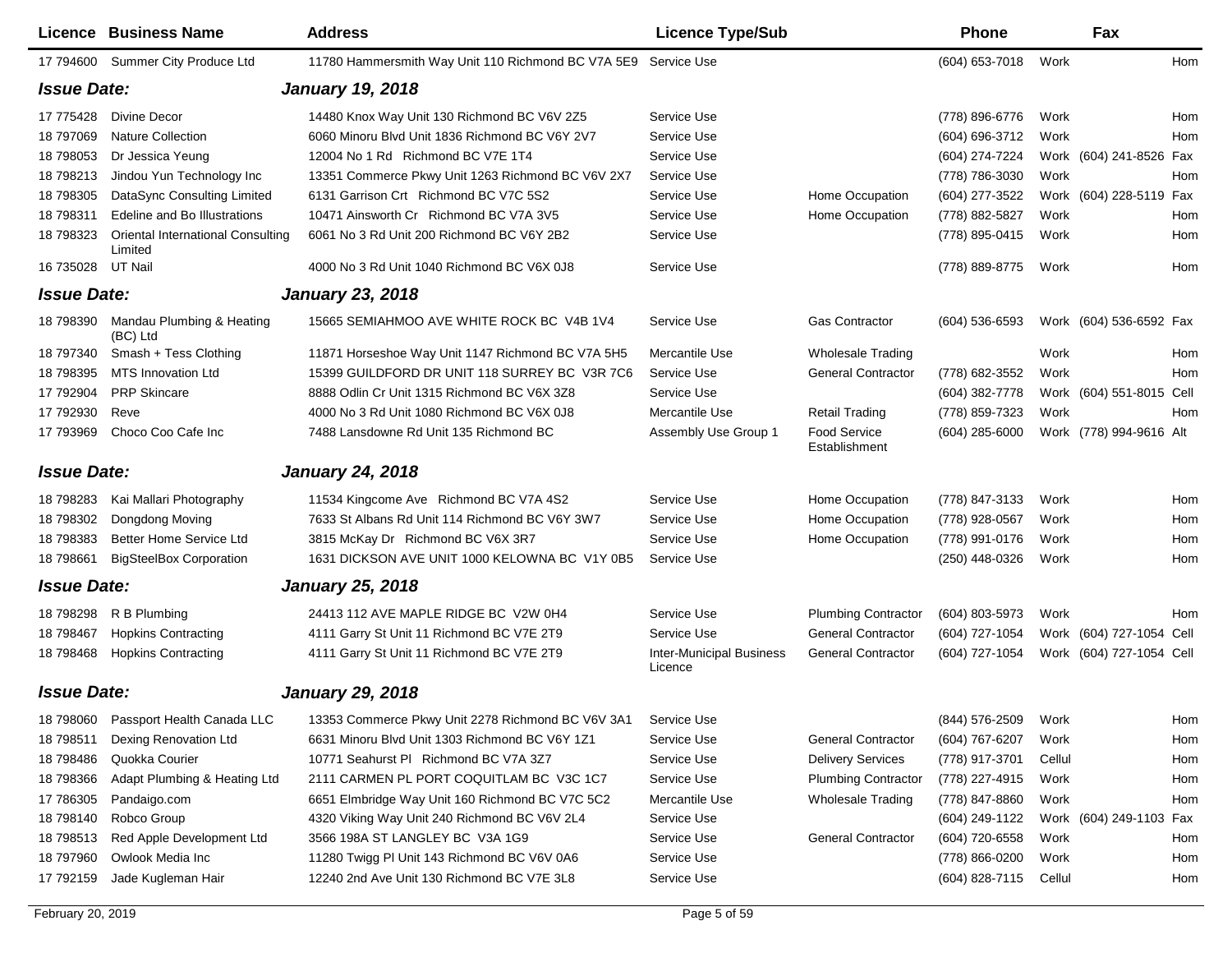| Licence | Business Name | Address | Licence Type/Sub | | Phone | | Fax | |
|---|---|---|---|---|---|---|---|---|
| 17 794600 | Summer City Produce Ltd | 11780 Hammersmith Way Unit 110 Richmond BC V7A 5E9 | Service Use | | (604) 653-7018 | Work | | Hom |
| ***Issue Date:*** | | ***January 19, 2018*** | | | | | | |
| 17 775428 | Divine Decor | 14480 Knox Way Unit 130 Richmond BC V6V 2Z5 | Service Use | | (778) 896-6776 | Work | | Hom |
| 18 797069 | Nature Collection | 6060 Minoru Blvd Unit 1836 Richmond BC V6Y 2V7 | Service Use | | (604) 696-3712 | Work | | Hom |
| 18 798053 | Dr Jessica Yeung | 12004 No 1 Rd Richmond BC V7E 1T4 | Service Use | | (604) 274-7224 | Work | (604) 241-8526 | Fax |
| 18 798213 | Jindou Yun Technology Inc | 13351 Commerce Pkwy Unit 1263 Richmond BC V6V 2X7 | Service Use | | (778) 786-3030 | Work | | Hom |
| 18 798305 | DataSync Consulting Limited | 6131 Garrison Crt Richmond BC V7C 5S2 | Service Use | Home Occupation | (604) 277-3522 | Work | (604) 228-5119 | Fax |
| 18 798311 | Edeline and Bo Illustrations | 10471 Ainsworth Cr Richmond BC V7A 3V5 | Service Use | Home Occupation | (778) 882-5827 | Work | | Hom |
| 18 798323 | Oriental International Consulting Limited | 6061 No 3 Rd Unit 200 Richmond BC V6Y 2B2 | Service Use | | (778) 895-0415 | Work | | Hom |
| 16 735028 | UT Nail | 4000 No 3 Rd Unit 1040 Richmond BC V6X 0J8 | Service Use | | (778) 889-8775 | Work | | Hom |
| ***Issue Date:*** | | ***January 23, 2018*** | | | | | | |
| 18 798390 | Mandau Plumbing & Heating (BC) Ltd | 15665 SEMIAHMOO AVE WHITE ROCK BC V4B 1V4 | Service Use | Gas Contractor | (604) 536-6593 | Work | (604) 536-6592 | Fax |
| 18 797340 | Smash + Tess Clothing | 11871 Horseshoe Way Unit 1147 Richmond BC V7A 5H5 | Mercantile Use | Wholesale Trading | | Work | | Hom |
| 18 798395 | MTS Innovation Ltd | 15399 GUILDFORD DR UNIT 118 SURREY BC V3R 7C6 | Service Use | General Contractor | (778) 682-3552 | Work | | Hom |
| 17 792904 | PRP Skincare | 8888 Odlin Cr Unit 1315 Richmond BC V6X 3Z8 | Service Use | | (604) 382-7778 | Work | (604) 551-8015 | Cell |
| 17 792930 | Reve | 4000 No 3 Rd Unit 1080 Richmond BC V6X 0J8 | Mercantile Use | Retail Trading | (778) 859-7323 | Work | | Hom |
| 17 793969 | Choco Coo Cafe Inc | 7488 Lansdowne Rd Unit 135 Richmond BC | Assembly Use Group 1 | Food Service Establishment | (604) 285-6000 | Work | (778) 994-9616 | Alt |
| ***Issue Date:*** | | ***January 24, 2018*** | | | | | | |
| 18 798283 | Kai Mallari Photography | 11534 Kingcome Ave Richmond BC V7A 4S2 | Service Use | Home Occupation | (778) 847-3133 | Work | | Hom |
| 18 798302 | Dongdong Moving | 7633 St Albans Rd Unit 114 Richmond BC V6Y 3W7 | Service Use | Home Occupation | (778) 928-0567 | Work | | Hom |
| 18 798383 | Better Home Service Ltd | 3815 McKay Dr Richmond BC V6X 3R7 | Service Use | Home Occupation | (778) 991-0176 | Work | | Hom |
| 18 798661 | BigSteelBox Corporation | 1631 DICKSON AVE UNIT 1000 KELOWNA BC V1Y 0B5 | Service Use | | (250) 448-0326 | Work | | Hom |
| ***Issue Date:*** | | ***January 25, 2018*** | | | | | | |
| 18 798298 | R B Plumbing | 24413 112 AVE MAPLE RIDGE BC V2W 0H4 | Service Use | Plumbing Contractor | (604) 803-5973 | Work | | Hom |
| 18 798467 | Hopkins Contracting | 4111 Garry St Unit 11 Richmond BC V7E 2T9 | Service Use | General Contractor | (604) 727-1054 | Work | (604) 727-1054 | Cell |
| 18 798468 | Hopkins Contracting | 4111 Garry St Unit 11 Richmond BC V7E 2T9 | Inter-Municipal Business Licence | General Contractor | (604) 727-1054 | Work | (604) 727-1054 | Cell |
| ***Issue Date:*** | | ***January 29, 2018*** | | | | | | |
| 18 798060 | Passport Health Canada LLC | 13353 Commerce Pkwy Unit 2278 Richmond BC V6V 3A1 | Service Use | | (844) 576-2509 | Work | | Hom |
| 18 798511 | Dexing Renovation Ltd | 6631 Minoru Blvd Unit 1303 Richmond BC V6Y 1Z1 | Service Use | General Contractor | (604) 767-6207 | Work | | Hom |
| 18 798486 | Quokka Courier | 10771 Seahurst Pl Richmond BC V7A 3Z7 | Service Use | Delivery Services | (778) 917-3701 | Cellul | | Hom |
| 18 798366 | Adapt Plumbing & Heating Ltd | 2111 CARMEN PL PORT COQUITLAM BC V3C 1C7 | Service Use | Plumbing Contractor | (778) 227-4915 | Work | | Hom |
| 17 786305 | Pandaigo.com | 6651 Elmbridge Way Unit 160 Richmond BC V7C 5C2 | Mercantile Use | Wholesale Trading | (778) 847-8860 | Work | | Hom |
| 18 798140 | Robco Group | 4320 Viking Way Unit 240 Richmond BC V6V 2L4 | Service Use | | (604) 249-1122 | Work | (604) 249-1103 | Fax |
| 18 798513 | Red Apple Development Ltd | 3566 198A ST LANGLEY BC V3A 1G9 | Service Use | General Contractor | (604) 720-6558 | Work | | Hom |
| 18 797960 | Owlook Media Inc | 11280 Twigg Pl Unit 143 Richmond BC V6V 0A6 | Service Use | | (778) 866-0200 | Work | | Hom |
| 17 792159 | Jade Kugleman Hair | 12240 2nd Ave Unit 130 Richmond BC V7E 3L8 | Service Use | | (604) 828-7115 | Cellul | | Hom |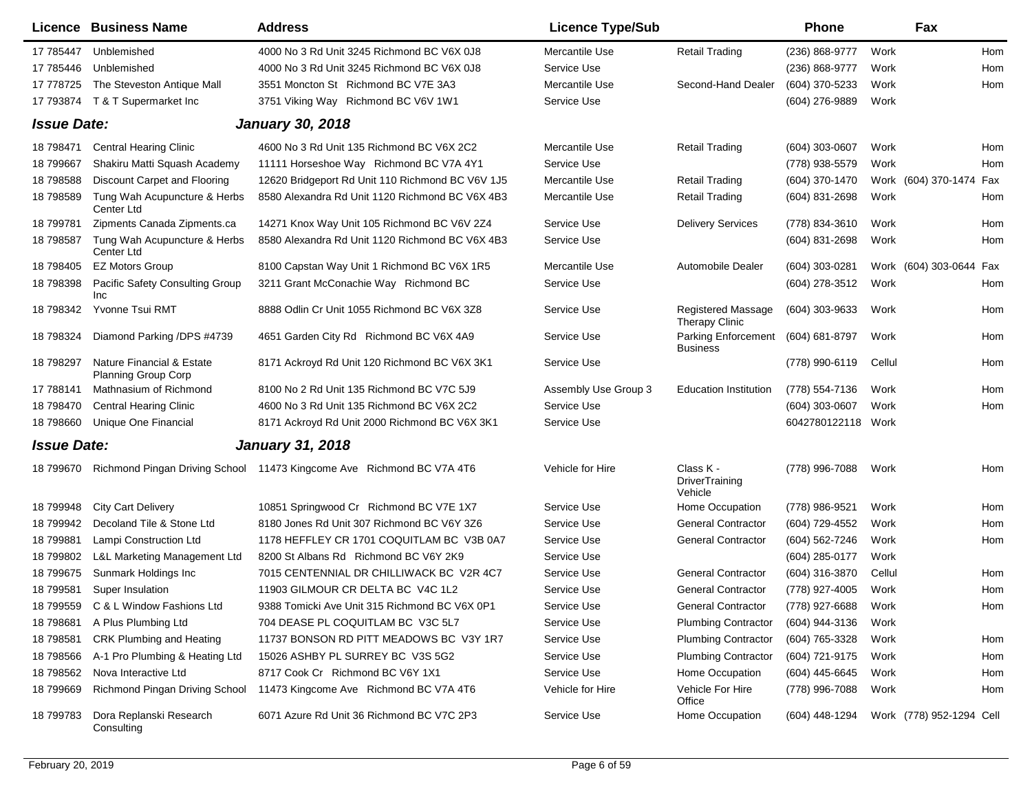| Licence | Business Name | Address | Licence Type/Sub | | Phone | | Fax | |
|---|---|---|---|---|---|---|---|---|
| 17 785447 | Unblemished | 4000 No 3 Rd Unit 3245 Richmond BC V6X 0J8 | Mercantile Use | Retail Trading | (236) 868-9777 | Work | | Hom |
| 17 785446 | Unblemished | 4000 No 3 Rd Unit 3245 Richmond BC V6X 0J8 | Service Use | | (236) 868-9777 | Work | | Hom |
| 17 778725 | The Steveston Antique Mall | 3551 Moncton St Richmond BC V7E 3A3 | Mercantile Use | Second-Hand Dealer | (604) 370-5233 | Work | | Hom |
| 17 793874 | T & T Supermarket Inc | 3751 Viking Way Richmond BC V6V 1W1 | Service Use | | (604) 276-9889 | Work | | |
| ***Issue Date:*** | | ***January 30, 2018*** | | | | | | |
| 18 798471 | Central Hearing Clinic | 4600 No 3 Rd Unit 135 Richmond BC V6X 2C2 | Mercantile Use | Retail Trading | (604) 303-0607 | Work | | Hom |
| 18 799667 | Shakiru Matti Squash Academy | 11111 Horseshoe Way Richmond BC V7A 4Y1 | Service Use | | (778) 938-5579 | Work | | Hom |
| 18 798588 | Discount Carpet and Flooring | 12620 Bridgeport Rd Unit 110 Richmond BC V6V 1J5 | Mercantile Use | Retail Trading | (604) 370-1470 | Work | (604) 370-1474 | Fax |
| 18 798589 | Tung Wah Acupuncture & Herbs Center Ltd | 8580 Alexandra Rd Unit 1120 Richmond BC V6X 4B3 | Mercantile Use | Retail Trading | (604) 831-2698 | Work | | Hom |
| 18 799781 | Zipments Canada Zipments.ca | 14271 Knox Way Unit 105 Richmond BC V6V 2Z4 | Service Use | Delivery Services | (778) 834-3610 | Work | | Hom |
| 18 798587 | Tung Wah Acupuncture & Herbs Center Ltd | 8580 Alexandra Rd Unit 1120 Richmond BC V6X 4B3 | Service Use | | (604) 831-2698 | Work | | Hom |
| 18 798405 | EZ Motors Group | 8100 Capstan Way Unit 1 Richmond BC V6X 1R5 | Mercantile Use | Automobile Dealer | (604) 303-0281 | Work | (604) 303-0644 | Fax |
| 18 798398 | Pacific Safety Consulting Group Inc | 3211 Grant McConachie Way Richmond BC | Service Use | | (604) 278-3512 | Work | | Hom |
| 18 798342 | Yvonne Tsui RMT | 8888 Odlin Cr Unit 1055 Richmond BC V6X 3Z8 | Service Use | Registered Massage Therapy Clinic | (604) 303-9633 | Work | | Hom |
| 18 798324 | Diamond Parking /DPS #4739 | 4651 Garden City Rd Richmond BC V6X 4A9 | Service Use | Parking Enforcement Business | (604) 681-8797 | Work | | Hom |
| 18 798297 | Nature Financial & Estate Planning Group Corp | 8171 Ackroyd Rd Unit 120 Richmond BC V6X 3K1 | Service Use | | (778) 990-6119 | Cellul | | Hom |
| 17 788141 | Mathnasium of Richmond | 8100 No 2 Rd Unit 135 Richmond BC V7C 5J9 | Assembly Use Group 3 | Education Institution | (778) 554-7136 | Work | | Hom |
| 18 798470 | Central Hearing Clinic | 4600 No 3 Rd Unit 135 Richmond BC V6X 2C2 | Service Use | | (604) 303-0607 | Work | | Hom |
| 18 798660 | Unique One Financial | 8171 Ackroyd Rd Unit 2000 Richmond BC V6X 3K1 | Service Use | | 6042780122118 | Work | | |
| ***Issue Date:*** | | ***January 31, 2018*** | | | | | | |
| 18 799670 | Richmond Pingan Driving School | 11473 Kingcome Ave Richmond BC V7A 4T6 | Vehicle for Hire | Class K - DriverTraining Vehicle | (778) 996-7088 | Work | | Hom |
| 18 799948 | City Cart Delivery | 10851 Springwood Cr Richmond BC V7E 1X7 | Service Use | Home Occupation | (778) 986-9521 | Work | | Hom |
| 18 799942 | Decoland Tile & Stone Ltd | 8180 Jones Rd Unit 307 Richmond BC V6Y 3Z6 | Service Use | General Contractor | (604) 729-4552 | Work | | Hom |
| 18 799881 | Lampi Construction Ltd | 1178 HEFFLEY CR 1701 COQUITLAM BC V3B 0A7 | Service Use | General Contractor | (604) 562-7246 | Work | | Hom |
| 18 799802 | L&L Marketing Management Ltd | 8200 St Albans Rd Richmond BC V6Y 2K9 | Service Use | | (604) 285-0177 | Work | | |
| 18 799675 | Sunmark Holdings Inc | 7015 CENTENNIAL DR CHILLIWACK BC V2R 4C7 | Service Use | General Contractor | (604) 316-3870 | Cellul | | Hom |
| 18 799581 | Super Insulation | 11903 GILMOUR CR DELTA BC V4C 1L2 | Service Use | General Contractor | (778) 927-4005 | Work | | Hom |
| 18 799559 | C & L Window Fashions Ltd | 9388 Tomicki Ave Unit 315 Richmond BC V6X 0P1 | Service Use | General Contractor | (778) 927-6688 | Work | | Hom |
| 18 798681 | A Plus Plumbing Ltd | 704 DEASE PL COQUITLAM BC V3C 5L7 | Service Use | Plumbing Contractor | (604) 944-3136 | Work | | |
| 18 798581 | CRK Plumbing and Heating | 11737 BONSON RD PITT MEADOWS BC V3Y 1R7 | Service Use | Plumbing Contractor | (604) 765-3328 | Work | | Hom |
| 18 798566 | A-1 Pro Plumbing & Heating Ltd | 15026 ASHBY PL SURREY BC V3S 5G2 | Service Use | Plumbing Contractor | (604) 721-9175 | Work | | Hom |
| 18 798562 | Nova Interactive Ltd | 8717 Cook Cr Richmond BC V6Y 1X1 | Service Use | Home Occupation | (604) 445-6645 | Work | | Hom |
| 18 799669 | Richmond Pingan Driving School | 11473 Kingcome Ave Richmond BC V7A 4T6 | Vehicle for Hire | Vehicle For Hire Office | (778) 996-7088 | Work | | Hom |
| 18 799783 | Dora Replanski Research Consulting | 6071 Azure Rd Unit 36 Richmond BC V7C 2P3 | Service Use | Home Occupation | (604) 448-1294 | Work | (778) 952-1294 | Cell |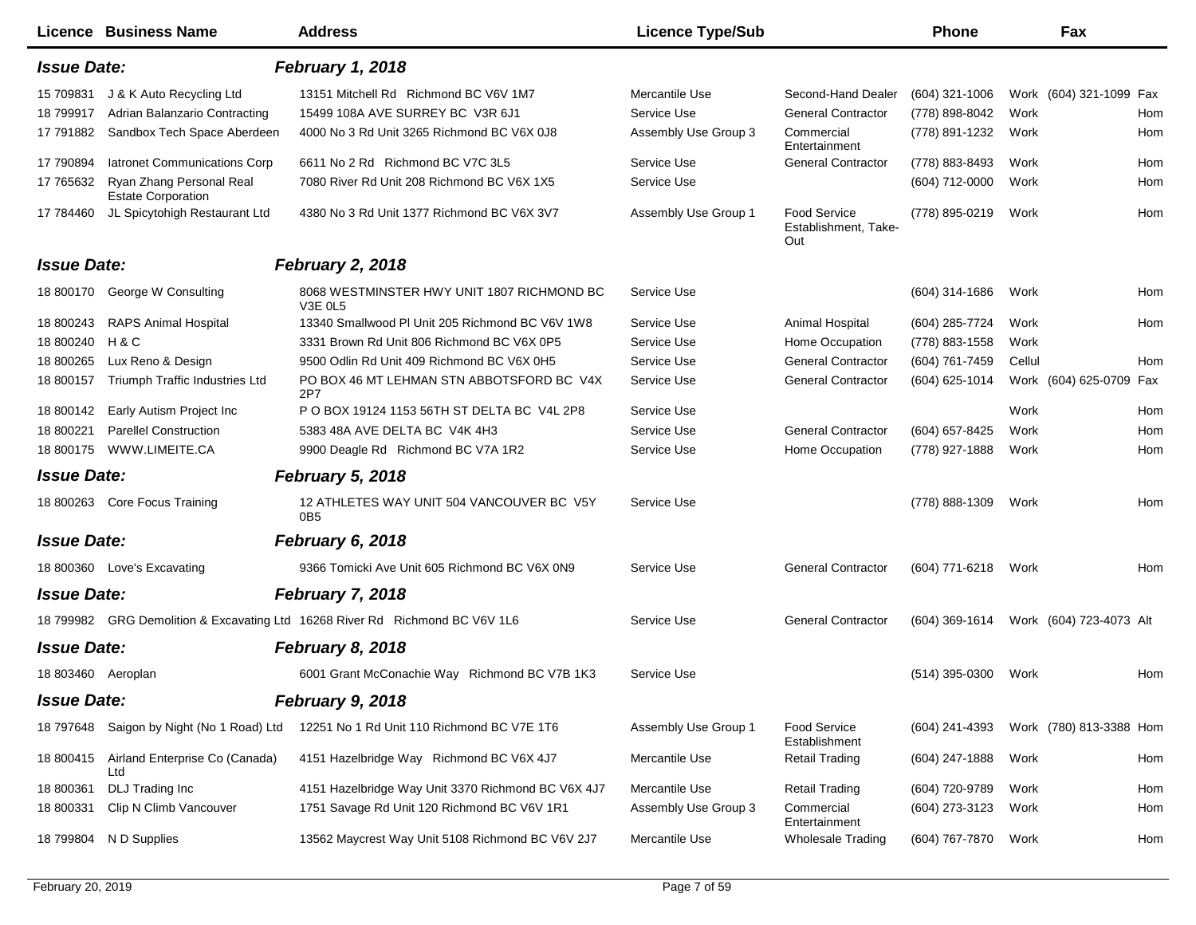| Licence | Business Name | Address | Licence Type/Sub | | Phone | | Fax | |
|---|---|---|---|---|---|---|---|---|
| ***Issue Date:*** | | ***February 1, 2018*** | | | | | | |
| 15 709831 | J & K Auto Recycling Ltd | 13151 Mitchell Rd Richmond BC V6V 1M7 | Mercantile Use | Second-Hand Dealer | (604) 321-1006 | Work | (604) 321-1099 | Fax |
| 18 799917 | Adrian Balanzario Contracting | 15499 108A AVE SURREY BC V3R 6J1 | Service Use | General Contractor | (778) 898-8042 | Work | | Hom |
| 17 791882 | Sandbox Tech Space Aberdeen | 4000 No 3 Rd Unit 3265 Richmond BC V6X 0J8 | Assembly Use Group 3 | Commercial Entertainment | (778) 891-1232 | Work | | Hom |
| 17 790894 | Iatronet Communications Corp | 6611 No 2 Rd Richmond BC V7C 3L5 | Service Use | General Contractor | (778) 883-8493 | Work | | Hom |
| 17 765632 | Ryan Zhang Personal Real Estate Corporation | 7080 River Rd Unit 208 Richmond BC V6X 1X5 | Service Use | | (604) 712-0000 | Work | | Hom |
| 17 784460 | JL Spicytohigh Restaurant Ltd | 4380 No 3 Rd Unit 1377 Richmond BC V6X 3V7 | Assembly Use Group 1 | Food Service Establishment, Take-Out | (778) 895-0219 | Work | | Hom |
| ***Issue Date:*** | | ***February 2, 2018*** | | | | | | |
| 18 800170 | George W Consulting | 8068 WESTMINSTER HWY UNIT 1807 RICHMOND BC V3E 0L5 | Service Use | | (604) 314-1686 | Work | | Hom |
| 18 800243 | RAPS Animal Hospital | 13340 Smallwood Pl Unit 205 Richmond BC V6V 1W8 | Service Use | Animal Hospital | (604) 285-7724 | Work | | Hom |
| 18 800240 | H & C | 3331 Brown Rd Unit 806 Richmond BC V6X 0P5 | Service Use | Home Occupation | (778) 883-1558 | Work | | |
| 18 800265 | Lux Reno & Design | 9500 Odlin Rd Unit 409 Richmond BC V6X 0H5 | Service Use | General Contractor | (604) 761-7459 | Cellul | | Hom |
| 18 800157 | Triumph Traffic Industries Ltd | PO BOX 46 MT LEHMAN STN ABBOTSFORD BC V4X 2P7 | Service Use | General Contractor | (604) 625-1014 | Work | (604) 625-0709 | Fax |
| 18 800142 | Early Autism Project Inc | P O BOX 19124 1153 56TH ST DELTA BC V4L 2P8 | Service Use | | | Work | | Hom |
| 18 800221 | Parellel Construction | 5383 48A AVE DELTA BC V4K 4H3 | Service Use | General Contractor | (604) 657-8425 | Work | | Hom |
| 18 800175 | WWW.LIMEITE.CA | 9900 Deagle Rd Richmond BC V7A 1R2 | Service Use | Home Occupation | (778) 927-1888 | Work | | Hom |
| ***Issue Date:*** | | ***February 5, 2018*** | | | | | | |
| 18 800263 | Core Focus Training | 12 ATHLETES WAY UNIT 504 VANCOUVER BC V5Y 0B5 | Service Use | | (778) 888-1309 | Work | | Hom |
| ***Issue Date:*** | | ***February 6, 2018*** | | | | | | |
| 18 800360 | Love's Excavating | 9366 Tomicki Ave Unit 605 Richmond BC V6X 0N9 | Service Use | General Contractor | (604) 771-6218 | Work | | Hom |
| ***Issue Date:*** | | ***February 7, 2018*** | | | | | | |
| 18 799982 | GRG Demolition & Excavating Ltd | 16268 River Rd Richmond BC V6V 1L6 | Service Use | General Contractor | (604) 369-1614 | Work | (604) 723-4073 | Alt |
| ***Issue Date:*** | | ***February 8, 2018*** | | | | | | |
| 18 803460 | Aeroplan | 6001 Grant McConachie Way Richmond BC V7B 1K3 | Service Use | | (514) 395-0300 | Work | | Hom |
| ***Issue Date:*** | | ***February 9, 2018*** | | | | | | |
| 18 797648 | Saigon by Night (No 1 Road) Ltd | 12251 No 1 Rd Unit 110 Richmond BC V7E 1T6 | Assembly Use Group 1 | Food Service Establishment | (604) 241-4393 | Work | (780) 813-3388 | Hom |
| 18 800415 | Airland Enterprise Co (Canada) Ltd | 4151 Hazelbridge Way Richmond BC V6X 4J7 | Mercantile Use | Retail Trading | (604) 247-1888 | Work | | Hom |
| 18 800361 | DLJ Trading Inc | 4151 Hazelbridge Way Unit 3370 Richmond BC V6X 4J7 | Mercantile Use | Retail Trading | (604) 720-9789 | Work | | Hom |
| 18 800331 | Clip N Climb Vancouver | 1751 Savage Rd Unit 120 Richmond BC V6V 1R1 | Assembly Use Group 3 | Commercial Entertainment | (604) 273-3123 | Work | | Hom |
| 18 799804 | N D Supplies | 13562 Maycrest Way Unit 5108 Richmond BC V6V 2J7 | Mercantile Use | Wholesale Trading | (604) 767-7870 | Work | | Hom |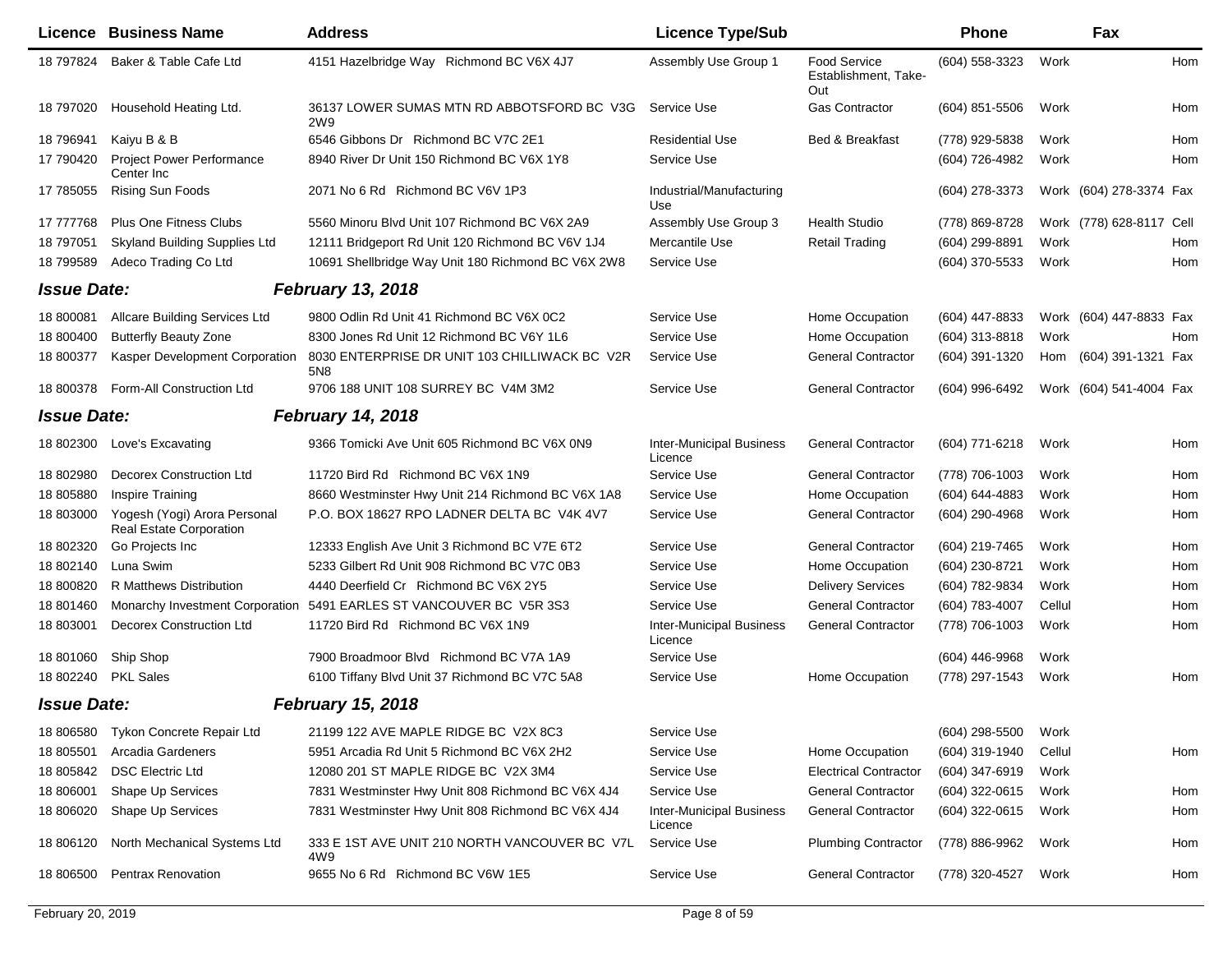| Licence | Business Name | Address | Licence Type/Sub | | Phone | | Fax | |
|---|---|---|---|---|---|---|---|---|
| 18 797824 | Baker & Table Cafe Ltd | 4151 Hazelbridge Way Richmond BC V6X 4J7 | Assembly Use Group 1 | Food Service Establishment, Take-Out | (604) 558-3323 | Work | | Hom |
| 18 797020 | Household Heating Ltd. | 36137 LOWER SUMAS MTN RD ABBOTSFORD BC V3G 2W9 | Service Use | Gas Contractor | (604) 851-5506 | Work | | Hom |
| 18 796941 | Kaiyu B & B | 6546 Gibbons Dr Richmond BC V7C 2E1 | Residential Use | Bed & Breakfast | (778) 929-5838 | Work | | Hom |
| 17 790420 | Project Power Performance Center Inc | 8940 River Dr Unit 150 Richmond BC V6X 1Y8 | Service Use | | (604) 726-4982 | Work | | Hom |
| 17 785055 | Rising Sun Foods | 2071 No 6 Rd Richmond BC V6V 1P3 | Industrial/Manufacturing Use | | (604) 278-3373 | Work | (604) 278-3374 | Fax |
| 17 777768 | Plus One Fitness Clubs | 5560 Minoru Blvd Unit 107 Richmond BC V6X 2A9 | Assembly Use Group 3 | Health Studio | (778) 869-8728 | Work | (778) 628-8117 | Cell |
| 18 797051 | Skyland Building Supplies Ltd | 12111 Bridgeport Rd Unit 120 Richmond BC V6V 1J4 | Mercantile Use | Retail Trading | (604) 299-8891 | Work | | Hom |
| 18 799589 | Adeco Trading Co Ltd | 10691 Shellbridge Way Unit 180 Richmond BC V6X 2W8 | Service Use | | (604) 370-5533 | Work | | Hom |

## Issue Date: February 13, 2018

| Licence | Business Name | Address | Licence Type/Sub | | Phone | | Fax | |
|---|---|---|---|---|---|---|---|---|
| 18 800081 | Allcare Building Services Ltd | 9800 Odlin Rd Unit 41 Richmond BC V6X 0C2 | Service Use | Home Occupation | (604) 447-8833 | Work | (604) 447-8833 | Fax |
| 18 800400 | Butterfly Beauty Zone | 8300 Jones Rd Unit 12 Richmond BC V6Y 1L6 | Service Use | Home Occupation | (604) 313-8818 | Work | | Hom |
| 18 800377 | Kasper Development Corporation | 8030 ENTERPRISE DR UNIT 103 CHILLIWACK BC V2R 5N8 | Service Use | General Contractor | (604) 391-1320 | Hom | (604) 391-1321 | Fax |
| 18 800378 | Form-All Construction Ltd | 9706 188 UNIT 108 SURREY BC V4M 3M2 | Service Use | General Contractor | (604) 996-6492 | Work | (604) 541-4004 | Fax |

## Issue Date: February 14, 2018

| Licence | Business Name | Address | Licence Type/Sub | | Phone | | Fax | |
|---|---|---|---|---|---|---|---|---|
| 18 802300 | Love's Excavating | 9366 Tomicki Ave Unit 605 Richmond BC V6X 0N9 | Inter-Municipal Business Licence | General Contractor | (604) 771-6218 | Work | | Hom |
| 18 802980 | Decorex Construction Ltd | 11720 Bird Rd Richmond BC V6X 1N9 | Service Use | General Contractor | (778) 706-1003 | Work | | Hom |
| 18 805880 | Inspire Training | 8660 Westminster Hwy Unit 214 Richmond BC V6X 1A8 | Service Use | Home Occupation | (604) 644-4883 | Work | | Hom |
| 18 803000 | Yogesh (Yogi) Arora Personal Real Estate Corporation | P.O. BOX 18627 RPO LADNER DELTA BC V4K 4V7 | Service Use | General Contractor | (604) 290-4968 | Work | | Hom |
| 18 802320 | Go Projects Inc | 12333 English Ave Unit 3 Richmond BC V7E 6T2 | Service Use | General Contractor | (604) 219-7465 | Work | | Hom |
| 18 802140 | Luna Swim | 5233 Gilbert Rd Unit 908 Richmond BC V7C 0B3 | Service Use | Home Occupation | (604) 230-8721 | Work | | Hom |
| 18 800820 | R Matthews Distribution | 4440 Deerfield Cr Richmond BC V6X 2Y5 | Service Use | Delivery Services | (604) 782-9834 | Work | | Hom |
| 18 801460 | Monarchy Investment Corporation | 5491 EARLES ST VANCOUVER BC V5R 3S3 | Service Use | General Contractor | (604) 783-4007 | Cellul | | Hom |
| 18 803001 | Decorex Construction Ltd | 11720 Bird Rd Richmond BC V6X 1N9 | Inter-Municipal Business Licence | General Contractor | (778) 706-1003 | Work | | Hom |
| 18 801060 | Ship Shop | 7900 Broadmoor Blvd Richmond BC V7A 1A9 | Service Use | | (604) 446-9968 | Work | | |
| 18 802240 | PKL Sales | 6100 Tiffany Blvd Unit 37 Richmond BC V7C 5A8 | Service Use | Home Occupation | (778) 297-1543 | Work | | Hom |

## Issue Date: February 15, 2018

| Licence | Business Name | Address | Licence Type/Sub | | Phone | | Fax | |
|---|---|---|---|---|---|---|---|---|
| 18 806580 | Tykon Concrete Repair Ltd | 21199 122 AVE MAPLE RIDGE BC V2X 8C3 | Service Use | | (604) 298-5500 | Work | | |
| 18 805501 | Arcadia Gardeners | 5951 Arcadia Rd Unit 5 Richmond BC V6X 2H2 | Service Use | Home Occupation | (604) 319-1940 | Cellul | | Hom |
| 18 805842 | DSC Electric Ltd | 12080 201 ST MAPLE RIDGE BC V2X 3M4 | Service Use | Electrical Contractor | (604) 347-6919 | Work | | |
| 18 806001 | Shape Up Services | 7831 Westminster Hwy Unit 808 Richmond BC V6X 4J4 | Service Use | General Contractor | (604) 322-0615 | Work | | Hom |
| 18 806020 | Shape Up Services | 7831 Westminster Hwy Unit 808 Richmond BC V6X 4J4 | Inter-Municipal Business Licence | General Contractor | (604) 322-0615 | Work | | Hom |
| 18 806120 | North Mechanical Systems Ltd | 333 E 1ST AVE UNIT 210 NORTH VANCOUVER BC V7L 4W9 | Service Use | Plumbing Contractor | (778) 886-9962 | Work | | Hom |
| 18 806500 | Pentrax Renovation | 9655 No 6 Rd Richmond BC V6W 1E5 | Service Use | General Contractor | (778) 320-4527 | Work | | Hom |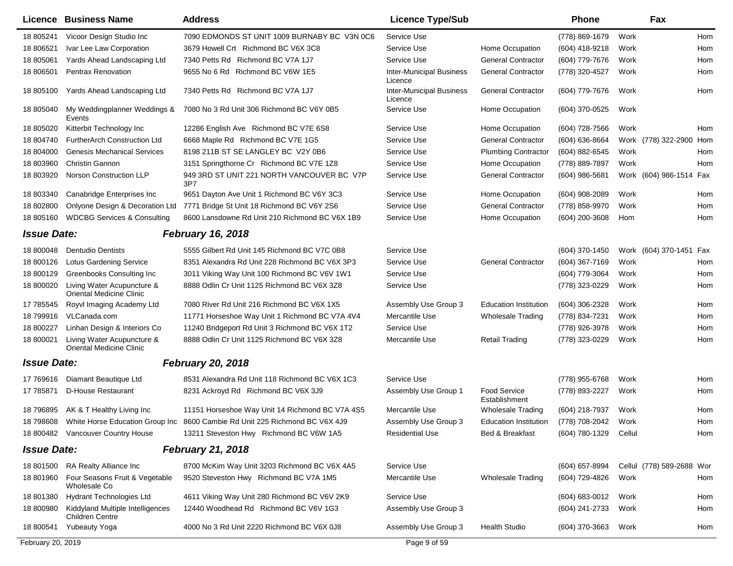| Licence | Business Name | Address | Licence Type/Sub | | Phone | | Fax | |
|---|---|---|---|---|---|---|---|---|
| 18 805241 | Vicoor Design Studio Inc | 7090 EDMONDS ST UNIT 1009 BURNABY BC V3N 0C6 | Service Use | | (778) 869-1679 | Work | | Hom |
| 18 806521 | Ivar Lee Law Corporation | 3679 Howell Crt Richmond BC V6X 3C8 | Service Use | Home Occupation | (604) 418-9218 | Work | | Hom |
| 18 805061 | Yards Ahead Landscaping Ltd | 7340 Petts Rd Richmond BC V7A 1J7 | Service Use | General Contractor | (604) 779-7676 | Work | | Hom |
| 18 806501 | Pentrax Renovation | 9655 No 6 Rd Richmond BC V6W 1E5 | Inter-Municipal Business Licence | General Contractor | (778) 320-4527 | Work | | Hom |
| 18 805100 | Yards Ahead Landscaping Ltd | 7340 Petts Rd Richmond BC V7A 1J7 | Inter-Municipal Business Licence | General Contractor | (604) 779-7676 | Work | | Hom |
| 18 805040 | My Weddingplanner Weddings & Events | 7080 No 3 Rd Unit 306 Richmond BC V6Y 0B5 | Service Use | Home Occupation | (604) 370-0525 | Work | | |
| 18 805020 | Kitterbit Technology Inc | 12286 English Ave Richmond BC V7E 6S8 | Service Use | Home Occupation | (604) 728-7566 | Work | | Hom |
| 18 804740 | FurtherArch Construction Ltd | 6668 Maple Rd Richmond BC V7E 1G5 | Service Use | General Contractor | (604) 636-8664 | Work | (778) 322-2900 | Hom |
| 18 804000 | Genesis Mechanical Services | 8198 211B ST SE LANGLEY BC V2Y 0B6 | Service Use | Plumbing Contractor | (604) 882-6545 | Work | | Hom |
| 18 803960 | Christin Gannon | 3151 Springthorne Cr Richmond BC V7E 1Z8 | Service Use | Home Occupation | (778) 889-7897 | Work | | Hom |
| 18 803920 | Norson Construction LLP | 949 3RD ST UNIT 221 NORTH VANCOUVER BC V7P 3P7 | Service Use | General Contractor | (604) 986-5681 | Work | (604) 986-1514 | Fax |
| 18 803340 | Canabridge Enterprises Inc | 9651 Dayton Ave Unit 1 Richmond BC V6Y 3C3 | Service Use | Home Occupation | (604) 908-2089 | Work | | Hom |
| 18 802800 | Onlyone Design & Decoration Ltd | 7771 Bridge St Unit 18 Richmond BC V6Y 2S6 | Service Use | General Contractor | (778) 858-9970 | Work | | Hom |
| 18 805160 | WDCBG Services & Consulting | 8600 Lansdowne Rd Unit 210 Richmond BC V6X 1B9 | Service Use | Home Occupation | (604) 200-3608 | Hom | | Hom |

***Issue Date:*** ***February 16, 2018***

| Licence | Business Name | Address | Licence Type/Sub | | Phone | | Fax | |
|---|---|---|---|---|---|---|---|---|
| 18 800048 | Dentudio Dentists | 5555 Gilbert Rd Unit 145 Richmond BC V7C 0B8 | Service Use | | (604) 370-1450 | Work | (604) 370-1451 | Fax |
| 18 800126 | Lotus Gardening Service | 8351 Alexandra Rd Unit 228 Richmond BC V6X 3P3 | Service Use | General Contractor | (604) 367-7169 | Work | | Hom |
| 18 800129 | Greenbooks Consulting Inc | 3011 Viking Way Unit 100 Richmond BC V6V 1W1 | Service Use | | (604) 779-3064 | Work | | Hom |
| 18 800020 | Living Water Acupuncture & Oriental Medicine Clinic | 8888 Odlin Cr Unit 1125 Richmond BC V6X 3Z8 | Service Use | | (778) 323-0229 | Work | | Hom |
| 17 785545 | Royvl Imaging Academy Ltd | 7080 River Rd Unit 216 Richmond BC V6X 1X5 | Assembly Use Group 3 | Education Institution | (604) 306-2328 | Work | | Hom |
| 18 799916 | VLCanada.com | 11771 Horseshoe Way Unit 1 Richmond BC V7A 4V4 | Mercantile Use | Wholesale Trading | (778) 834-7231 | Work | | Hom |
| 18 800227 | Linhan Design & Interiors Co | 11240 Bridgeport Rd Unit 3 Richmond BC V6X 1T2 | Service Use | | (778) 926-3978 | Work | | Hom |
| 18 800021 | Living Water Acupuncture & Oriental Medicine Clinic | 8888 Odlin Cr Unit 1125 Richmond BC V6X 3Z8 | Mercantile Use | Retail Trading | (778) 323-0229 | Work | | Hom |

***Issue Date:*** ***February 20, 2018***

| Licence | Business Name | Address | Licence Type/Sub | | Phone | | Fax | |
|---|---|---|---|---|---|---|---|---|
| 17 769616 | Diamant Beautique Ltd | 8531 Alexandra Rd Unit 118 Richmond BC V6X 1C3 | Service Use | | (778) 955-6768 | Work | | Hom |
| 17 785871 | D-House Restaurant | 8231 Ackroyd Rd Richmond BC V6X 3J9 | Assembly Use Group 1 | Food Service Establishment | (778) 893-2227 | Work | | Hom |
| 18 796895 | AK & T Healthy Living Inc | 11151 Horseshoe Way Unit 14 Richmond BC V7A 4S5 | Mercantile Use | Wholesale Trading | (604) 218-7937 | Work | | Hom |
| 18 798608 | White Horse Education Group Inc | 8600 Cambie Rd Unit 225 Richmond BC V6X 4J9 | Assembly Use Group 3 | Education Institution | (778) 708-2042 | Work | | Hom |
| 18 800482 | Vancouver Country House | 13211 Steveston Hwy Richmond BC V6W 1A5 | Residential Use | Bed & Breakfast | (604) 780-1329 | Cellul | | Hom |

***Issue Date:*** ***February 21, 2018***

| Licence | Business Name | Address | Licence Type/Sub | | Phone | | Fax | |
|---|---|---|---|---|---|---|---|---|
| 18 801500 | RA Realty Alliance Inc | 8700 McKim Way Unit 3203 Richmond BC V6X 4A5 | Service Use | | (604) 657-8994 | Cellul | (778) 589-2688 | Wor |
| 18 801960 | Four Seasons Fruit & Vegetable Wholesale Co | 9520 Steveston Hwy Richmond BC V7A 1M5 | Mercantile Use | Wholesale Trading | (604) 729-4826 | Work | | Hom |
| 18 801380 | Hydrant Technologies Ltd | 4611 Viking Way Unit 280 Richmond BC V6V 2K9 | Service Use | | (604) 683-0012 | Work | | Hom |
| 18 800980 | Kiddyland Multiple Intelligences Children Centre | 12440 Woodhead Rd Richmond BC V6V 1G3 | Assembly Use Group 3 | | (604) 241-2733 | Work | | Hom |
| 18 800541 | Yubeauty Yoga | 4000 No 3 Rd Unit 2220 Richmond BC V6X 0J8 | Assembly Use Group 3 | Health Studio | (604) 370-3663 | Work | | Hom |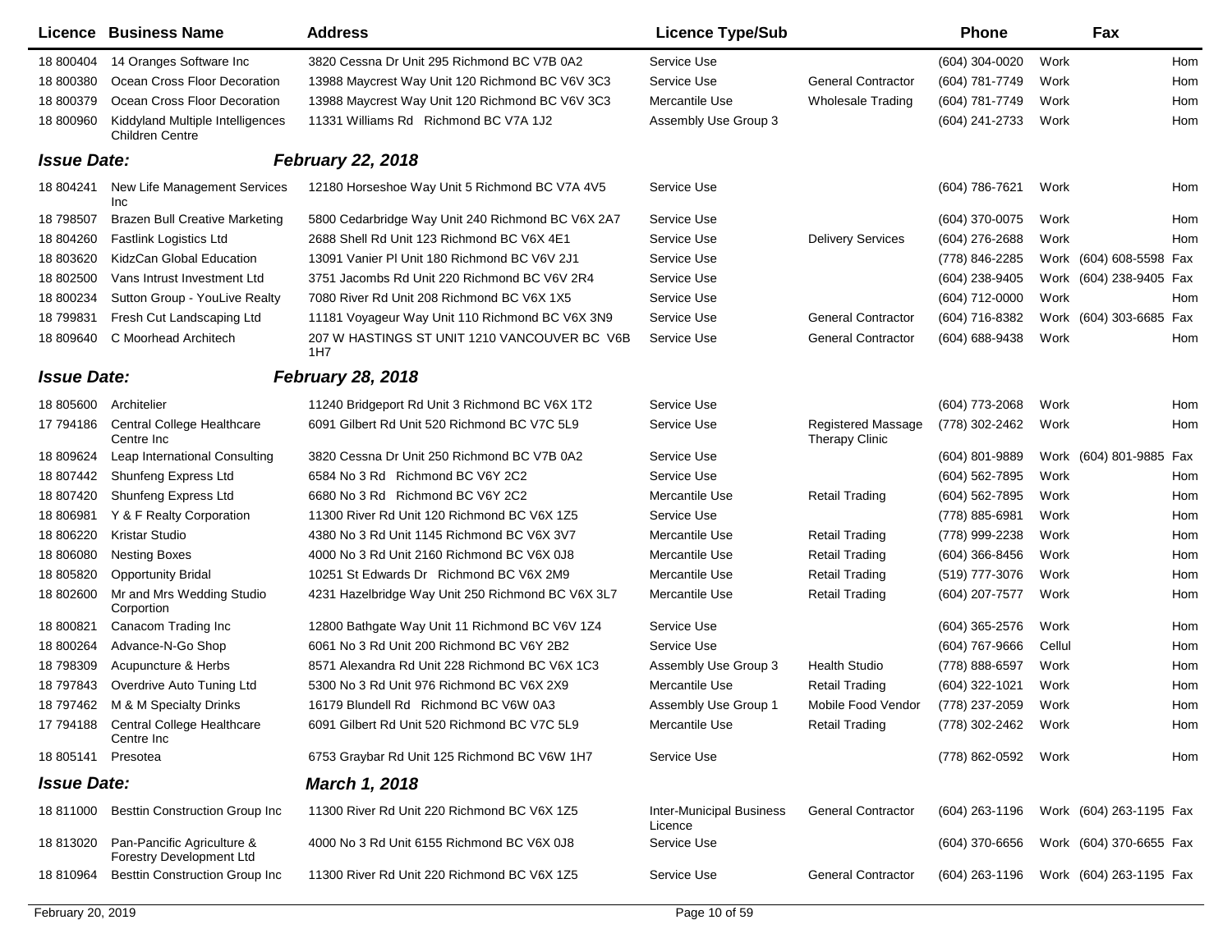| Licence | Business Name | Address | Licence Type/Sub | | Phone | | Fax | |
|---|---|---|---|---|---|---|---|---|
| 18 800404 | 14 Oranges Software Inc | 3820 Cessna Dr Unit 295 Richmond BC V7B 0A2 | Service Use | | (604) 304-0020 | Work | | Hom |
| 18 800380 | Ocean Cross Floor Decoration | 13988 Maycrest Way Unit 120 Richmond BC V6V 3C3 | Service Use | General Contractor | (604) 781-7749 | Work | | Hom |
| 18 800379 | Ocean Cross Floor Decoration | 13988 Maycrest Way Unit 120 Richmond BC V6V 3C3 | Mercantile Use | Wholesale Trading | (604) 781-7749 | Work | | Hom |
| 18 800960 | Kiddyland Multiple Intelligences Children Centre | 11331 Williams Rd Richmond BC V7A 1J2 | Assembly Use Group 3 | | (604) 241-2733 | Work | | Hom |
| ***Issue Date:*** | | ***February 22, 2018*** | | | | | | |
| 18 804241 | New Life Management Services Inc | 12180 Horseshoe Way Unit 5 Richmond BC V7A 4V5 | Service Use | | (604) 786-7621 | Work | | Hom |
| 18 798507 | Brazen Bull Creative Marketing | 5800 Cedarbridge Way Unit 240 Richmond BC V6X 2A7 | Service Use | | (604) 370-0075 | Work | | Hom |
| 18 804260 | Fastlink Logistics Ltd | 2688 Shell Rd Unit 123 Richmond BC V6X 4E1 | Service Use | Delivery Services | (604) 276-2688 | Work | | Hom |
| 18 803620 | KidzCan Global Education | 13091 Vanier Pl Unit 180 Richmond BC V6V 2J1 | Service Use | | (778) 846-2285 | Work | (604) 608-5598 | Fax |
| 18 802500 | Vans Intrust Investment Ltd | 3751 Jacombs Rd Unit 220 Richmond BC V6V 2R4 | Service Use | | (604) 238-9405 | Work | (604) 238-9405 | Fax |
| 18 800234 | Sutton Group - YouLive Realty | 7080 River Rd Unit 208 Richmond BC V6X 1X5 | Service Use | | (604) 712-0000 | Work | | Hom |
| 18 799831 | Fresh Cut Landscaping Ltd | 11181 Voyageur Way Unit 110 Richmond BC V6X 3N9 | Service Use | General Contractor | (604) 716-8382 | Work | (604) 303-6685 | Fax |
| 18 809640 | C Moorhead Architech | 207 W HASTINGS ST UNIT 1210 VANCOUVER BC V6B 1H7 | Service Use | General Contractor | (604) 688-9438 | Work | | Hom |
| ***Issue Date:*** | | ***February 28, 2018*** | | | | | | |
| 18 805600 | Architelier | 11240 Bridgeport Rd Unit 3 Richmond BC V6X 1T2 | Service Use | | (604) 773-2068 | Work | | Hom |
| 17 794186 | Central College Healthcare Centre Inc | 6091 Gilbert Rd Unit 520 Richmond BC V7C 5L9 | Service Use | Registered Massage Therapy Clinic | (778) 302-2462 | Work | | Hom |
| 18 809624 | Leap International Consulting | 3820 Cessna Dr Unit 250 Richmond BC V7B 0A2 | Service Use | | (604) 801-9889 | Work | (604) 801-9885 | Fax |
| 18 807442 | Shunfeng Express Ltd | 6584 No 3 Rd Richmond BC V6Y 2C2 | Service Use | | (604) 562-7895 | Work | | Hom |
| 18 807420 | Shunfeng Express Ltd | 6680 No 3 Rd Richmond BC V6Y 2C2 | Mercantile Use | Retail Trading | (604) 562-7895 | Work | | Hom |
| 18 806981 | Y & F Realty Corporation | 11300 River Rd Unit 120 Richmond BC V6X 1Z5 | Service Use | | (778) 885-6981 | Work | | Hom |
| 18 806220 | Kristar Studio | 4380 No 3 Rd Unit 1145 Richmond BC V6X 3V7 | Mercantile Use | Retail Trading | (778) 999-2238 | Work | | Hom |
| 18 806080 | Nesting Boxes | 4000 No 3 Rd Unit 2160 Richmond BC V6X 0J8 | Mercantile Use | Retail Trading | (604) 366-8456 | Work | | Hom |
| 18 805820 | Opportunity Bridal | 10251 St Edwards Dr Richmond BC V6X 2M9 | Mercantile Use | Retail Trading | (519) 777-3076 | Work | | Hom |
| 18 802600 | Mr and Mrs Wedding Studio Corportion | 4231 Hazelbridge Way Unit 250 Richmond BC V6X 3L7 | Mercantile Use | Retail Trading | (604) 207-7577 | Work | | Hom |
| 18 800821 | Canacom Trading Inc | 12800 Bathgate Way Unit 11 Richmond BC V6V 1Z4 | Service Use | | (604) 365-2576 | Work | | Hom |
| 18 800264 | Advance-N-Go Shop | 6061 No 3 Rd Unit 200 Richmond BC V6Y 2B2 | Service Use | | (604) 767-9666 | Cellul | | Hom |
| 18 798309 | Acupuncture & Herbs | 8571 Alexandra Rd Unit 228 Richmond BC V6X 1C3 | Assembly Use Group 3 | Health Studio | (778) 888-6597 | Work | | Hom |
| 18 797843 | Overdrive Auto Tuning Ltd | 5300 No 3 Rd Unit 976 Richmond BC V6X 2X9 | Mercantile Use | Retail Trading | (604) 322-1021 | Work | | Hom |
| 18 797462 | M & M Specialty Drinks | 16179 Blundell Rd Richmond BC V6W 0A3 | Assembly Use Group 1 | Mobile Food Vendor | (778) 237-2059 | Work | | Hom |
| 17 794188 | Central College Healthcare Centre Inc | 6091 Gilbert Rd Unit 520 Richmond BC V7C 5L9 | Mercantile Use | Retail Trading | (778) 302-2462 | Work | | Hom |
| 18 805141 | Presotea | 6753 Graybar Rd Unit 125 Richmond BC V6W 1H7 | Service Use | | (778) 862-0592 | Work | | Hom |
| ***Issue Date:*** | | ***March 1, 2018*** | | | | | | |
| 18 811000 | Besttin Construction Group Inc | 11300 River Rd Unit 220 Richmond BC V6X 1Z5 | Inter-Municipal Business Licence | General Contractor | (604) 263-1196 | Work | (604) 263-1195 | Fax |
| 18 813020 | Pan-Pancific Agriculture & Forestry Development Ltd | 4000 No 3 Rd Unit 6155 Richmond BC V6X 0J8 | Service Use | | (604) 370-6656 | Work | (604) 370-6655 | Fax |
| 18 810964 | Besttin Construction Group Inc | 11300 River Rd Unit 220 Richmond BC V6X 1Z5 | Service Use | General Contractor | (604) 263-1196 | Work | (604) 263-1195 | Fax |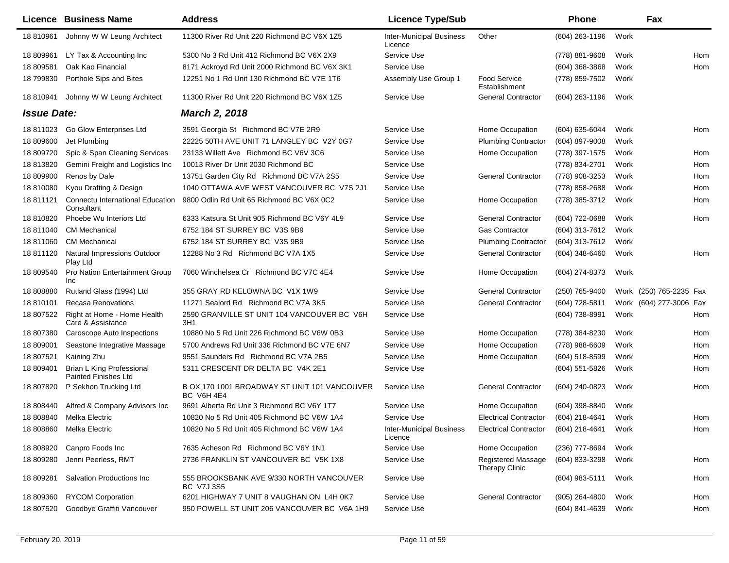| Licence | Business Name | Address | Licence Type/Sub | | Phone | | Fax | |
|---|---|---|---|---|---|---|---|---|
| 18 810961 | Johnny W W Leung Architect | 11300 River Rd Unit 220 Richmond BC V6X 1Z5 | Inter-Municipal Business Licence | Other | (604) 263-1196 | Work | | |
| 18 809961 | LY Tax & Accounting Inc | 5300 No 3 Rd Unit 412 Richmond BC V6X 2X9 | Service Use | | (778) 881-9608 | Work | | Hom |
| 18 809581 | Oak Kao Financial | 8171 Ackroyd Rd Unit 2000 Richmond BC V6X 3K1 | Service Use | | (604) 368-3868 | Work | | Hom |
| 18 799830 | Porthole Sips and Bites | 12251 No 1 Rd Unit 130 Richmond BC V7E 1T6 | Assembly Use Group 1 | Food Service Establishment | (778) 859-7502 | Work | | |
| 18 810941 | Johnny W W Leung Architect | 11300 River Rd Unit 220 Richmond BC V6X 1Z5 | Service Use | General Contractor | (604) 263-1196 | Work | | |
| ***Issue Date:*** | | ***March 2, 2018*** | | | | | | |
| 18 811023 | Go Glow Enterprises Ltd | 3591 Georgia St Richmond BC V7E 2R9 | Service Use | Home Occupation | (604) 635-6044 | Work | | Hom |
| 18 809600 | Jet Plumbing | 22225 50TH AVE UNIT 71 LANGLEY BC V2Y 0G7 | Service Use | Plumbing Contractor | (604) 897-9008 | Work | | |
| 18 809720 | Spic & Span Cleaning Services | 23133 Willett Ave Richmond BC V6V 3C6 | Service Use | Home Occupation | (778) 397-1575 | Work | | Hom |
| 18 813820 | Gemini Freight and Logistics Inc | 10013 River Dr Unit 2030 Richmond BC | Service Use | | (778) 834-2701 | Work | | Hom |
| 18 809900 | Renos by Dale | 13751 Garden City Rd Richmond BC V7A 2S5 | Service Use | General Contractor | (778) 908-3253 | Work | | Hom |
| 18 810080 | Kyou Drafting & Design | 1040 OTTAWA AVE WEST VANCOUVER BC V7S 2J1 | Service Use | | (778) 858-2688 | Work | | Hom |
| 18 811121 | Connectu International Education Consultant | 9800 Odlin Rd Unit 65 Richmond BC V6X 0C2 | Service Use | Home Occupation | (778) 385-3712 | Work | | Hom |
| 18 810820 | Phoebe Wu Interiors Ltd | 6333 Katsura St Unit 905 Richmond BC V6Y 4L9 | Service Use | General Contractor | (604) 722-0688 | Work | | Hom |
| 18 811040 | CM Mechanical | 6752 184 ST SURREY BC V3S 9B9 | Service Use | Gas Contractor | (604) 313-7612 | Work | | |
| 18 811060 | CM Mechanical | 6752 184 ST SURREY BC V3S 9B9 | Service Use | Plumbing Contractor | (604) 313-7612 | Work | | |
| 18 811120 | Natural Impressions Outdoor Play Ltd | 12288 No 3 Rd Richmond BC V7A 1X5 | Service Use | General Contractor | (604) 348-6460 | Work | | Hom |
| 18 809540 | Pro Nation Entertainment Group Inc | 7060 Winchelsea Cr Richmond BC V7C 4E4 | Service Use | Home Occupation | (604) 274-8373 | Work | | |
| 18 808880 | Rutland Glass (1994) Ltd | 355 GRAY RD KELOWNA BC V1X 1W9 | Service Use | General Contractor | (250) 765-9400 | Work | (250) 765-2235 | Fax |
| 18 810101 | Recasa Renovations | 11271 Sealord Rd Richmond BC V7A 3K5 | Service Use | General Contractor | (604) 728-5811 | Work | (604) 277-3006 | Fax |
| 18 807522 | Right at Home - Home Health Care & Assistance | 2590 GRANVILLE ST UNIT 104 VANCOUVER BC V6H 3H1 | Service Use | | (604) 738-8991 | Work | | Hom |
| 18 807380 | Caroscope Auto Inspections | 10880 No 5 Rd Unit 226 Richmond BC V6W 0B3 | Service Use | Home Occupation | (778) 384-8230 | Work | | Hom |
| 18 809001 | Seastone Integrative Massage | 5700 Andrews Rd Unit 336 Richmond BC V7E 6N7 | Service Use | Home Occupation | (778) 988-6609 | Work | | Hom |
| 18 807521 | Kaining Zhu | 9551 Saunders Rd Richmond BC V7A 2B5 | Service Use | Home Occupation | (604) 518-8599 | Work | | Hom |
| 18 809401 | Brian L King Professional Painted Finishes Ltd | 5311 CRESCENT DR DELTA BC V4K 2E1 | Service Use | | (604) 551-5826 | Work | | Hom |
| 18 807820 | P Sekhon Trucking Ltd | B OX 170 1001 BROADWAY ST UNIT 101 VANCOUVER BC V6H 4E4 | Service Use | General Contractor | (604) 240-0823 | Work | | Hom |
| 18 808440 | Alfred & Company Advisors Inc | 9691 Alberta Rd Unit 3 Richmond BC V6Y 1T7 | Service Use | Home Occupation | (604) 398-8840 | Work | | |
| 18 808840 | Melka Electric | 10820 No 5 Rd Unit 405 Richmond BC V6W 1A4 | Service Use | Electrical Contractor | (604) 218-4641 | Work | | Hom |
| 18 808860 | Melka Electric | 10820 No 5 Rd Unit 405 Richmond BC V6W 1A4 | Inter-Municipal Business Licence | Electrical Contractor | (604) 218-4641 | Work | | Hom |
| 18 808920 | Canpro Foods Inc | 7635 Acheson Rd Richmond BC V6Y 1N1 | Service Use | Home Occupation | (236) 777-8694 | Work | | |
| 18 809280 | Jenni Peerless, RMT | 2736 FRANKLIN ST VANCOUVER BC V5K 1X8 | Service Use | Registered Massage Therapy Clinic | (604) 833-3298 | Work | | Hom |
| 18 809281 | Salvation Productions Inc | 555 BROOKSBANK AVE 9/330 NORTH VANCOUVER BC V7J 3S5 | Service Use | | (604) 983-5111 | Work | | Hom |
| 18 809360 | RYCOM Corporation | 6201 HIGHWAY 7 UNIT 8 VAUGHAN ON L4H 0K7 | Service Use | General Contractor | (905) 264-4800 | Work | | Hom |
| 18 807520 | Goodbye Graffiti Vancouver | 950 POWELL ST UNIT 206 VANCOUVER BC V6A 1H9 | Service Use | | (604) 841-4639 | Work | | Hom |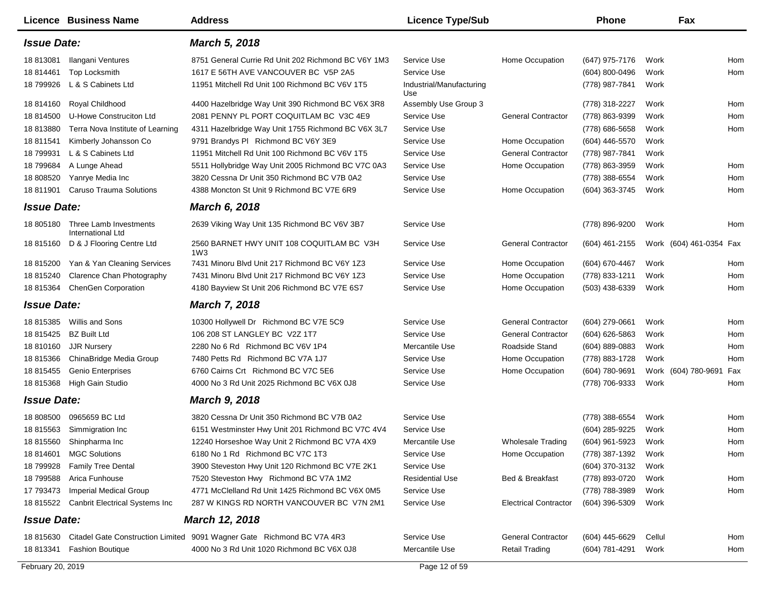| Licence | Business Name | Address | Licence Type/Sub | | Phone | | Fax | |
|---|---|---|---|---|---|---|---|---|
| ***Issue Date:*** | | ***March 5, 2018*** | | | | | | |
| 18 813081 | Ilangani Ventures | 8751 General Currie Rd Unit 202 Richmond BC V6Y 1M3 | Service Use | Home Occupation | (647) 975-7176 | Work | | Hom |
| 18 814461 | Top Locksmith | 1617 E 56TH AVE VANCOUVER BC V5P 2A5 | Service Use | | (604) 800-0496 | Work | | Hom |
| 18 799926 | L & S Cabinets Ltd | 11951 Mitchell Rd Unit 100 Richmond BC V6V 1T5 | Industrial/Manufacturing Use | | (778) 987-7841 | Work | | |
| 18 814160 | Royal Childhood | 4400 Hazelbridge Way Unit 390 Richmond BC V6X 3R8 | Assembly Use Group 3 | | (778) 318-2227 | Work | | Hom |
| 18 814500 | U-Howe Construciton Ltd | 2081 PENNY PL PORT COQUITLAM BC V3C 4E9 | Service Use | General Contractor | (778) 863-9399 | Work | | Hom |
| 18 813880 | Terra Nova Institute of Learning | 4311 Hazelbridge Way Unit 1755 Richmond BC V6X 3L7 | Service Use | | (778) 686-5658 | Work | | Hom |
| 18 811541 | Kimberly Johansson Co | 9791 Brandys Pl Richmond BC V6Y 3E9 | Service Use | Home Occupation | (604) 446-5570 | Work | | |
| 18 799931 | L & S Cabinets Ltd | 11951 Mitchell Rd Unit 100 Richmond BC V6V 1T5 | Service Use | General Contractor | (778) 987-7841 | Work | | |
| 18 799684 | A Lunge Ahead | 5511 Hollybridge Way Unit 2005 Richmond BC V7C 0A3 | Service Use | Home Occupation | (778) 863-3959 | Work | | Hom |
| 18 808520 | Yanrye Media Inc | 3820 Cessna Dr Unit 350 Richmond BC V7B 0A2 | Service Use | | (778) 388-6554 | Work | | Hom |
| 18 811901 | Caruso Trauma Solutions | 4388 Moncton St Unit 9 Richmond BC V7E 6R9 | Service Use | Home Occupation | (604) 363-3745 | Work | | Hom |
| ***Issue Date:*** | | ***March 6, 2018*** | | | | | | |
| 18 805180 | Three Lamb Investments International Ltd | 2639 Viking Way Unit 135 Richmond BC V6V 3B7 | Service Use | | (778) 896-9200 | Work | | Hom |
| 18 815160 | D & J Flooring Centre Ltd | 2560 BARNET HWY UNIT 108 COQUITLAM BC V3H 1W3 | Service Use | General Contractor | (604) 461-2155 | Work | (604) 461-0354 | Fax |
| 18 815200 | Yan & Yan Cleaning Services | 7431 Minoru Blvd Unit 217 Richmond BC V6Y 1Z3 | Service Use | Home Occupation | (604) 670-4467 | Work | | Hom |
| 18 815240 | Clarence Chan Photography | 7431 Minoru Blvd Unit 217 Richmond BC V6Y 1Z3 | Service Use | Home Occupation | (778) 833-1211 | Work | | Hom |
| 18 815364 | ChenGen Corporation | 4180 Bayview St Unit 206 Richmond BC V7E 6S7 | Service Use | Home Occupation | (503) 438-6339 | Work | | Hom |
| ***Issue Date:*** | | ***March 7, 2018*** | | | | | | |
| 18 815385 | Willis and Sons | 10300 Hollywell Dr Richmond BC V7E 5C9 | Service Use | General Contractor | (604) 279-0661 | Work | | Hom |
| 18 815425 | BZ Built Ltd | 106 208 ST LANGLEY BC V2Z 1T7 | Service Use | General Contractor | (604) 626-5863 | Work | | Hom |
| 18 810160 | JJR Nursery | 2280 No 6 Rd Richmond BC V6V 1P4 | Mercantile Use | Roadside Stand | (604) 889-0883 | Work | | Hom |
| 18 815366 | ChinaBridge Media Group | 7480 Petts Rd Richmond BC V7A 1J7 | Service Use | Home Occupation | (778) 883-1728 | Work | | Hom |
| 18 815455 | Genio Enterprises | 6760 Cairns Crt Richmond BC V7C 5E6 | Service Use | Home Occupation | (604) 780-9691 | Work | (604) 780-9691 | Fax |
| 18 815368 | High Gain Studio | 4000 No 3 Rd Unit 2025 Richmond BC V6X 0J8 | Service Use | | (778) 706-9333 | Work | | Hom |
| ***Issue Date:*** | | ***March 9, 2018*** | | | | | | |
| 18 808500 | 0965659 BC Ltd | 3820 Cessna Dr Unit 350 Richmond BC V7B 0A2 | Service Use | | (778) 388-6554 | Work | | Hom |
| 18 815563 | Simmigration Inc | 6151 Westminster Hwy Unit 201 Richmond BC V7C 4V4 | Service Use | | (604) 285-9225 | Work | | Hom |
| 18 815560 | Shinpharma Inc | 12240 Horseshoe Way Unit 2 Richmond BC V7A 4X9 | Mercantile Use | Wholesale Trading | (604) 961-5923 | Work | | Hom |
| 18 814601 | MGC Solutions | 6180 No 1 Rd Richmond BC V7C 1T3 | Service Use | Home Occupation | (778) 387-1392 | Work | | Hom |
| 18 799928 | Family Tree Dental | 3900 Steveston Hwy Unit 120 Richmond BC V7E 2K1 | Service Use | | (604) 370-3132 | Work | | |
| 18 799588 | Arica Funhouse | 7520 Steveston Hwy Richmond BC V7A 1M2 | Residential Use | Bed & Breakfast | (778) 893-0720 | Work | | Hom |
| 17 793473 | Imperial Medical Group | 4771 McClelland Rd Unit 1425 Richmond BC V6X 0M5 | Service Use | | (778) 788-3989 | Work | | Hom |
| 18 815522 | Canbrit Electrical Systems Inc | 287 W KINGS RD NORTH VANCOUVER BC V7N 2M1 | Service Use | Electrical Contractor | (604) 396-5309 | Work | | |
| ***Issue Date:*** | | ***March 12, 2018*** | | | | | | |
| 18 815630 | Citadel Gate Construction Limited | 9091 Wagner Gate Richmond BC V7A 4R3 | Service Use | General Contractor | (604) 445-6629 | Cellul | | Hom |
| 18 813341 | Fashion Boutique | 4000 No 3 Rd Unit 1020 Richmond BC V6X 0J8 | Mercantile Use | Retail Trading | (604) 781-4291 | Work | | Hom |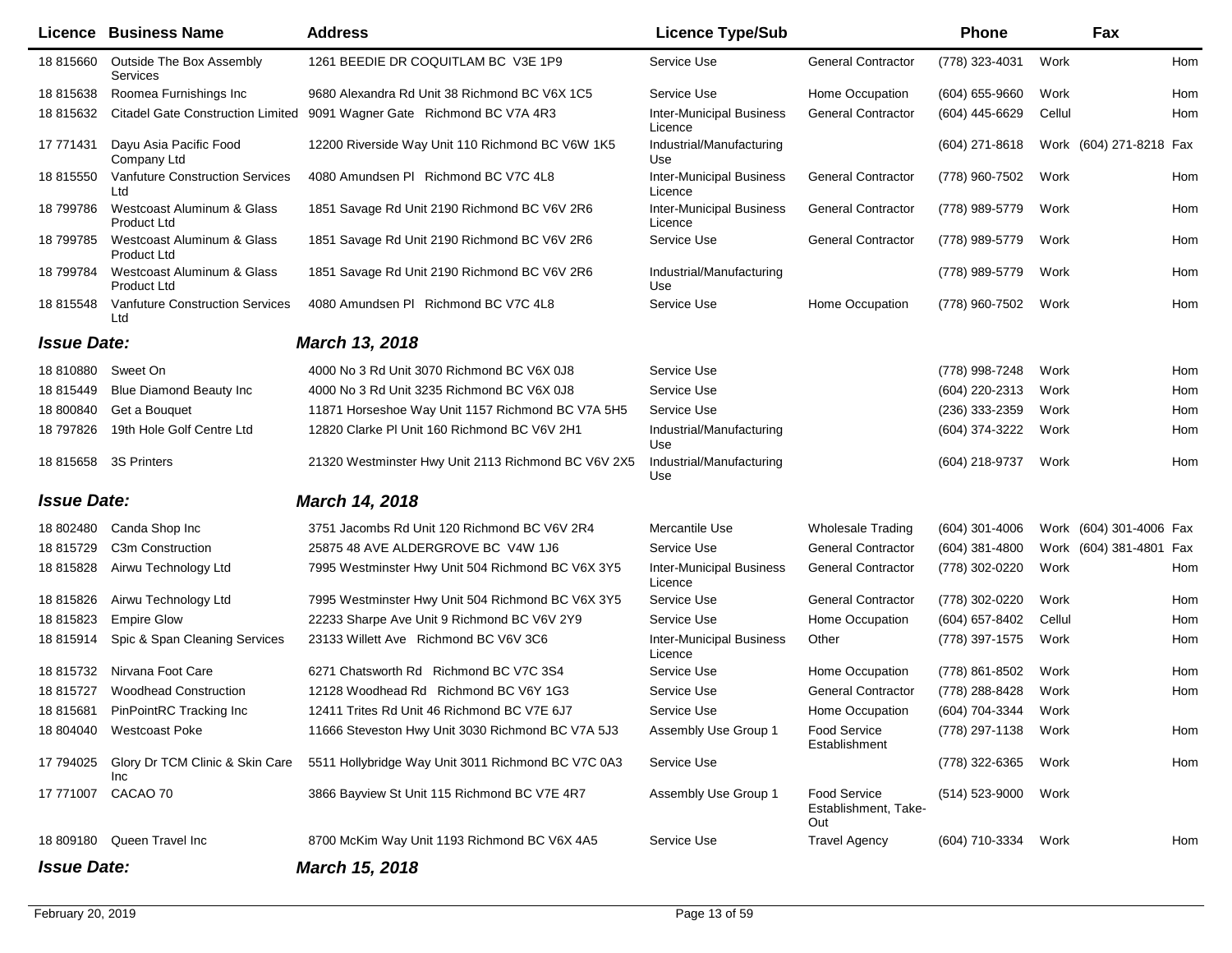| Licence | Business Name | Address | Licence Type/Sub | | Phone | | Fax | |
|---|---|---|---|---|---|---|---|---|
| 18 815660 | Outside The Box Assembly Services | 1261 BEEDIE DR COQUITLAM BC V3E 1P9 | Service Use | General Contractor | (778) 323-4031 | Work | | Hom |
| 18 815638 | Roomea Furnishings Inc | 9680 Alexandra Rd Unit 38 Richmond BC V6X 1C5 | Service Use | Home Occupation | (604) 655-9660 | Work | | Hom |
| 18 815632 | Citadel Gate Construction Limited | 9091 Wagner Gate Richmond BC V7A 4R3 | Inter-Municipal Business Licence | General Contractor | (604) 445-6629 | Cellul | | Hom |
| 17 771431 | Dayu Asia Pacific Food Company Ltd | 12200 Riverside Way Unit 110 Richmond BC V6W 1K5 | Industrial/Manufacturing Use | | (604) 271-8618 | Work | (604) 271-8218 | Fax |
| 18 815550 | Vanfuture Construction Services Ltd | 4080 Amundsen Pl Richmond BC V7C 4L8 | Inter-Municipal Business Licence | General Contractor | (778) 960-7502 | Work | | Hom |
| 18 799786 | Westcoast Aluminum & Glass Product Ltd | 1851 Savage Rd Unit 2190 Richmond BC V6V 2R6 | Inter-Municipal Business Licence | General Contractor | (778) 989-5779 | Work | | Hom |
| 18 799785 | Westcoast Aluminum & Glass Product Ltd | 1851 Savage Rd Unit 2190 Richmond BC V6V 2R6 | Service Use | General Contractor | (778) 989-5779 | Work | | Hom |
| 18 799784 | Westcoast Aluminum & Glass Product Ltd | 1851 Savage Rd Unit 2190 Richmond BC V6V 2R6 | Industrial/Manufacturing Use | | (778) 989-5779 | Work | | Hom |
| 18 815548 | Vanfuture Construction Services Ltd | 4080 Amundsen Pl Richmond BC V7C 4L8 | Service Use | Home Occupation | (778) 960-7502 | Work | | Hom |
| ***Issue Date:*** | | ***March 13, 2018*** | | | | | | |
| 18 810880 | Sweet On | 4000 No 3 Rd Unit 3070 Richmond BC V6X 0J8 | Service Use | | (778) 998-7248 | Work | | Hom |
| 18 815449 | Blue Diamond Beauty Inc | 4000 No 3 Rd Unit 3235 Richmond BC V6X 0J8 | Service Use | | (604) 220-2313 | Work | | Hom |
| 18 800840 | Get a Bouquet | 11871 Horseshoe Way Unit 1157 Richmond BC V7A 5H5 | Service Use | | (236) 333-2359 | Work | | Hom |
| 18 797826 | 19th Hole Golf Centre Ltd | 12820 Clarke Pl Unit 160 Richmond BC V6V 2H1 | Industrial/Manufacturing Use | | (604) 374-3222 | Work | | Hom |
| 18 815658 | 3S Printers | 21320 Westminster Hwy Unit 2113 Richmond BC V6V 2X5 | Industrial/Manufacturing Use | | (604) 218-9737 | Work | | Hom |
| ***Issue Date:*** | | ***March 14, 2018*** | | | | | | |
| 18 802480 | Canda Shop Inc | 3751 Jacombs Rd Unit 120 Richmond BC V6V 2R4 | Mercantile Use | Wholesale Trading | (604) 301-4006 | Work | (604) 301-4006 | Fax |
| 18 815729 | C3m Construction | 25875 48 AVE ALDERGROVE BC V4W 1J6 | Service Use | General Contractor | (604) 381-4800 | Work | (604) 381-4801 | Fax |
| 18 815828 | Airwu Technology Ltd | 7995 Westminster Hwy Unit 504 Richmond BC V6X 3Y5 | Inter-Municipal Business Licence | General Contractor | (778) 302-0220 | Work | | Hom |
| 18 815826 | Airwu Technology Ltd | 7995 Westminster Hwy Unit 504 Richmond BC V6X 3Y5 | Service Use | General Contractor | (778) 302-0220 | Work | | Hom |
| 18 815823 | Empire Glow | 22233 Sharpe Ave Unit 9 Richmond BC V6V 2Y9 | Service Use | Home Occupation | (604) 657-8402 | Cellul | | Hom |
| 18 815914 | Spic & Span Cleaning Services | 23133 Willett Ave Richmond BC V6V 3C6 | Inter-Municipal Business Licence | Other | (778) 397-1575 | Work | | Hom |
| 18 815732 | Nirvana Foot Care | 6271 Chatsworth Rd Richmond BC V7C 3S4 | Service Use | Home Occupation | (778) 861-8502 | Work | | Hom |
| 18 815727 | Woodhead Construction | 12128 Woodhead Rd Richmond BC V6Y 1G3 | Service Use | General Contractor | (778) 288-8428 | Work | | Hom |
| 18 815681 | PinPointRC Tracking Inc | 12411 Trites Rd Unit 46 Richmond BC V7E 6J7 | Service Use | Home Occupation | (604) 704-3344 | Work | | |
| 18 804040 | Westcoast Poke | 11666 Steveston Hwy Unit 3030 Richmond BC V7A 5J3 | Assembly Use Group 1 | Food Service Establishment | (778) 297-1138 | Work | | Hom |
| 17 794025 | Glory Dr TCM Clinic & Skin Care Inc | 5511 Hollybridge Way Unit 3011 Richmond BC V7C 0A3 | Service Use | | (778) 322-6365 | Work | | Hom |
| 17 771007 | CACAO 70 | 3866 Bayview St Unit 115 Richmond BC V7E 4R7 | Assembly Use Group 1 | Food Service Establishment, Take-Out | (514) 523-9000 | Work | | |
| 18 809180 | Queen Travel Inc | 8700 McKim Way Unit 1193 Richmond BC V6X 4A5 | Service Use | Travel Agency | (604) 710-3334 | Work | | Hom |
| ***Issue Date:*** | | ***March 15, 2018*** | | | | | | |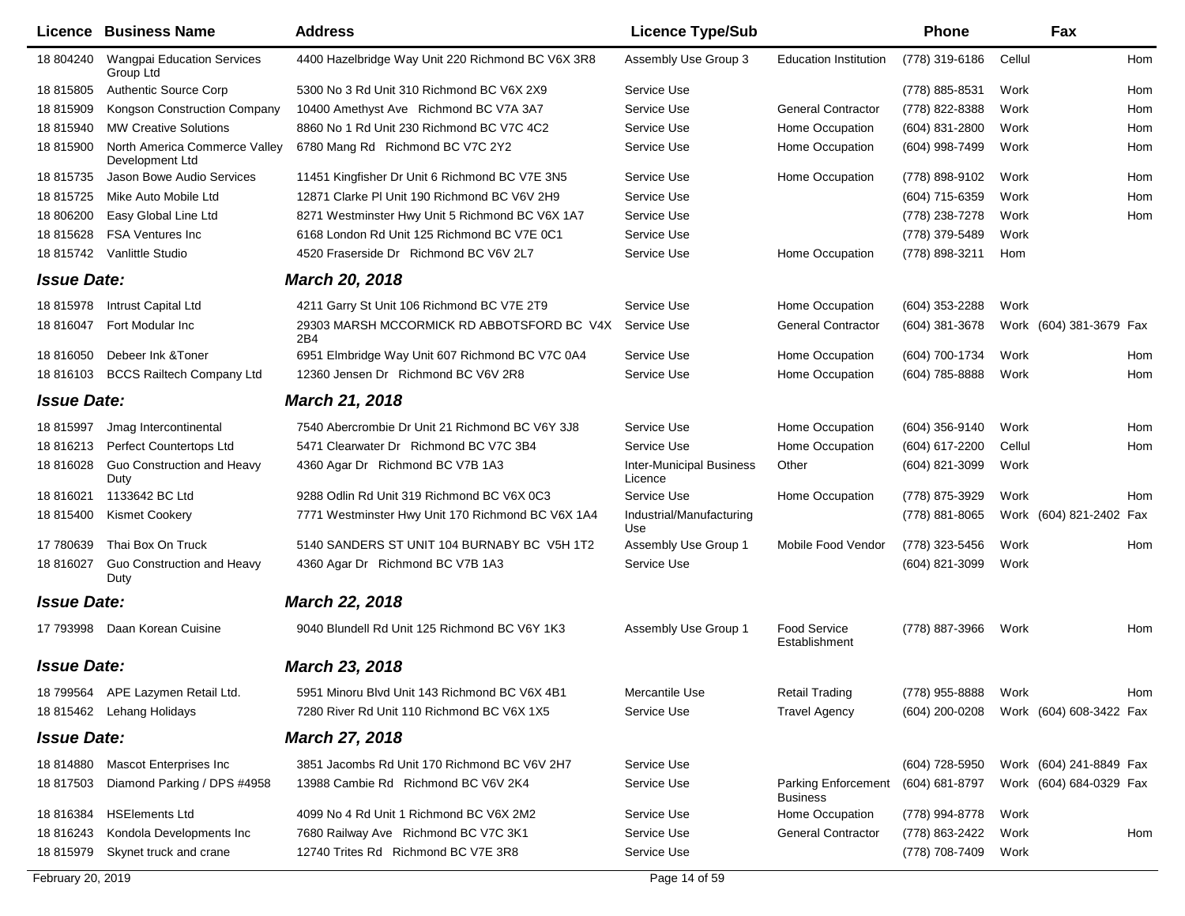| Licence | Business Name | Address | Licence Type/Sub | | Phone | | Fax | |
|---|---|---|---|---|---|---|---|---|
| 18 804240 | Wangpai Education Services Group Ltd | 4400 Hazelbridge Way Unit 220 Richmond BC V6X 3R8 | Assembly Use Group 3 | Education Institution | (778) 319-6186 | Cellul | | Hom |
| 18 815805 | Authentic Source Corp | 5300 No 3 Rd Unit 310 Richmond BC V6X 2X9 | Service Use | | (778) 885-8531 | Work | | Hom |
| 18 815909 | Kongson Construction Company | 10400 Amethyst Ave Richmond BC V7A 3A7 | Service Use | General Contractor | (778) 822-8388 | Work | | Hom |
| 18 815940 | MW Creative Solutions | 8860 No 1 Rd Unit 230 Richmond BC V7C 4C2 | Service Use | Home Occupation | (604) 831-2800 | Work | | Hom |
| 18 815900 | North America Commerce Valley Development Ltd | 6780 Mang Rd Richmond BC V7C 2Y2 | Service Use | Home Occupation | (604) 998-7499 | Work | | Hom |
| 18 815735 | Jason Bowe Audio Services | 11451 Kingfisher Dr Unit 6 Richmond BC V7E 3N5 | Service Use | Home Occupation | (778) 898-9102 | Work | | Hom |
| 18 815725 | Mike Auto Mobile Ltd | 12871 Clarke Pl Unit 190 Richmond BC V6V 2H9 | Service Use | | (604) 715-6359 | Work | | Hom |
| 18 806200 | Easy Global Line Ltd | 8271 Westminster Hwy Unit 5 Richmond BC V6X 1A7 | Service Use | | (778) 238-7278 | Work | | Hom |
| 18 815628 | FSA Ventures Inc | 6168 London Rd Unit 125 Richmond BC V7E 0C1 | Service Use | | (778) 379-5489 | Work | | |
| 18 815742 | Vanlittle Studio | 4520 Fraserside Dr Richmond BC V6V 2L7 | Service Use | Home Occupation | (778) 898-3211 | Hom | | |
| ***Issue Date:*** | | ***March 20, 2018*** | | | | | | |
| 18 815978 | Intrust Capital Ltd | 4211 Garry St Unit 106 Richmond BC V7E 2T9 | Service Use | Home Occupation | (604) 353-2288 | Work | | |
| 18 816047 | Fort Modular Inc | 29303 MARSH MCCORMICK RD ABBOTSFORD BC V4X 2B4 | Service Use | General Contractor | (604) 381-3678 | Work | (604) 381-3679 | Fax |
| 18 816050 | Debeer Ink &Toner | 6951 Elmbridge Way Unit 607 Richmond BC V7C 0A4 | Service Use | Home Occupation | (604) 700-1734 | Work | | Hom |
| 18 816103 | BCCS Railtech Company Ltd | 12360 Jensen Dr Richmond BC V6V 2R8 | Service Use | Home Occupation | (604) 785-8888 | Work | | Hom |
| ***Issue Date:*** | | ***March 21, 2018*** | | | | | | |
| 18 815997 | Jmag Intercontinental | 7540 Abercrombie Dr Unit 21 Richmond BC V6Y 3J8 | Service Use | Home Occupation | (604) 356-9140 | Work | | Hom |
| 18 816213 | Perfect Countertops Ltd | 5471 Clearwater Dr Richmond BC V7C 3B4 | Service Use | Home Occupation | (604) 617-2200 | Cellul | | Hom |
| 18 816028 | Guo Construction and Heavy Duty | 4360 Agar Dr Richmond BC V7B 1A3 | Inter-Municipal Business Licence | Other | (604) 821-3099 | Work | | |
| 18 816021 | 1133642 BC Ltd | 9288 Odlin Rd Unit 319 Richmond BC V6X 0C3 | Service Use | Home Occupation | (778) 875-3929 | Work | | Hom |
| 18 815400 | Kismet Cookery | 7771 Westminster Hwy Unit 170 Richmond BC V6X 1A4 | Industrial/Manufacturing Use | | (778) 881-8065 | Work | (604) 821-2402 | Fax |
| 17 780639 | Thai Box On Truck | 5140 SANDERS ST UNIT 104 BURNABY BC V5H 1T2 | Assembly Use Group 1 | Mobile Food Vendor | (778) 323-5456 | Work | | Hom |
| 18 816027 | Guo Construction and Heavy Duty | 4360 Agar Dr Richmond BC V7B 1A3 | Service Use | | (604) 821-3099 | Work | | |
| ***Issue Date:*** | | ***March 22, 2018*** | | | | | | |
| 17 793998 | Daan Korean Cuisine | 9040 Blundell Rd Unit 125 Richmond BC V6Y 1K3 | Assembly Use Group 1 | Food Service Establishment | (778) 887-3966 | Work | | Hom |
| ***Issue Date:*** | | ***March 23, 2018*** | | | | | | |
| 18 799564 | APE Lazymen Retail Ltd. | 5951 Minoru Blvd Unit 143 Richmond BC V6X 4B1 | Mercantile Use | Retail Trading | (778) 955-8888 | Work | | Hom |
| 18 815462 | Lehang Holidays | 7280 River Rd Unit 110 Richmond BC V6X 1X5 | Service Use | Travel Agency | (604) 200-0208 | Work | (604) 608-3422 | Fax |
| ***Issue Date:*** | | ***March 27, 2018*** | | | | | | |
| 18 814880 | Mascot Enterprises Inc | 3851 Jacombs Rd Unit 170 Richmond BC V6V 2H7 | Service Use | | (604) 728-5950 | Work | (604) 241-8849 | Fax |
| 18 817503 | Diamond Parking / DPS #4958 | 13988 Cambie Rd Richmond BC V6V 2K4 | Service Use | Parking Enforcement Business | (604) 681-8797 | Work | (604) 684-0329 | Fax |
| 18 816384 | HSElements Ltd | 4099 No 4 Rd Unit 1 Richmond BC V6X 2M2 | Service Use | Home Occupation | (778) 994-8778 | Work | | |
| 18 816243 | Kondola Developments Inc | 7680 Railway Ave Richmond BC V7C 3K1 | Service Use | General Contractor | (778) 863-2422 | Work | | Hom |
| 18 815979 | Skynet truck and crane | 12740 Trites Rd Richmond BC V7E 3R8 | Service Use | | (778) 708-7409 | Work | | |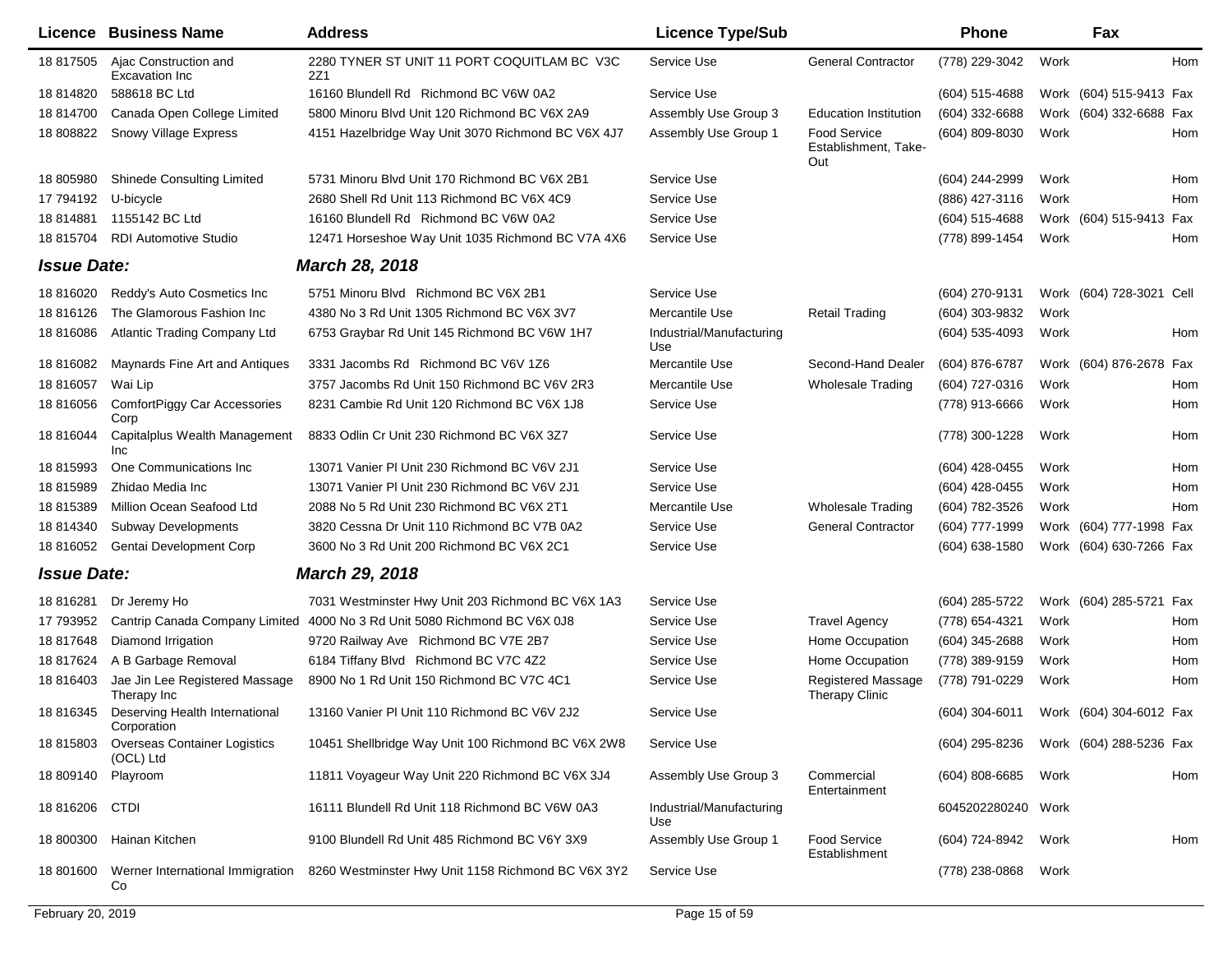| Licence | Business Name | Address | Licence Type/Sub | | Phone | | Fax | |
|---|---|---|---|---|---|---|---|---|
| 18 817505 | Ajac Construction and Excavation Inc | 2280 TYNER ST UNIT 11 PORT COQUITLAM BC V3C 2Z1 | Service Use | General Contractor | (778) 229-3042 | Work | | Hom |
| 18 814820 | 588618 BC Ltd | 16160 Blundell Rd Richmond BC V6W 0A2 | Service Use | | (604) 515-4688 | Work | (604) 515-9413 | Fax |
| 18 814700 | Canada Open College Limited | 5800 Minoru Blvd Unit 120 Richmond BC V6X 2A9 | Assembly Use Group 3 | Education Institution | (604) 332-6688 | Work | (604) 332-6688 | Fax |
| 18 808822 | Snowy Village Express | 4151 Hazelbridge Way Unit 3070 Richmond BC V6X 4J7 | Assembly Use Group 1 | Food Service Establishment, Take-Out | (604) 809-8030 | Work | | Hom |
| 18 805980 | Shinede Consulting Limited | 5731 Minoru Blvd Unit 170 Richmond BC V6X 2B1 | Service Use | | (604) 244-2999 | Work | | Hom |
| 17 794192 | U-bicycle | 2680 Shell Rd Unit 113 Richmond BC V6X 4C9 | Service Use | | (886) 427-3116 | Work | | Hom |
| 18 814881 | 1155142 BC Ltd | 16160 Blundell Rd Richmond BC V6W 0A2 | Service Use | | (604) 515-4688 | Work | (604) 515-9413 | Fax |
| 18 815704 | RDI Automotive Studio | 12471 Horseshoe Way Unit 1035 Richmond BC V7A 4X6 | Service Use | | (778) 899-1454 | Work | | Hom |
| ***Issue Date:*** | | ***March 28, 2018*** | | | | | | |
| 18 816020 | Reddy's Auto Cosmetics Inc | 5751 Minoru Blvd Richmond BC V6X 2B1 | Service Use | | (604) 270-9131 | Work | (604) 728-3021 | Cell |
| 18 816126 | The Glamorous Fashion Inc | 4380 No 3 Rd Unit 1305 Richmond BC V6X 3V7 | Mercantile Use | Retail Trading | (604) 303-9832 | Work | | |
| 18 816086 | Atlantic Trading Company Ltd | 6753 Graybar Rd Unit 145 Richmond BC V6W 1H7 | Industrial/Manufacturing Use | | (604) 535-4093 | Work | | Hom |
| 18 816082 | Maynards Fine Art and Antiques | 3331 Jacombs Rd Richmond BC V6V 1Z6 | Mercantile Use | Second-Hand Dealer | (604) 876-6787 | Work | (604) 876-2678 | Fax |
| 18 816057 | Wai Lip | 3757 Jacombs Rd Unit 150 Richmond BC V6V 2R3 | Mercantile Use | Wholesale Trading | (604) 727-0316 | Work | | Hom |
| 18 816056 | ComfortPiggy Car Accessories Corp | 8231 Cambie Rd Unit 120 Richmond BC V6X 1J8 | Service Use | | (778) 913-6666 | Work | | Hom |
| 18 816044 | Capitalplus Wealth Management Inc | 8833 Odlin Cr Unit 230 Richmond BC V6X 3Z7 | Service Use | | (778) 300-1228 | Work | | Hom |
| 18 815993 | One Communications Inc | 13071 Vanier Pl Unit 230 Richmond BC V6V 2J1 | Service Use | | (604) 428-0455 | Work | | Hom |
| 18 815989 | Zhidao Media Inc | 13071 Vanier Pl Unit 230 Richmond BC V6V 2J1 | Service Use | | (604) 428-0455 | Work | | Hom |
| 18 815389 | Million Ocean Seafood Ltd | 2088 No 5 Rd Unit 230 Richmond BC V6X 2T1 | Mercantile Use | Wholesale Trading | (604) 782-3526 | Work | | Hom |
| 18 814340 | Subway Developments | 3820 Cessna Dr Unit 110 Richmond BC V7B 0A2 | Service Use | General Contractor | (604) 777-1999 | Work | (604) 777-1998 | Fax |
| 18 816052 | Gentai Development Corp | 3600 No 3 Rd Unit 200 Richmond BC V6X 2C1 | Service Use | | (604) 638-1580 | Work | (604) 630-7266 | Fax |
| ***Issue Date:*** | | ***March 29, 2018*** | | | | | | |
| 18 816281 | Dr Jeremy Ho | 7031 Westminster Hwy Unit 203 Richmond BC V6X 1A3 | Service Use | | (604) 285-5722 | Work | (604) 285-5721 | Fax |
| 17 793952 | Cantrip Canada Company Limited | 4000 No 3 Rd Unit 5080 Richmond BC V6X 0J8 | Service Use | Travel Agency | (778) 654-4321 | Work | | Hom |
| 18 817648 | Diamond Irrigation | 9720 Railway Ave Richmond BC V7E 2B7 | Service Use | Home Occupation | (604) 345-2688 | Work | | Hom |
| 18 817624 | A B Garbage Removal | 6184 Tiffany Blvd Richmond BC V7C 4Z2 | Service Use | Home Occupation | (778) 389-9159 | Work | | Hom |
| 18 816403 | Jae Jin Lee Registered Massage Therapy Inc | 8900 No 1 Rd Unit 150 Richmond BC V7C 4C1 | Service Use | Registered Massage Therapy Clinic | (778) 791-0229 | Work | | Hom |
| 18 816345 | Deserving Health International Corporation | 13160 Vanier Pl Unit 110 Richmond BC V6V 2J2 | Service Use | | (604) 304-6011 | Work | (604) 304-6012 | Fax |
| 18 815803 | Overseas Container Logistics (OCL) Ltd | 10451 Shellbridge Way Unit 100 Richmond BC V6X 2W8 | Service Use | | (604) 295-8236 | Work | (604) 288-5236 | Fax |
| 18 809140 | Playroom | 11811 Voyageur Way Unit 220 Richmond BC V6X 3J4 | Assembly Use Group 3 | Commercial Entertainment | (604) 808-6685 | Work | | Hom |
| 18 816206 | CTDI | 16111 Blundell Rd Unit 118 Richmond BC V6W 0A3 | Industrial/Manufacturing Use | | 6045202280240 | Work | | |
| 18 800300 | Hainan Kitchen | 9100 Blundell Rd Unit 485 Richmond BC V6Y 3X9 | Assembly Use Group 1 | Food Service Establishment | (604) 724-8942 | Work | | Hom |
| 18 801600 | Werner International Immigration Co | 8260 Westminster Hwy Unit 1158 Richmond BC V6X 3Y2 | Service Use | | (778) 238-0868 | Work | | |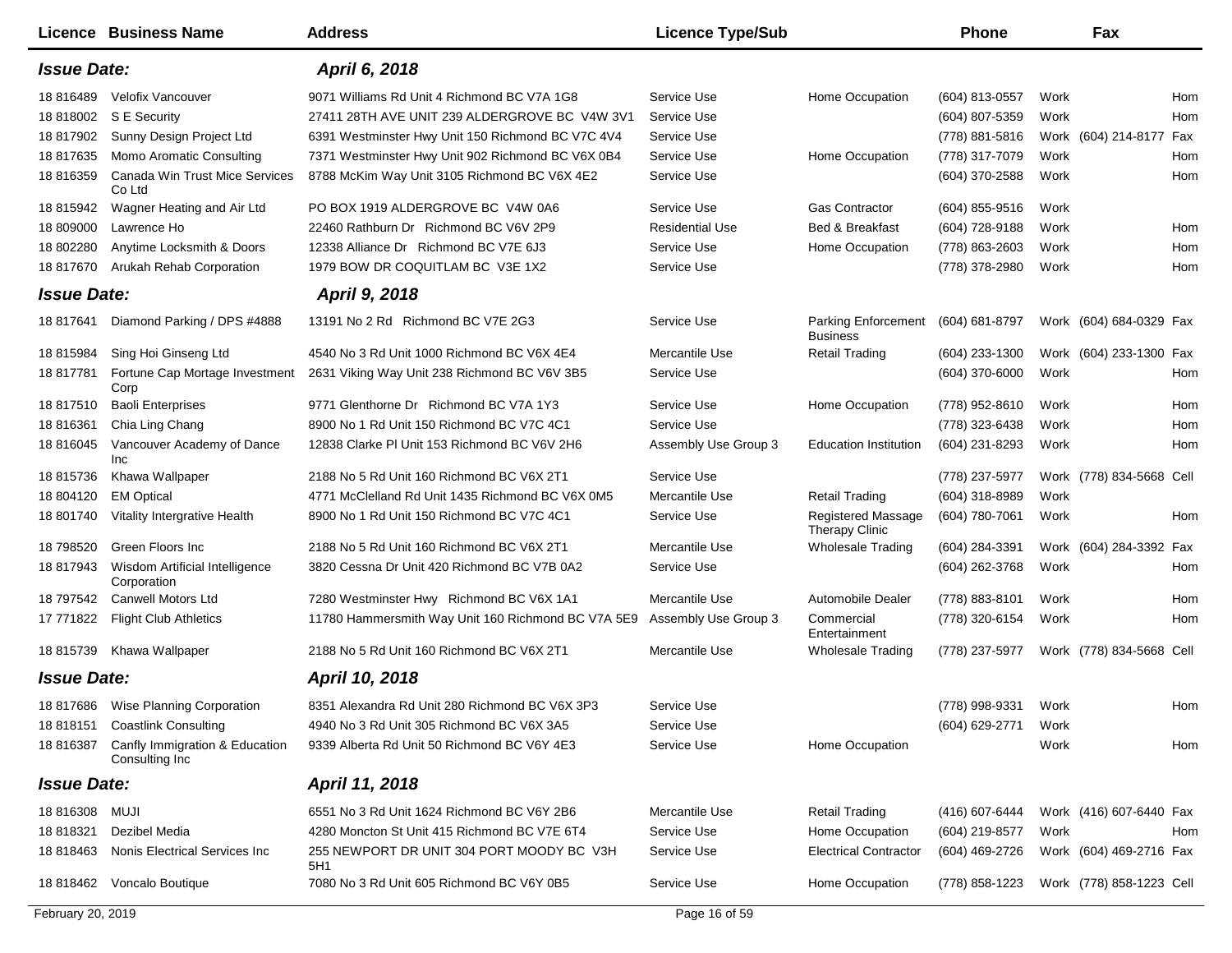| Licence | Business Name | Address | Licence Type/Sub | | Phone | | Fax | |
|---|---|---|---|---|---|---|---|---|
| **Issue Date:** | | ***April 6, 2018*** | | | | | | |
| 18 816489 | Velofix Vancouver | 9071 Williams Rd Unit 4 Richmond BC V7A 1G8 | Service Use | Home Occupation | (604) 813-0557 | Work | | Hom |
| 18 818002 | S E Security | 27411 28TH AVE UNIT 239 ALDERGROVE BC V4W 3V1 | Service Use | | (604) 807-5359 | Work | | Hom |
| 18 817902 | Sunny Design Project Ltd | 6391 Westminster Hwy Unit 150 Richmond BC V7C 4V4 | Service Use | | (778) 881-5816 | Work | (604) 214-8177 | Fax |
| 18 817635 | Momo Aromatic Consulting | 7371 Westminster Hwy Unit 902 Richmond BC V6X 0B4 | Service Use | Home Occupation | (778) 317-7079 | Work | | Hom |
| 18 816359 | Canada Win Trust Mice Services Co Ltd | 8788 McKim Way Unit 3105 Richmond BC V6X 4E2 | Service Use | | (604) 370-2588 | Work | | Hom |
| 18 815942 | Wagner Heating and Air Ltd | PO BOX 1919 ALDERGROVE BC V4W 0A6 | Service Use | Gas Contractor | (604) 855-9516 | Work | | |
| 18 809000 | Lawrence Ho | 22460 Rathburn Dr Richmond BC V6V 2P9 | Residential Use | Bed & Breakfast | (604) 728-9188 | Work | | Hom |
| 18 802280 | Anytime Locksmith & Doors | 12338 Alliance Dr Richmond BC V7E 6J3 | Service Use | Home Occupation | (778) 863-2603 | Work | | Hom |
| 18 817670 | Arukah Rehab Corporation | 1979 BOW DR COQUITLAM BC V3E 1X2 | Service Use | | (778) 378-2980 | Work | | Hom |
| **Issue Date:** | | ***April 9, 2018*** | | | | | | |
| 18 817641 | Diamond Parking / DPS #4888 | 13191 No 2 Rd Richmond BC V7E 2G3 | Service Use | Parking Enforcement Business | (604) 681-8797 | Work | (604) 684-0329 | Fax |
| 18 815984 | Sing Hoi Ginseng Ltd | 4540 No 3 Rd Unit 1000 Richmond BC V6X 4E4 | Mercantile Use | Retail Trading | (604) 233-1300 | Work | (604) 233-1300 | Fax |
| 18 817781 | Fortune Cap Mortage Investment Corp | 2631 Viking Way Unit 238 Richmond BC V6V 3B5 | Service Use | | (604) 370-6000 | Work | | Hom |
| 18 817510 | Baoli Enterprises | 9771 Glenthorne Dr Richmond BC V7A 1Y3 | Service Use | Home Occupation | (778) 952-8610 | Work | | Hom |
| 18 816361 | Chia Ling Chang | 8900 No 1 Rd Unit 150 Richmond BC V7C 4C1 | Service Use | | (778) 323-6438 | Work | | Hom |
| 18 816045 | Vancouver Academy of Dance Inc | 12838 Clarke Pl Unit 153 Richmond BC V6V 2H6 | Assembly Use Group 3 | Education Institution | (604) 231-8293 | Work | | Hom |
| 18 815736 | Khawa Wallpaper | 2188 No 5 Rd Unit 160 Richmond BC V6X 2T1 | Service Use | | (778) 237-5977 | Work | (778) 834-5668 | Cell |
| 18 804120 | EM Optical | 4771 McClelland Rd Unit 1435 Richmond BC V6X 0M5 | Mercantile Use | Retail Trading | (604) 318-8989 | Work | | |
| 18 801740 | Vitality Intergrative Health | 8900 No 1 Rd Unit 150 Richmond BC V7C 4C1 | Service Use | Registered Massage Therapy Clinic | (604) 780-7061 | Work | | Hom |
| 18 798520 | Green Floors Inc | 2188 No 5 Rd Unit 160 Richmond BC V6X 2T1 | Mercantile Use | Wholesale Trading | (604) 284-3391 | Work | (604) 284-3392 | Fax |
| 18 817943 | Wisdom Artificial Intelligence Corporation | 3820 Cessna Dr Unit 420 Richmond BC V7B 0A2 | Service Use | | (604) 262-3768 | Work | | Hom |
| 18 797542 | Canwell Motors Ltd | 7280 Westminster Hwy Richmond BC V6X 1A1 | Mercantile Use | Automobile Dealer | (778) 883-8101 | Work | | Hom |
| 17 771822 | Flight Club Athletics | 11780 Hammersmith Way Unit 160 Richmond BC V7A 5E9 | Assembly Use Group 3 | Commercial Entertainment | (778) 320-6154 | Work | | Hom |
| 18 815739 | Khawa Wallpaper | 2188 No 5 Rd Unit 160 Richmond BC V6X 2T1 | Mercantile Use | Wholesale Trading | (778) 237-5977 | Work | (778) 834-5668 | Cell |
| **Issue Date:** | | ***April 10, 2018*** | | | | | | |
| 18 817686 | Wise Planning Corporation | 8351 Alexandra Rd Unit 280 Richmond BC V6X 3P3 | Service Use | | (778) 998-9331 | Work | | Hom |
| 18 818151 | Coastlink Consulting | 4940 No 3 Rd Unit 305 Richmond BC V6X 3A5 | Service Use | | (604) 629-2771 | Work | | |
| 18 816387 | Canfly Immigration & Education Consulting Inc | 9339 Alberta Rd Unit 50 Richmond BC V6Y 4E3 | Service Use | Home Occupation | | Work | | Hom |
| **Issue Date:** | | ***April 11, 2018*** | | | | | | |
| 18 816308 | MUJI | 6551 No 3 Rd Unit 1624 Richmond BC V6Y 2B6 | Mercantile Use | Retail Trading | (416) 607-6444 | Work | (416) 607-6440 | Fax |
| 18 818321 | Dezibel Media | 4280 Moncton St Unit 415 Richmond BC V7E 6T4 | Service Use | Home Occupation | (604) 219-8577 | Work | | Hom |
| 18 818463 | Nonis Electrical Services Inc | 255 NEWPORT DR UNIT 304 PORT MOODY BC V3H 5H1 | Service Use | Electrical Contractor | (604) 469-2726 | Work | (604) 469-2716 | Fax |
| 18 818462 | Voncalo Boutique | 7080 No 3 Rd Unit 605 Richmond BC V6Y 0B5 | Service Use | Home Occupation | (778) 858-1223 | Work | (778) 858-1223 | Cell |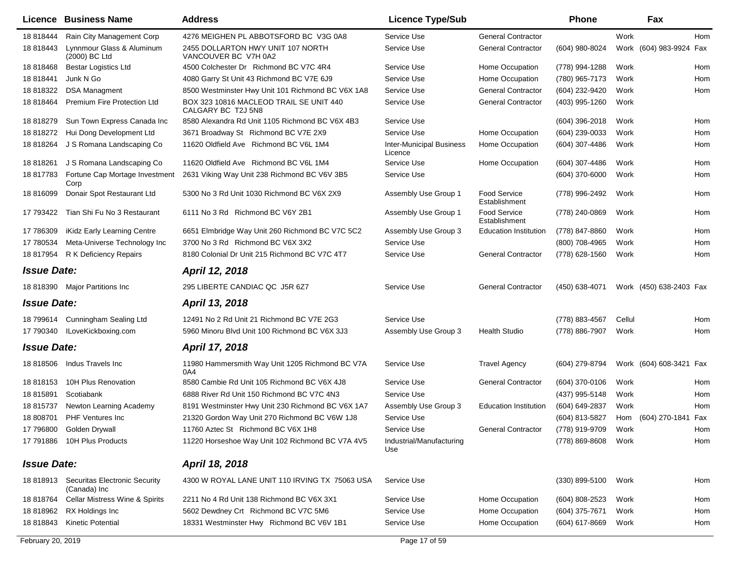| Licence | Business Name | Address | Licence Type/Sub | | Phone | | Fax | |
|---|---|---|---|---|---|---|---|---|
| 18 818444 | Rain City Management Corp | 4276 MEIGHEN PL ABBOTSFORD BC V3G 0A8 | Service Use | General Contractor | | Work | | Hom |
| 18 818443 | Lynnmour Glass & Aluminum (2000) BC Ltd | 2455 DOLLARTON HWY UNIT 107 NORTH VANCOUVER BC V7H 0A2 | Service Use | General Contractor | (604) 980-8024 | Work | (604) 983-9924 | Fax |
| 18 818468 | Bestar Logistics Ltd | 4500 Colchester Dr Richmond BC V7C 4R4 | Service Use | Home Occupation | (778) 994-1288 | Work | | Hom |
| 18 818441 | Junk N Go | 4080 Garry St Unit 43 Richmond BC V7E 6J9 | Service Use | Home Occupation | (780) 965-7173 | Work | | Hom |
| 18 818322 | DSA Managment | 8500 Westminster Hwy Unit 101 Richmond BC V6X 1A8 | Service Use | General Contractor | (604) 232-9420 | Work | | Hom |
| 18 818464 | Premium Fire Protection Ltd | BOX 323 10816 MACLEOD TRAIL SE UNIT 440 CALGARY BC T2J 5N8 | Service Use | General Contractor | (403) 995-1260 | Work | | |
| 18 818279 | Sun Town Express Canada Inc | 8580 Alexandra Rd Unit 1105 Richmond BC V6X 4B3 | Service Use | | (604) 396-2018 | Work | | Hom |
| 18 818272 | Hui Dong Development Ltd | 3671 Broadway St Richmond BC V7E 2X9 | Service Use | Home Occupation | (604) 239-0033 | Work | | Hom |
| 18 818264 | J S Romana Landscaping Co | 11620 Oldfield Ave Richmond BC V6L 1M4 | Inter-Municipal Business Licence | Home Occupation | (604) 307-4486 | Work | | Hom |
| 18 818261 | J S Romana Landscaping Co | 11620 Oldfield Ave Richmond BC V6L 1M4 | Service Use | Home Occupation | (604) 307-4486 | Work | | Hom |
| 18 817783 | Fortune Cap Mortage Investment Corp | 2631 Viking Way Unit 238 Richmond BC V6V 3B5 | Service Use | | (604) 370-6000 | Work | | Hom |
| 18 816099 | Donair Spot Restaurant Ltd | 5300 No 3 Rd Unit 1030 Richmond BC V6X 2X9 | Assembly Use Group 1 | Food Service Establishment | (778) 996-2492 | Work | | Hom |
| 17 793422 | Tian Shi Fu No 3 Restaurant | 6111 No 3 Rd Richmond BC V6Y 2B1 | Assembly Use Group 1 | Food Service Establishment | (778) 240-0869 | Work | | Hom |
| 17 786309 | iKidz Early Learning Centre | 6651 Elmbridge Way Unit 260 Richmond BC V7C 5C2 | Assembly Use Group 3 | Education Institution | (778) 847-8860 | Work | | Hom |
| 17 780534 | Meta-Universe Technology Inc | 3700 No 3 Rd Richmond BC V6X 3X2 | Service Use | | (800) 708-4965 | Work | | Hom |
| 18 817954 | R K Deficiency Repairs | 8180 Colonial Dr Unit 215 Richmond BC V7C 4T7 | Service Use | General Contractor | (778) 628-1560 | Work | | Hom |
| ***Issue Date:*** | | ***April 12, 2018*** | | | | | | |
| 18 818390 | Major Partitions Inc | 295 LIBERTE CANDIAC QC J5R 6Z7 | Service Use | General Contractor | (450) 638-4071 | Work | (450) 638-2403 | Fax |
| ***Issue Date:*** | | ***April 13, 2018*** | | | | | | |
| 18 799614 | Cunningham Sealing Ltd | 12491 No 2 Rd Unit 21 Richmond BC V7E 2G3 | Service Use | | (778) 883-4567 | Cellul | | Hom |
| 17 790340 | ILoveKickboxing.com | 5960 Minoru Blvd Unit 100 Richmond BC V6X 3J3 | Assembly Use Group 3 | Health Studio | (778) 886-7907 | Work | | Hom |
| ***Issue Date:*** | | ***April 17, 2018*** | | | | | | |
| 18 818506 | Indus Travels Inc | 11980 Hammersmith Way Unit 1205 Richmond BC V7A 0A4 | Service Use | Travel Agency | (604) 279-8794 | Work | (604) 608-3421 | Fax |
| 18 818153 | 10H Plus Renovation | 8580 Cambie Rd Unit 105 Richmond BC V6X 4J8 | Service Use | General Contractor | (604) 370-0106 | Work | | Hom |
| 18 815891 | Scotiabank | 6888 River Rd Unit 150 Richmond BC V7C 4N3 | Service Use | | (437) 995-5148 | Work | | Hom |
| 18 815737 | Newton Learning Academy | 8191 Westminster Hwy Unit 230 Richmond BC V6X 1A7 | Assembly Use Group 3 | Education Institution | (604) 649-2837 | Work | | Hom |
| 18 808701 | PHF Ventures Inc | 21320 Gordon Way Unit 270 Richmond BC V6W 1J8 | Service Use | | (604) 813-5827 | Hom | (604) 270-1841 | Fax |
| 17 796800 | Golden Drywall | 11760 Aztec St Richmond BC V6X 1H8 | Service Use | General Contractor | (778) 919-9709 | Work | | Hom |
| 17 791886 | 10H Plus Products | 11220 Horseshoe Way Unit 102 Richmond BC V7A 4V5 | Industrial/Manufacturing Use | | (778) 869-8608 | Work | | Hom |
| ***Issue Date:*** | | ***April 18, 2018*** | | | | | | |
| 18 818913 | Securitas Electronic Security (Canada) Inc | 4300 W ROYAL LANE UNIT 110 IRVING TX 75063 USA | Service Use | | (330) 899-5100 | Work | | Hom |
| 18 818764 | Cellar Mistress Wine & Spirits | 2211 No 4 Rd Unit 138 Richmond BC V6X 3X1 | Service Use | Home Occupation | (604) 808-2523 | Work | | Hom |
| 18 818962 | RX Holdings Inc | 5602 Dewdney Crt Richmond BC V7C 5M6 | Service Use | Home Occupation | (604) 375-7671 | Work | | Hom |
| 18 818843 | Kinetic Potential | 18331 Westminster Hwy Richmond BC V6V 1B1 | Service Use | Home Occupation | (604) 617-8669 | Work | | Hom |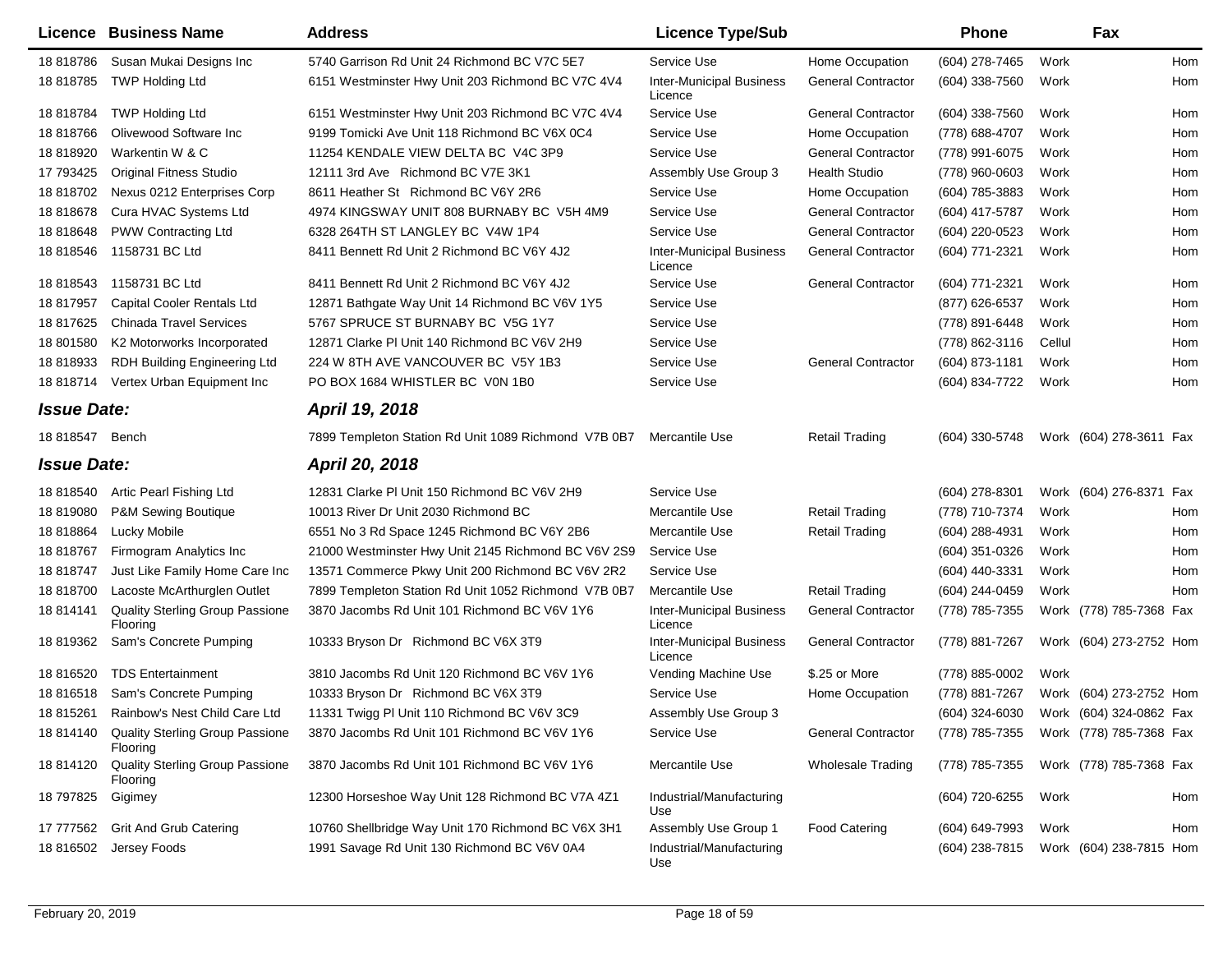| Licence | Business Name | Address | Licence Type/Sub | | Phone | | Fax | |
|---|---|---|---|---|---|---|---|---|
| 18 818786 | Susan Mukai Designs Inc | 5740 Garrison Rd Unit 24 Richmond BC V7C 5E7 | Service Use | Home Occupation | (604) 278-7465 | Work | | Hom |
| 18 818785 | TWP Holding Ltd | 6151 Westminster Hwy Unit 203 Richmond BC V7C 4V4 | Inter-Municipal Business Licence | General Contractor | (604) 338-7560 | Work | | Hom |
| 18 818784 | TWP Holding Ltd | 6151 Westminster Hwy Unit 203 Richmond BC V7C 4V4 | Service Use | General Contractor | (604) 338-7560 | Work | | Hom |
| 18 818766 | Olivewood Software Inc | 9199 Tomicki Ave Unit 118 Richmond BC V6X 0C4 | Service Use | Home Occupation | (778) 688-4707 | Work | | Hom |
| 18 818920 | Warkentin W & C | 11254 KENDALE VIEW DELTA BC V4C 3P9 | Service Use | General Contractor | (778) 991-6075 | Work | | Hom |
| 17 793425 | Original Fitness Studio | 12111 3rd Ave Richmond BC V7E 3K1 | Assembly Use Group 3 | Health Studio | (778) 960-0603 | Work | | Hom |
| 18 818702 | Nexus 0212 Enterprises Corp | 8611 Heather St Richmond BC V6Y 2R6 | Service Use | Home Occupation | (604) 785-3883 | Work | | Hom |
| 18 818678 | Cura HVAC Systems Ltd | 4974 KINGSWAY UNIT 808 BURNABY BC V5H 4M9 | Service Use | General Contractor | (604) 417-5787 | Work | | Hom |
| 18 818648 | PWW Contracting Ltd | 6328 264TH ST LANGLEY BC V4W 1P4 | Service Use | General Contractor | (604) 220-0523 | Work | | Hom |
| 18 818546 | 1158731 BC Ltd | 8411 Bennett Rd Unit 2 Richmond BC V6Y 4J2 | Inter-Municipal Business Licence | General Contractor | (604) 771-2321 | Work | | Hom |
| 18 818543 | 1158731 BC Ltd | 8411 Bennett Rd Unit 2 Richmond BC V6Y 4J2 | Service Use | General Contractor | (604) 771-2321 | Work | | Hom |
| 18 817957 | Capital Cooler Rentals Ltd | 12871 Bathgate Way Unit 14 Richmond BC V6V 1Y5 | Service Use | | (877) 626-6537 | Work | | Hom |
| 18 817625 | Chinada Travel Services | 5767 SPRUCE ST BURNABY BC V5G 1Y7 | Service Use | | (778) 891-6448 | Work | | Hom |
| 18 801580 | K2 Motorworks Incorporated | 12871 Clarke Pl Unit 140 Richmond BC V6V 2H9 | Service Use | | (778) 862-3116 | Cellul | | Hom |
| 18 818933 | RDH Building Engineering Ltd | 224 W 8TH AVE VANCOUVER BC V5Y 1B3 | Service Use | General Contractor | (604) 873-1181 | Work | | Hom |
| 18 818714 | Vertex Urban Equipment Inc | PO BOX 1684 WHISTLER BC V0N 1B0 | Service Use | | (604) 834-7722 | Work | | Hom |
| ***Issue Date:*** | | ***April 19, 2018*** | | | | | | |
| 18 818547 | Bench | 7899 Templeton Station Rd Unit 1089 Richmond V7B 0B7 | Mercantile Use | Retail Trading | (604) 330-5748 | Work | (604) 278-3611 | Fax |
| ***Issue Date:*** | | ***April 20, 2018*** | | | | | | |
| 18 818540 | Artic Pearl Fishing Ltd | 12831 Clarke Pl Unit 150 Richmond BC V6V 2H9 | Service Use | | (604) 278-8301 | Work | (604) 276-8371 | Fax |
| 18 819080 | P&M Sewing Boutique | 10013 River Dr Unit 2030 Richmond BC | Mercantile Use | Retail Trading | (778) 710-7374 | Work | | Hom |
| 18 818864 | Lucky Mobile | 6551 No 3 Rd Space 1245 Richmond BC V6Y 2B6 | Mercantile Use | Retail Trading | (604) 288-4931 | Work | | Hom |
| 18 818767 | Firmogram Analytics Inc | 21000 Westminster Hwy Unit 2145 Richmond BC V6V 2S9 | Service Use | | (604) 351-0326 | Work | | Hom |
| 18 818747 | Just Like Family Home Care Inc | 13571 Commerce Pkwy Unit 200 Richmond BC V6V 2R2 | Service Use | | (604) 440-3331 | Work | | Hom |
| 18 818700 | Lacoste McArthurglen Outlet | 7899 Templeton Station Rd Unit 1052 Richmond V7B 0B7 | Mercantile Use | Retail Trading | (604) 244-0459 | Work | | Hom |
| 18 814141 | Quality Sterling Group Passione Flooring | 3870 Jacombs Rd Unit 101 Richmond BC V6V 1Y6 | Inter-Municipal Business Licence | General Contractor | (778) 785-7355 | Work | (778) 785-7368 | Fax |
| 18 819362 | Sam's Concrete Pumping | 10333 Bryson Dr Richmond BC V6X 3T9 | Inter-Municipal Business Licence | General Contractor | (778) 881-7267 | Work | (604) 273-2752 | Hom |
| 18 816520 | TDS Entertainment | 3810 Jacombs Rd Unit 120 Richmond BC V6V 1Y6 | Vending Machine Use | $.25 or More | (778) 885-0002 | Work | | |
| 18 816518 | Sam's Concrete Pumping | 10333 Bryson Dr Richmond BC V6X 3T9 | Service Use | Home Occupation | (778) 881-7267 | Work | (604) 273-2752 | Hom |
| 18 815261 | Rainbow's Nest Child Care Ltd | 11331 Twigg Pl Unit 110 Richmond BC V6V 3C9 | Assembly Use Group 3 | | (604) 324-6030 | Work | (604) 324-0862 | Fax |
| 18 814140 | Quality Sterling Group Passione Flooring | 3870 Jacombs Rd Unit 101 Richmond BC V6V 1Y6 | Service Use | General Contractor | (778) 785-7355 | Work | (778) 785-7368 | Fax |
| 18 814120 | Quality Sterling Group Passione Flooring | 3870 Jacombs Rd Unit 101 Richmond BC V6V 1Y6 | Mercantile Use | Wholesale Trading | (778) 785-7355 | Work | (778) 785-7368 | Fax |
| 18 797825 | Gigimey | 12300 Horseshoe Way Unit 128 Richmond BC V7A 4Z1 | Industrial/Manufacturing Use | | (604) 720-6255 | Work | | Hom |
| 17 777562 | Grit And Grub Catering | 10760 Shellbridge Way Unit 170 Richmond BC V6X 3H1 | Assembly Use Group 1 | Food Catering | (604) 649-7993 | Work | | Hom |
| 18 816502 | Jersey Foods | 1991 Savage Rd Unit 130 Richmond BC V6V 0A4 | Industrial/Manufacturing Use | | (604) 238-7815 | Work | (604) 238-7815 | Hom |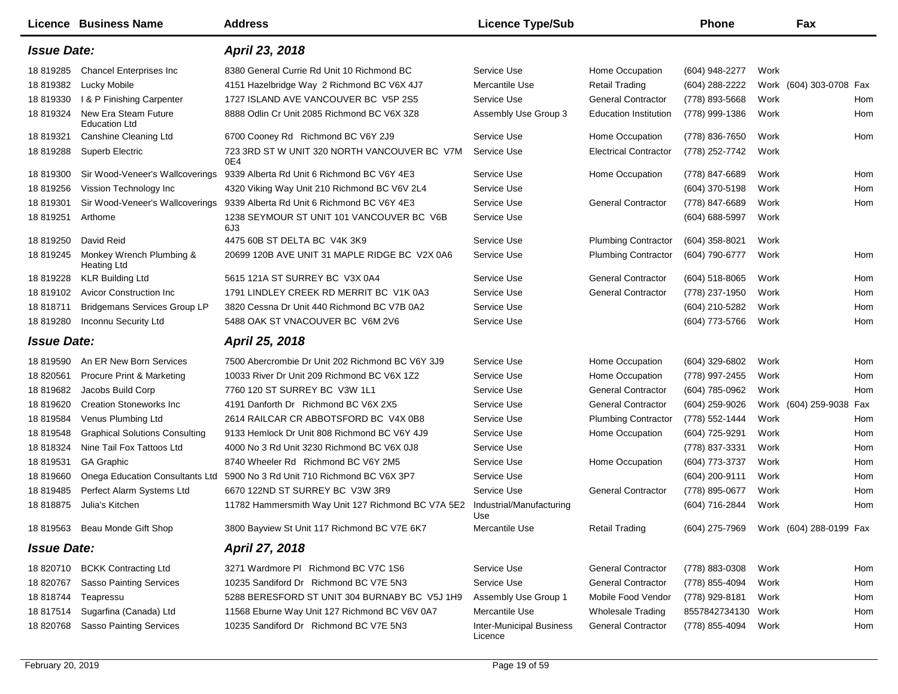| Licence | Business Name | Address | Licence Type/Sub | | Phone | | Fax | |
|---|---|---|---|---|---|---|---|---|
| **Issue Date:** | | **April 23, 2018** | | | | | | |
| 18 819285 | Chancel Enterprises Inc | 8380 General Currie Rd Unit 10 Richmond BC | Service Use | Home Occupation | (604) 948-2277 | Work | | |
| 18 819382 | Lucky Mobile | 4151 Hazelbridge Way 2 Richmond BC V6X 4J7 | Mercantile Use | Retail Trading | (604) 288-2222 | Work | (604) 303-0708 | Fax |
| 18 819330 | I & P Finishing Carpenter | 1727 ISLAND AVE VANCOUVER BC V5P 2S5 | Service Use | General Contractor | (778) 893-5668 | Work | | Hom |
| 18 819324 | New Era Steam Future Education Ltd | 8888 Odlin Cr Unit 2085 Richmond BC V6X 3Z8 | Assembly Use Group 3 | Education Institution | (778) 999-1386 | Work | | Hom |
| 18 819321 | Canshine Cleaning Ltd | 6700 Cooney Rd Richmond BC V6Y 2J9 | Service Use | Home Occupation | (778) 836-7650 | Work | | Hom |
| 18 819288 | Superb Electric | 723 3RD ST W UNIT 320 NORTH VANCOUVER BC V7M 0E4 | Service Use | Electrical Contractor | (778) 252-7742 | Work | | |
| 18 819300 | Sir Wood-Veneer's Wallcoverings | 9339 Alberta Rd Unit 6 Richmond BC V6Y 4E3 | Service Use | Home Occupation | (778) 847-6689 | Work | | Hom |
| 18 819256 | Vission Technology Inc | 4320 Viking Way Unit 210 Richmond BC V6V 2L4 | Service Use | | (604) 370-5198 | Work | | Hom |
| 18 819301 | Sir Wood-Veneer's Wallcoverings | 9339 Alberta Rd Unit 6 Richmond BC V6Y 4E3 | Service Use | General Contractor | (778) 847-6689 | Work | | Hom |
| 18 819251 | Arthome | 1238 SEYMOUR ST UNIT 101 VANCOUVER BC V6B 6J3 | Service Use | | (604) 688-5997 | Work | | |
| 18 819250 | David Reid | 4475 60B ST DELTA BC V4K 3K9 | Service Use | Plumbing Contractor | (604) 358-8021 | Work | | |
| 18 819245 | Monkey Wrench Plumbing & Heating Ltd | 20699 120B AVE UNIT 31 MAPLE RIDGE BC V2X 0A6 | Service Use | Plumbing Contractor | (604) 790-6777 | Work | | Hom |
| 18 819228 | KLR Building Ltd | 5615 121A ST SURREY BC V3X 0A4 | Service Use | General Contractor | (604) 518-8065 | Work | | Hom |
| 18 819102 | Avicor Construction Inc | 1791 LINDLEY CREEK RD MERRIT BC V1K 0A3 | Service Use | General Contractor | (778) 237-1950 | Work | | Hom |
| 18 818711 | Bridgemans Services Group LP | 3820 Cessna Dr Unit 440 Richmond BC V7B 0A2 | Service Use | | (604) 210-5282 | Work | | Hom |
| 18 819280 | Inconnu Security Ltd | 5488 OAK ST VNACOUVER BC V6M 2V6 | Service Use | | (604) 773-5766 | Work | | Hom |
| **Issue Date:** | | **April 25, 2018** | | | | | | |
| 18 819590 | An ER New Born Services | 7500 Abercrombie Dr Unit 202 Richmond BC V6Y 3J9 | Service Use | Home Occupation | (604) 329-6802 | Work | | Hom |
| 18 820561 | Procure Print & Marketing | 10033 River Dr Unit 209 Richmond BC V6X 1Z2 | Service Use | Home Occupation | (778) 997-2455 | Work | | Hom |
| 18 819682 | Jacobs Build Corp | 7760 120 ST SURREY BC V3W 1L1 | Service Use | General Contractor | (604) 785-0962 | Work | | Hom |
| 18 819620 | Creation Stoneworks Inc | 4191 Danforth Dr Richmond BC V6X 2X5 | Service Use | General Contractor | (604) 259-9026 | Work | (604) 259-9038 | Fax |
| 18 819584 | Venus Plumbing Ltd | 2614 RAILCAR CR ABBOTSFORD BC V4X 0B8 | Service Use | Plumbing Contractor | (778) 552-1444 | Work | | Hom |
| 18 819548 | Graphical Solutions Consulting | 9133 Hemlock Dr Unit 808 Richmond BC V6Y 4J9 | Service Use | Home Occupation | (604) 725-9291 | Work | | Hom |
| 18 818324 | Nine Tail Fox Tattoos Ltd | 4000 No 3 Rd Unit 3230 Richmond BC V6X 0J8 | Service Use | | (778) 837-3331 | Work | | Hom |
| 18 819531 | GA Graphic | 8740 Wheeler Rd Richmond BC V6Y 2M5 | Service Use | Home Occupation | (604) 773-3737 | Work | | Hom |
| 18 819660 | Onega Education Consultants Ltd | 5900 No 3 Rd Unit 710 Richmond BC V6X 3P7 | Service Use | | (604) 200-9111 | Work | | Hom |
| 18 819485 | Perfect Alarm Systems Ltd | 6670 122ND ST SURREY BC V3W 3R9 | Service Use | General Contractor | (778) 895-0677 | Work | | Hom |
| 18 818875 | Julia's Kitchen | 11782 Hammersmith Way Unit 127 Richmond BC V7A 5E2 | Industrial/Manufacturing Use | | (604) 716-2844 | Work | | Hom |
| 18 819563 | Beau Monde Gift Shop | 3800 Bayview St Unit 117 Richmond BC V7E 6K7 | Mercantile Use | Retail Trading | (604) 275-7969 | Work | (604) 288-0199 | Fax |
| **Issue Date:** | | **April 27, 2018** | | | | | | |
| 18 820710 | BCKK Contracting Ltd | 3271 Wardmore Pl Richmond BC V7C 1S6 | Service Use | General Contractor | (778) 883-0308 | Work | | Hom |
| 18 820767 | Sasso Painting Services | 10235 Sandiford Dr Richmond BC V7E 5N3 | Service Use | General Contractor | (778) 855-4094 | Work | | Hom |
| 18 818744 | Teapressu | 5288 BERESFORD ST UNIT 304 BURNABY BC V5J 1H9 | Assembly Use Group 1 | Mobile Food Vendor | (778) 929-8181 | Work | | Hom |
| 18 817514 | Sugarfina (Canada) Ltd | 11568 Eburne Way Unit 127 Richmond BC V6V 0A7 | Mercantile Use | Wholesale Trading | 8557842734130 | Work | | Hom |
| 18 820768 | Sasso Painting Services | 10235 Sandiford Dr Richmond BC V7E 5N3 | Inter-Municipal Business Licence | General Contractor | (778) 855-4094 | Work | | Hom |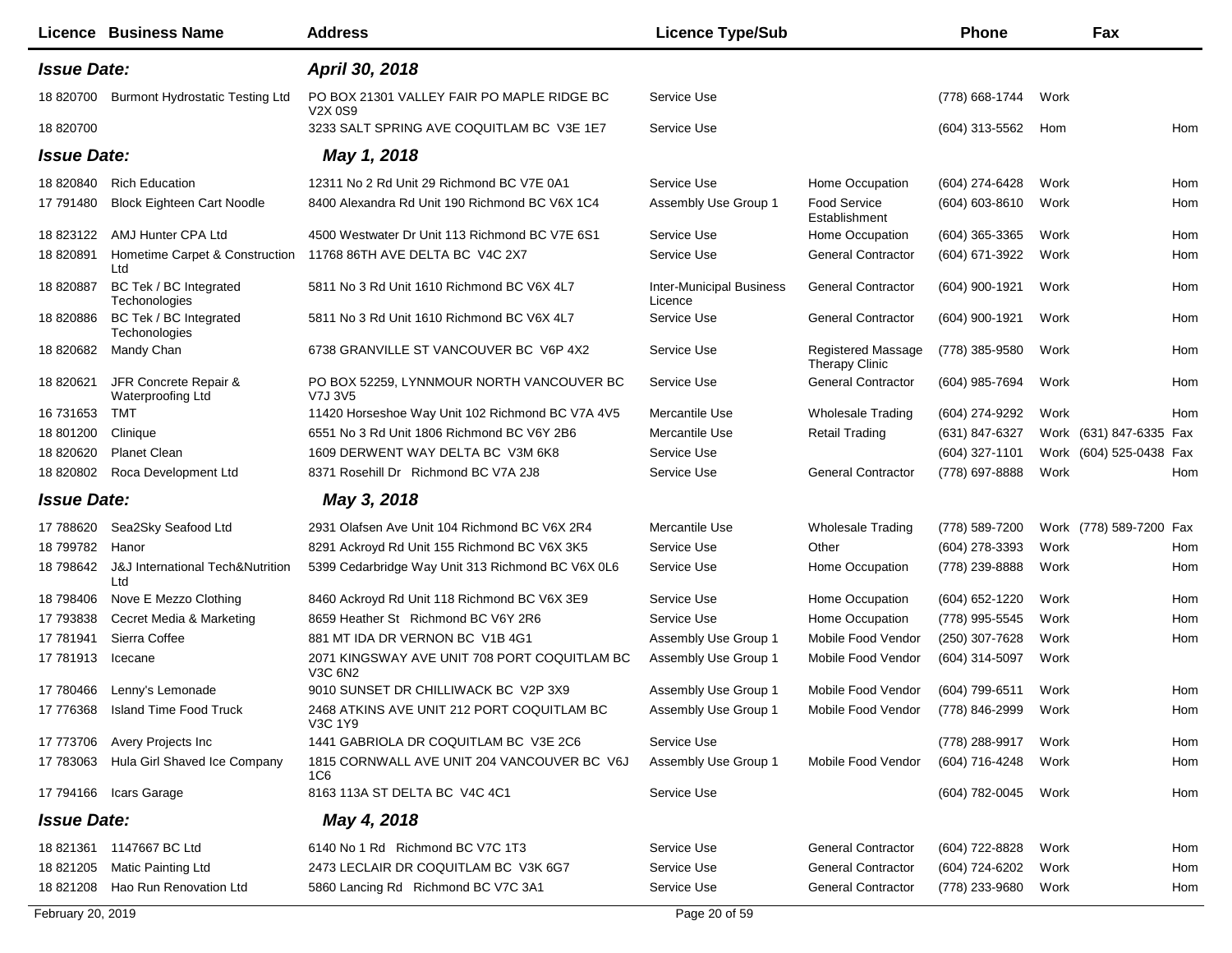| Licence | Business Name | Address | Licence Type/Sub | | Phone | | Fax | |
|---|---|---|---|---|---|---|---|---|
| ***Issue Date:*** | | ***April 30, 2018*** | | | | | | |
| 18 820700 | Burmont Hydrostatic Testing Ltd | PO BOX 21301 VALLEY FAIR PO MAPLE RIDGE BC V2X 0S9 | Service Use | | (778) 668-1744 | Work | | |
| 18 820700 | | 3233 SALT SPRING AVE COQUITLAM BC V3E 1E7 | Service Use | | (604) 313-5562 | Hom | | Hom |
| ***Issue Date:*** | | ***May 1, 2018*** | | | | | | |
| 18 820840 | Rich Education | 12311 No 2 Rd Unit 29 Richmond BC V7E 0A1 | Service Use | Home Occupation | (604) 274-6428 | Work | | Hom |
| 17 791480 | Block Eighteen Cart Noodle | 8400 Alexandra Rd Unit 190 Richmond BC V6X 1C4 | Assembly Use Group 1 | Food Service Establishment | (604) 603-8610 | Work | | Hom |
| 18 823122 | AMJ Hunter CPA Ltd | 4500 Westwater Dr Unit 113 Richmond BC V7E 6S1 | Service Use | Home Occupation | (604) 365-3365 | Work | | Hom |
| 18 820891 | Hometime Carpet & Construction Ltd | 11768 86TH AVE DELTA BC V4C 2X7 | Service Use | General Contractor | (604) 671-3922 | Work | | Hom |
| 18 820887 | BC Tek / BC Integrated Techonologies | 5811 No 3 Rd Unit 1610 Richmond BC V6X 4L7 | Inter-Municipal Business Licence | General Contractor | (604) 900-1921 | Work | | Hom |
| 18 820886 | BC Tek / BC Integrated Techonologies | 5811 No 3 Rd Unit 1610 Richmond BC V6X 4L7 | Service Use | General Contractor | (604) 900-1921 | Work | | Hom |
| 18 820682 | Mandy Chan | 6738 GRANVILLE ST VANCOUVER BC V6P 4X2 | Service Use | Registered Massage Therapy Clinic | (778) 385-9580 | Work | | Hom |
| 18 820621 | JFR Concrete Repair & Waterproofing Ltd | PO BOX 52259, LYNNMOUR NORTH VANCOUVER BC V7J 3V5 | Service Use | General Contractor | (604) 985-7694 | Work | | Hom |
| 16 731653 | TMT | 11420 Horseshoe Way Unit 102 Richmond BC V7A 4V5 | Mercantile Use | Wholesale Trading | (604) 274-9292 | Work | | Hom |
| 18 801200 | Clinique | 6551 No 3 Rd Unit 1806 Richmond BC V6Y 2B6 | Mercantile Use | Retail Trading | (631) 847-6327 | Work | (631) 847-6335 | Fax |
| 18 820620 | Planet Clean | 1609 DERWENT WAY DELTA BC V3M 6K8 | Service Use | | (604) 327-1101 | Work | (604) 525-0438 | Fax |
| 18 820802 | Roca Development Ltd | 8371 Rosehill Dr Richmond BC V7A 2J8 | Service Use | General Contractor | (778) 697-8888 | Work | | Hom |
| ***Issue Date:*** | | ***May 3, 2018*** | | | | | | |
| 17 788620 | Sea2Sky Seafood Ltd | 2931 Olafsen Ave Unit 104 Richmond BC V6X 2R4 | Mercantile Use | Wholesale Trading | (778) 589-7200 | Work | (778) 589-7200 | Fax |
| 18 799782 | Hanor | 8291 Ackroyd Rd Unit 155 Richmond BC V6X 3K5 | Service Use | Other | (604) 278-3393 | Work | | Hom |
| 18 798642 | J&J International Tech&Nutrition Ltd | 5399 Cedarbridge Way Unit 313 Richmond BC V6X 0L6 | Service Use | Home Occupation | (778) 239-8888 | Work | | Hom |
| 18 798406 | Nove E Mezzo Clothing | 8460 Ackroyd Rd Unit 118 Richmond BC V6X 3E9 | Service Use | Home Occupation | (604) 652-1220 | Work | | Hom |
| 17 793838 | Cecret Media & Marketing | 8659 Heather St Richmond BC V6Y 2R6 | Service Use | Home Occupation | (778) 995-5545 | Work | | Hom |
| 17 781941 | Sierra Coffee | 881 MT IDA DR VERNON BC V1B 4G1 | Assembly Use Group 1 | Mobile Food Vendor | (250) 307-7628 | Work | | Hom |
| 17 781913 | Icecane | 2071 KINGSWAY AVE UNIT 708 PORT COQUITLAM BC V3C 6N2 | Assembly Use Group 1 | Mobile Food Vendor | (604) 314-5097 | Work | | |
| 17 780466 | Lenny's Lemonade | 9010 SUNSET DR CHILLIWACK BC V2P 3X9 | Assembly Use Group 1 | Mobile Food Vendor | (604) 799-6511 | Work | | Hom |
| 17 776368 | Island Time Food Truck | 2468 ATKINS AVE UNIT 212 PORT COQUITLAM BC V3C 1Y9 | Assembly Use Group 1 | Mobile Food Vendor | (778) 846-2999 | Work | | Hom |
| 17 773706 | Avery Projects Inc | 1441 GABRIOLA DR COQUITLAM BC V3E 2C6 | Service Use | | (778) 288-9917 | Work | | Hom |
| 17 783063 | Hula Girl Shaved Ice Company | 1815 CORNWALL AVE UNIT 204 VANCOUVER BC V6J 1C6 | Assembly Use Group 1 | Mobile Food Vendor | (604) 716-4248 | Work | | Hom |
| 17 794166 | Icars Garage | 8163 113A ST DELTA BC V4C 4C1 | Service Use | | (604) 782-0045 | Work | | Hom |
| ***Issue Date:*** | | ***May 4, 2018*** | | | | | | |
| 18 821361 | 1147667 BC Ltd | 6140 No 1 Rd Richmond BC V7C 1T3 | Service Use | General Contractor | (604) 722-8828 | Work | | Hom |
| 18 821205 | Matic Painting Ltd | 2473 LECLAIR DR COQUITLAM BC V3K 6G7 | Service Use | General Contractor | (604) 724-6202 | Work | | Hom |
| 18 821208 | Hao Run Renovation Ltd | 5860 Lancing Rd Richmond BC V7C 3A1 | Service Use | General Contractor | (778) 233-9680 | Work | | Hom |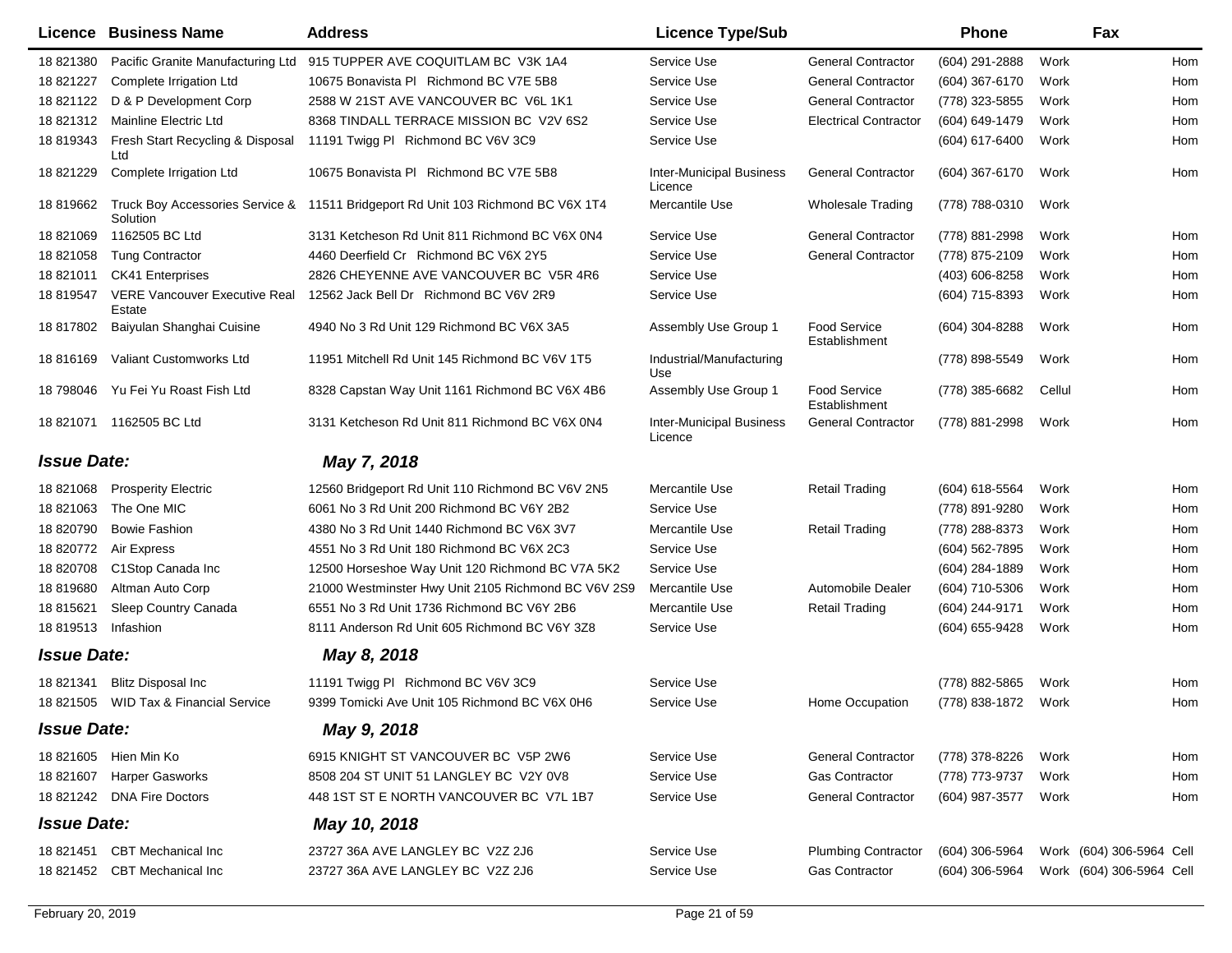| Licence | Business Name | Address | Licence Type/Sub | | Phone | Fax | |
|---|---|---|---|---|---|---|---|
| 18 821380 | Pacific Granite Manufacturing Ltd | 915 TUPPER AVE COQUITLAM BC V3K 1A4 | Service Use | General Contractor | (604) 291-2888 | Work | Hom |
| 18 821227 | Complete Irrigation Ltd | 10675 Bonavista Pl Richmond BC V7E 5B8 | Service Use | General Contractor | (604) 367-6170 | Work | Hom |
| 18 821122 | D & P Development Corp | 2588 W 21ST AVE VANCOUVER BC V6L 1K1 | Service Use | General Contractor | (778) 323-5855 | Work | Hom |
| 18 821312 | Mainline Electric Ltd | 8368 TINDALL TERRACE MISSION BC V2V 6S2 | Service Use | Electrical Contractor | (604) 649-1479 | Work | Hom |
| 18 819343 | Fresh Start Recycling & Disposal Ltd | 11191 Twigg Pl Richmond BC V6V 3C9 | Service Use | | (604) 617-6400 | Work | Hom |
| 18 821229 | Complete Irrigation Ltd | 10675 Bonavista Pl Richmond BC V7E 5B8 | Inter-Municipal Business Licence | General Contractor | (604) 367-6170 | Work | Hom |
| 18 819662 | Truck Boy Accessories Service & Solution | 11511 Bridgeport Rd Unit 103 Richmond BC V6X 1T4 | Mercantile Use | Wholesale Trading | (778) 788-0310 | Work | |
| 18 821069 | 1162505 BC Ltd | 3131 Ketcheson Rd Unit 811 Richmond BC V6X 0N4 | Service Use | General Contractor | (778) 881-2998 | Work | Hom |
| 18 821058 | Tung Contractor | 4460 Deerfield Cr Richmond BC V6X 2Y5 | Service Use | General Contractor | (778) 875-2109 | Work | Hom |
| 18 821011 | CK41 Enterprises | 2826 CHEYENNE AVE VANCOUVER BC V5R 4R6 | Service Use | | (403) 606-8258 | Work | Hom |
| 18 819547 | VERE Vancouver Executive Real Estate | 12562 Jack Bell Dr Richmond BC V6V 2R9 | Service Use | | (604) 715-8393 | Work | Hom |
| 18 817802 | Baiyulan Shanghai Cuisine | 4940 No 3 Rd Unit 129 Richmond BC V6X 3A5 | Assembly Use Group 1 | Food Service Establishment | (604) 304-8288 | Work | Hom |
| 18 816169 | Valiant Customworks Ltd | 11951 Mitchell Rd Unit 145 Richmond BC V6V 1T5 | Industrial/Manufacturing Use | | (778) 898-5549 | Work | Hom |
| 18 798046 | Yu Fei Yu Roast Fish Ltd | 8328 Capstan Way Unit 1161 Richmond BC V6X 4B6 | Assembly Use Group 1 | Food Service Establishment | (778) 385-6682 | Cellul | Hom |
| 18 821071 | 1162505 BC Ltd | 3131 Ketcheson Rd Unit 811 Richmond BC V6X 0N4 | Inter-Municipal Business Licence | General Contractor | (778) 881-2998 | Work | Hom |
| ***Issue Date:*** | | ***May 7, 2018*** | | | | | |
| 18 821068 | Prosperity Electric | 12560 Bridgeport Rd Unit 110 Richmond BC V6V 2N5 | Mercantile Use | Retail Trading | (604) 618-5564 | Work | Hom |
| 18 821063 | The One MIC | 6061 No 3 Rd Unit 200 Richmond BC V6Y 2B2 | Service Use | | (778) 891-9280 | Work | Hom |
| 18 820790 | Bowie Fashion | 4380 No 3 Rd Unit 1440 Richmond BC V6X 3V7 | Mercantile Use | Retail Trading | (778) 288-8373 | Work | Hom |
| 18 820772 | Air Express | 4551 No 3 Rd Unit 180 Richmond BC V6X 2C3 | Service Use | | (604) 562-7895 | Work | Hom |
| 18 820708 | C1Stop Canada Inc | 12500 Horseshoe Way Unit 120 Richmond BC V7A 5K2 | Service Use | | (604) 284-1889 | Work | Hom |
| 18 819680 | Altman Auto Corp | 21000 Westminster Hwy Unit 2105 Richmond BC V6V 2S9 | Mercantile Use | Automobile Dealer | (604) 710-5306 | Work | Hom |
| 18 815621 | Sleep Country Canada | 6551 No 3 Rd Unit 1736 Richmond BC V6Y 2B6 | Mercantile Use | Retail Trading | (604) 244-9171 | Work | Hom |
| 18 819513 | Infashion | 8111 Anderson Rd Unit 605 Richmond BC V6Y 3Z8 | Service Use | | (604) 655-9428 | Work | Hom |
| ***Issue Date:*** | | ***May 8, 2018*** | | | | | |
| 18 821341 | Blitz Disposal Inc | 11191 Twigg Pl Richmond BC V6V 3C9 | Service Use | | (778) 882-5865 | Work | Hom |
| 18 821505 | WID Tax & Financial Service | 9399 Tomicki Ave Unit 105 Richmond BC V6X 0H6 | Service Use | Home Occupation | (778) 838-1872 | Work | Hom |
| ***Issue Date:*** | | ***May 9, 2018*** | | | | | |
| 18 821605 | Hien Min Ko | 6915 KNIGHT ST VANCOUVER BC V5P 2W6 | Service Use | General Contractor | (778) 378-8226 | Work | Hom |
| 18 821607 | Harper Gasworks | 8508 204 ST UNIT 51 LANGLEY BC V2Y 0V8 | Service Use | Gas Contractor | (778) 773-9737 | Work | Hom |
| 18 821242 | DNA Fire Doctors | 448 1ST ST E NORTH VANCOUVER BC V7L 1B7 | Service Use | General Contractor | (604) 987-3577 | Work | Hom |
| ***Issue Date:*** | | ***May 10, 2018*** | | | | | |
| 18 821451 | CBT Mechanical Inc | 23727 36A AVE LANGLEY BC V2Z 2J6 | Service Use | Plumbing Contractor | (604) 306-5964 | Work (604) 306-5964 | Cell |
| 18 821452 | CBT Mechanical Inc | 23727 36A AVE LANGLEY BC V2Z 2J6 | Service Use | Gas Contractor | (604) 306-5964 | Work (604) 306-5964 | Cell |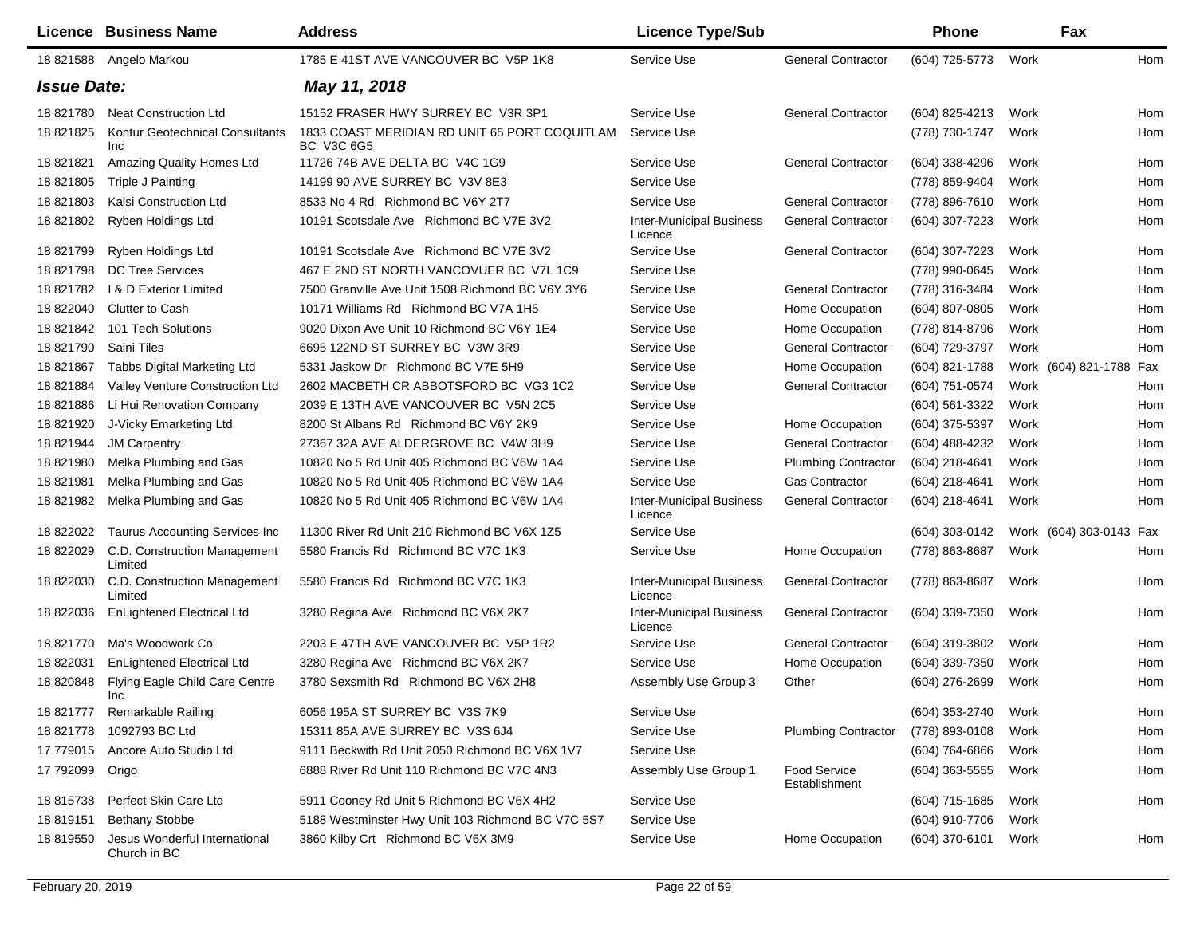| Licence | Business Name | Address | Licence Type/Sub | | Phone | | Fax | |
|---|---|---|---|---|---|---|---|---|
| 18 821588 | Angelo Markou | 1785 E 41ST AVE VANCOUVER BC V5P 1K8 | Service Use | General Contractor | (604) 725-5773 | Work | | Hom |

***Issue Date:*** ***May 11, 2018***

| Licence | Business Name | Address | Licence Type/Sub | | Phone | | Fax | |
|---|---|---|---|---|---|---|---|---|
| 18 821780 | Neat Construction Ltd | 15152 FRASER HWY SURREY BC V3R 3P1 | Service Use | General Contractor | (604) 825-4213 | Work | | Hom |
| 18 821825 | Kontur Geotechnical Consultants Inc | 1833 COAST MERIDIAN RD UNIT 65 PORT COQUITLAM BC V3C 6G5 | Service Use | | (778) 730-1747 | Work | | Hom |
| 18 821821 | Amazing Quality Homes Ltd | 11726 74B AVE DELTA BC V4C 1G9 | Service Use | General Contractor | (604) 338-4296 | Work | | Hom |
| 18 821805 | Triple J Painting | 14199 90 AVE SURREY BC V3V 8E3 | Service Use | | (778) 859-9404 | Work | | Hom |
| 18 821803 | Kalsi Construction Ltd | 8533 No 4 Rd Richmond BC V6Y 2T7 | Service Use | General Contractor | (778) 896-7610 | Work | | Hom |
| 18 821802 | Ryben Holdings Ltd | 10191 Scotsdale Ave Richmond BC V7E 3V2 | Inter-Municipal Business Licence | General Contractor | (604) 307-7223 | Work | | Hom |
| 18 821799 | Ryben Holdings Ltd | 10191 Scotsdale Ave Richmond BC V7E 3V2 | Service Use | General Contractor | (604) 307-7223 | Work | | Hom |
| 18 821798 | DC Tree Services | 467 E 2ND ST NORTH VANCOVUER BC V7L 1C9 | Service Use | | (778) 990-0645 | Work | | Hom |
| 18 821782 | I & D Exterior Limited | 7500 Granville Ave Unit 1508 Richmond BC V6Y 3Y6 | Service Use | General Contractor | (778) 316-3484 | Work | | Hom |
| 18 822040 | Clutter to Cash | 10171 Williams Rd Richmond BC V7A 1H5 | Service Use | Home Occupation | (604) 807-0805 | Work | | Hom |
| 18 821842 | 101 Tech Solutions | 9020 Dixon Ave Unit 10 Richmond BC V6Y 1E4 | Service Use | Home Occupation | (778) 814-8796 | Work | | Hom |
| 18 821790 | Saini Tiles | 6695 122ND ST SURREY BC V3W 3R9 | Service Use | General Contractor | (604) 729-3797 | Work | | Hom |
| 18 821867 | Tabbs Digital Marketing Ltd | 5331 Jaskow Dr Richmond BC V7E 5H9 | Service Use | Home Occupation | (604) 821-1788 | Work | (604) 821-1788 | Fax |
| 18 821884 | Valley Venture Construction Ltd | 2602 MACBETH CR ABBOTSFORD BC VG3 1C2 | Service Use | General Contractor | (604) 751-0574 | Work | | Hom |
| 18 821886 | Li Hui Renovation Company | 2039 E 13TH AVE VANCOUVER BC V5N 2C5 | Service Use | | (604) 561-3322 | Work | | Hom |
| 18 821920 | J-Vicky Emarketing Ltd | 8200 St Albans Rd Richmond BC V6Y 2K9 | Service Use | Home Occupation | (604) 375-5397 | Work | | Hom |
| 18 821944 | JM Carpentry | 27367 32A AVE ALDERGROVE BC V4W 3H9 | Service Use | General Contractor | (604) 488-4232 | Work | | Hom |
| 18 821980 | Melka Plumbing and Gas | 10820 No 5 Rd Unit 405 Richmond BC V6W 1A4 | Service Use | Plumbing Contractor | (604) 218-4641 | Work | | Hom |
| 18 821981 | Melka Plumbing and Gas | 10820 No 5 Rd Unit 405 Richmond BC V6W 1A4 | Service Use | Gas Contractor | (604) 218-4641 | Work | | Hom |
| 18 821982 | Melka Plumbing and Gas | 10820 No 5 Rd Unit 405 Richmond BC V6W 1A4 | Inter-Municipal Business Licence | General Contractor | (604) 218-4641 | Work | | Hom |
| 18 822022 | Taurus Accounting Services Inc | 11300 River Rd Unit 210 Richmond BC V6X 1Z5 | Service Use | | (604) 303-0142 | Work | (604) 303-0143 | Fax |
| 18 822029 | C.D. Construction Management Limited | 5580 Francis Rd Richmond BC V7C 1K3 | Service Use | Home Occupation | (778) 863-8687 | Work | | Hom |
| 18 822030 | C.D. Construction Management Limited | 5580 Francis Rd Richmond BC V7C 1K3 | Inter-Municipal Business Licence | General Contractor | (778) 863-8687 | Work | | Hom |
| 18 822036 | EnLightened Electrical Ltd | 3280 Regina Ave Richmond BC V6X 2K7 | Inter-Municipal Business Licence | General Contractor | (604) 339-7350 | Work | | Hom |
| 18 821770 | Ma's Woodwork Co | 2203 E 47TH AVE VANCOUVER BC V5P 1R2 | Service Use | General Contractor | (604) 319-3802 | Work | | Hom |
| 18 822031 | EnLightened Electrical Ltd | 3280 Regina Ave Richmond BC V6X 2K7 | Service Use | Home Occupation | (604) 339-7350 | Work | | Hom |
| 18 820848 | Flying Eagle Child Care Centre Inc | 3780 Sexsmith Rd Richmond BC V6X 2H8 | Assembly Use Group 3 | Other | (604) 276-2699 | Work | | Hom |
| 18 821777 | Remarkable Railing | 6056 195A ST SURREY BC V3S 7K9 | Service Use | | (604) 353-2740 | Work | | Hom |
| 18 821778 | 1092793 BC Ltd | 15311 85A AVE SURREY BC V3S 6J4 | Service Use | Plumbing Contractor | (778) 893-0108 | Work | | Hom |
| 17 779015 | Ancore Auto Studio Ltd | 9111 Beckwith Rd Unit 2050 Richmond BC V6X 1V7 | Service Use | | (604) 764-6866 | Work | | Hom |
| 17 792099 | Origo | 6888 River Rd Unit 110 Richmond BC V7C 4N3 | Assembly Use Group 1 | Food Service Establishment | (604) 363-5555 | Work | | Hom |
| 18 815738 | Perfect Skin Care Ltd | 5911 Cooney Rd Unit 5 Richmond BC V6X 4H2 | Service Use | | (604) 715-1685 | Work | | Hom |
| 18 819151 | Bethany Stobbe | 5188 Westminster Hwy Unit 103 Richmond BC V7C 5S7 | Service Use | | (604) 910-7706 | Work | | |
| 18 819550 | Jesus Wonderful International Church in BC | 3860 Kilby Crt Richmond BC V6X 3M9 | Service Use | Home Occupation | (604) 370-6101 | Work | | Hom |

February 20, 2019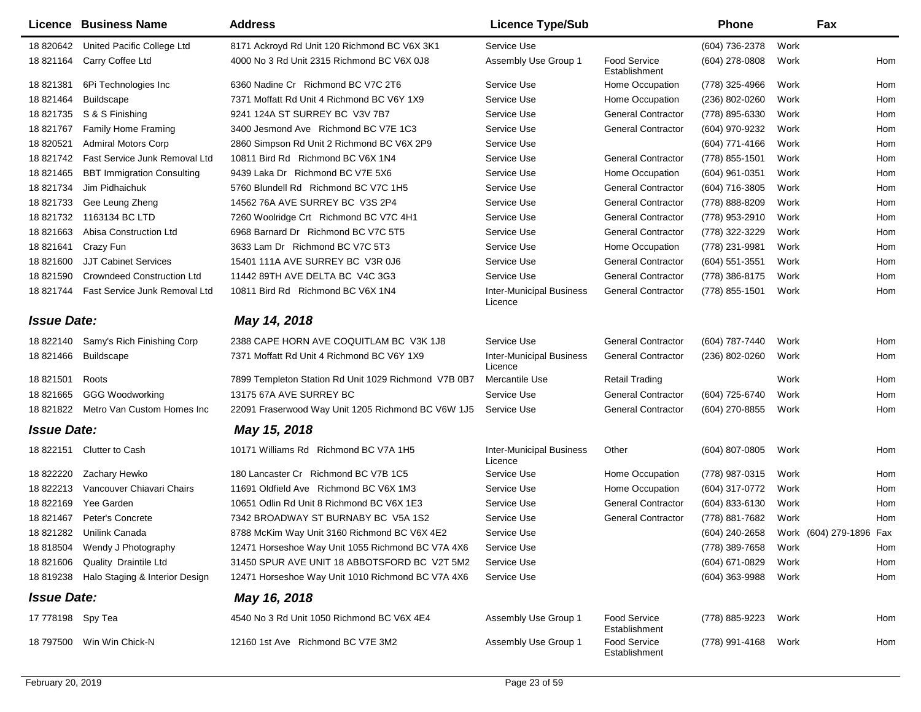| Licence | Business Name | Address | Licence Type/Sub | | Phone | | Fax | |
|---|---|---|---|---|---|---|---|---|
| 18 820642 | United Pacific College Ltd | 8171 Ackroyd Rd Unit 120 Richmond BC V6X 3K1 | Service Use | | (604) 736-2378 | Work | | |
| 18 821164 | Carry Coffee Ltd | 4000 No 3 Rd Unit 2315 Richmond BC V6X 0J8 | Assembly Use Group 1 | Food Service Establishment | (604) 278-0808 | Work | | Hom |
| 18 821381 | 6Pi Technologies Inc | 6360 Nadine Cr Richmond BC V7C 2T6 | Service Use | Home Occupation | (778) 325-4966 | Work | | Hom |
| 18 821464 | Buildscape | 7371 Moffatt Rd Unit 4 Richmond BC V6Y 1X9 | Service Use | Home Occupation | (236) 802-0260 | Work | | Hom |
| 18 821735 | S & S Finishing | 9241 124A ST SURREY BC V3V 7B7 | Service Use | General Contractor | (778) 895-6330 | Work | | Hom |
| 18 821767 | Family Home Framing | 3400 Jesmond Ave Richmond BC V7E 1C3 | Service Use | General Contractor | (604) 970-9232 | Work | | Hom |
| 18 820521 | Admiral Motors Corp | 2860 Simpson Rd Unit 2 Richmond BC V6X 2P9 | Service Use | | (604) 771-4166 | Work | | Hom |
| 18 821742 | Fast Service Junk Removal Ltd | 10811 Bird Rd Richmond BC V6X 1N4 | Service Use | General Contractor | (778) 855-1501 | Work | | Hom |
| 18 821465 | BBT Immigration Consulting | 9439 Laka Dr Richmond BC V7E 5X6 | Service Use | Home Occupation | (604) 961-0351 | Work | | Hom |
| 18 821734 | Jim Pidhaichuk | 5760 Blundell Rd Richmond BC V7C 1H5 | Service Use | General Contractor | (604) 716-3805 | Work | | Hom |
| 18 821733 | Gee Leung Zheng | 14562 76A AVE SURREY BC V3S 2P4 | Service Use | General Contractor | (778) 888-8209 | Work | | Hom |
| 18 821732 | 1163134 BC LTD | 7260 Woolridge Crt Richmond BC V7C 4H1 | Service Use | General Contractor | (778) 953-2910 | Work | | Hom |
| 18 821663 | Abisa Construction Ltd | 6968 Barnard Dr Richmond BC V7C 5T5 | Service Use | General Contractor | (778) 322-3229 | Work | | Hom |
| 18 821641 | Crazy Fun | 3633 Lam Dr Richmond BC V7C 5T3 | Service Use | Home Occupation | (778) 231-9981 | Work | | Hom |
| 18 821600 | JJT Cabinet Services | 15401 111A AVE SURREY BC V3R 0J6 | Service Use | General Contractor | (604) 551-3551 | Work | | Hom |
| 18 821590 | Crowndeed Construction Ltd | 11442 89TH AVE DELTA BC V4C 3G3 | Service Use | General Contractor | (778) 386-8175 | Work | | Hom |
| 18 821744 | Fast Service Junk Removal Ltd | 10811 Bird Rd Richmond BC V6X 1N4 | Inter-Municipal Business Licence | General Contractor | (778) 855-1501 | Work | | Hom |
| ***Issue Date:*** | | ***May 14, 2018*** | | | | | | |
| 18 822140 | Samy's Rich Finishing Corp | 2388 CAPE HORN AVE COQUITLAM BC V3K 1J8 | Service Use | General Contractor | (604) 787-7440 | Work | | Hom |
| 18 821466 | Buildscape | 7371 Moffatt Rd Unit 4 Richmond BC V6Y 1X9 | Inter-Municipal Business Licence | General Contractor | (236) 802-0260 | Work | | Hom |
| 18 821501 | Roots | 7899 Templeton Station Rd Unit 1029 Richmond V7B 0B7 | Mercantile Use | Retail Trading | | Work | | Hom |
| 18 821665 | GGG Woodworking | 13175 67A AVE SURREY BC | Service Use | General Contractor | (604) 725-6740 | Work | | Hom |
| 18 821822 | Metro Van Custom Homes Inc | 22091 Fraserwood Way Unit 1205 Richmond BC V6W 1J5 | Service Use | General Contractor | (604) 270-8855 | Work | | Hom |
| ***Issue Date:*** | | ***May 15, 2018*** | | | | | | |
| 18 822151 | Clutter to Cash | 10171 Williams Rd Richmond BC V7A 1H5 | Inter-Municipal Business Licence | Other | (604) 807-0805 | Work | | Hom |
| 18 822220 | Zachary Hewko | 180 Lancaster Cr Richmond BC V7B 1C5 | Service Use | Home Occupation | (778) 987-0315 | Work | | Hom |
| 18 822213 | Vancouver Chiavari Chairs | 11691 Oldfield Ave Richmond BC V6X 1M3 | Service Use | Home Occupation | (604) 317-0772 | Work | | Hom |
| 18 822169 | Yee Garden | 10651 Odlin Rd Unit 8 Richmond BC V6X 1E3 | Service Use | General Contractor | (604) 833-6130 | Work | | Hom |
| 18 821467 | Peter's Concrete | 7342 BROADWAY ST BURNABY BC V5A 1S2 | Service Use | General Contractor | (778) 881-7682 | Work | | Hom |
| 18 821282 | Unilink Canada | 8788 McKim Way Unit 3160 Richmond BC V6X 4E2 | Service Use | | (604) 240-2658 | Work | (604) 279-1896 | Fax |
| 18 818504 | Wendy J Photography | 12471 Horseshoe Way Unit 1055 Richmond BC V7A 4X6 | Service Use | | (778) 389-7658 | Work | | Hom |
| 18 821606 | Quality Draintile Ltd | 31450 SPUR AVE UNIT 18 ABBOTSFORD BC V2T 5M2 | Service Use | | (604) 671-0829 | Work | | Hom |
| 18 819238 | Halo Staging & Interior Design | 12471 Horseshoe Way Unit 1010 Richmond BC V7A 4X6 | Service Use | | (604) 363-9988 | Work | | Hom |
| ***Issue Date:*** | | ***May 16, 2018*** | | | | | | |
| 17 778198 | Spy Tea | 4540 No 3 Rd Unit 1050 Richmond BC V6X 4E4 | Assembly Use Group 1 | Food Service Establishment | (778) 885-9223 | Work | | Hom |
| 18 797500 | Win Win Chick-N | 12160 1st Ave Richmond BC V7E 3M2 | Assembly Use Group 1 | Food Service Establishment | (778) 991-4168 | Work | | Hom |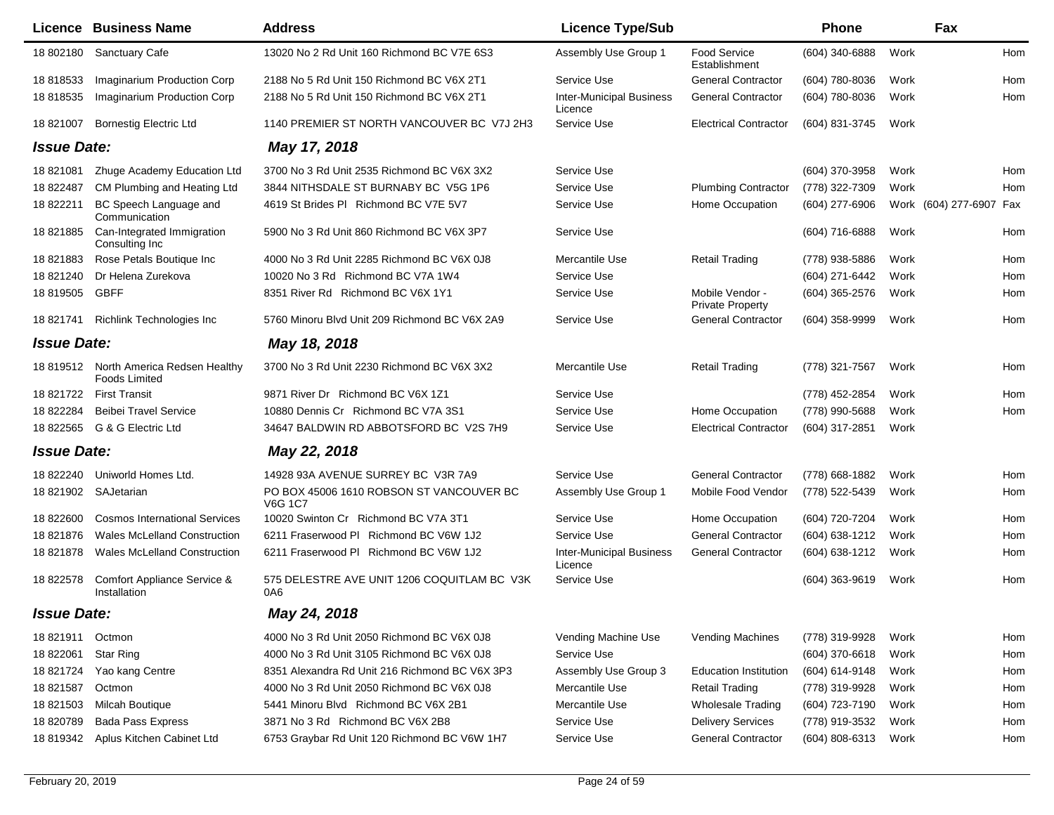| Licence | Business Name | Address | Licence Type/Sub | | Phone | | Fax | |
|---|---|---|---|---|---|---|---|---|
| 18 802180 | Sanctuary Cafe | 13020 No 2 Rd Unit 160 Richmond BC V7E 6S3 | Assembly Use Group 1 | Food Service Establishment | (604) 340-6888 | Work | | Hom |
| 18 818533 | Imaginarium Production Corp | 2188 No 5 Rd Unit 150 Richmond BC V6X 2T1 | Service Use | General Contractor | (604) 780-8036 | Work | | Hom |
| 18 818535 | Imaginarium Production Corp | 2188 No 5 Rd Unit 150 Richmond BC V6X 2T1 | Inter-Municipal Business Licence | General Contractor | (604) 780-8036 | Work | | Hom |
| 18 821007 | Bornestig Electric Ltd | 1140 PREMIER ST NORTH VANCOUVER BC V7J 2H3 | Service Use | Electrical Contractor | (604) 831-3745 | Work | | |
| ***Issue Date:*** | | ***May 17, 2018*** | | | | | | |
| 18 821081 | Zhuge Academy Education Ltd | 3700 No 3 Rd Unit 2535 Richmond BC V6X 3X2 | Service Use | | (604) 370-3958 | Work | | Hom |
| 18 822487 | CM Plumbing and Heating Ltd | 3844 NITHSDALE ST BURNABY BC V5G 1P6 | Service Use | Plumbing Contractor | (778) 322-7309 | Work | | Hom |
| 18 822211 | BC Speech Language and Communication | 4619 St Brides Pl Richmond BC V7E 5V7 | Service Use | Home Occupation | (604) 277-6906 | Work | (604) 277-6907 | Fax |
| 18 821885 | Can-Integrated Immigration Consulting Inc | 5900 No 3 Rd Unit 860 Richmond BC V6X 3P7 | Service Use | | (604) 716-6888 | Work | | Hom |
| 18 821883 | Rose Petals Boutique Inc | 4000 No 3 Rd Unit 2285 Richmond BC V6X 0J8 | Mercantile Use | Retail Trading | (778) 938-5886 | Work | | Hom |
| 18 821240 | Dr Helena Zurekova | 10020 No 3 Rd Richmond BC V7A 1W4 | Service Use | | (604) 271-6442 | Work | | Hom |
| 18 819505 | GBFF | 8351 River Rd Richmond BC V6X 1Y1 | Service Use | Mobile Vendor - Private Property | (604) 365-2576 | Work | | Hom |
| 18 821741 | Richlink Technologies Inc | 5760 Minoru Blvd Unit 209 Richmond BC V6X 2A9 | Service Use | General Contractor | (604) 358-9999 | Work | | Hom |
| ***Issue Date:*** | | ***May 18, 2018*** | | | | | | |
| 18 819512 | North America Redsen Healthy Foods Limited | 3700 No 3 Rd Unit 2230 Richmond BC V6X 3X2 | Mercantile Use | Retail Trading | (778) 321-7567 | Work | | Hom |
| 18 821722 | First Transit | 9871 River Dr Richmond BC V6X 1Z1 | Service Use | | (778) 452-2854 | Work | | Hom |
| 18 822284 | Beibei Travel Service | 10880 Dennis Cr Richmond BC V7A 3S1 | Service Use | Home Occupation | (778) 990-5688 | Work | | Hom |
| 18 822565 | G & G Electric Ltd | 34647 BALDWIN RD ABBOTSFORD BC V2S 7H9 | Service Use | Electrical Contractor | (604) 317-2851 | Work | | |
| ***Issue Date:*** | | ***May 22, 2018*** | | | | | | |
| 18 822240 | Uniworld Homes Ltd. | 14928 93A AVENUE SURREY BC V3R 7A9 | Service Use | General Contractor | (778) 668-1882 | Work | | Hom |
| 18 821902 | SAJetarian | PO BOX 45006 1610 ROBSON ST VANCOUVER BC V6G 1C7 | Assembly Use Group 1 | Mobile Food Vendor | (778) 522-5439 | Work | | Hom |
| 18 822600 | Cosmos International Services | 10020 Swinton Cr Richmond BC V7A 3T1 | Service Use | Home Occupation | (604) 720-7204 | Work | | Hom |
| 18 821876 | Wales McLelland Construction | 6211 Fraserwood Pl Richmond BC V6W 1J2 | Service Use | General Contractor | (604) 638-1212 | Work | | Hom |
| 18 821878 | Wales McLelland Construction | 6211 Fraserwood Pl Richmond BC V6W 1J2 | Inter-Municipal Business Licence | General Contractor | (604) 638-1212 | Work | | Hom |
| 18 822578 | Comfort Appliance Service & Installation | 575 DELESTRE AVE UNIT 1206 COQUITLAM BC V3K 0A6 | Service Use | | (604) 363-9619 | Work | | Hom |
| ***Issue Date:*** | | ***May 24, 2018*** | | | | | | |
| 18 821911 | Octmon | 4000 No 3 Rd Unit 2050 Richmond BC V6X 0J8 | Vending Machine Use | Vending Machines | (778) 319-9928 | Work | | Hom |
| 18 822061 | Star Ring | 4000 No 3 Rd Unit 3105 Richmond BC V6X 0J8 | Service Use | | (604) 370-6618 | Work | | Hom |
| 18 821724 | Yao kang Centre | 8351 Alexandra Rd Unit 216 Richmond BC V6X 3P3 | Assembly Use Group 3 | Education Institution | (604) 614-9148 | Work | | Hom |
| 18 821587 | Octmon | 4000 No 3 Rd Unit 2050 Richmond BC V6X 0J8 | Mercantile Use | Retail Trading | (778) 319-9928 | Work | | Hom |
| 18 821503 | Milcah Boutique | 5441 Minoru Blvd Richmond BC V6X 2B1 | Mercantile Use | Wholesale Trading | (604) 723-7190 | Work | | Hom |
| 18 820789 | Bada Pass Express | 3871 No 3 Rd Richmond BC V6X 2B8 | Service Use | Delivery Services | (778) 919-3532 | Work | | Hom |
| 18 819342 | Aplus Kitchen Cabinet Ltd | 6753 Graybar Rd Unit 120 Richmond BC V6W 1H7 | Service Use | General Contractor | (604) 808-6313 | Work | | Hom |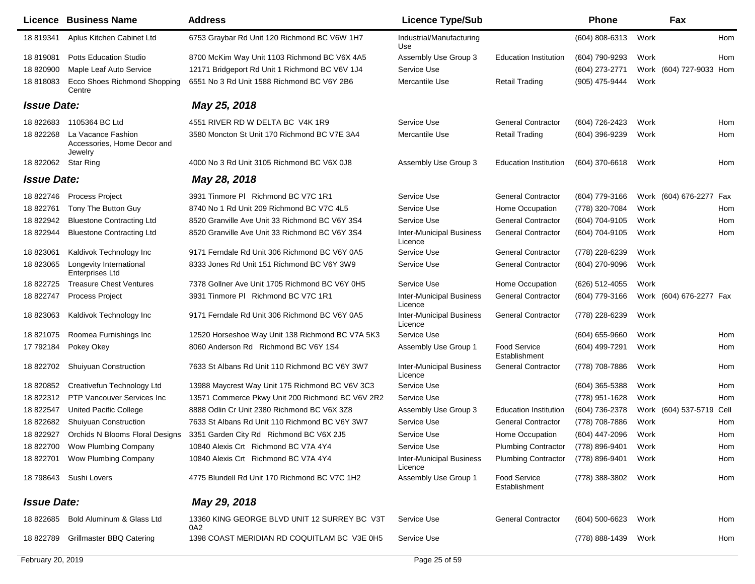| Licence | Business Name | Address | Licence Type/Sub | | Phone | | Fax | |
|---|---|---|---|---|---|---|---|---|
| 18 819341 | Aplus Kitchen Cabinet Ltd | 6753 Graybar Rd Unit 120 Richmond BC V6W 1H7 | Industrial/Manufacturing Use | | (604) 808-6313 | Work | | Hom |
| 18 819081 | Potts Education Studio | 8700 McKim Way Unit 1103 Richmond BC V6X 4A5 | Assembly Use Group 3 | Education Institution | (604) 790-9293 | Work | | Hom |
| 18 820900 | Maple Leaf Auto Service | 12171 Bridgeport Rd Unit 1 Richmond BC V6V 1J4 | Service Use | | (604) 273-2771 | Work | (604) 727-9033 | Hom |
| 18 818083 | Ecco Shoes Richmond Shopping Centre | 6551 No 3 Rd Unit 1588 Richmond BC V6Y 2B6 | Mercantile Use | Retail Trading | (905) 475-9444 | Work | | |
| ***Issue Date:*** | | ***May 25, 2018*** | | | | | | |
| 18 822683 | 1105364 BC Ltd | 4551 RIVER RD W DELTA BC V4K 1R9 | Service Use | General Contractor | (604) 726-2423 | Work | | Hom |
| 18 822268 | La Vacance Fashion Accessories, Home Decor and Jewelry | 3580 Moncton St Unit 170 Richmond BC V7E 3A4 | Mercantile Use | Retail Trading | (604) 396-9239 | Work | | Hom |
| 18 822062 | Star Ring | 4000 No 3 Rd Unit 3105 Richmond BC V6X 0J8 | Assembly Use Group 3 | Education Institution | (604) 370-6618 | Work | | Hom |
| ***Issue Date:*** | | ***May 28, 2018*** | | | | | | |
| 18 822746 | Process Project | 3931 Tinmore Pl Richmond BC V7C 1R1 | Service Use | General Contractor | (604) 779-3166 | Work | (604) 676-2277 | Fax |
| 18 822761 | Tony The Button Guy | 8740 No 1 Rd Unit 209 Richmond BC V7C 4L5 | Service Use | Home Occupation | (778) 320-7084 | Work | | Hom |
| 18 822942 | Bluestone Contracting Ltd | 8520 Granville Ave Unit 33 Richmond BC V6Y 3S4 | Service Use | General Contractor | (604) 704-9105 | Work | | Hom |
| 18 822944 | Bluestone Contracting Ltd | 8520 Granville Ave Unit 33 Richmond BC V6Y 3S4 | Inter-Municipal Business Licence | General Contractor | (604) 704-9105 | Work | | Hom |
| 18 823061 | Kaldivok Technology Inc | 9171 Ferndale Rd Unit 306 Richmond BC V6Y 0A5 | Service Use | General Contractor | (778) 228-6239 | Work | | |
| 18 823065 | Longevity International Enterprises Ltd | 8333 Jones Rd Unit 151 Richmond BC V6Y 3W9 | Service Use | General Contractor | (604) 270-9096 | Work | | |
| 18 822725 | Treasure Chest Ventures | 7378 Gollner Ave Unit 1705 Richmond BC V6Y 0H5 | Service Use | Home Occupation | (626) 512-4055 | Work | | |
| 18 822747 | Process Project | 3931 Tinmore Pl Richmond BC V7C 1R1 | Inter-Municipal Business Licence | General Contractor | (604) 779-3166 | Work | (604) 676-2277 | Fax |
| 18 823063 | Kaldivok Technology Inc | 9171 Ferndale Rd Unit 306 Richmond BC V6Y 0A5 | Inter-Municipal Business Licence | General Contractor | (778) 228-6239 | Work | | |
| 18 821075 | Roomea Furnishings Inc | 12520 Horseshoe Way Unit 138 Richmond BC V7A 5K3 | Service Use | | (604) 655-9660 | Work | | Hom |
| 17 792184 | Pokey Okey | 8060 Anderson Rd Richmond BC V6Y 1S4 | Assembly Use Group 1 | Food Service Establishment | (604) 499-7291 | Work | | Hom |
| 18 822702 | Shuiyuan Construction | 7633 St Albans Rd Unit 110 Richmond BC V6Y 3W7 | Inter-Municipal Business Licence | General Contractor | (778) 708-7886 | Work | | Hom |
| 18 820852 | Creativefun Technology Ltd | 13988 Maycrest Way Unit 175 Richmond BC V6V 3C3 | Service Use | | (604) 365-5388 | Work | | Hom |
| 18 822312 | PTP Vancouver Services Inc | 13571 Commerce Pkwy Unit 200 Richmond BC V6V 2R2 | Service Use | | (778) 951-1628 | Work | | Hom |
| 18 822547 | United Pacific College | 8888 Odlin Cr Unit 2380 Richmond BC V6X 3Z8 | Assembly Use Group 3 | Education Institution | (604) 736-2378 | Work | (604) 537-5719 | Cell |
| 18 822682 | Shuiyuan Construction | 7633 St Albans Rd Unit 110 Richmond BC V6Y 3W7 | Service Use | General Contractor | (778) 708-7886 | Work | | Hom |
| 18 822927 | Orchids N Blooms Floral Designs | 3351 Garden City Rd Richmond BC V6X 2J5 | Service Use | Home Occupation | (604) 447-2096 | Work | | Hom |
| 18 822700 | Wow Plumbing Company | 10840 Alexis Crt Richmond BC V7A 4Y4 | Service Use | Plumbing Contractor | (778) 896-9401 | Work | | Hom |
| 18 822701 | Wow Plumbing Company | 10840 Alexis Crt Richmond BC V7A 4Y4 | Inter-Municipal Business Licence | Plumbing Contractor | (778) 896-9401 | Work | | Hom |
| 18 798643 | Sushi Lovers | 4775 Blundell Rd Unit 170 Richmond BC V7C 1H2 | Assembly Use Group 1 | Food Service Establishment | (778) 388-3802 | Work | | Hom |
| ***Issue Date:*** | | ***May 29, 2018*** | | | | | | |
| 18 822685 | Bold Aluminum & Glass Ltd | 13360 KING GEORGE BLVD UNIT 12 SURREY BC V3T 0A2 | Service Use | General Contractor | (604) 500-6623 | Work | | Hom |
| 18 822789 | Grillmaster BBQ Catering | 1398 COAST MERIDIAN RD COQUITLAM BC V3E 0H5 | Service Use | | (778) 888-1439 | Work | | Hom |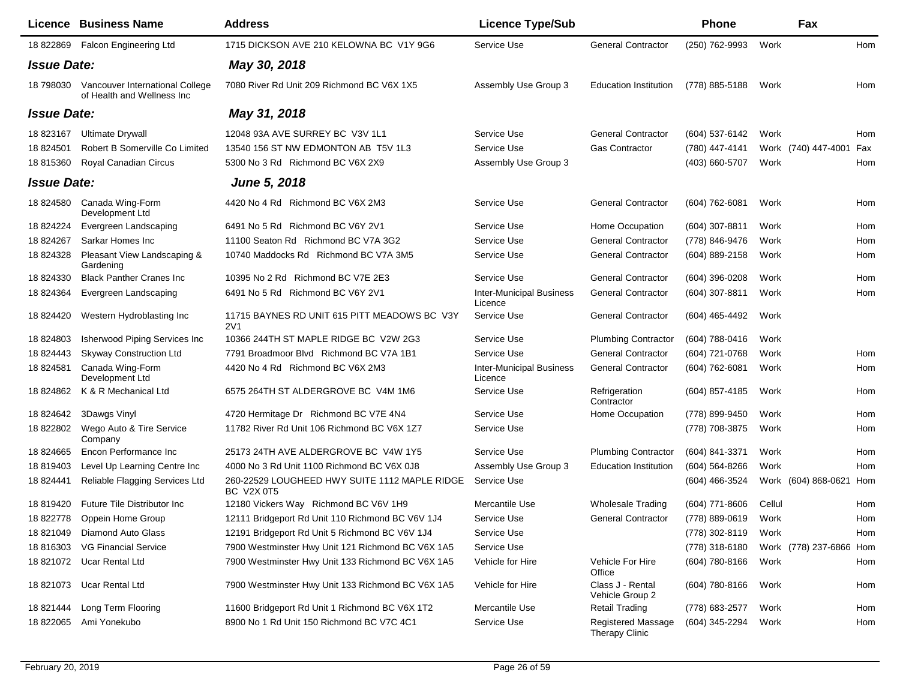| Licence | Business Name | Address | Licence Type/Sub | | Phone | | Fax | |
|---|---|---|---|---|---|---|---|---|
| 18 822869 | Falcon Engineering Ltd | 1715 DICKSON AVE 210 KELOWNA BC V1Y 9G6 | Service Use | General Contractor | (250) 762-9993 | Work | | Hom |
| ***Issue Date:*** | | ***May 30, 2018*** | | | | | | |
| 18 798030 | Vancouver International College of Health and Wellness Inc | 7080 River Rd Unit 209 Richmond BC V6X 1X5 | Assembly Use Group 3 | Education Institution | (778) 885-5188 | Work | | Hom |
| ***Issue Date:*** | | ***May 31, 2018*** | | | | | | |
| 18 823167 | Ultimate Drywall | 12048 93A AVE SURREY BC V3V 1L1 | Service Use | General Contractor | (604) 537-6142 | Work | | Hom |
| 18 824501 | Robert B Somerville Co Limited | 13540 156 ST NW EDMONTON AB T5V 1L3 | Service Use | Gas Contractor | (780) 447-4141 | Work | (740) 447-4001 | Fax |
| 18 815360 | Royal Canadian Circus | 5300 No 3 Rd Richmond BC V6X 2X9 | Assembly Use Group 3 | | (403) 660-5707 | Work | | Hom |
| ***Issue Date:*** | | ***June 5, 2018*** | | | | | | |
| 18 824580 | Canada Wing-Form Development Ltd | 4420 No 4 Rd Richmond BC V6X 2M3 | Service Use | General Contractor | (604) 762-6081 | Work | | Hom |
| 18 824224 | Evergreen Landscaping | 6491 No 5 Rd Richmond BC V6Y 2V1 | Service Use | Home Occupation | (604) 307-8811 | Work | | Hom |
| 18 824267 | Sarkar Homes Inc | 11100 Seaton Rd Richmond BC V7A 3G2 | Service Use | General Contractor | (778) 846-9476 | Work | | Hom |
| 18 824328 | Pleasant View Landscaping & Gardening | 10740 Maddocks Rd Richmond BC V7A 3M5 | Service Use | General Contractor | (604) 889-2158 | Work | | Hom |
| 18 824330 | Black Panther Cranes Inc | 10395 No 2 Rd Richmond BC V7E 2E3 | Service Use | General Contractor | (604) 396-0208 | Work | | Hom |
| 18 824364 | Evergreen Landscaping | 6491 No 5 Rd Richmond BC V6Y 2V1 | Inter-Municipal Business Licence | General Contractor | (604) 307-8811 | Work | | Hom |
| 18 824420 | Western Hydroblasting Inc | 11715 BAYNES RD UNIT 615 PITT MEADOWS BC V3Y 2V1 | Service Use | General Contractor | (604) 465-4492 | Work | | |
| 18 824803 | Isherwood Piping Services Inc | 10366 244TH ST MAPLE RIDGE BC V2W 2G3 | Service Use | Plumbing Contractor | (604) 788-0416 | Work | | |
| 18 824443 | Skyway Construction Ltd | 7791 Broadmoor Blvd Richmond BC V7A 1B1 | Service Use | General Contractor | (604) 721-0768 | Work | | Hom |
| 18 824581 | Canada Wing-Form Development Ltd | 4420 No 4 Rd Richmond BC V6X 2M3 | Inter-Municipal Business Licence | General Contractor | (604) 762-6081 | Work | | Hom |
| 18 824862 | K & R Mechanical Ltd | 6575 264TH ST ALDERGROVE BC V4M 1M6 | Service Use | Refrigeration Contractor | (604) 857-4185 | Work | | Hom |
| 18 824642 | 3Dawgs Vinyl | 4720 Hermitage Dr Richmond BC V7E 4N4 | Service Use | Home Occupation | (778) 899-9450 | Work | | Hom |
| 18 822802 | Wego Auto & Tire Service Company | 11782 River Rd Unit 106 Richmond BC V6X 1Z7 | Service Use | | (778) 708-3875 | Work | | Hom |
| 18 824665 | Encon Performance Inc | 25173 24TH AVE ALDERGROVE BC V4W 1Y5 | Service Use | Plumbing Contractor | (604) 841-3371 | Work | | Hom |
| 18 819403 | Level Up Learning Centre Inc | 4000 No 3 Rd Unit 1100 Richmond BC V6X 0J8 | Assembly Use Group 3 | Education Institution | (604) 564-8266 | Work | | Hom |
| 18 824441 | Reliable Flagging Services Ltd | 260-22529 LOUGHEED HWY SUITE 1112 MAPLE RIDGE BC V2X 0T5 | Service Use | | (604) 466-3524 | Work | (604) 868-0621 | Hom |
| 18 819420 | Future Tile Distributor Inc | 12180 Vickers Way Richmond BC V6V 1H9 | Mercantile Use | Wholesale Trading | (604) 771-8606 | Cellul | | Hom |
| 18 822778 | Oppein Home Group | 12111 Bridgeport Rd Unit 110 Richmond BC V6V 1J4 | Service Use | General Contractor | (778) 889-0619 | Work | | Hom |
| 18 821049 | Diamond Auto Glass | 12191 Bridgeport Rd Unit 5 Richmond BC V6V 1J4 | Service Use | | (778) 302-8119 | Work | | Hom |
| 18 816303 | VG Financial Service | 7900 Westminster Hwy Unit 121 Richmond BC V6X 1A5 | Service Use | | (778) 318-6180 | Work | (778) 237-6866 | Hom |
| 18 821072 | Ucar Rental Ltd | 7900 Westminster Hwy Unit 133 Richmond BC V6X 1A5 | Vehicle for Hire | Vehicle For Hire Office | (604) 780-8166 | Work | | Hom |
| 18 821073 | Ucar Rental Ltd | 7900 Westminster Hwy Unit 133 Richmond BC V6X 1A5 | Vehicle for Hire | Class J - Rental Vehicle Group 2 | (604) 780-8166 | Work | | Hom |
| 18 821444 | Long Term Flooring | 11600 Bridgeport Rd Unit 1 Richmond BC V6X 1T2 | Mercantile Use | Retail Trading | (778) 683-2577 | Work | | Hom |
| 18 822065 | Ami Yonekubo | 8900 No 1 Rd Unit 150 Richmond BC V7C 4C1 | Service Use | Registered Massage Therapy Clinic | (604) 345-2294 | Work | | Hom |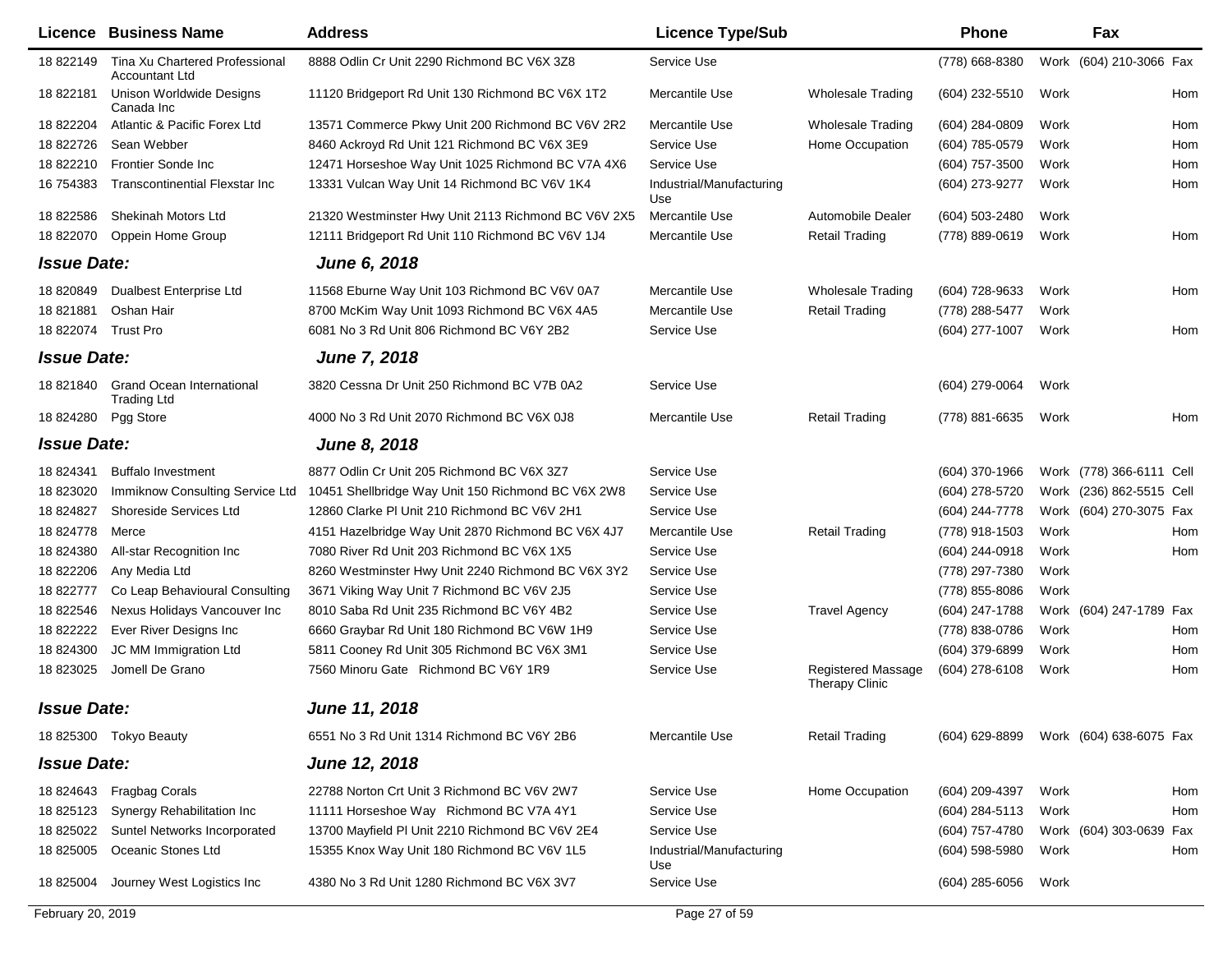| Licence | Business Name | Address | Licence Type/Sub | | Phone | | Fax | |
|---|---|---|---|---|---|---|---|---|
| 18 822149 | Tina Xu Chartered Professional Accountant Ltd | 8888 Odlin Cr Unit 2290 Richmond BC V6X 3Z8 | Service Use | | (778) 668-8380 | Work | (604) 210-3066 | Fax |
| 18 822181 | Unison Worldwide Designs Canada Inc | 11120 Bridgeport Rd Unit 130 Richmond BC V6X 1T2 | Mercantile Use | Wholesale Trading | (604) 232-5510 | Work | | Hom |
| 18 822204 | Atlantic & Pacific Forex Ltd | 13571 Commerce Pkwy Unit 200 Richmond BC V6V 2R2 | Mercantile Use | Wholesale Trading | (604) 284-0809 | Work | | Hom |
| 18 822726 | Sean Webber | 8460 Ackroyd Rd Unit 121 Richmond BC V6X 3E9 | Service Use | Home Occupation | (604) 785-0579 | Work | | Hom |
| 18 822210 | Frontier Sonde Inc | 12471 Horseshoe Way Unit 1025 Richmond BC V7A 4X6 | Service Use | | (604) 757-3500 | Work | | Hom |
| 16 754383 | Transcontinental Flexstar Inc | 13331 Vulcan Way Unit 14 Richmond BC V6V 1K4 | Industrial/Manufacturing Use | | (604) 273-9277 | Work | | Hom |
| 18 822586 | Shekinah Motors Ltd | 21320 Westminster Hwy Unit 2113 Richmond BC V6V 2X5 | Mercantile Use | Automobile Dealer | (604) 503-2480 | Work | | |
| 18 822070 | Oppein Home Group | 12111 Bridgeport Rd Unit 110 Richmond BC V6V 1J4 | Mercantile Use | Retail Trading | (778) 889-0619 | Work | | Hom |
| ***Issue Date:*** | | ***June 6, 2018*** | | | | | | |
| 18 820849 | Dualbest Enterprise Ltd | 11568 Eburne Way Unit 103 Richmond BC V6V 0A7 | Mercantile Use | Wholesale Trading | (604) 728-9633 | Work | | Hom |
| 18 821881 | Oshan Hair | 8700 McKim Way Unit 1093 Richmond BC V6X 4A5 | Mercantile Use | Retail Trading | (778) 288-5477 | Work | | |
| 18 822074 | Trust Pro | 6081 No 3 Rd Unit 806 Richmond BC V6Y 2B2 | Service Use | | (604) 277-1007 | Work | | Hom |
| ***Issue Date:*** | | ***June 7, 2018*** | | | | | | |
| 18 821840 | Grand Ocean International Trading Ltd | 3820 Cessna Dr Unit 250 Richmond BC V7B 0A2 | Service Use | | (604) 279-0064 | Work | | |
| 18 824280 | Pgg Store | 4000 No 3 Rd Unit 2070 Richmond BC V6X 0J8 | Mercantile Use | Retail Trading | (778) 881-6635 | Work | | Hom |
| ***Issue Date:*** | | ***June 8, 2018*** | | | | | | |
| 18 824341 | Buffalo Investment | 8877 Odlin Cr Unit 205 Richmond BC V6X 3Z7 | Service Use | | (604) 370-1966 | Work | (778) 366-6111 | Cell |
| 18 823020 | Immiknow Consulting Service Ltd | 10451 Shellbridge Way Unit 150 Richmond BC V6X 2W8 | Service Use | | (604) 278-5720 | Work | (236) 862-5515 | Cell |
| 18 824827 | Shoreside Services Ltd | 12860 Clarke Pl Unit 210 Richmond BC V6V 2H1 | Service Use | | (604) 244-7778 | Work | (604) 270-3075 | Fax |
| 18 824778 | Merce | 4151 Hazelbridge Way Unit 2870 Richmond BC V6X 4J7 | Mercantile Use | Retail Trading | (778) 918-1503 | Work | | Hom |
| 18 824380 | All-star Recognition Inc | 7080 River Rd Unit 203 Richmond BC V6X 1X5 | Service Use | | (604) 244-0918 | Work | | Hom |
| 18 822206 | Any Media Ltd | 8260 Westminster Hwy Unit 2240 Richmond BC V6X 3Y2 | Service Use | | (778) 297-7380 | Work | | |
| 18 822777 | Co Leap Behavioural Consulting | 3671 Viking Way Unit 7 Richmond BC V6V 2J5 | Service Use | | (778) 855-8086 | Work | | |
| 18 822546 | Nexus Holidays Vancouver Inc | 8010 Saba Rd Unit 235 Richmond BC V6Y 4B2 | Service Use | Travel Agency | (604) 247-1788 | Work | (604) 247-1789 | Fax |
| 18 822222 | Ever River Designs Inc | 6660 Graybar Rd Unit 180 Richmond BC V6W 1H9 | Service Use | | (778) 838-0786 | Work | | Hom |
| 18 824300 | JC MM Immigration Ltd | 5811 Cooney Rd Unit 305 Richmond BC V6X 3M1 | Service Use | | (604) 379-6899 | Work | | Hom |
| 18 823025 | Jomell De Grano | 7560 Minoru Gate Richmond BC V6Y 1R9 | Service Use | Registered Massage Therapy Clinic | (604) 278-6108 | Work | | Hom |
| ***Issue Date:*** | | ***June 11, 2018*** | | | | | | |
| 18 825300 | Tokyo Beauty | 6551 No 3 Rd Unit 1314 Richmond BC V6Y 2B6 | Mercantile Use | Retail Trading | (604) 629-8899 | Work | (604) 638-6075 | Fax |
| ***Issue Date:*** | | ***June 12, 2018*** | | | | | | |
| 18 824643 | Fragbag Corals | 22788 Norton Crt Unit 3 Richmond BC V6V 2W7 | Service Use | Home Occupation | (604) 209-4397 | Work | | Hom |
| 18 825123 | Synergy Rehabilitation Inc | 11111 Horseshoe Way Richmond BC V7A 4Y1 | Service Use | | (604) 284-5113 | Work | | Hom |
| 18 825022 | Suntel Networks Incorporated | 13700 Mayfield Pl Unit 2210 Richmond BC V6V 2E4 | Service Use | | (604) 757-4780 | Work | (604) 303-0639 | Fax |
| 18 825005 | Oceanic Stones Ltd | 15355 Knox Way Unit 180 Richmond BC V6V 1L5 | Industrial/Manufacturing Use | | (604) 598-5980 | Work | | Hom |
| 18 825004 | Journey West Logistics Inc | 4380 No 3 Rd Unit 1280 Richmond BC V6X 3V7 | Service Use | | (604) 285-6056 | Work | | |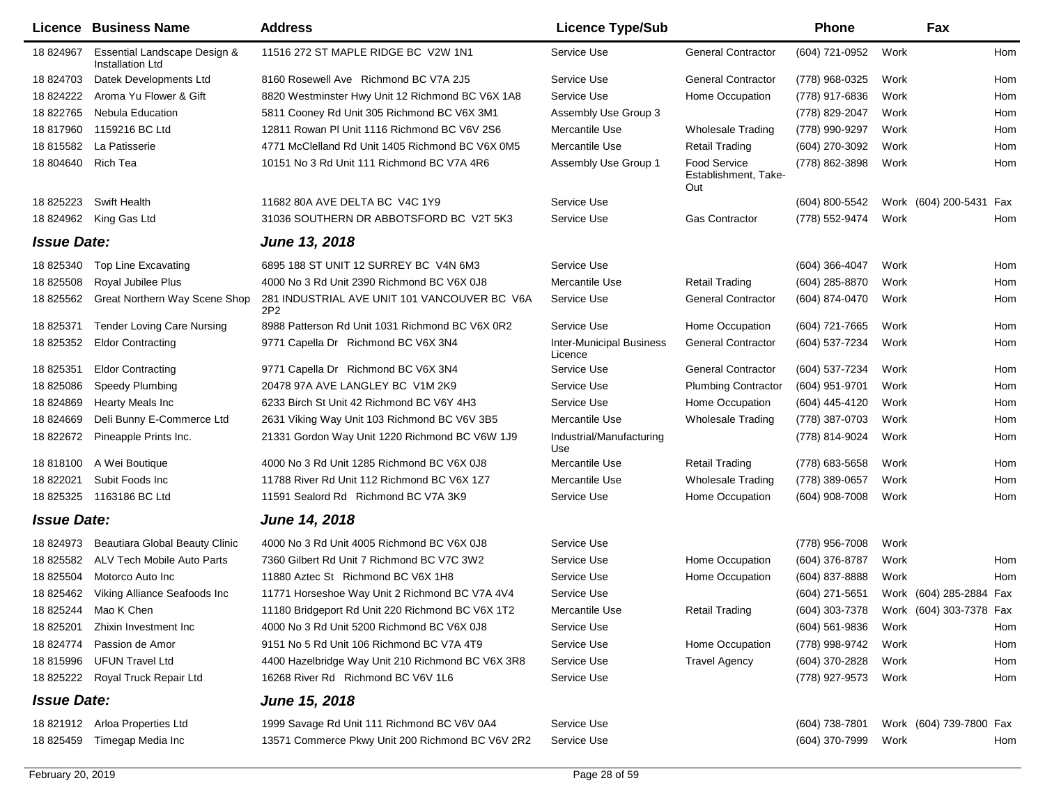| Licence | Business Name | Address | Licence Type/Sub | | Phone | | Fax | |
|---|---|---|---|---|---|---|---|---|
| 18 824967 | Essential Landscape Design & Installation Ltd | 11516 272 ST MAPLE RIDGE BC V2W 1N1 | Service Use | General Contractor | (604) 721-0952 | Work | | Hom |
| 18 824703 | Datek Developments Ltd | 8160 Rosewell Ave Richmond BC V7A 2J5 | Service Use | General Contractor | (778) 968-0325 | Work | | Hom |
| 18 824222 | Aroma Yu Flower & Gift | 8820 Westminster Hwy Unit 12 Richmond BC V6X 1A8 | Service Use | Home Occupation | (778) 917-6836 | Work | | Hom |
| 18 822765 | Nebula Education | 5811 Cooney Rd Unit 305 Richmond BC V6X 3M1 | Assembly Use Group 3 | | (778) 829-2047 | Work | | Hom |
| 18 817960 | 1159216 BC Ltd | 12811 Rowan Pl Unit 1116 Richmond BC V6V 2S6 | Mercantile Use | Wholesale Trading | (778) 990-9297 | Work | | Hom |
| 18 815582 | La Patisserie | 4771 McClelland Rd Unit 1405 Richmond BC V6X 0M5 | Mercantile Use | Retail Trading | (604) 270-3092 | Work | | Hom |
| 18 804640 | Rich Tea | 10151 No 3 Rd Unit 111 Richmond BC V7A 4R6 | Assembly Use Group 1 | Food Service Establishment, Take-Out | (778) 862-3898 | Work | | Hom |
| 18 825223 | Swift Health | 11682 80A AVE DELTA BC V4C 1Y9 | Service Use | | (604) 800-5542 | Work | (604) 200-5431 | Fax |
| 18 824962 | King Gas Ltd | 31036 SOUTHERN DR ABBOTSFORD BC V2T 5K3 | Service Use | Gas Contractor | (778) 552-9474 | Work | | Hom |
| ***Issue Date:*** | | ***June 13, 2018*** | | | | | | |
| 18 825340 | Top Line Excavating | 6895 188 ST UNIT 12 SURREY BC V4N 6M3 | Service Use | | (604) 366-4047 | Work | | Hom |
| 18 825508 | Royal Jubilee Plus | 4000 No 3 Rd Unit 2390 Richmond BC V6X 0J8 | Mercantile Use | Retail Trading | (604) 285-8870 | Work | | Hom |
| 18 825562 | Great Northern Way Scene Shop | 281 INDUSTRIAL AVE UNIT 101 VANCOUVER BC V6A 2P2 | Service Use | General Contractor | (604) 874-0470 | Work | | Hom |
| 18 825371 | Tender Loving Care Nursing | 8988 Patterson Rd Unit 1031 Richmond BC V6X 0R2 | Service Use | Home Occupation | (604) 721-7665 | Work | | Hom |
| 18 825352 | Eldor Contracting | 9771 Capella Dr Richmond BC V6X 3N4 | Inter-Municipal Business Licence | General Contractor | (604) 537-7234 | Work | | Hom |
| 18 825351 | Eldor Contracting | 9771 Capella Dr Richmond BC V6X 3N4 | Service Use | General Contractor | (604) 537-7234 | Work | | Hom |
| 18 825086 | Speedy Plumbing | 20478 97A AVE LANGLEY BC V1M 2K9 | Service Use | Plumbing Contractor | (604) 951-9701 | Work | | Hom |
| 18 824869 | Hearty Meals Inc | 6233 Birch St Unit 42 Richmond BC V6Y 4H3 | Service Use | Home Occupation | (604) 445-4120 | Work | | Hom |
| 18 824669 | Deli Bunny E-Commerce Ltd | 2631 Viking Way Unit 103 Richmond BC V6V 3B5 | Mercantile Use | Wholesale Trading | (778) 387-0703 | Work | | Hom |
| 18 822672 | Pineapple Prints Inc. | 21331 Gordon Way Unit 1220 Richmond BC V6W 1J9 | Industrial/Manufacturing Use | | (778) 814-9024 | Work | | Hom |
| 18 818100 | A Wei Boutique | 4000 No 3 Rd Unit 1285 Richmond BC V6X 0J8 | Mercantile Use | Retail Trading | (778) 683-5658 | Work | | Hom |
| 18 822021 | Subit Foods Inc | 11788 River Rd Unit 112 Richmond BC V6X 1Z7 | Mercantile Use | Wholesale Trading | (778) 389-0657 | Work | | Hom |
| 18 825325 | 1163186 BC Ltd | 11591 Sealord Rd Richmond BC V7A 3K9 | Service Use | Home Occupation | (604) 908-7008 | Work | | Hom |
| ***Issue Date:*** | | ***June 14, 2018*** | | | | | | |
| 18 824973 | Beautiara Global Beauty Clinic | 4000 No 3 Rd Unit 4005 Richmond BC V6X 0J8 | Service Use | | (778) 956-7008 | Work | | |
| 18 825582 | ALV Tech Mobile Auto Parts | 7360 Gilbert Rd Unit 7 Richmond BC V7C 3W2 | Service Use | Home Occupation | (604) 376-8787 | Work | | Hom |
| 18 825504 | Motorco Auto Inc | 11880 Aztec St Richmond BC V6X 1H8 | Service Use | Home Occupation | (604) 837-8888 | Work | | Hom |
| 18 825462 | Viking Alliance Seafoods Inc | 11771 Horseshoe Way Unit 2 Richmond BC V7A 4V4 | Service Use | | (604) 271-5651 | Work | (604) 285-2884 | Fax |
| 18 825244 | Mao K Chen | 11180 Bridgeport Rd Unit 220 Richmond BC V6X 1T2 | Mercantile Use | Retail Trading | (604) 303-7378 | Work | (604) 303-7378 | Fax |
| 18 825201 | Zhixin Investment Inc | 4000 No 3 Rd Unit 5200 Richmond BC V6X 0J8 | Service Use | | (604) 561-9836 | Work | | Hom |
| 18 824774 | Passion de Amor | 9151 No 5 Rd Unit 106 Richmond BC V7A 4T9 | Service Use | Home Occupation | (778) 998-9742 | Work | | Hom |
| 18 815996 | UFUN Travel Ltd | 4400 Hazelbridge Way Unit 210 Richmond BC V6X 3R8 | Service Use | Travel Agency | (604) 370-2828 | Work | | Hom |
| 18 825222 | Royal Truck Repair Ltd | 16268 River Rd Richmond BC V6V 1L6 | Service Use | | (778) 927-9573 | Work | | Hom |
| ***Issue Date:*** | | ***June 15, 2018*** | | | | | | |
| 18 821912 | Arloa Properties Ltd | 1999 Savage Rd Unit 111 Richmond BC V6V 0A4 | Service Use | | (604) 738-7801 | Work | (604) 739-7800 | Fax |
| 18 825459 | Timegap Media Inc | 13571 Commerce Pkwy Unit 200 Richmond BC V6V 2R2 | Service Use | | (604) 370-7999 | Work | | Hom |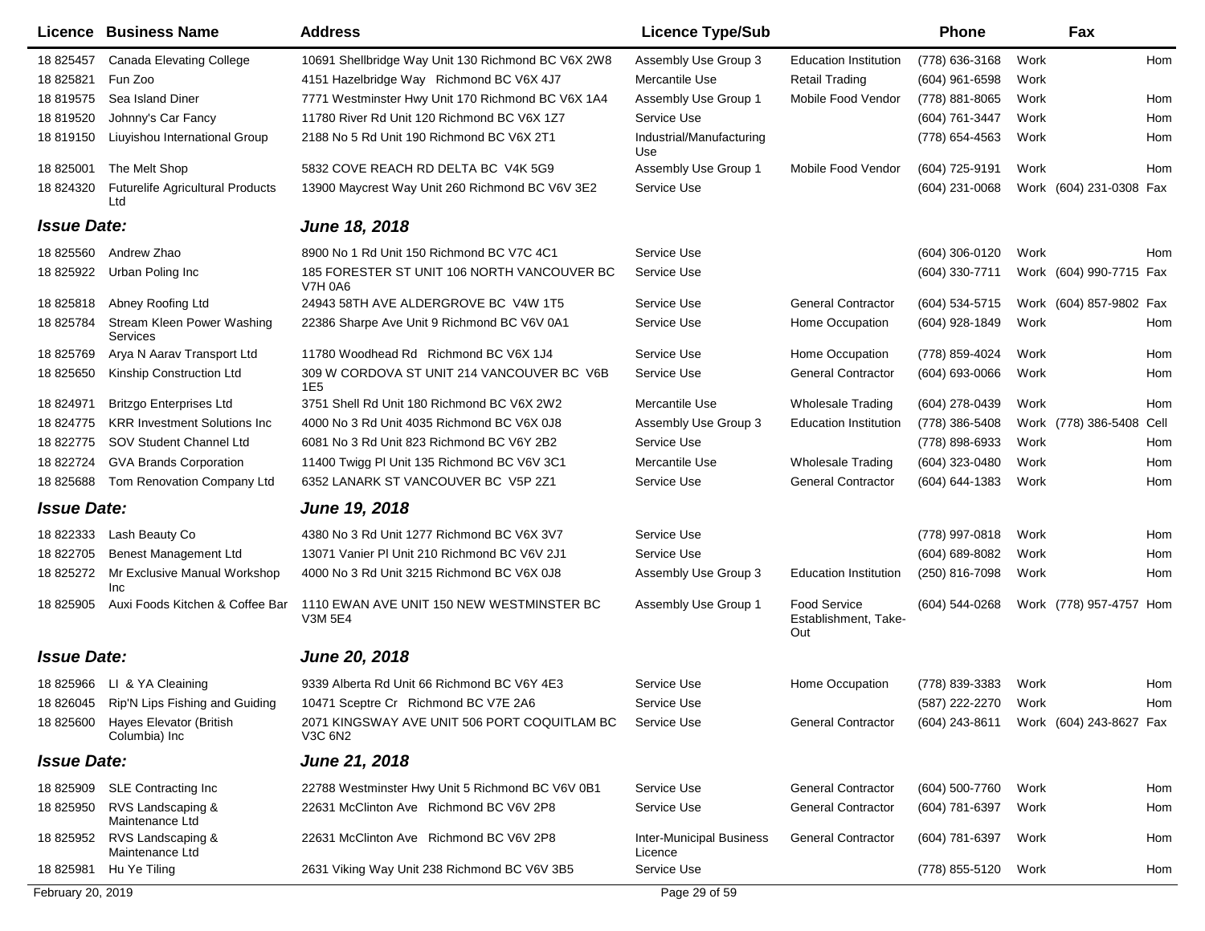| Licence | Business Name | Address | Licence Type/Sub | | Phone | | Fax | |
|---|---|---|---|---|---|---|---|---|
| 18 825457 | Canada Elevating College | 10691 Shellbridge Way Unit 130 Richmond BC V6X 2W8 | Assembly Use Group 3 | Education Institution | (778) 636-3168 | Work | | Hom |
| 18 825821 | Fun Zoo | 4151 Hazelbridge Way Richmond BC V6X 4J7 | Mercantile Use | Retail Trading | (604) 961-6598 | Work | | |
| 18 819575 | Sea Island Diner | 7771 Westminster Hwy Unit 170 Richmond BC V6X 1A4 | Assembly Use Group 1 | Mobile Food Vendor | (778) 881-8065 | Work | | Hom |
| 18 819520 | Johnny's Car Fancy | 11780 River Rd Unit 120 Richmond BC V6X 1Z7 | Service Use | | (604) 761-3447 | Work | | Hom |
| 18 819150 | Liuyishou International Group | 2188 No 5 Rd Unit 190 Richmond BC V6X 2T1 | Industrial/Manufacturing Use | | (778) 654-4563 | Work | | Hom |
| 18 825001 | The Melt Shop | 5832 COVE REACH RD DELTA BC V4K 5G9 | Assembly Use Group 1 | Mobile Food Vendor | (604) 725-9191 | Work | | Hom |
| 18 824320 | Futurelife Agricultural Products Ltd | 13900 Maycrest Way Unit 260 Richmond BC V6V 3E2 | Service Use | | (604) 231-0068 | Work | (604) 231-0308 | Fax |
| ***Issue Date:*** | | ***June 18, 2018*** | | | | | | |
| 18 825560 | Andrew Zhao | 8900 No 1 Rd Unit 150 Richmond BC V7C 4C1 | Service Use | | (604) 306-0120 | Work | | Hom |
| 18 825922 | Urban Poling Inc | 185 FORESTER ST UNIT 106 NORTH VANCOUVER BC V7H 0A6 | Service Use | | (604) 330-7711 | Work | (604) 990-7715 | Fax |
| 18 825818 | Abney Roofing Ltd | 24943 58TH AVE ALDERGROVE BC V4W 1T5 | Service Use | General Contractor | (604) 534-5715 | Work | (604) 857-9802 | Fax |
| 18 825784 | Stream Kleen Power Washing Services | 22386 Sharpe Ave Unit 9 Richmond BC V6V 0A1 | Service Use | Home Occupation | (604) 928-1849 | Work | | Hom |
| 18 825769 | Arya N Aarav Transport Ltd | 11780 Woodhead Rd Richmond BC V6X 1J4 | Service Use | Home Occupation | (778) 859-4024 | Work | | Hom |
| 18 825650 | Kinship Construction Ltd | 309 W CORDOVA ST UNIT 214 VANCOUVER BC V6B 1E5 | Service Use | General Contractor | (604) 693-0066 | Work | | Hom |
| 18 824971 | Britzgo Enterprises Ltd | 3751 Shell Rd Unit 180 Richmond BC V6X 2W2 | Mercantile Use | Wholesale Trading | (604) 278-0439 | Work | | Hom |
| 18 824775 | KRR Investment Solutions Inc | 4000 No 3 Rd Unit 4035 Richmond BC V6X 0J8 | Assembly Use Group 3 | Education Institution | (778) 386-5408 | Work | (778) 386-5408 | Cell |
| 18 822775 | SOV Student Channel Ltd | 6081 No 3 Rd Unit 823 Richmond BC V6Y 2B2 | Service Use | | (778) 898-6933 | Work | | Hom |
| 18 822724 | GVA Brands Corporation | 11400 Twigg Pl Unit 135 Richmond BC V6V 3C1 | Mercantile Use | Wholesale Trading | (604) 323-0480 | Work | | Hom |
| 18 825688 | Tom Renovation Company Ltd | 6352 LANARK ST VANCOUVER BC V5P 2Z1 | Service Use | General Contractor | (604) 644-1383 | Work | | Hom |
| ***Issue Date:*** | | ***June 19, 2018*** | | | | | | |
| 18 822333 | Lash Beauty Co | 4380 No 3 Rd Unit 1277 Richmond BC V6X 3V7 | Service Use | | (778) 997-0818 | Work | | Hom |
| 18 822705 | Benest Management Ltd | 13071 Vanier Pl Unit 210 Richmond BC V6V 2J1 | Service Use | | (604) 689-8082 | Work | | Hom |
| 18 825272 | Mr Exclusive Manual Workshop Inc | 4000 No 3 Rd Unit 3215 Richmond BC V6X 0J8 | Assembly Use Group 3 | Education Institution | (250) 816-7098 | Work | | Hom |
| 18 825905 | Auxi Foods Kitchen & Coffee Bar | 1110 EWAN AVE UNIT 150 NEW WESTMINSTER BC V3M 5E4 | Assembly Use Group 1 | Food Service Establishment, Take-Out | (604) 544-0268 | Work | (778) 957-4757 | Hom |
| ***Issue Date:*** | | ***June 20, 2018*** | | | | | | |
| 18 825966 | LI & YA Cleaining | 9339 Alberta Rd Unit 66 Richmond BC V6Y 4E3 | Service Use | Home Occupation | (778) 839-3383 | Work | | Hom |
| 18 826045 | Rip'N Lips Fishing and Guiding | 10471 Sceptre Cr Richmond BC V7E 2A6 | Service Use | | (587) 222-2270 | Work | | Hom |
| 18 825600 | Hayes Elevator (British Columbia) Inc | 2071 KINGSWAY AVE UNIT 506 PORT COQUITLAM BC V3C 6N2 | Service Use | General Contractor | (604) 243-8611 | Work | (604) 243-8627 | Fax |
| ***Issue Date:*** | | ***June 21, 2018*** | | | | | | |
| 18 825909 | SLE Contracting Inc | 22788 Westminster Hwy Unit 5 Richmond BC V6V 0B1 | Service Use | General Contractor | (604) 500-7760 | Work | | Hom |
| 18 825950 | RVS Landscaping & Maintenance Ltd | 22631 McClinton Ave Richmond BC V6V 2P8 | Service Use | General Contractor | (604) 781-6397 | Work | | Hom |
| 18 825952 | RVS Landscaping & Maintenance Ltd | 22631 McClinton Ave Richmond BC V6V 2P8 | Inter-Municipal Business Licence | General Contractor | (604) 781-6397 | Work | | Hom |
| 18 825981 | Hu Ye Tiling | 2631 Viking Way Unit 238 Richmond BC V6V 3B5 | Service Use | | (778) 855-5120 | Work | | Hom |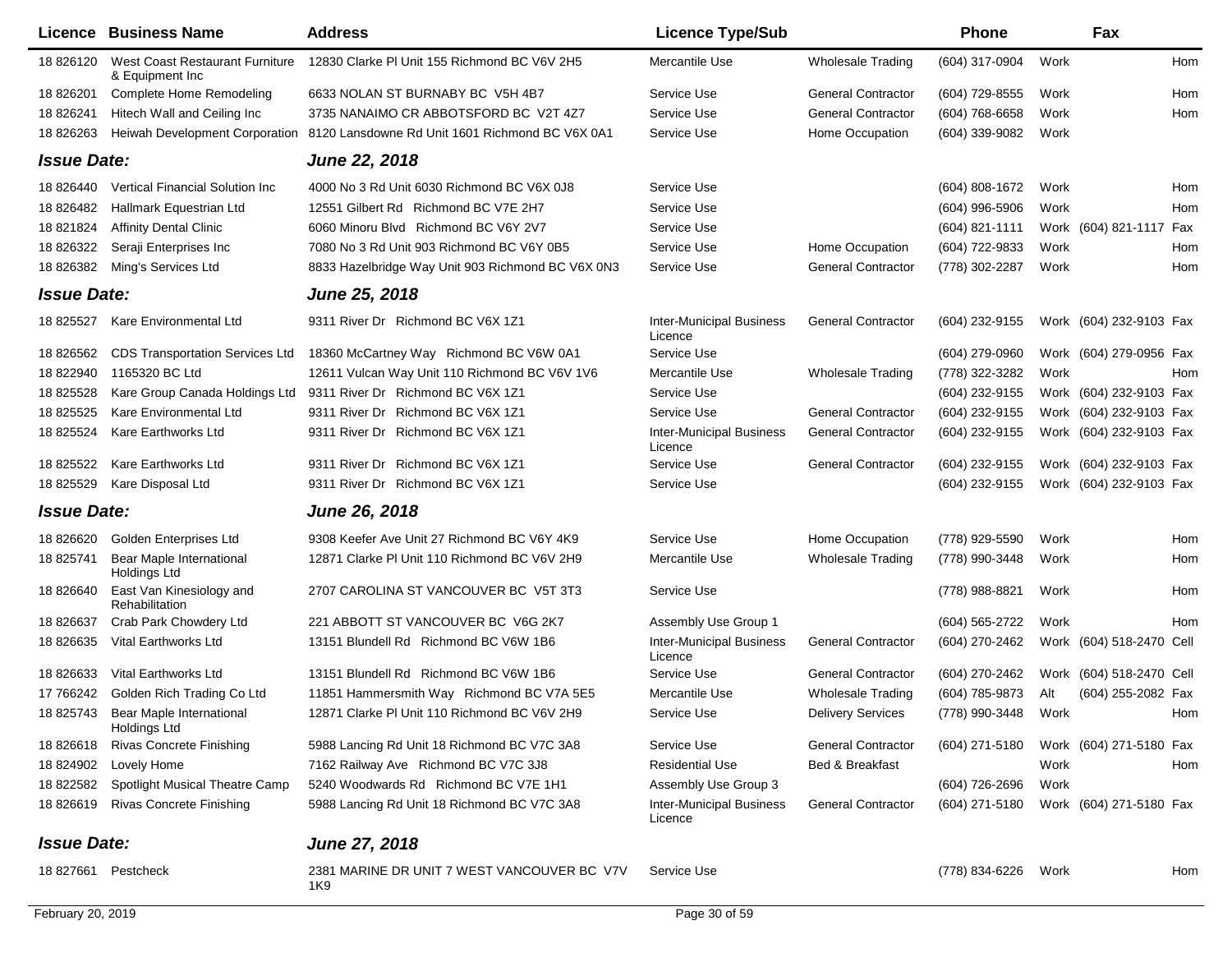| Licence | Business Name | Address | Licence Type/Sub | | Phone | | Fax | |
|---|---|---|---|---|---|---|---|---|
| 18 826120 | West Coast Restaurant Furniture & Equipment Inc | 12830 Clarke Pl Unit 155 Richmond BC V6V 2H5 | Mercantile Use | Wholesale Trading | (604) 317-0904 | Work | | Hom |
| 18 826201 | Complete Home Remodeling | 6633 NOLAN ST BURNABY BC V5H 4B7 | Service Use | General Contractor | (604) 729-8555 | Work | | Hom |
| 18 826241 | Hitech Wall and Ceiling Inc | 3735 NANAIMO CR ABBOTSFORD BC V2T 4Z7 | Service Use | General Contractor | (604) 768-6658 | Work | | Hom |
| 18 826263 | Heiwah Development Corporation | 8120 Lansdowne Rd Unit 1601 Richmond BC V6X 0A1 | Service Use | Home Occupation | (604) 339-9082 | Work | | |
| ***Issue Date:*** | | ***June 22, 2018*** | | | | | | |
| 18 826440 | Vertical Financial Solution Inc | 4000 No 3 Rd Unit 6030 Richmond BC V6X 0J8 | Service Use | | (604) 808-1672 | Work | | Hom |
| 18 826482 | Hallmark Equestrian Ltd | 12551 Gilbert Rd Richmond BC V7E 2H7 | Service Use | | (604) 996-5906 | Work | | Hom |
| 18 821824 | Affinity Dental Clinic | 6060 Minoru Blvd Richmond BC V6Y 2V7 | Service Use | | (604) 821-1111 | Work | (604) 821-1117 | Fax |
| 18 826322 | Seraji Enterprises Inc | 7080 No 3 Rd Unit 903 Richmond BC V6Y 0B5 | Service Use | Home Occupation | (604) 722-9833 | Work | | Hom |
| 18 826382 | Ming's Services Ltd | 8833 Hazelbridge Way Unit 903 Richmond BC V6X 0N3 | Service Use | General Contractor | (778) 302-2287 | Work | | Hom |
| ***Issue Date:*** | | ***June 25, 2018*** | | | | | | |
| 18 825527 | Kare Environmental Ltd | 9311 River Dr Richmond BC V6X 1Z1 | Inter-Municipal Business Licence | General Contractor | (604) 232-9155 | Work | (604) 232-9103 | Fax |
| 18 826562 | CDS Transportation Services Ltd | 18360 McCartney Way Richmond BC V6W 0A1 | Service Use | | (604) 279-0960 | Work | (604) 279-0956 | Fax |
| 18 822940 | 1165320 BC Ltd | 12611 Vulcan Way Unit 110 Richmond BC V6V 1V6 | Mercantile Use | Wholesale Trading | (778) 322-3282 | Work | | Hom |
| 18 825528 | Kare Group Canada Holdings Ltd | 9311 River Dr Richmond BC V6X 1Z1 | Service Use | | (604) 232-9155 | Work | (604) 232-9103 | Fax |
| 18 825525 | Kare Environmental Ltd | 9311 River Dr Richmond BC V6X 1Z1 | Service Use | General Contractor | (604) 232-9155 | Work | (604) 232-9103 | Fax |
| 18 825524 | Kare Earthworks Ltd | 9311 River Dr Richmond BC V6X 1Z1 | Inter-Municipal Business Licence | General Contractor | (604) 232-9155 | Work | (604) 232-9103 | Fax |
| 18 825522 | Kare Earthworks Ltd | 9311 River Dr Richmond BC V6X 1Z1 | Service Use | General Contractor | (604) 232-9155 | Work | (604) 232-9103 | Fax |
| 18 825529 | Kare Disposal Ltd | 9311 River Dr Richmond BC V6X 1Z1 | Service Use | | (604) 232-9155 | Work | (604) 232-9103 | Fax |
| ***Issue Date:*** | | ***June 26, 2018*** | | | | | | |
| 18 826620 | Golden Enterprises Ltd | 9308 Keefer Ave Unit 27 Richmond BC V6Y 4K9 | Service Use | Home Occupation | (778) 929-5590 | Work | | Hom |
| 18 825741 | Bear Maple International Holdings Ltd | 12871 Clarke Pl Unit 110 Richmond BC V6V 2H9 | Mercantile Use | Wholesale Trading | (778) 990-3448 | Work | | Hom |
| 18 826640 | East Van Kinesiology and Rehabilitation | 2707 CAROLINA ST VANCOUVER BC V5T 3T3 | Service Use | | (778) 988-8821 | Work | | Hom |
| 18 826637 | Crab Park Chowdery Ltd | 221 ABBOTT ST VANCOUVER BC V6G 2K7 | Assembly Use Group 1 | | (604) 565-2722 | Work | | Hom |
| 18 826635 | Vital Earthworks Ltd | 13151 Blundell Rd Richmond BC V6W 1B6 | Inter-Municipal Business Licence | General Contractor | (604) 270-2462 | Work | (604) 518-2470 | Cell |
| 18 826633 | Vital Earthworks Ltd | 13151 Blundell Rd Richmond BC V6W 1B6 | Service Use | General Contractor | (604) 270-2462 | Work | (604) 518-2470 | Cell |
| 17 766242 | Golden Rich Trading Co Ltd | 11851 Hammersmith Way Richmond BC V7A 5E5 | Mercantile Use | Wholesale Trading | (604) 785-9873 | Alt | (604) 255-2082 | Fax |
| 18 825743 | Bear Maple International Holdings Ltd | 12871 Clarke Pl Unit 110 Richmond BC V6V 2H9 | Service Use | Delivery Services | (778) 990-3448 | Work | | Hom |
| 18 826618 | Rivas Concrete Finishing | 5988 Lancing Rd Unit 18 Richmond BC V7C 3A8 | Service Use | General Contractor | (604) 271-5180 | Work | (604) 271-5180 | Fax |
| 18 824902 | Lovely Home | 7162 Railway Ave Richmond BC V7C 3J8 | Residential Use | Bed & Breakfast | | Work | | Hom |
| 18 822582 | Spotlight Musical Theatre Camp | 5240 Woodwards Rd Richmond BC V7E 1H1 | Assembly Use Group 3 | | (604) 726-2696 | Work | | |
| 18 826619 | Rivas Concrete Finishing | 5988 Lancing Rd Unit 18 Richmond BC V7C 3A8 | Inter-Municipal Business Licence | General Contractor | (604) 271-5180 | Work | (604) 271-5180 | Fax |
| ***Issue Date:*** | | ***June 27, 2018*** | | | | | | |
| 18 827661 | Pestcheck | 2381 MARINE DR UNIT 7 WEST VANCOUVER BC V7V 1K9 | Service Use | | (778) 834-6226 | Work | | Hom |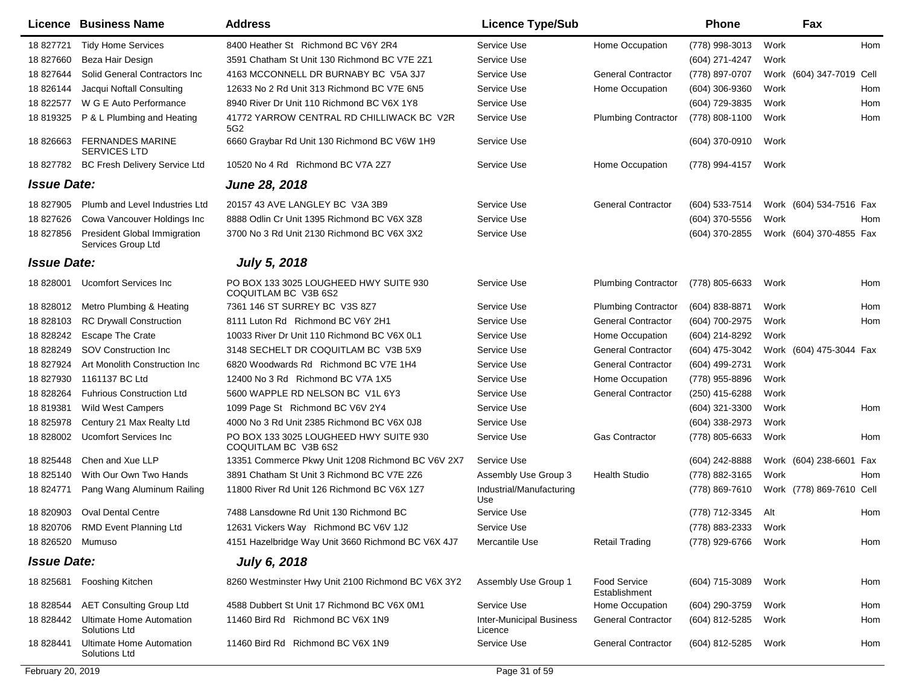| Licence | Business Name | Address | Licence Type/Sub | | Phone | | Fax | |
|---|---|---|---|---|---|---|---|---|
| 18 827721 | Tidy Home Services | 8400 Heather St Richmond BC V6Y 2R4 | Service Use | Home Occupation | (778) 998-3013 | Work | | Hom |
| 18 827660 | Beza Hair Design | 3591 Chatham St Unit 130 Richmond BC V7E 2Z1 | Service Use | | (604) 271-4247 | Work | | |
| 18 827644 | Solid General Contractors Inc | 4163 MCCONNELL DR BURNABY BC V5A 3J7 | Service Use | General Contractor | (778) 897-0707 | Work | (604) 347-7019 | Cell |
| 18 826144 | Jacqui Noftall Consulting | 12633 No 2 Rd Unit 313 Richmond BC V7E 6N5 | Service Use | Home Occupation | (604) 306-9360 | Work | | Hom |
| 18 822577 | W G E Auto Performance | 8940 River Dr Unit 110 Richmond BC V6X 1Y8 | Service Use | | (604) 729-3835 | Work | | Hom |
| 18 819325 | P & L Plumbing and Heating | 41772 YARROW CENTRAL RD CHILLIWACK BC V2R 5G2 | Service Use | Plumbing Contractor | (778) 808-1100 | Work | | Hom |
| 18 826663 | FERNANDES MARINE SERVICES LTD | 6660 Graybar Rd Unit 130 Richmond BC V6W 1H9 | Service Use | | (604) 370-0910 | Work | | |
| 18 827782 | BC Fresh Delivery Service Ltd | 10520 No 4 Rd Richmond BC V7A 2Z7 | Service Use | Home Occupation | (778) 994-4157 | Work | | |
| ***Issue Date:*** | | ***June 28, 2018*** | | | | | | |
| 18 827905 | Plumb and Level Industries Ltd | 20157 43 AVE LANGLEY BC V3A 3B9 | Service Use | General Contractor | (604) 533-7514 | Work | (604) 534-7516 | Fax |
| 18 827626 | Cowa Vancouver Holdings Inc | 8888 Odlin Cr Unit 1395 Richmond BC V6X 3Z8 | Service Use | | (604) 370-5556 | Work | | Hom |
| 18 827856 | President Global Immigration Services Group Ltd | 3700 No 3 Rd Unit 2130 Richmond BC V6X 3X2 | Service Use | | (604) 370-2855 | Work | (604) 370-4855 | Fax |
| ***Issue Date:*** | | ***July 5, 2018*** | | | | | | |
| 18 828001 | Ucomfort Services Inc | PO BOX 133 3025 LOUGHEED HWY SUITE 930 COQUITLAM BC V3B 6S2 | Service Use | Plumbing Contractor | (778) 805-6633 | Work | | Hom |
| 18 828012 | Metro Plumbing & Heating | 7361 146 ST SURREY BC V3S 8Z7 | Service Use | Plumbing Contractor | (604) 838-8871 | Work | | Hom |
| 18 828103 | RC Drywall Construction | 8111 Luton Rd Richmond BC V6Y 2H1 | Service Use | General Contractor | (604) 700-2975 | Work | | Hom |
| 18 828242 | Escape The Crate | 10033 River Dr Unit 110 Richmond BC V6X 0L1 | Service Use | Home Occupation | (604) 214-8292 | Work | | |
| 18 828249 | SOV Construction Inc | 3148 SECHELT DR COQUITLAM BC V3B 5X9 | Service Use | General Contractor | (604) 475-3042 | Work | (604) 475-3044 | Fax |
| 18 827924 | Art Monolith Construction Inc | 6820 Woodwards Rd Richmond BC V7E 1H4 | Service Use | General Contractor | (604) 499-2731 | Work | | |
| 18 827930 | 1161137 BC Ltd | 12400 No 3 Rd Richmond BC V7A 1X5 | Service Use | Home Occupation | (778) 955-8896 | Work | | |
| 18 828264 | Fuhrious Construction Ltd | 5600 WAPPLE RD NELSON BC V1L 6Y3 | Service Use | General Contractor | (250) 415-6288 | Work | | |
| 18 819381 | Wild West Campers | 1099 Page St Richmond BC V6V 2Y4 | Service Use | | (604) 321-3300 | Work | | Hom |
| 18 825978 | Century 21 Max Realty Ltd | 4000 No 3 Rd Unit 2385 Richmond BC V6X 0J8 | Service Use | | (604) 338-2973 | Work | | |
| 18 828002 | Ucomfort Services Inc | PO BOX 133 3025 LOUGHEED HWY SUITE 930 COQUITLAM BC V3B 6S2 | Service Use | Gas Contractor | (778) 805-6633 | Work | | Hom |
| 18 825448 | Chen and Xue LLP | 13351 Commerce Pkwy Unit 1208 Richmond BC V6V 2X7 | Service Use | | (604) 242-8888 | Work | (604) 238-6601 | Fax |
| 18 825140 | With Our Own Two Hands | 3891 Chatham St Unit 3 Richmond BC V7E 2Z6 | Assembly Use Group 3 | Health Studio | (778) 882-3165 | Work | | Hom |
| 18 824771 | Pang Wang Aluminum Railing | 11800 River Rd Unit 126 Richmond BC V6X 1Z7 | Industrial/Manufacturing Use | | (778) 869-7610 | Work | (778) 869-7610 | Cell |
| 18 820903 | Oval Dental Centre | 7488 Lansdowne Rd Unit 130 Richmond BC | Service Use | | (778) 712-3345 | Alt | | Hom |
| 18 820706 | RMD Event Planning Ltd | 12631 Vickers Way Richmond BC V6V 1J2 | Service Use | | (778) 883-2333 | Work | | |
| 18 826520 | Mumuso | 4151 Hazelbridge Way Unit 3660 Richmond BC V6X 4J7 | Mercantile Use | Retail Trading | (778) 929-6766 | Work | | Hom |
| ***Issue Date:*** | | ***July 6, 2018*** | | | | | | |
| 18 825681 | Fooshing Kitchen | 8260 Westminster Hwy Unit 2100 Richmond BC V6X 3Y2 | Assembly Use Group 1 | Food Service Establishment | (604) 715-3089 | Work | | Hom |
| 18 828544 | AET Consulting Group Ltd | 4588 Dubbert St Unit 17 Richmond BC V6X 0M1 | Service Use | Home Occupation | (604) 290-3759 | Work | | Hom |
| 18 828442 | Ultimate Home Automation Solutions Ltd | 11460 Bird Rd Richmond BC V6X 1N9 | Inter-Municipal Business Licence | General Contractor | (604) 812-5285 | Work | | Hom |
| 18 828441 | Ultimate Home Automation Solutions Ltd | 11460 Bird Rd Richmond BC V6X 1N9 | Service Use | General Contractor | (604) 812-5285 | Work | | Hom |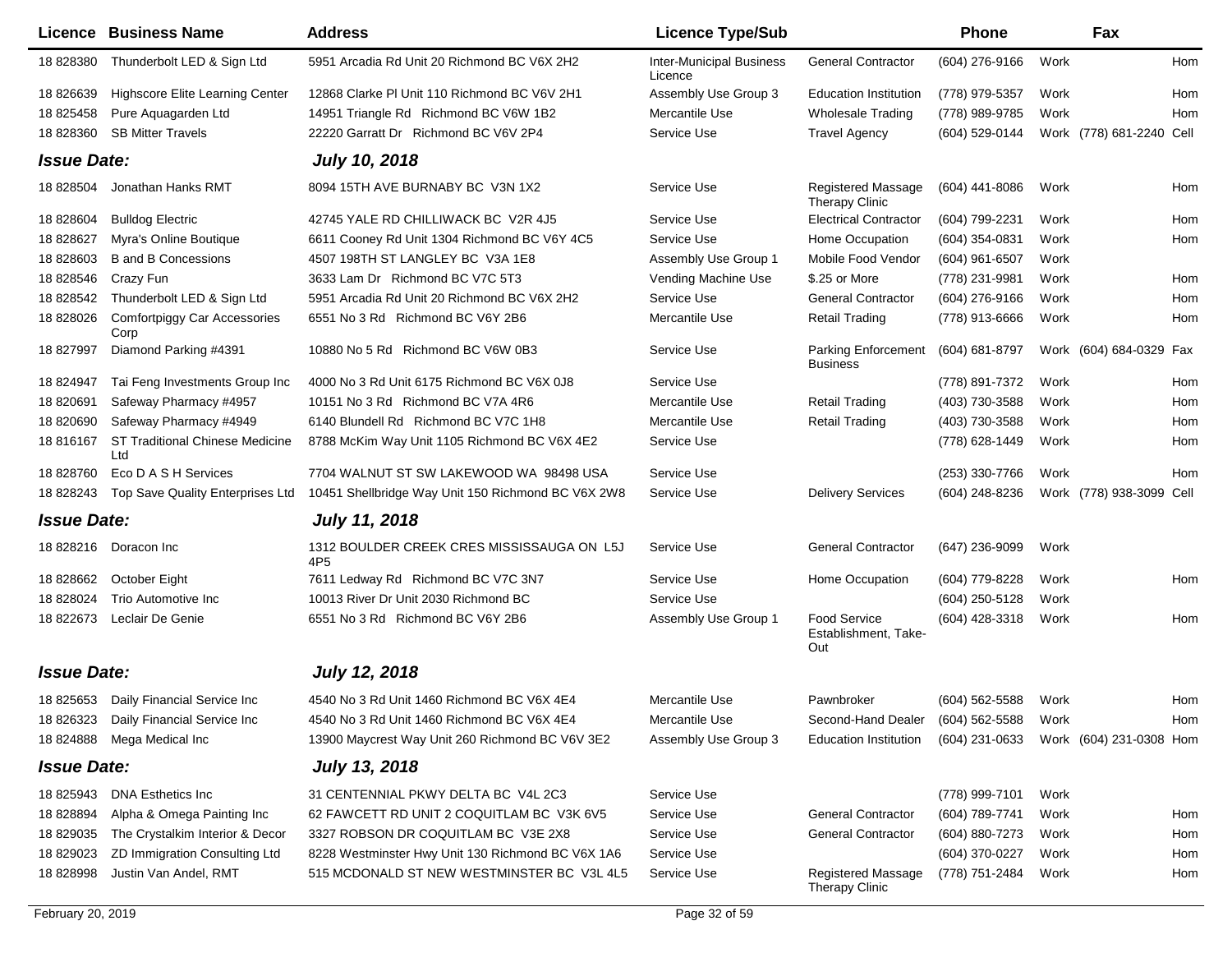| Licence | Business Name | Address | Licence Type/Sub | | Phone | | Fax | |
|---|---|---|---|---|---|---|---|---|
| 18 828380 | Thunderbolt LED & Sign Ltd | 5951 Arcadia Rd Unit 20 Richmond BC V6X 2H2 | Inter-Municipal Business Licence | General Contractor | (604) 276-9166 | Work | | Hom |
| 18 826639 | Highscore Elite Learning Center | 12868 Clarke Pl Unit 110 Richmond BC V6V 2H1 | Assembly Use Group 3 | Education Institution | (778) 979-5357 | Work | | Hom |
| 18 825458 | Pure Aquagarden Ltd | 14951 Triangle Rd Richmond BC V6W 1B2 | Mercantile Use | Wholesale Trading | (778) 989-9785 | Work | | Hom |
| 18 828360 | SB Mitter Travels | 22220 Garratt Dr Richmond BC V6V 2P4 | Service Use | Travel Agency | (604) 529-0144 | Work | (778) 681-2240 | Cell |
| ***Issue Date:*** | | ***July 10, 2018*** | | | | | | |
| 18 828504 | Jonathan Hanks RMT | 8094 15TH AVE BURNABY BC V3N 1X2 | Service Use | Registered Massage Therapy Clinic | (604) 441-8086 | Work | | Hom |
| 18 828604 | Bulldog Electric | 42745 YALE RD CHILLIWACK BC V2R 4J5 | Service Use | Electrical Contractor | (604) 799-2231 | Work | | Hom |
| 18 828627 | Myra's Online Boutique | 6611 Cooney Rd Unit 1304 Richmond BC V6Y 4C5 | Service Use | Home Occupation | (604) 354-0831 | Work | | Hom |
| 18 828603 | B and B Concessions | 4507 198TH ST LANGLEY BC V3A 1E8 | Assembly Use Group 1 | Mobile Food Vendor | (604) 961-6507 | Work | | |
| 18 828546 | Crazy Fun | 3633 Lam Dr Richmond BC V7C 5T3 | Vending Machine Use | $.25 or More | (778) 231-9981 | Work | | Hom |
| 18 828542 | Thunderbolt LED & Sign Ltd | 5951 Arcadia Rd Unit 20 Richmond BC V6X 2H2 | Service Use | General Contractor | (604) 276-9166 | Work | | Hom |
| 18 828026 | Comfortpiggy Car Accessories Corp | 6551 No 3 Rd Richmond BC V6Y 2B6 | Mercantile Use | Retail Trading | (778) 913-6666 | Work | | Hom |
| 18 827997 | Diamond Parking #4391 | 10880 No 5 Rd Richmond BC V6W 0B3 | Service Use | Parking Enforcement Business | (604) 681-8797 | Work | (604) 684-0329 | Fax |
| 18 824947 | Tai Feng Investments Group Inc | 4000 No 3 Rd Unit 6175 Richmond BC V6X 0J8 | Service Use | | (778) 891-7372 | Work | | Hom |
| 18 820691 | Safeway Pharmacy #4957 | 10151 No 3 Rd Richmond BC V7A 4R6 | Mercantile Use | Retail Trading | (403) 730-3588 | Work | | Hom |
| 18 820690 | Safeway Pharmacy #4949 | 6140 Blundell Rd Richmond BC V7C 1H8 | Mercantile Use | Retail Trading | (403) 730-3588 | Work | | Hom |
| 18 816167 | ST Traditional Chinese Medicine Ltd | 8788 McKim Way Unit 1105 Richmond BC V6X 4E2 | Service Use | | (778) 628-1449 | Work | | Hom |
| 18 828760 | Eco D A S H Services | 7704 WALNUT ST SW LAKEWOOD WA 98498 USA | Service Use | | (253) 330-7766 | Work | | Hom |
| 18 828243 | Top Save Quality Enterprises Ltd | 10451 Shellbridge Way Unit 150 Richmond BC V6X 2W8 | Service Use | Delivery Services | (604) 248-8236 | Work | (778) 938-3099 | Cell |
| ***Issue Date:*** | | ***July 11, 2018*** | | | | | | |
| 18 828216 | Doracon Inc | 1312 BOULDER CREEK CRES MISSISSAUGA ON L5J 4P5 | Service Use | General Contractor | (647) 236-9099 | Work | | |
| 18 828662 | October Eight | 7611 Ledway Rd Richmond BC V7C 3N7 | Service Use | Home Occupation | (604) 779-8228 | Work | | Hom |
| 18 828024 | Trio Automotive Inc | 10013 River Dr Unit 2030 Richmond BC | Service Use | | (604) 250-5128 | Work | | |
| 18 822673 | Leclair De Genie | 6551 No 3 Rd Richmond BC V6Y 2B6 | Assembly Use Group 1 | Food Service Establishment, Take-Out | (604) 428-3318 | Work | | Hom |
| ***Issue Date:*** | | ***July 12, 2018*** | | | | | | |
| 18 825653 | Daily Financial Service Inc | 4540 No 3 Rd Unit 1460 Richmond BC V6X 4E4 | Mercantile Use | Pawnbroker | (604) 562-5588 | Work | | Hom |
| 18 826323 | Daily Financial Service Inc | 4540 No 3 Rd Unit 1460 Richmond BC V6X 4E4 | Mercantile Use | Second-Hand Dealer | (604) 562-5588 | Work | | Hom |
| 18 824888 | Mega Medical Inc | 13900 Maycrest Way Unit 260 Richmond BC V6V 3E2 | Assembly Use Group 3 | Education Institution | (604) 231-0633 | Work | (604) 231-0308 | Hom |
| ***Issue Date:*** | | ***July 13, 2018*** | | | | | | |
| 18 825943 | DNA Esthetics Inc | 31 CENTENNIAL PKWY DELTA BC V4L 2C3 | Service Use | | (778) 999-7101 | Work | | |
| 18 828894 | Alpha & Omega Painting Inc | 62 FAWCETT RD UNIT 2 COQUITLAM BC V3K 6V5 | Service Use | General Contractor | (604) 789-7741 | Work | | Hom |
| 18 829035 | The Crystalkim Interior & Decor | 3327 ROBSON DR COQUITLAM BC V3E 2X8 | Service Use | General Contractor | (604) 880-7273 | Work | | Hom |
| 18 829023 | ZD Immigration Consulting Ltd | 8228 Westminster Hwy Unit 130 Richmond BC V6X 1A6 | Service Use | | (604) 370-0227 | Work | | Hom |
| 18 828998 | Justin Van Andel, RMT | 515 MCDONALD ST NEW WESTMINSTER BC V3L 4L5 | Service Use | Registered Massage Therapy Clinic | (778) 751-2484 | Work | | Hom |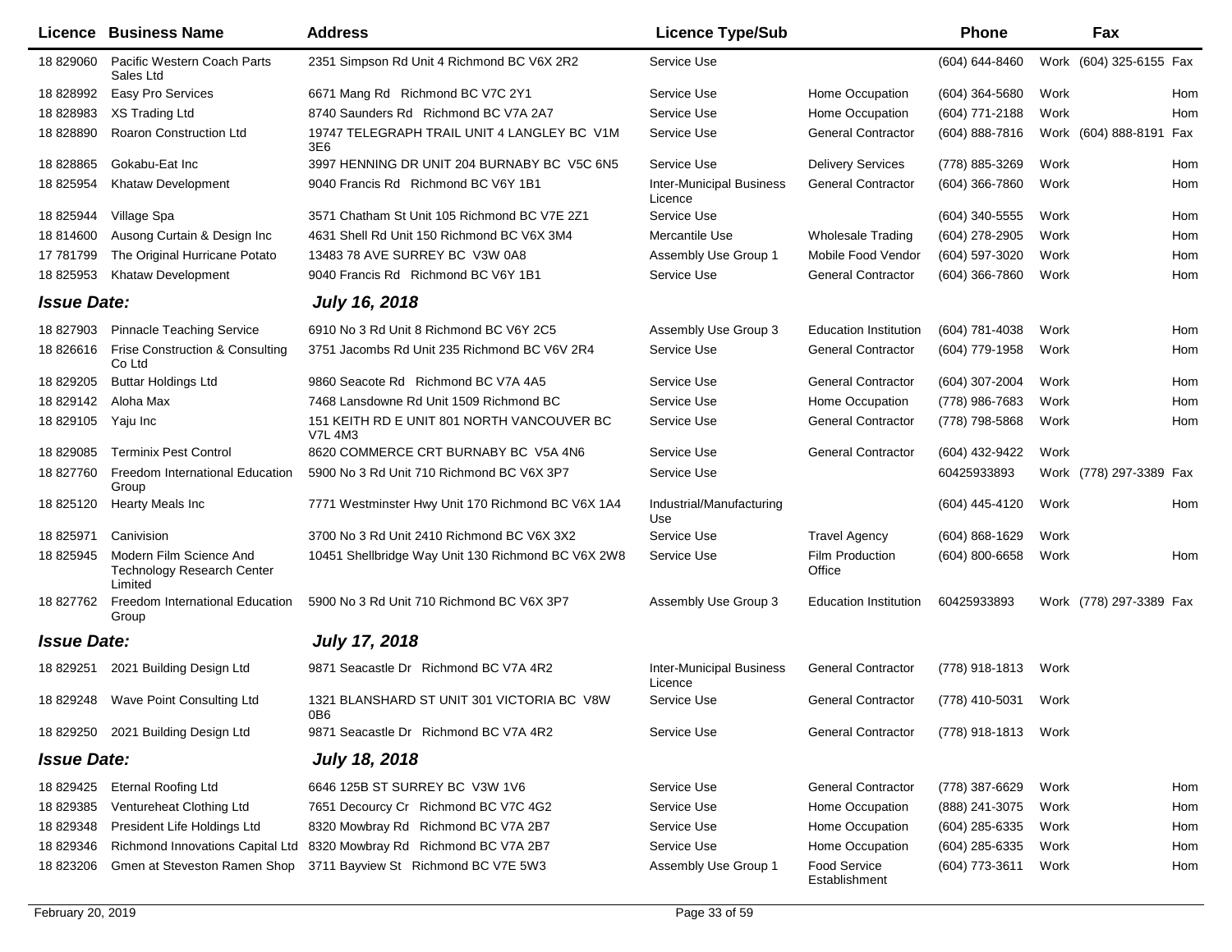| Licence | Business Name | Address | Licence Type/Sub | | Phone | | Fax | |
|---|---|---|---|---|---|---|---|---|
| 18 829060 | Pacific Western Coach Parts Sales Ltd | 2351 Simpson Rd Unit 4 Richmond BC V6X 2R2 | Service Use | | (604) 644-8460 | Work | (604) 325-6155 | Fax |
| 18 828992 | Easy Pro Services | 6671 Mang Rd Richmond BC V7C 2Y1 | Service Use | Home Occupation | (604) 364-5680 | Work | | Hom |
| 18 828983 | XS Trading Ltd | 8740 Saunders Rd Richmond BC V7A 2A7 | Service Use | Home Occupation | (604) 771-2188 | Work | | Hom |
| 18 828890 | Roaron Construction Ltd | 19747 TELEGRAPH TRAIL UNIT 4 LANGLEY BC V1M 3E6 | Service Use | General Contractor | (604) 888-7816 | Work | (604) 888-8191 | Fax |
| 18 828865 | Gokabu-Eat Inc | 3997 HENNING DR UNIT 204 BURNABY BC V5C 6N5 | Service Use | Delivery Services | (778) 885-3269 | Work | | Hom |
| 18 825954 | Khataw Development | 9040 Francis Rd Richmond BC V6Y 1B1 | Inter-Municipal Business Licence | General Contractor | (604) 366-7860 | Work | | Hom |
| 18 825944 | Village Spa | 3571 Chatham St Unit 105 Richmond BC V7E 2Z1 | Service Use | | (604) 340-5555 | Work | | Hom |
| 18 814600 | Ausong Curtain & Design Inc | 4631 Shell Rd Unit 150 Richmond BC V6X 3M4 | Mercantile Use | Wholesale Trading | (604) 278-2905 | Work | | Hom |
| 17 781799 | The Original Hurricane Potato | 13483 78 AVE SURREY BC V3W 0A8 | Assembly Use Group 1 | Mobile Food Vendor | (604) 597-3020 | Work | | Hom |
| 18 825953 | Khataw Development | 9040 Francis Rd Richmond BC V6Y 1B1 | Service Use | General Contractor | (604) 366-7860 | Work | | Hom |
| ***Issue Date:*** | | ***July 16, 2018*** | | | | | | |
| 18 827903 | Pinnacle Teaching Service | 6910 No 3 Rd Unit 8 Richmond BC V6Y 2C5 | Assembly Use Group 3 | Education Institution | (604) 781-4038 | Work | | Hom |
| 18 826616 | Frise Construction & Consulting Co Ltd | 3751 Jacombs Rd Unit 235 Richmond BC V6V 2R4 | Service Use | General Contractor | (604) 779-1958 | Work | | Hom |
| 18 829205 | Buttar Holdings Ltd | 9860 Seacote Rd Richmond BC V7A 4A5 | Service Use | General Contractor | (604) 307-2004 | Work | | Hom |
| 18 829142 | Aloha Max | 7468 Lansdowne Rd Unit 1509 Richmond BC | Service Use | Home Occupation | (778) 986-7683 | Work | | Hom |
| 18 829105 | Yaju Inc | 151 KEITH RD E UNIT 801 NORTH VANCOUVER BC V7L 4M3 | Service Use | General Contractor | (778) 798-5868 | Work | | Hom |
| 18 829085 | Terminix Pest Control | 8620 COMMERCE CRT BURNABY BC V5A 4N6 | Service Use | General Contractor | (604) 432-9422 | Work | | |
| 18 827760 | Freedom International Education Group | 5900 No 3 Rd Unit 710 Richmond BC V6X 3P7 | Service Use | | 60425933893 | Work | (778) 297-3389 | Fax |
| 18 825120 | Hearty Meals Inc | 7771 Westminster Hwy Unit 170 Richmond BC V6X 1A4 | Industrial/Manufacturing Use | | (604) 445-4120 | Work | | Hom |
| 18 825971 | Canivision | 3700 No 3 Rd Unit 2410 Richmond BC V6X 3X2 | Service Use | Travel Agency | (604) 868-1629 | Work | | |
| 18 825945 | Modern Film Science And Technology Research Center Limited | 10451 Shellbridge Way Unit 130 Richmond BC V6X 2W8 | Service Use | Film Production Office | (604) 800-6658 | Work | | Hom |
| 18 827762 | Freedom International Education Group | 5900 No 3 Rd Unit 710 Richmond BC V6X 3P7 | Assembly Use Group 3 | Education Institution | 60425933893 | Work | (778) 297-3389 | Fax |
| ***Issue Date:*** | | ***July 17, 2018*** | | | | | | |
| 18 829251 | 2021 Building Design Ltd | 9871 Seacastle Dr Richmond BC V7A 4R2 | Inter-Municipal Business Licence | General Contractor | (778) 918-1813 | Work | | |
| 18 829248 | Wave Point Consulting Ltd | 1321 BLANSHARD ST UNIT 301 VICTORIA BC V8W 0B6 | Service Use | General Contractor | (778) 410-5031 | Work | | |
| 18 829250 | 2021 Building Design Ltd | 9871 Seacastle Dr Richmond BC V7A 4R2 | Service Use | General Contractor | (778) 918-1813 | Work | | |
| ***Issue Date:*** | | ***July 18, 2018*** | | | | | | |
| 18 829425 | Eternal Roofing Ltd | 6646 125B ST SURREY BC V3W 1V6 | Service Use | General Contractor | (778) 387-6629 | Work | | Hom |
| 18 829385 | Ventureheat Clothing Ltd | 7651 Decourcy Cr Richmond BC V7C 4G2 | Service Use | Home Occupation | (888) 241-3075 | Work | | Hom |
| 18 829348 | President Life Holdings Ltd | 8320 Mowbray Rd Richmond BC V7A 2B7 | Service Use | Home Occupation | (604) 285-6335 | Work | | Hom |
| 18 829346 | Richmond Innovations Capital Ltd | 8320 Mowbray Rd Richmond BC V7A 2B7 | Service Use | Home Occupation | (604) 285-6335 | Work | | Hom |
| 18 823206 | Gmen at Steveston Ramen Shop | 3711 Bayview St Richmond BC V7E 5W3 | Assembly Use Group 1 | Food Service Establishment | (604) 773-3611 | Work | | Hom |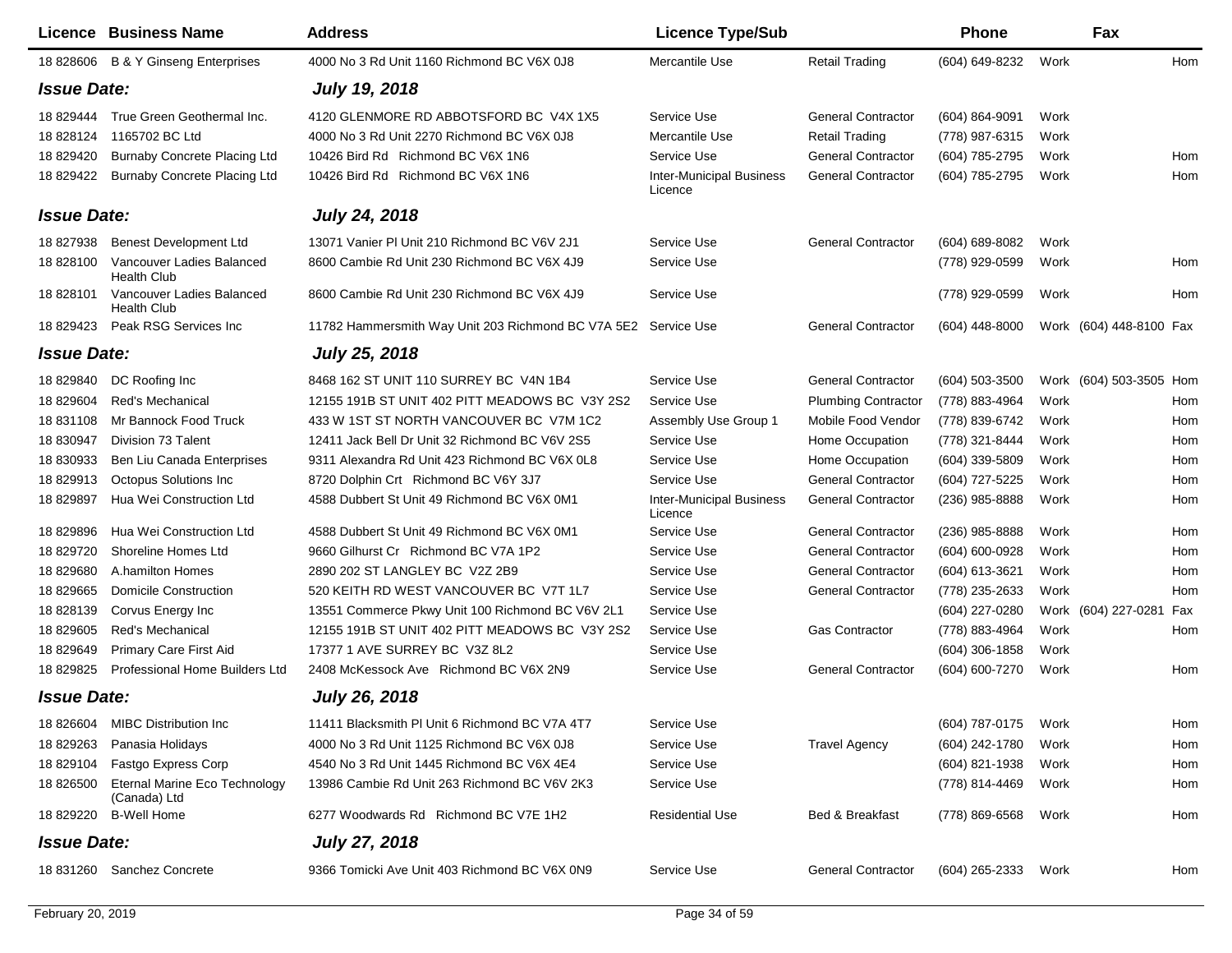| Licence | Business Name | Address | Licence Type/Sub | | Phone | | Fax | |
|---|---|---|---|---|---|---|---|---|
| 18 828606 | B & Y Ginseng Enterprises | 4000 No 3 Rd Unit 1160 Richmond BC V6X 0J8 | Mercantile Use | Retail Trading | (604) 649-8232 | Work | | Hom |
| ***Issue Date:*** | | ***July 19, 2018*** | | | | | | |
| 18 829444 | True Green Geothermal Inc. | 4120 GLENMORE RD ABBOTSFORD BC V4X 1X5 | Service Use | General Contractor | (604) 864-9091 | Work | | |
| 18 828124 | 1165702 BC Ltd | 4000 No 3 Rd Unit 2270 Richmond BC V6X 0J8 | Mercantile Use | Retail Trading | (778) 987-6315 | Work | | |
| 18 829420 | Burnaby Concrete Placing Ltd | 10426 Bird Rd Richmond BC V6X 1N6 | Service Use | General Contractor | (604) 785-2795 | Work | | Hom |
| 18 829422 | Burnaby Concrete Placing Ltd | 10426 Bird Rd Richmond BC V6X 1N6 | Inter-Municipal Business Licence | General Contractor | (604) 785-2795 | Work | | Hom |
| ***Issue Date:*** | | ***July 24, 2018*** | | | | | | |
| 18 827938 | Benest Development Ltd | 13071 Vanier Pl Unit 210 Richmond BC V6V 2J1 | Service Use | General Contractor | (604) 689-8082 | Work | | |
| 18 828100 | Vancouver Ladies Balanced Health Club | 8600 Cambie Rd Unit 230 Richmond BC V6X 4J9 | Service Use | | (778) 929-0599 | Work | | Hom |
| 18 828101 | Vancouver Ladies Balanced Health Club | 8600 Cambie Rd Unit 230 Richmond BC V6X 4J9 | Service Use | | (778) 929-0599 | Work | | Hom |
| 18 829423 | Peak RSG Services Inc | 11782 Hammersmith Way Unit 203 Richmond BC V7A 5E2 | Service Use | General Contractor | (604) 448-8000 | Work | (604) 448-8100 | Fax |
| ***Issue Date:*** | | ***July 25, 2018*** | | | | | | |
| 18 829840 | DC Roofing Inc | 8468 162 ST UNIT 110 SURREY BC V4N 1B4 | Service Use | General Contractor | (604) 503-3500 | Work | (604) 503-3505 | Hom |
| 18 829604 | Red's Mechanical | 12155 191B ST UNIT 402 PITT MEADOWS BC V3Y 2S2 | Service Use | Plumbing Contractor | (778) 883-4964 | Work | | Hom |
| 18 831108 | Mr Bannock Food Truck | 433 W 1ST ST NORTH VANCOUVER BC V7M 1C2 | Assembly Use Group 1 | Mobile Food Vendor | (778) 839-6742 | Work | | Hom |
| 18 830947 | Division 73 Talent | 12411 Jack Bell Dr Unit 32 Richmond BC V6V 2S5 | Service Use | Home Occupation | (778) 321-8444 | Work | | Hom |
| 18 830933 | Ben Liu Canada Enterprises | 9311 Alexandra Rd Unit 423 Richmond BC V6X 0L8 | Service Use | Home Occupation | (604) 339-5809 | Work | | Hom |
| 18 829913 | Octopus Solutions Inc | 8720 Dolphin Crt Richmond BC V6Y 3J7 | Service Use | General Contractor | (604) 727-5225 | Work | | Hom |
| 18 829897 | Hua Wei Construction Ltd | 4588 Dubbert St Unit 49 Richmond BC V6X 0M1 | Inter-Municipal Business Licence | General Contractor | (236) 985-8888 | Work | | Hom |
| 18 829896 | Hua Wei Construction Ltd | 4588 Dubbert St Unit 49 Richmond BC V6X 0M1 | Service Use | General Contractor | (236) 985-8888 | Work | | Hom |
| 18 829720 | Shoreline Homes Ltd | 9660 Gilhurst Cr Richmond BC V7A 1P2 | Service Use | General Contractor | (604) 600-0928 | Work | | Hom |
| 18 829680 | A.hamilton Homes | 2890 202 ST LANGLEY BC V2Z 2B9 | Service Use | General Contractor | (604) 613-3621 | Work | | Hom |
| 18 829665 | Domicile Construction | 520 KEITH RD WEST VANCOUVER BC V7T 1L7 | Service Use | General Contractor | (778) 235-2633 | Work | | Hom |
| 18 828139 | Corvus Energy Inc | 13551 Commerce Pkwy Unit 100 Richmond BC V6V 2L1 | Service Use | | (604) 227-0280 | Work | (604) 227-0281 | Fax |
| 18 829605 | Red's Mechanical | 12155 191B ST UNIT 402 PITT MEADOWS BC V3Y 2S2 | Service Use | Gas Contractor | (778) 883-4964 | Work | | Hom |
| 18 829649 | Primary Care First Aid | 17377 1 AVE SURREY BC V3Z 8L2 | Service Use | | (604) 306-1858 | Work | | |
| 18 829825 | Professional Home Builders Ltd | 2408 McKessock Ave Richmond BC V6X 2N9 | Service Use | General Contractor | (604) 600-7270 | Work | | Hom |
| ***Issue Date:*** | | ***July 26, 2018*** | | | | | | |
| 18 826604 | MIBC Distribution Inc | 11411 Blacksmith Pl Unit 6 Richmond BC V7A 4T7 | Service Use | | (604) 787-0175 | Work | | Hom |
| 18 829263 | Panasia Holidays | 4000 No 3 Rd Unit 1125 Richmond BC V6X 0J8 | Service Use | Travel Agency | (604) 242-1780 | Work | | Hom |
| 18 829104 | Fastgo Express Corp | 4540 No 3 Rd Unit 1445 Richmond BC V6X 4E4 | Service Use | | (604) 821-1938 | Work | | Hom |
| 18 826500 | Eternal Marine Eco Technology (Canada) Ltd | 13986 Cambie Rd Unit 263 Richmond BC V6V 2K3 | Service Use | | (778) 814-4469 | Work | | Hom |
| 18 829220 | B-Well Home | 6277 Woodwards Rd Richmond BC V7E 1H2 | Residential Use | Bed & Breakfast | (778) 869-6568 | Work | | Hom |
| ***Issue Date:*** | | ***July 27, 2018*** | | | | | | |
| 18 831260 | Sanchez Concrete | 9366 Tomicki Ave Unit 403 Richmond BC V6X 0N9 | Service Use | General Contractor | (604) 265-2333 | Work | | Hom |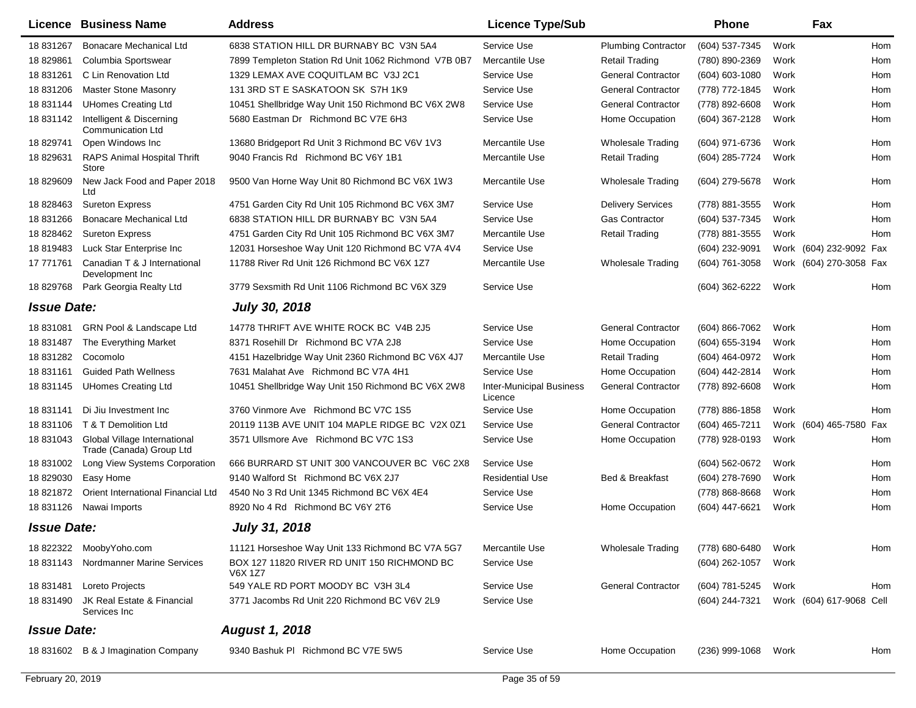| Licence | Business Name | Address | Licence Type/Sub | | Phone | | Fax | |
|---|---|---|---|---|---|---|---|---|
| 18 831267 | Bonacare Mechanical Ltd | 6838 STATION HILL DR BURNABY BC V3N 5A4 | Service Use | Plumbing Contractor | (604) 537-7345 | Work | | Hom |
| 18 829861 | Columbia Sportswear | 7899 Templeton Station Rd Unit 1062 Richmond V7B 0B7 | Mercantile Use | Retail Trading | (780) 890-2369 | Work | | Hom |
| 18 831261 | C Lin Renovation Ltd | 1329 LEMAX AVE COQUITLAM BC V3J 2C1 | Service Use | General Contractor | (604) 603-1080 | Work | | Hom |
| 18 831206 | Master Stone Masonry | 131 3RD ST E SASKATOON SK S7H 1K9 | Service Use | General Contractor | (778) 772-1845 | Work | | Hom |
| 18 831144 | UHomes Creating Ltd | 10451 Shellbridge Way Unit 150 Richmond BC V6X 2W8 | Service Use | General Contractor | (778) 892-6608 | Work | | Hom |
| 18 831142 | Intelligent & Discerning Communication Ltd | 5680 Eastman Dr Richmond BC V7E 6H3 | Service Use | Home Occupation | (604) 367-2128 | Work | | Hom |
| 18 829741 | Open Windows Inc | 13680 Bridgeport Rd Unit 3 Richmond BC V6V 1V3 | Mercantile Use | Wholesale Trading | (604) 971-6736 | Work | | Hom |
| 18 829631 | RAPS Animal Hospital Thrift Store | 9040 Francis Rd Richmond BC V6Y 1B1 | Mercantile Use | Retail Trading | (604) 285-7724 | Work | | Hom |
| 18 829609 | New Jack Food and Paper 2018 Ltd | 9500 Van Horne Way Unit 80 Richmond BC V6X 1W3 | Mercantile Use | Wholesale Trading | (604) 279-5678 | Work | | Hom |
| 18 828463 | Sureton Express | 4751 Garden City Rd Unit 105 Richmond BC V6X 3M7 | Service Use | Delivery Services | (778) 881-3555 | Work | | Hom |
| 18 831266 | Bonacare Mechanical Ltd | 6838 STATION HILL DR BURNABY BC V3N 5A4 | Service Use | Gas Contractor | (604) 537-7345 | Work | | Hom |
| 18 828462 | Sureton Express | 4751 Garden City Rd Unit 105 Richmond BC V6X 3M7 | Mercantile Use | Retail Trading | (778) 881-3555 | Work | | Hom |
| 18 819483 | Luck Star Enterprise Inc | 12031 Horseshoe Way Unit 120 Richmond BC V7A 4V4 | Service Use | | (604) 232-9091 | Work | (604) 232-9092 | Fax |
| 17 771761 | Canadian T & J International Development Inc | 11788 River Rd Unit 126 Richmond BC V6X 1Z7 | Mercantile Use | Wholesale Trading | (604) 761-3058 | Work | (604) 270-3058 | Fax |
| 18 829768 | Park Georgia Realty Ltd | 3779 Sexsmith Rd Unit 1106 Richmond BC V6X 3Z9 | Service Use | | (604) 362-6222 | Work | | Hom |
| ***Issue Date:*** | | ***July 30, 2018*** | | | | | | |
| 18 831081 | GRN Pool & Landscape Ltd | 14778 THRIFT AVE WHITE ROCK BC V4B 2J5 | Service Use | General Contractor | (604) 866-7062 | Work | | Hom |
| 18 831487 | The Everything Market | 8371 Rosehill Dr Richmond BC V7A 2J8 | Service Use | Home Occupation | (604) 655-3194 | Work | | Hom |
| 18 831282 | Cocomolo | 4151 Hazelbridge Way Unit 2360 Richmond BC V6X 4J7 | Mercantile Use | Retail Trading | (604) 464-0972 | Work | | Hom |
| 18 831161 | Guided Path Wellness | 7631 Malahat Ave Richmond BC V7A 4H1 | Service Use | Home Occupation | (604) 442-2814 | Work | | Hom |
| 18 831145 | UHomes Creating Ltd | 10451 Shellbridge Way Unit 150 Richmond BC V6X 2W8 | Inter-Municipal Business Licence | General Contractor | (778) 892-6608 | Work | | Hom |
| 18 831141 | Di Jiu Investment Inc | 3760 Vinmore Ave Richmond BC V7C 1S5 | Service Use | Home Occupation | (778) 886-1858 | Work | | Hom |
| 18 831106 | T & T Demolition Ltd | 20119 113B AVE UNIT 104 MAPLE RIDGE BC V2X 0Z1 | Service Use | General Contractor | (604) 465-7211 | Work | (604) 465-7580 | Fax |
| 18 831043 | Global Village International Trade (Canada) Group Ltd | 3571 Ullsmore Ave Richmond BC V7C 1S3 | Service Use | Home Occupation | (778) 928-0193 | Work | | Hom |
| 18 831002 | Long View Systems Corporation | 666 BURRARD ST UNIT 300 VANCOUVER BC V6C 2X8 | Service Use | | (604) 562-0672 | Work | | Hom |
| 18 829030 | Easy Home | 9140 Walford St Richmond BC V6X 2J7 | Residential Use | Bed & Breakfast | (604) 278-7690 | Work | | Hom |
| 18 821872 | Orient International Financial Ltd | 4540 No 3 Rd Unit 1345 Richmond BC V6X 4E4 | Service Use | | (778) 868-8668 | Work | | Hom |
| 18 831126 | Nawai Imports | 8920 No 4 Rd Richmond BC V6Y 2T6 | Service Use | Home Occupation | (604) 447-6621 | Work | | Hom |
| ***Issue Date:*** | | ***July 31, 2018*** | | | | | | |
| 18 822322 | MoobyYoho.com | 11121 Horseshoe Way Unit 133 Richmond BC V7A 5G7 | Mercantile Use | Wholesale Trading | (778) 680-6480 | Work | | Hom |
| 18 831143 | Nordmanner Marine Services | BOX 127 11820 RIVER RD UNIT 150 RICHMOND BC V6X 1Z7 | Service Use | | (604) 262-1057 | Work | | |
| 18 831481 | Loreto Projects | 549 YALE RD PORT MOODY BC V3H 3L4 | Service Use | General Contractor | (604) 781-5245 | Work | | Hom |
| 18 831490 | JK Real Estate & Financial Services Inc | 3771 Jacombs Rd Unit 220 Richmond BC V6V 2L9 | Service Use | | (604) 244-7321 | Work | (604) 617-9068 | Cell |
| ***Issue Date:*** | | ***August 1, 2018*** | | | | | | |
| 18 831602 | B & J Imagination Company | 9340 Bashuk Pl Richmond BC V7E 5W5 | Service Use | Home Occupation | (236) 999-1068 | Work | | Hom |

February 20, 2019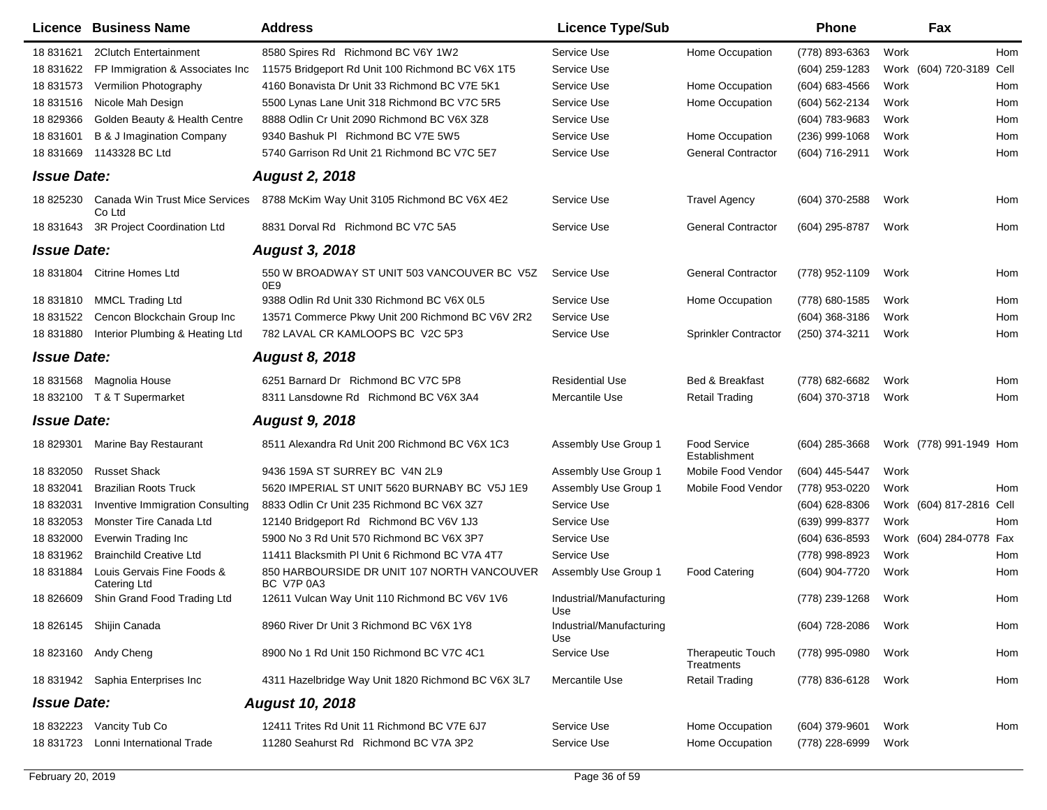| Licence | Business Name | Address | Licence Type/Sub | | Phone | | Fax | |
|---|---|---|---|---|---|---|---|---|
| 18 831621 | 2Clutch Entertainment | 8580 Spires Rd Richmond BC V6Y 1W2 | Service Use | Home Occupation | (778) 893-6363 | Work | | Hom |
| 18 831622 | FP Immigration & Associates Inc | 11575 Bridgeport Rd Unit 100 Richmond BC V6X 1T5 | Service Use | | (604) 259-1283 | Work | (604) 720-3189 | Cell |
| 18 831573 | Vermilion Photography | 4160 Bonavista Dr Unit 33 Richmond BC V7E 5K1 | Service Use | Home Occupation | (604) 683-4566 | Work | | Hom |
| 18 831516 | Nicole Mah Design | 5500 Lynas Lane Unit 318 Richmond BC V7C 5R5 | Service Use | Home Occupation | (604) 562-2134 | Work | | Hom |
| 18 829366 | Golden Beauty & Health Centre | 8888 Odlin Cr Unit 2090 Richmond BC V6X 3Z8 | Service Use | | (604) 783-9683 | Work | | Hom |
| 18 831601 | B & J Imagination Company | 9340 Bashuk Pl Richmond BC V7E 5W5 | Service Use | Home Occupation | (236) 999-1068 | Work | | Hom |
| 18 831669 | 1143328 BC Ltd | 5740 Garrison Rd Unit 21 Richmond BC V7C 5E7 | Service Use | General Contractor | (604) 716-2911 | Work | | Hom |
| ***Issue Date:*** | | ***August 2, 2018*** | | | | | | |
| 18 825230 | Canada Win Trust Mice Services Co Ltd | 8788 McKim Way Unit 3105 Richmond BC V6X 4E2 | Service Use | Travel Agency | (604) 370-2588 | Work | | Hom |
| 18 831643 | 3R Project Coordination Ltd | 8831 Dorval Rd Richmond BC V7C 5A5 | Service Use | General Contractor | (604) 295-8787 | Work | | Hom |
| ***Issue Date:*** | | ***August 3, 2018*** | | | | | | |
| 18 831804 | Citrine Homes Ltd | 550 W BROADWAY ST UNIT 503 VANCOUVER BC V5Z 0E9 | Service Use | General Contractor | (778) 952-1109 | Work | | Hom |
| 18 831810 | MMCL Trading Ltd | 9388 Odlin Rd Unit 330 Richmond BC V6X 0L5 | Service Use | Home Occupation | (778) 680-1585 | Work | | Hom |
| 18 831522 | Cencon Blockchain Group Inc | 13571 Commerce Pkwy Unit 200 Richmond BC V6V 2R2 | Service Use | | (604) 368-3186 | Work | | Hom |
| 18 831880 | Interior Plumbing & Heating Ltd | 782 LAVAL CR KAMLOOPS BC V2C 5P3 | Service Use | Sprinkler Contractor | (250) 374-3211 | Work | | Hom |
| ***Issue Date:*** | | ***August 8, 2018*** | | | | | | |
| 18 831568 | Magnolia House | 6251 Barnard Dr Richmond BC V7C 5P8 | Residential Use | Bed & Breakfast | (778) 682-6682 | Work | | Hom |
| 18 832100 | T & T Supermarket | 8311 Lansdowne Rd Richmond BC V6X 3A4 | Mercantile Use | Retail Trading | (604) 370-3718 | Work | | Hom |
| ***Issue Date:*** | | ***August 9, 2018*** | | | | | | |
| 18 829301 | Marine Bay Restaurant | 8511 Alexandra Rd Unit 200 Richmond BC V6X 1C3 | Assembly Use Group 1 | Food Service Establishment | (604) 285-3668 | Work | (778) 991-1949 | Hom |
| 18 832050 | Russet Shack | 9436 159A ST SURREY BC V4N 2L9 | Assembly Use Group 1 | Mobile Food Vendor | (604) 445-5447 | Work | | |
| 18 832041 | Brazilian Roots Truck | 5620 IMPERIAL ST UNIT 5620 BURNABY BC V5J 1E9 | Assembly Use Group 1 | Mobile Food Vendor | (778) 953-0220 | Work | | Hom |
| 18 832031 | Inventive Immigration Consulting | 8833 Odlin Cr Unit 235 Richmond BC V6X 3Z7 | Service Use | | (604) 628-8306 | Work | (604) 817-2816 | Cell |
| 18 832053 | Monster Tire Canada Ltd | 12140 Bridgeport Rd Richmond BC V6V 1J3 | Service Use | | (639) 999-8377 | Work | | Hom |
| 18 832000 | Everwin Trading Inc | 5900 No 3 Rd Unit 570 Richmond BC V6X 3P7 | Service Use | | (604) 636-8593 | Work | (604) 284-0778 | Fax |
| 18 831962 | Brainchild Creative Ltd | 11411 Blacksmith Pl Unit 6 Richmond BC V7A 4T7 | Service Use | | (778) 998-8923 | Work | | Hom |
| 18 831884 | Louis Gervais Fine Foods & Catering Ltd | 850 HARBOURSIDE DR UNIT 107 NORTH VANCOUVER BC V7P 0A3 | Assembly Use Group 1 | Food Catering | (604) 904-7720 | Work | | Hom |
| 18 826609 | Shin Grand Food Trading Ltd | 12611 Vulcan Way Unit 110 Richmond BC V6V 1V6 | Industrial/Manufacturing Use | | (778) 239-1268 | Work | | Hom |
| 18 826145 | Shijin Canada | 8960 River Dr Unit 3 Richmond BC V6X 1Y8 | Industrial/Manufacturing Use | | (604) 728-2086 | Work | | Hom |
| 18 823160 | Andy Cheng | 8900 No 1 Rd Unit 150 Richmond BC V7C 4C1 | Service Use | Therapeutic Touch Treatments | (778) 995-0980 | Work | | Hom |
| 18 831942 | Saphia Enterprises Inc | 4311 Hazelbridge Way Unit 1820 Richmond BC V6X 3L7 | Mercantile Use | Retail Trading | (778) 836-6128 | Work | | Hom |
| ***Issue Date:*** | | ***August 10, 2018*** | | | | | | |
| 18 832223 | Vancity Tub Co | 12411 Trites Rd Unit 11 Richmond BC V7E 6J7 | Service Use | Home Occupation | (604) 379-9601 | Work | | Hom |
| 18 831723 | Lonni International Trade | 11280 Seahurst Rd Richmond BC V7A 3P2 | Service Use | Home Occupation | (778) 228-6999 | Work | | |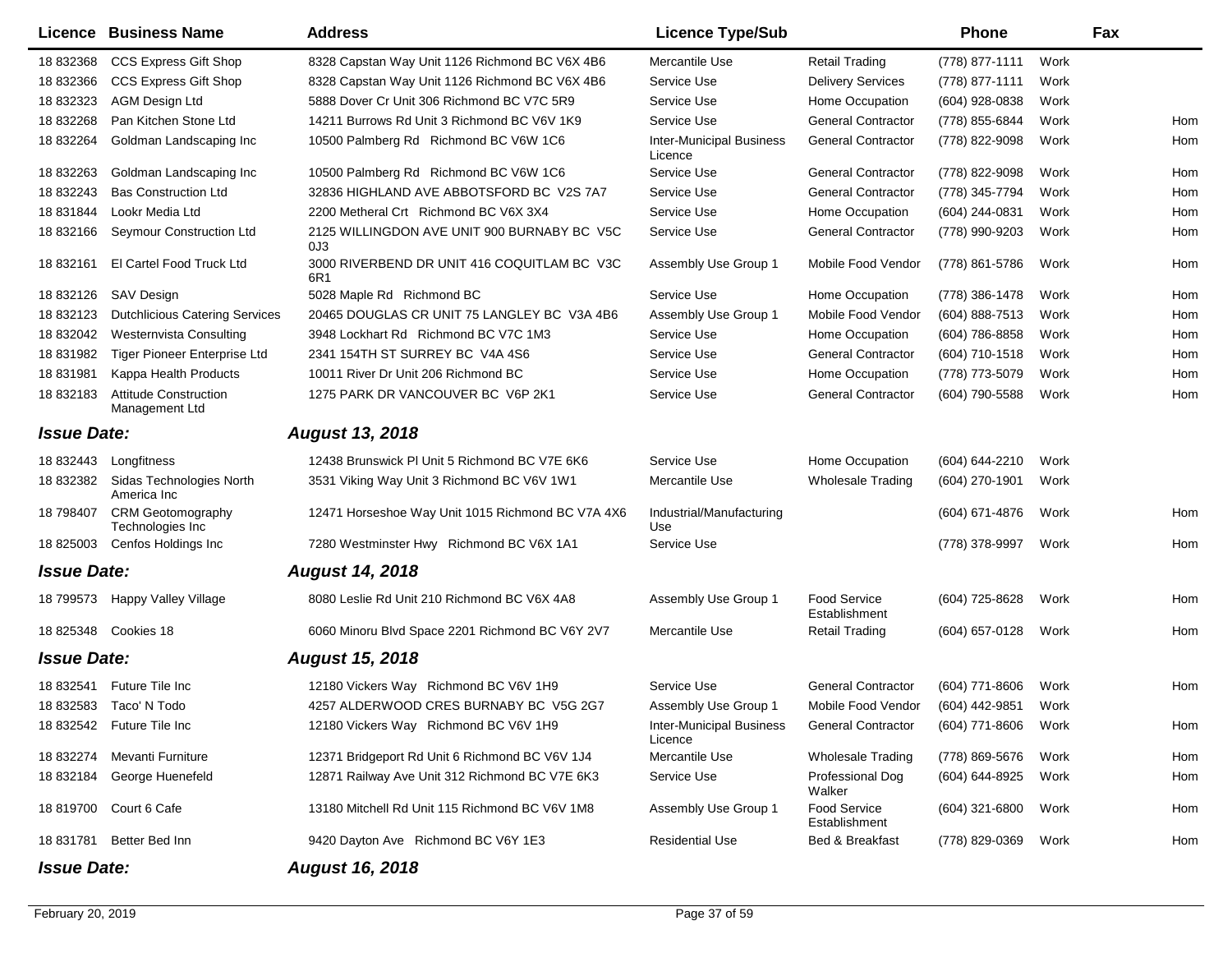| Licence | Business Name | Address | Licence Type/Sub | | Phone | | Fax |
|---|---|---|---|---|---|---|---|
| 18 832368 | CCS Express Gift Shop | 8328 Capstan Way Unit 1126 Richmond BC V6X 4B6 | Mercantile Use | Retail Trading | (778) 877-1111 | Work | |
| 18 832366 | CCS Express Gift Shop | 8328 Capstan Way Unit 1126 Richmond BC V6X 4B6 | Service Use | Delivery Services | (778) 877-1111 | Work | |
| 18 832323 | AGM Design Ltd | 5888 Dover Cr Unit 306 Richmond BC V7C 5R9 | Service Use | Home Occupation | (604) 928-0838 | Work | |
| 18 832268 | Pan Kitchen Stone Ltd | 14211 Burrows Rd Unit 3 Richmond BC V6V 1K9 | Service Use | General Contractor | (778) 855-6844 | Work | Hom |
| 18 832264 | Goldman Landscaping Inc | 10500 Palmberg Rd Richmond BC V6W 1C6 | Inter-Municipal Business Licence | General Contractor | (778) 822-9098 | Work | Hom |
| 18 832263 | Goldman Landscaping Inc | 10500 Palmberg Rd Richmond BC V6W 1C6 | Service Use | General Contractor | (778) 822-9098 | Work | Hom |
| 18 832243 | Bas Construction Ltd | 32836 HIGHLAND AVE ABBOTSFORD BC V2S 7A7 | Service Use | General Contractor | (778) 345-7794 | Work | Hom |
| 18 831844 | Lookr Media Ltd | 2200 Metheral Crt Richmond BC V6X 3X4 | Service Use | Home Occupation | (604) 244-0831 | Work | Hom |
| 18 832166 | Seymour Construction Ltd | 2125 WILLINGDON AVE UNIT 900 BURNABY BC V5C 0J3 | Service Use | General Contractor | (778) 990-9203 | Work | Hom |
| 18 832161 | El Cartel Food Truck Ltd | 3000 RIVERBEND DR UNIT 416 COQUITLAM BC V3C 6R1 | Assembly Use Group 1 | Mobile Food Vendor | (778) 861-5786 | Work | Hom |
| 18 832126 | SAV Design | 5028 Maple Rd Richmond BC | Service Use | Home Occupation | (778) 386-1478 | Work | Hom |
| 18 832123 | Dutchlicious Catering Services | 20465 DOUGLAS CR UNIT 75 LANGLEY BC V3A 4B6 | Assembly Use Group 1 | Mobile Food Vendor | (604) 888-7513 | Work | Hom |
| 18 832042 | Westernvista Consulting | 3948 Lockhart Rd Richmond BC V7C 1M3 | Service Use | Home Occupation | (604) 786-8858 | Work | Hom |
| 18 831982 | Tiger Pioneer Enterprise Ltd | 2341 154TH ST SURREY BC V4A 4S6 | Service Use | General Contractor | (604) 710-1518 | Work | Hom |
| 18 831981 | Kappa Health Products | 10011 River Dr Unit 206 Richmond BC | Service Use | Home Occupation | (778) 773-5079 | Work | Hom |
| 18 832183 | Attitude Construction Management Ltd | 1275 PARK DR VANCOUVER BC V6P 2K1 | Service Use | General Contractor | (604) 790-5588 | Work | Hom |
| ***Issue Date:*** | | ***August 13, 2018*** | | | | | |
| 18 832443 | Longfitness | 12438 Brunswick Pl Unit 5 Richmond BC V7E 6K6 | Service Use | Home Occupation | (604) 644-2210 | Work | |
| 18 832382 | Sidas Technologies North America Inc | 3531 Viking Way Unit 3 Richmond BC V6V 1W1 | Mercantile Use | Wholesale Trading | (604) 270-1901 | Work | |
| 18 798407 | CRM Geotomography Technologies Inc | 12471 Horseshoe Way Unit 1015 Richmond BC V7A 4X6 | Industrial/Manufacturing Use | | (604) 671-4876 | Work | Hom |
| 18 825003 | Cenfos Holdings Inc | 7280 Westminster Hwy Richmond BC V6X 1A1 | Service Use | | (778) 378-9997 | Work | Hom |
| ***Issue Date:*** | | ***August 14, 2018*** | | | | | |
| 18 799573 | Happy Valley Village | 8080 Leslie Rd Unit 210 Richmond BC V6X 4A8 | Assembly Use Group 1 | Food Service Establishment | (604) 725-8628 | Work | Hom |
| 18 825348 | Cookies 18 | 6060 Minoru Blvd Space 2201 Richmond BC V6Y 2V7 | Mercantile Use | Retail Trading | (604) 657-0128 | Work | Hom |
| ***Issue Date:*** | | ***August 15, 2018*** | | | | | |
| 18 832541 | Future Tile Inc | 12180 Vickers Way Richmond BC V6V 1H9 | Service Use | General Contractor | (604) 771-8606 | Work | Hom |
| 18 832583 | Taco' N Todo | 4257 ALDERWOOD CRES BURNABY BC V5G 2G7 | Assembly Use Group 1 | Mobile Food Vendor | (604) 442-9851 | Work | |
| 18 832542 | Future Tile Inc | 12180 Vickers Way Richmond BC V6V 1H9 | Inter-Municipal Business Licence | General Contractor | (604) 771-8606 | Work | Hom |
| 18 832274 | Mevanti Furniture | 12371 Bridgeport Rd Unit 6 Richmond BC V6V 1J4 | Mercantile Use | Wholesale Trading | (778) 869-5676 | Work | Hom |
| 18 832184 | George Huenefeld | 12871 Railway Ave Unit 312 Richmond BC V7E 6K3 | Service Use | Professional Dog Walker | (604) 644-8925 | Work | Hom |
| 18 819700 | Court 6 Cafe | 13180 Mitchell Rd Unit 115 Richmond BC V6V 1M8 | Assembly Use Group 1 | Food Service Establishment | (604) 321-6800 | Work | Hom |
| 18 831781 | Better Bed Inn | 9420 Dayton Ave Richmond BC V6Y 1E3 | Residential Use | Bed & Breakfast | (778) 829-0369 | Work | Hom |
| ***Issue Date:*** | | ***August 16, 2018*** | | | | | |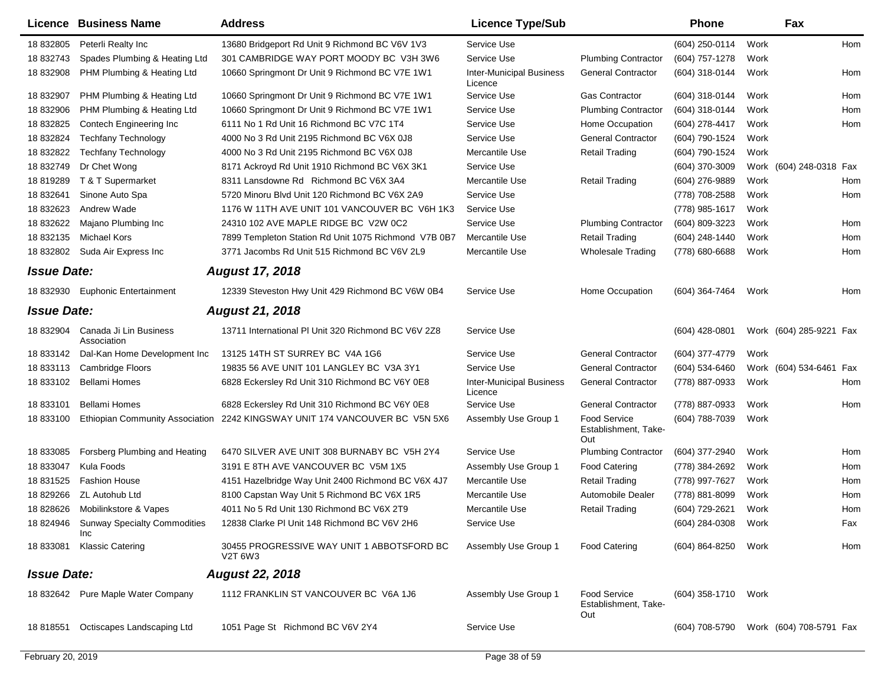| Licence | Business Name | Address | Licence Type/Sub | | Phone | | Fax | |
|---|---|---|---|---|---|---|---|---|
| 18 832805 | Peterli Realty Inc | 13680 Bridgeport Rd Unit 9 Richmond BC V6V 1V3 | Service Use | | (604) 250-0114 | Work | | Hom |
| 18 832743 | Spades Plumbing & Heating Ltd | 301 CAMBRIDGE WAY PORT MOODY BC V3H 3W6 | Service Use | Plumbing Contractor | (604) 757-1278 | Work | | |
| 18 832908 | PHM Plumbing & Heating Ltd | 10660 Springmont Dr Unit 9 Richmond BC V7E 1W1 | Inter-Municipal Business Licence | General Contractor | (604) 318-0144 | Work | | Hom |
| 18 832907 | PHM Plumbing & Heating Ltd | 10660 Springmont Dr Unit 9 Richmond BC V7E 1W1 | Service Use | Gas Contractor | (604) 318-0144 | Work | | Hom |
| 18 832906 | PHM Plumbing & Heating Ltd | 10660 Springmont Dr Unit 9 Richmond BC V7E 1W1 | Service Use | Plumbing Contractor | (604) 318-0144 | Work | | Hom |
| 18 832825 | Contech Engineering Inc | 6111 No 1 Rd Unit 16 Richmond BC V7C 1T4 | Service Use | Home Occupation | (604) 278-4417 | Work | | Hom |
| 18 832824 | Techfany Technology | 4000 No 3 Rd Unit 2195 Richmond BC V6X 0J8 | Service Use | General Contractor | (604) 790-1524 | Work | | |
| 18 832822 | Techfany Technology | 4000 No 3 Rd Unit 2195 Richmond BC V6X 0J8 | Mercantile Use | Retail Trading | (604) 790-1524 | Work | | |
| 18 832749 | Dr Chet Wong | 8171 Ackroyd Rd Unit 1910 Richmond BC V6X 3K1 | Service Use | | (604) 370-3009 | Work | (604) 248-0318 | Fax |
| 18 819289 | T & T Supermarket | 8311 Lansdowne Rd Richmond BC V6X 3A4 | Mercantile Use | Retail Trading | (604) 276-9889 | Work | | Hom |
| 18 832641 | Sinone Auto Spa | 5720 Minoru Blvd Unit 120 Richmond BC V6X 2A9 | Service Use | | (778) 708-2588 | Work | | Hom |
| 18 832623 | Andrew Wade | 1176 W 11TH AVE UNIT 101 VANCOUVER BC V6H 1K3 | Service Use | | (778) 985-1617 | Work | | |
| 18 832622 | Majano Plumbing Inc | 24310 102 AVE MAPLE RIDGE BC V2W 0C2 | Service Use | Plumbing Contractor | (604) 809-3223 | Work | | Hom |
| 18 832135 | Michael Kors | 7899 Templeton Station Rd Unit 1075 Richmond V7B 0B7 | Mercantile Use | Retail Trading | (604) 248-1440 | Work | | Hom |
| 18 832802 | Suda Air Express Inc | 3771 Jacombs Rd Unit 515 Richmond BC V6V 2L9 | Mercantile Use | Wholesale Trading | (778) 680-6688 | Work | | Hom |
| ***Issue Date:*** | | ***August 17, 2018*** | | | | | | |
| 18 832930 | Euphonic Entertainment | 12339 Steveston Hwy Unit 429 Richmond BC V6W 0B4 | Service Use | Home Occupation | (604) 364-7464 | Work | | Hom |
| ***Issue Date:*** | | ***August 21, 2018*** | | | | | | |
| 18 832904 | Canada Ji Lin Business Association | 13711 International Pl Unit 320 Richmond BC V6V 2Z8 | Service Use | | (604) 428-0801 | Work | (604) 285-9221 | Fax |
| 18 833142 | Dal-Kan Home Development Inc | 13125 14TH ST SURREY BC V4A 1G6 | Service Use | General Contractor | (604) 377-4779 | Work | | |
| 18 833113 | Cambridge Floors | 19835 56 AVE UNIT 101 LANGLEY BC V3A 3Y1 | Service Use | General Contractor | (604) 534-6460 | Work | (604) 534-6461 | Fax |
| 18 833102 | Bellami Homes | 6828 Eckersley Rd Unit 310 Richmond BC V6Y 0E8 | Inter-Municipal Business Licence | General Contractor | (778) 887-0933 | Work | | Hom |
| 18 833101 | Bellami Homes | 6828 Eckersley Rd Unit 310 Richmond BC V6Y 0E8 | Service Use | General Contractor | (778) 887-0933 | Work | | Hom |
| 18 833100 | Ethiopian Community Association | 2242 KINGSWAY UNIT 174 VANCOUVER BC V5N 5X6 | Assembly Use Group 1 | Food Service Establishment, Take-Out | (604) 788-7039 | Work | | |
| 18 833085 | Forsberg Plumbing and Heating | 6470 SILVER AVE UNIT 308 BURNABY BC V5H 2Y4 | Service Use | Plumbing Contractor | (604) 377-2940 | Work | | Hom |
| 18 833047 | Kula Foods | 3191 E 8TH AVE VANCOUVER BC V5M 1X5 | Assembly Use Group 1 | Food Catering | (778) 384-2692 | Work | | Hom |
| 18 831525 | Fashion House | 4151 Hazelbridge Way Unit 2400 Richmond BC V6X 4J7 | Mercantile Use | Retail Trading | (778) 997-7627 | Work | | Hom |
| 18 829266 | ZL Autohub Ltd | 8100 Capstan Way Unit 5 Richmond BC V6X 1R5 | Mercantile Use | Automobile Dealer | (778) 881-8099 | Work | | Hom |
| 18 828626 | Mobilinkstore & Vapes | 4011 No 5 Rd Unit 130 Richmond BC V6X 2T9 | Mercantile Use | Retail Trading | (604) 729-2621 | Work | | Hom |
| 18 824946 | Sunway Specialty Commodities Inc | 12838 Clarke Pl Unit 148 Richmond BC V6V 2H6 | Service Use | | (604) 284-0308 | Work | | Fax |
| 18 833081 | Klassic Catering | 30455 PROGRESSIVE WAY UNIT 1 ABBOTSFORD BC V2T 6W3 | Assembly Use Group 1 | Food Catering | (604) 864-8250 | Work | | Hom |
| ***Issue Date:*** | | ***August 22, 2018*** | | | | | | |
| 18 832642 | Pure Maple Water Company | 1112 FRANKLIN ST VANCOUVER BC V6A 1J6 | Assembly Use Group 1 | Food Service Establishment, Take-Out | (604) 358-1710 | Work | | |
| 18 818551 | Octiscapes Landscaping Ltd | 1051 Page St Richmond BC V6V 2Y4 | Service Use | | (604) 708-5790 | Work | (604) 708-5791 | Fax |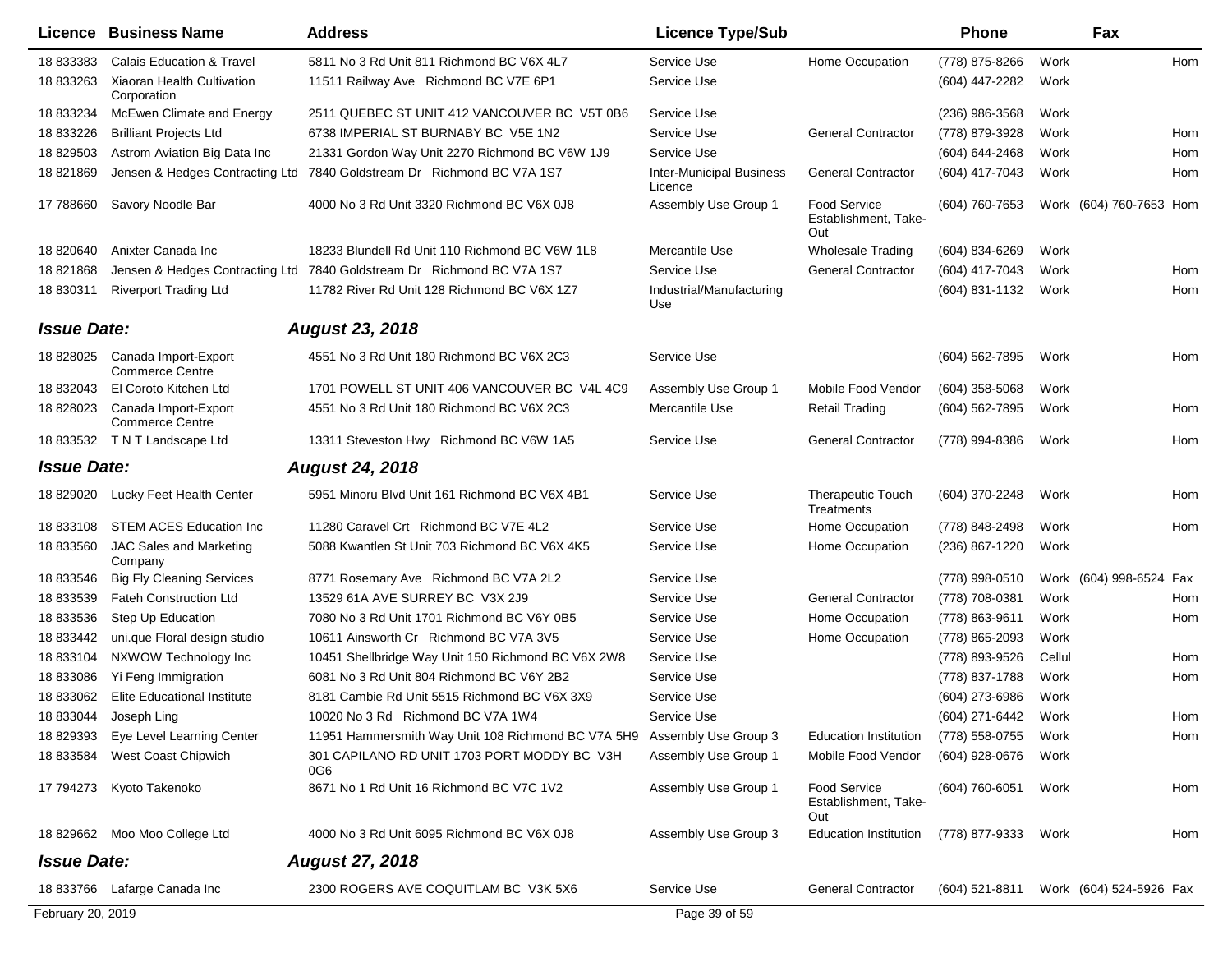| Licence | Business Name | Address | Licence Type/Sub | | Phone | | Fax | |
|---|---|---|---|---|---|---|---|---|
| 18 833383 | Calais Education & Travel | 5811 No 3 Rd Unit 811 Richmond BC V6X 4L7 | Service Use | Home Occupation | (778) 875-8266 | Work | | Hom |
| 18 833263 | Xiaoran Health Cultivation Corporation | 11511 Railway Ave Richmond BC V7E 6P1 | Service Use | | (604) 447-2282 | Work | | |
| 18 833234 | McEwen Climate and Energy | 2511 QUEBEC ST UNIT 412 VANCOUVER BC V5T 0B6 | Service Use | | (236) 986-3568 | Work | | |
| 18 833226 | Brilliant Projects Ltd | 6738 IMPERIAL ST BURNABY BC V5E 1N2 | Service Use | General Contractor | (778) 879-3928 | Work | | Hom |
| 18 829503 | Astrom Aviation Big Data Inc | 21331 Gordon Way Unit 2270 Richmond BC V6W 1J9 | Service Use | | (604) 644-2468 | Work | | Hom |
| 18 821869 | Jensen & Hedges Contracting Ltd | 7840 Goldstream Dr Richmond BC V7A 1S7 | Inter-Municipal Business Licence | General Contractor | (604) 417-7043 | Work | | Hom |
| 17 788660 | Savory Noodle Bar | 4000 No 3 Rd Unit 3320 Richmond BC V6X 0J8 | Assembly Use Group 1 | Food Service Establishment, Take-Out | (604) 760-7653 | Work | (604) 760-7653 | Hom |
| 18 820640 | Anixter Canada Inc | 18233 Blundell Rd Unit 110 Richmond BC V6W 1L8 | Mercantile Use | Wholesale Trading | (604) 834-6269 | Work | | |
| 18 821868 | Jensen & Hedges Contracting Ltd | 7840 Goldstream Dr Richmond BC V7A 1S7 | Service Use | General Contractor | (604) 417-7043 | Work | | Hom |
| 18 830311 | Riverport Trading Ltd | 11782 River Rd Unit 128 Richmond BC V6X 1Z7 | Industrial/Manufacturing Use | | (604) 831-1132 | Work | | Hom |
| ***Issue Date:*** | | ***August 23, 2018*** | | | | | | |
| 18 828025 | Canada Import-Export Commerce Centre | 4551 No 3 Rd Unit 180 Richmond BC V6X 2C3 | Service Use | | (604) 562-7895 | Work | | Hom |
| 18 832043 | El Coroto Kitchen Ltd | 1701 POWELL ST UNIT 406 VANCOUVER BC V4L 4C9 | Assembly Use Group 1 | Mobile Food Vendor | (604) 358-5068 | Work | | |
| 18 828023 | Canada Import-Export Commerce Centre | 4551 No 3 Rd Unit 180 Richmond BC V6X 2C3 | Mercantile Use | Retail Trading | (604) 562-7895 | Work | | Hom |
| 18 833532 | T N T Landscape Ltd | 13311 Steveston Hwy Richmond BC V6W 1A5 | Service Use | General Contractor | (778) 994-8386 | Work | | Hom |
| ***Issue Date:*** | | ***August 24, 2018*** | | | | | | |
| 18 829020 | Lucky Feet Health Center | 5951 Minoru Blvd Unit 161 Richmond BC V6X 4B1 | Service Use | Therapeutic Touch Treatments | (604) 370-2248 | Work | | Hom |
| 18 833108 | STEM ACES Education Inc | 11280 Caravel Crt Richmond BC V7E 4L2 | Service Use | Home Occupation | (778) 848-2498 | Work | | Hom |
| 18 833560 | JAC Sales and Marketing Company | 5088 Kwantlen St Unit 703 Richmond BC V6X 4K5 | Service Use | Home Occupation | (236) 867-1220 | Work | | |
| 18 833546 | Big Fly Cleaning Services | 8771 Rosemary Ave Richmond BC V7A 2L2 | Service Use | | (778) 998-0510 | Work | (604) 998-6524 | Fax |
| 18 833539 | Fateh Construction Ltd | 13529 61A AVE SURREY BC V3X 2J9 | Service Use | General Contractor | (778) 708-0381 | Work | | Hom |
| 18 833536 | Step Up Education | 7080 No 3 Rd Unit 1701 Richmond BC V6Y 0B5 | Service Use | Home Occupation | (778) 863-9611 | Work | | Hom |
| 18 833442 | uni.que Floral design studio | 10611 Ainsworth Cr Richmond BC V7A 3V5 | Service Use | Home Occupation | (778) 865-2093 | Work | | |
| 18 833104 | NXWOW Technology Inc | 10451 Shellbridge Way Unit 150 Richmond BC V6X 2W8 | Service Use | | (778) 893-9526 | Cellul | | Hom |
| 18 833086 | Yi Feng Immigration | 6081 No 3 Rd Unit 804 Richmond BC V6Y 2B2 | Service Use | | (778) 837-1788 | Work | | Hom |
| 18 833062 | Elite Educational Institute | 8181 Cambie Rd Unit 5515 Richmond BC V6X 3X9 | Service Use | | (604) 273-6986 | Work | | |
| 18 833044 | Joseph Ling | 10020 No 3 Rd Richmond BC V7A 1W4 | Service Use | | (604) 271-6442 | Work | | Hom |
| 18 829393 | Eye Level Learning Center | 11951 Hammersmith Way Unit 108 Richmond BC V7A 5H9 | Assembly Use Group 3 | Education Institution | (778) 558-0755 | Work | | Hom |
| 18 833584 | West Coast Chipwich | 301 CAPILANO RD UNIT 1703 PORT MODDY BC V3H 0G6 | Assembly Use Group 1 | Mobile Food Vendor | (604) 928-0676 | Work | | |
| 17 794273 | Kyoto Takenoko | 8671 No 1 Rd Unit 16 Richmond BC V7C 1V2 | Assembly Use Group 1 | Food Service Establishment, Take-Out | (604) 760-6051 | Work | | Hom |
| 18 829662 | Moo Moo College Ltd | 4000 No 3 Rd Unit 6095 Richmond BC V6X 0J8 | Assembly Use Group 3 | Education Institution | (778) 877-9333 | Work | | Hom |
| ***Issue Date:*** | | ***August 27, 2018*** | | | | | | |
| 18 833766 | Lafarge Canada Inc | 2300 ROGERS AVE COQUITLAM BC V3K 5X6 | Service Use | General Contractor | (604) 521-8811 | Work | (604) 524-5926 | Fax |

February 20, 2019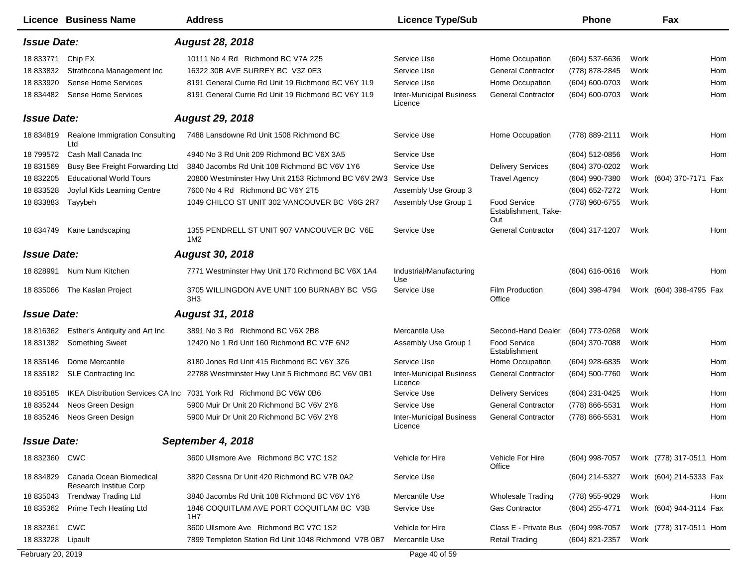| Licence | Business Name | Address | Licence Type/Sub | | Phone | | Fax | |
|---|---|---|---|---|---|---|---|---|
| ***Issue Date:*** | | ***August 28, 2018*** | | | | | | |
| 18 833771 | Chip FX | 10111 No 4 Rd Richmond BC V7A 2Z5 | Service Use | Home Occupation | (604) 537-6636 | Work | | Hom |
| 18 833832 | Strathcona Management Inc | 16322 30B AVE SURREY BC V3Z 0E3 | Service Use | General Contractor | (778) 878-2845 | Work | | Hom |
| 18 833920 | Sense Home Services | 8191 General Currie Rd Unit 19 Richmond BC V6Y 1L9 | Service Use | Home Occupation | (604) 600-0703 | Work | | Hom |
| 18 834482 | Sense Home Services | 8191 General Currie Rd Unit 19 Richmond BC V6Y 1L9 | Inter-Municipal Business Licence | General Contractor | (604) 600-0703 | Work | | Hom |
| ***Issue Date:*** | | ***August 29, 2018*** | | | | | | |
| 18 834819 | Realone Immigration Consulting Ltd | 7488 Lansdowne Rd Unit 1508 Richmond BC | Service Use | Home Occupation | (778) 889-2111 | Work | | Hom |
| 18 799572 | Cash Mall Canada Inc | 4940 No 3 Rd Unit 209 Richmond BC V6X 3A5 | Service Use | | (604) 512-0856 | Work | | Hom |
| 18 831569 | Busy Bee Freight Forwarding Ltd | 3840 Jacombs Rd Unit 108 Richmond BC V6V 1Y6 | Service Use | Delivery Services | (604) 370-0202 | Work | | |
| 18 832205 | Educational World Tours | 20800 Westminster Hwy Unit 2153 Richmond BC V6V 2W3 | Service Use | Travel Agency | (604) 990-7380 | Work | (604) 370-7171 | Fax |
| 18 833528 | Joyful Kids Learning Centre | 7600 No 4 Rd Richmond BC V6Y 2T5 | Assembly Use Group 3 | | (604) 652-7272 | Work | | Hom |
| 18 833883 | Tayybeh | 1049 CHILCO ST UNIT 302 VANCOUVER BC V6G 2R7 | Assembly Use Group 1 | Food Service Establishment, Take-Out | (778) 960-6755 | Work | | |
| 18 834749 | Kane Landscaping | 1355 PENDRELL ST UNIT 907 VANCOUVER BC V6E 1M2 | Service Use | General Contractor | (604) 317-1207 | Work | | Hom |
| ***Issue Date:*** | | ***August 30, 2018*** | | | | | | |
| 18 828991 | Num Num Kitchen | 7771 Westminster Hwy Unit 170 Richmond BC V6X 1A4 | Industrial/Manufacturing Use | | (604) 616-0616 | Work | | Hom |
| 18 835066 | The Kaslan Project | 3705 WILLINGDON AVE UNIT 100 BURNABY BC V5G 3H3 | Service Use | Film Production Office | (604) 398-4794 | Work | (604) 398-4795 | Fax |
| ***Issue Date:*** | | ***August 31, 2018*** | | | | | | |
| 18 816362 | Esther's Antiquity and Art Inc | 3891 No 3 Rd Richmond BC V6X 2B8 | Mercantile Use | Second-Hand Dealer | (604) 773-0268 | Work | | |
| 18 831382 | Something Sweet | 12420 No 1 Rd Unit 160 Richmond BC V7E 6N2 | Assembly Use Group 1 | Food Service Establishment | (604) 370-7088 | Work | | Hom |
| 18 835146 | Dome Mercantile | 8180 Jones Rd Unit 415 Richmond BC V6Y 3Z6 | Service Use | Home Occupation | (604) 928-6835 | Work | | Hom |
| 18 835182 | SLE Contracting Inc | 22788 Westminster Hwy Unit 5 Richmond BC V6V 0B1 | Inter-Municipal Business Licence | General Contractor | (604) 500-7760 | Work | | Hom |
| 18 835185 | IKEA Distribution Services CA Inc | 7031 York Rd Richmond BC V6W 0B6 | Service Use | Delivery Services | (604) 231-0425 | Work | | Hom |
| 18 835244 | Neos Green Design | 5900 Muir Dr Unit 20 Richmond BC V6V 2Y8 | Service Use | General Contractor | (778) 866-5531 | Work | | Hom |
| 18 835246 | Neos Green Design | 5900 Muir Dr Unit 20 Richmond BC V6V 2Y8 | Inter-Municipal Business Licence | General Contractor | (778) 866-5531 | Work | | Hom |
| ***Issue Date:*** | | ***September 4, 2018*** | | | | | | |
| 18 832360 | CWC | 3600 Ullsmore Ave Richmond BC V7C 1S2 | Vehicle for Hire | Vehicle For Hire Office | (604) 998-7057 | Work | (778) 317-0511 | Hom |
| 18 834829 | Canada Ocean Biomedical Research Institue Corp | 3820 Cessna Dr Unit 420 Richmond BC V7B 0A2 | Service Use | | (604) 214-5327 | Work | (604) 214-5333 | Fax |
| 18 835043 | Trendway Trading Ltd | 3840 Jacombs Rd Unit 108 Richmond BC V6V 1Y6 | Mercantile Use | Wholesale Trading | (778) 955-9029 | Work | | Hom |
| 18 835362 | Prime Tech Heating Ltd | 1846 COQUITLAM AVE PORT COQUITLAM BC V3B 1H7 | Service Use | Gas Contractor | (604) 255-4771 | Work | (604) 944-3114 | Fax |
| 18 832361 | CWC | 3600 Ullsmore Ave Richmond BC V7C 1S2 | Vehicle for Hire | Class E - Private Bus | (604) 998-7057 | Work | (778) 317-0511 | Hom |
| 18 833228 | Lipault | 7899 Templeton Station Rd Unit 1048 Richmond V7B 0B7 | Mercantile Use | Retail Trading | (604) 821-2357 | Work | | |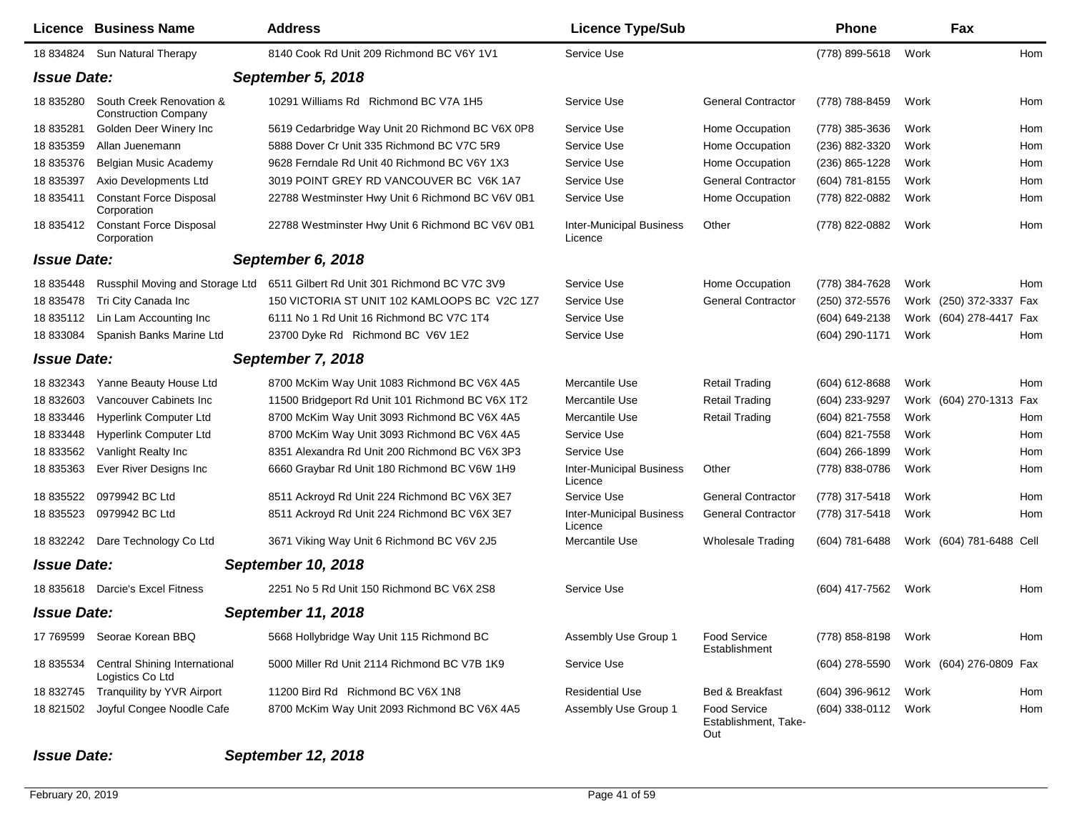| Licence | Business Name | Address | Licence Type/Sub | | Phone | | Fax | |
|---|---|---|---|---|---|---|---|---|
| 18 834824 | Sun Natural Therapy | 8140 Cook Rd Unit 209 Richmond BC V6Y 1V1 | Service Use | | (778) 899-5618 | Work | | Hom |
| ***Issue Date:*** | | ***September 5, 2018*** | | | | | | |
| 18 835280 | South Creek Renovation & Construction Company | 10291 Williams Rd Richmond BC V7A 1H5 | Service Use | General Contractor | (778) 788-8459 | Work | | Hom |
| 18 835281 | Golden Deer Winery Inc | 5619 Cedarbridge Way Unit 20 Richmond BC V6X 0P8 | Service Use | Home Occupation | (778) 385-3636 | Work | | Hom |
| 18 835359 | Allan Juenemann | 5888 Dover Cr Unit 335 Richmond BC V7C 5R9 | Service Use | Home Occupation | (236) 882-3320 | Work | | Hom |
| 18 835376 | Belgian Music Academy | 9628 Ferndale Rd Unit 40 Richmond BC V6Y 1X3 | Service Use | Home Occupation | (236) 865-1228 | Work | | Hom |
| 18 835397 | Axio Developments Ltd | 3019 POINT GREY RD VANCOUVER BC V6K 1A7 | Service Use | General Contractor | (604) 781-8155 | Work | | Hom |
| 18 835411 | Constant Force Disposal Corporation | 22788 Westminster Hwy Unit 6 Richmond BC V6V 0B1 | Service Use | Home Occupation | (778) 822-0882 | Work | | Hom |
| 18 835412 | Constant Force Disposal Corporation | 22788 Westminster Hwy Unit 6 Richmond BC V6V 0B1 | Inter-Municipal Business Licence | Other | (778) 822-0882 | Work | | Hom |
| ***Issue Date:*** | | ***September 6, 2018*** | | | | | | |
| 18 835448 | Russphil Moving and Storage Ltd | 6511 Gilbert Rd Unit 301 Richmond BC V7C 3V9 | Service Use | Home Occupation | (778) 384-7628 | Work | | Hom |
| 18 835478 | Tri City Canada Inc | 150 VICTORIA ST UNIT 102 KAMLOOPS BC V2C 1Z7 | Service Use | General Contractor | (250) 372-5576 | Work | (250) 372-3337 | Fax |
| 18 835112 | Lin Lam Accounting Inc | 6111 No 1 Rd Unit 16 Richmond BC V7C 1T4 | Service Use | | (604) 649-2138 | Work | (604) 278-4417 | Fax |
| 18 833084 | Spanish Banks Marine Ltd | 23700 Dyke Rd Richmond BC V6V 1E2 | Service Use | | (604) 290-1171 | Work | | Hom |
| ***Issue Date:*** | | ***September 7, 2018*** | | | | | | |
| 18 832343 | Yanne Beauty House Ltd | 8700 McKim Way Unit 1083 Richmond BC V6X 4A5 | Mercantile Use | Retail Trading | (604) 612-8688 | Work | | Hom |
| 18 832603 | Vancouver Cabinets Inc | 11500 Bridgeport Rd Unit 101 Richmond BC V6X 1T2 | Mercantile Use | Retail Trading | (604) 233-9297 | Work | (604) 270-1313 | Fax |
| 18 833446 | Hyperlink Computer Ltd | 8700 McKim Way Unit 3093 Richmond BC V6X 4A5 | Mercantile Use | Retail Trading | (604) 821-7558 | Work | | Hom |
| 18 833448 | Hyperlink Computer Ltd | 8700 McKim Way Unit 3093 Richmond BC V6X 4A5 | Service Use | | (604) 821-7558 | Work | | Hom |
| 18 833562 | Vanlight Realty Inc | 8351 Alexandra Rd Unit 200 Richmond BC V6X 3P3 | Service Use | | (604) 266-1899 | Work | | Hom |
| 18 835363 | Ever River Designs Inc | 6660 Graybar Rd Unit 180 Richmond BC V6W 1H9 | Inter-Municipal Business Licence | Other | (778) 838-0786 | Work | | Hom |
| 18 835522 | 0979942 BC Ltd | 8511 Ackroyd Rd Unit 224 Richmond BC V6X 3E7 | Service Use | General Contractor | (778) 317-5418 | Work | | Hom |
| 18 835523 | 0979942 BC Ltd | 8511 Ackroyd Rd Unit 224 Richmond BC V6X 3E7 | Inter-Municipal Business Licence | General Contractor | (778) 317-5418 | Work | | Hom |
| 18 832242 | Dare Technology Co Ltd | 3671 Viking Way Unit 6 Richmond BC V6V 2J5 | Mercantile Use | Wholesale Trading | (604) 781-6488 | Work | (604) 781-6488 | Cell |
| ***Issue Date:*** | | ***September 10, 2018*** | | | | | | |
| 18 835618 | Darcie's Excel Fitness | 2251 No 5 Rd Unit 150 Richmond BC V6X 2S8 | Service Use | | (604) 417-7562 | Work | | Hom |
| ***Issue Date:*** | | ***September 11, 2018*** | | | | | | |
| 17 769599 | Seorae Korean BBQ | 5668 Hollybridge Way Unit 115 Richmond BC | Assembly Use Group 1 | Food Service Establishment | (778) 858-8198 | Work | | Hom |
| 18 835534 | Central Shining International Logistics Co Ltd | 5000 Miller Rd Unit 2114 Richmond BC V7B 1K9 | Service Use | | (604) 278-5590 | Work | (604) 276-0809 | Fax |
| 18 832745 | Tranquility by YVR Airport | 11200 Bird Rd Richmond BC V6X 1N8 | Residential Use | Bed & Breakfast | (604) 396-9612 | Work | | Hom |
| 18 821502 | Joyful Congee Noodle Cafe | 8700 McKim Way Unit 2093 Richmond BC V6X 4A5 | Assembly Use Group 1 | Food Service Establishment, Take-Out | (604) 338-0112 | Work | | Hom |
| ***Issue Date:*** | | ***September 12, 2018*** | | | | | | |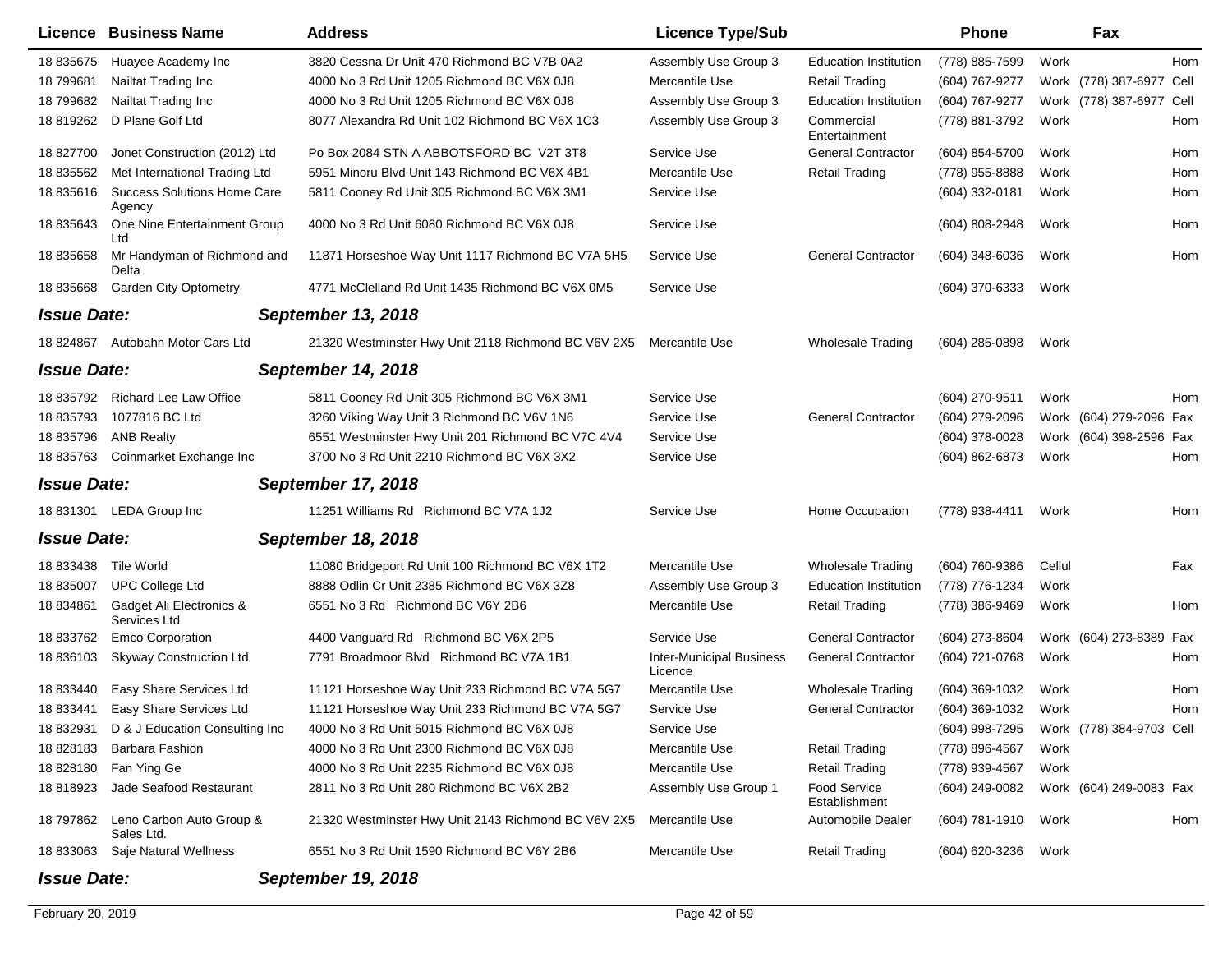| Licence | Business Name | Address | Licence Type/Sub | | Phone | | Fax | |
|---|---|---|---|---|---|---|---|---|
| 18 835675 | Huayee Academy Inc | 3820 Cessna Dr Unit 470 Richmond BC V7B 0A2 | Assembly Use Group 3 | Education Institution | (778) 885-7599 | Work | | Hom |
| 18 799681 | Nailtat Trading Inc | 4000 No 3 Rd Unit 1205 Richmond BC V6X 0J8 | Mercantile Use | Retail Trading | (604) 767-9277 | Work | (778) 387-6977 | Cell |
| 18 799682 | Nailtat Trading Inc | 4000 No 3 Rd Unit 1205 Richmond BC V6X 0J8 | Assembly Use Group 3 | Education Institution | (604) 767-9277 | Work | (778) 387-6977 | Cell |
| 18 819262 | D Plane Golf Ltd | 8077 Alexandra Rd Unit 102 Richmond BC V6X 1C3 | Assembly Use Group 3 | Commercial Entertainment | (778) 881-3792 | Work | | Hom |
| 18 827700 | Jonet Construction (2012) Ltd | Po Box 2084 STN A ABBOTSFORD BC V2T 3T8 | Service Use | General Contractor | (604) 854-5700 | Work | | Hom |
| 18 835562 | Met International Trading Ltd | 5951 Minoru Blvd Unit 143 Richmond BC V6X 4B1 | Mercantile Use | Retail Trading | (778) 955-8888 | Work | | Hom |
| 18 835616 | Success Solutions Home Care Agency | 5811 Cooney Rd Unit 305 Richmond BC V6X 3M1 | Service Use | | (604) 332-0181 | Work | | Hom |
| 18 835643 | One Nine Entertainment Group Ltd | 4000 No 3 Rd Unit 6080 Richmond BC V6X 0J8 | Service Use | | (604) 808-2948 | Work | | Hom |
| 18 835658 | Mr Handyman of Richmond and Delta | 11871 Horseshoe Way Unit 1117 Richmond BC V7A 5H5 | Service Use | General Contractor | (604) 348-6036 | Work | | Hom |
| 18 835668 | Garden City Optometry | 4771 McClelland Rd Unit 1435 Richmond BC V6X 0M5 | Service Use | | (604) 370-6333 | Work | | |
| ***Issue Date:*** | | ***September 13, 2018*** | | | | | | |
| 18 824867 | Autobahn Motor Cars Ltd | 21320 Westminster Hwy Unit 2118 Richmond BC V6V 2X5 | Mercantile Use | Wholesale Trading | (604) 285-0898 | Work | | |
| ***Issue Date:*** | | ***September 14, 2018*** | | | | | | |
| 18 835792 | Richard Lee Law Office | 5811 Cooney Rd Unit 305 Richmond BC V6X 3M1 | Service Use | | (604) 270-9511 | Work | | Hom |
| 18 835793 | 1077816 BC Ltd | 3260 Viking Way Unit 3 Richmond BC V6V 1N6 | Service Use | General Contractor | (604) 279-2096 | Work | (604) 279-2096 | Fax |
| 18 835796 | ANB Realty | 6551 Westminster Hwy Unit 201 Richmond BC V7C 4V4 | Service Use | | (604) 378-0028 | Work | (604) 398-2596 | Fax |
| 18 835763 | Coinmarket Exchange Inc | 3700 No 3 Rd Unit 2210 Richmond BC V6X 3X2 | Service Use | | (604) 862-6873 | Work | | Hom |
| ***Issue Date:*** | | ***September 17, 2018*** | | | | | | |
| 18 831301 | LEDA Group Inc | 11251 Williams Rd Richmond BC V7A 1J2 | Service Use | Home Occupation | (778) 938-4411 | Work | | Hom |
| ***Issue Date:*** | | ***September 18, 2018*** | | | | | | |
| 18 833438 | Tile World | 11080 Bridgeport Rd Unit 100 Richmond BC V6X 1T2 | Mercantile Use | Wholesale Trading | (604) 760-9386 | Cellul | | Fax |
| 18 835007 | UPC College Ltd | 8888 Odlin Cr Unit 2385 Richmond BC V6X 3Z8 | Assembly Use Group 3 | Education Institution | (778) 776-1234 | Work | | |
| 18 834861 | Gadget Ali Electronics & Services Ltd | 6551 No 3 Rd Richmond BC V6Y 2B6 | Mercantile Use | Retail Trading | (778) 386-9469 | Work | | Hom |
| 18 833762 | Emco Corporation | 4400 Vanguard Rd Richmond BC V6X 2P5 | Service Use | General Contractor | (604) 273-8604 | Work | (604) 273-8389 | Fax |
| 18 836103 | Skyway Construction Ltd | 7791 Broadmoor Blvd Richmond BC V7A 1B1 | Inter-Municipal Business Licence | General Contractor | (604) 721-0768 | Work | | Hom |
| 18 833440 | Easy Share Services Ltd | 11121 Horseshoe Way Unit 233 Richmond BC V7A 5G7 | Mercantile Use | Wholesale Trading | (604) 369-1032 | Work | | Hom |
| 18 833441 | Easy Share Services Ltd | 11121 Horseshoe Way Unit 233 Richmond BC V7A 5G7 | Service Use | General Contractor | (604) 369-1032 | Work | | Hom |
| 18 832931 | D & J Education Consulting Inc | 4000 No 3 Rd Unit 5015 Richmond BC V6X 0J8 | Service Use | | (604) 998-7295 | Work | (778) 384-9703 | Cell |
| 18 828183 | Barbara Fashion | 4000 No 3 Rd Unit 2300 Richmond BC V6X 0J8 | Mercantile Use | Retail Trading | (778) 896-4567 | Work | | |
| 18 828180 | Fan Ying Ge | 4000 No 3 Rd Unit 2235 Richmond BC V6X 0J8 | Mercantile Use | Retail Trading | (778) 939-4567 | Work | | |
| 18 818923 | Jade Seafood Restaurant | 2811 No 3 Rd Unit 280 Richmond BC V6X 2B2 | Assembly Use Group 1 | Food Service Establishment | (604) 249-0082 | Work | (604) 249-0083 | Fax |
| 18 797862 | Leno Carbon Auto Group & Sales Ltd. | 21320 Westminster Hwy Unit 2143 Richmond BC V6V 2X5 | Mercantile Use | Automobile Dealer | (604) 781-1910 | Work | | Hom |
| 18 833063 | Saje Natural Wellness | 6551 No 3 Rd Unit 1590 Richmond BC V6Y 2B6 | Mercantile Use | Retail Trading | (604) 620-3236 | Work | | |
| ***Issue Date:*** | | ***September 19, 2018*** | | | | | | |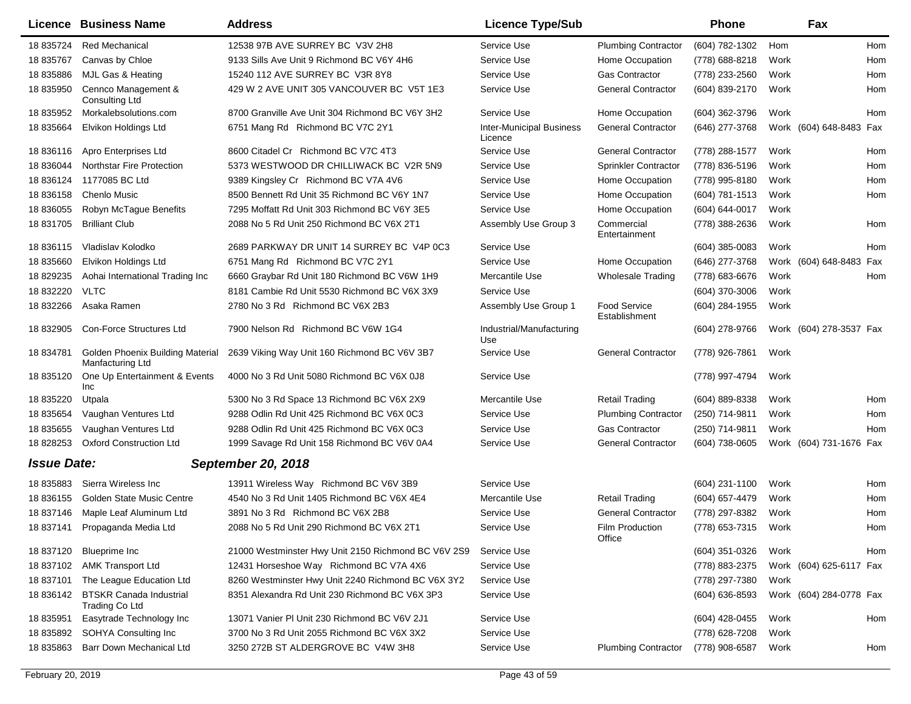| Licence | Business Name | Address | Licence Type/Sub | | Phone | | Fax | |
|---|---|---|---|---|---|---|---|---|
| 18 835724 | Red Mechanical | 12538 97B AVE SURREY BC V3V 2H8 | Service Use | Plumbing Contractor | (604) 782-1302 | Hom | | Hom |
| 18 835767 | Canvas by Chloe | 9133 Sills Ave Unit 9 Richmond BC V6Y 4H6 | Service Use | Home Occupation | (778) 688-8218 | Work | | Hom |
| 18 835886 | MJL Gas & Heating | 15240 112 AVE SURREY BC V3R 8Y8 | Service Use | Gas Contractor | (778) 233-2560 | Work | | Hom |
| 18 835950 | Cennco Management & Consulting Ltd | 429 W 2 AVE UNIT 305 VANCOUVER BC V5T 1E3 | Service Use | General Contractor | (604) 839-2170 | Work | | Hom |
| 18 835952 | Morkalebsolutions.com | 8700 Granville Ave Unit 304 Richmond BC V6Y 3H2 | Service Use | Home Occupation | (604) 362-3796 | Work | | Hom |
| 18 835664 | Elvikon Holdings Ltd | 6751 Mang Rd Richmond BC V7C 2Y1 | Inter-Municipal Business Licence | General Contractor | (646) 277-3768 | Work | (604) 648-8483 | Fax |
| 18 836116 | Apro Enterprises Ltd | 8600 Citadel Cr Richmond BC V7C 4T3 | Service Use | General Contractor | (778) 288-1577 | Work | | Hom |
| 18 836044 | Northstar Fire Protection | 5373 WESTWOOD DR CHILLIWACK BC V2R 5N9 | Service Use | Sprinkler Contractor | (778) 836-5196 | Work | | Hom |
| 18 836124 | 1177085 BC Ltd | 9389 Kingsley Cr Richmond BC V7A 4V6 | Service Use | Home Occupation | (778) 995-8180 | Work | | Hom |
| 18 836158 | Chenlo Music | 8500 Bennett Rd Unit 35 Richmond BC V6Y 1N7 | Service Use | Home Occupation | (604) 781-1513 | Work | | Hom |
| 18 836055 | Robyn McTague Benefits | 7295 Moffatt Rd Unit 303 Richmond BC V6Y 3E5 | Service Use | Home Occupation | (604) 644-0017 | Work | | |
| 18 831705 | Brilliant Club | 2088 No 5 Rd Unit 250 Richmond BC V6X 2T1 | Assembly Use Group 3 | Commercial Entertainment | (778) 388-2636 | Work | | Hom |
| 18 836115 | Vladislav Kolodko | 2689 PARKWAY DR UNIT 14 SURREY BC V4P 0C3 | Service Use | | (604) 385-0083 | Work | | Hom |
| 18 835660 | Elvikon Holdings Ltd | 6751 Mang Rd Richmond BC V7C 2Y1 | Service Use | Home Occupation | (646) 277-3768 | Work | (604) 648-8483 | Fax |
| 18 829235 | Aohai International Trading Inc | 6660 Graybar Rd Unit 180 Richmond BC V6W 1H9 | Mercantile Use | Wholesale Trading | (778) 683-6676 | Work | | Hom |
| 18 832220 | VLTC | 8181 Cambie Rd Unit 5530 Richmond BC V6X 3X9 | Service Use | | (604) 370-3006 | Work | | |
| 18 832266 | Asaka Ramen | 2780 No 3 Rd Richmond BC V6X 2B3 | Assembly Use Group 1 | Food Service Establishment | (604) 284-1955 | Work | | |
| 18 832905 | Con-Force Structures Ltd | 7900 Nelson Rd Richmond BC V6W 1G4 | Industrial/Manufacturing Use | | (604) 278-9766 | Work | (604) 278-3537 | Fax |
| 18 834781 | Golden Phoenix Building Material Manfacturing Ltd | 2639 Viking Way Unit 160 Richmond BC V6V 3B7 | Service Use | General Contractor | (778) 926-7861 | Work | | |
| 18 835120 | One Up Entertainment & Events Inc | 4000 No 3 Rd Unit 5080 Richmond BC V6X 0J8 | Service Use | | (778) 997-4794 | Work | | |
| 18 835220 | Utpala | 5300 No 3 Rd Space 13 Richmond BC V6X 2X9 | Mercantile Use | Retail Trading | (604) 889-8338 | Work | | Hom |
| 18 835654 | Vaughan Ventures Ltd | 9288 Odlin Rd Unit 425 Richmond BC V6X 0C3 | Service Use | Plumbing Contractor | (250) 714-9811 | Work | | Hom |
| 18 835655 | Vaughan Ventures Ltd | 9288 Odlin Rd Unit 425 Richmond BC V6X 0C3 | Service Use | Gas Contractor | (250) 714-9811 | Work | | Hom |
| 18 828253 | Oxford Construction Ltd | 1999 Savage Rd Unit 158 Richmond BC V6V 0A4 | Service Use | General Contractor | (604) 738-0605 | Work | (604) 731-1676 | Fax |

***Issue Date:*** ***September 20, 2018***

| Licence | Business Name | Address | Licence Type/Sub | | Phone | | Fax | |
|---|---|---|---|---|---|---|---|---|
| 18 835883 | Sierra Wireless Inc | 13911 Wireless Way Richmond BC V6V 3B9 | Service Use | | (604) 231-1100 | Work | | Hom |
| 18 836155 | Golden State Music Centre | 4540 No 3 Rd Unit 1405 Richmond BC V6X 4E4 | Mercantile Use | Retail Trading | (604) 657-4479 | Work | | Hom |
| 18 837146 | Maple Leaf Aluminum Ltd | 3891 No 3 Rd Richmond BC V6X 2B8 | Service Use | General Contractor | (778) 297-8382 | Work | | Hom |
| 18 837141 | Propaganda Media Ltd | 2088 No 5 Rd Unit 290 Richmond BC V6X 2T1 | Service Use | Film Production Office | (778) 653-7315 | Work | | Hom |
| 18 837120 | Blueprime Inc | 21000 Westminster Hwy Unit 2150 Richmond BC V6V 2S9 | Service Use | | (604) 351-0326 | Work | | Hom |
| 18 837102 | AMK Transport Ltd | 12431 Horseshoe Way Richmond BC V7A 4X6 | Service Use | | (778) 883-2375 | Work | (604) 625-6117 | Fax |
| 18 837101 | The League Education Ltd | 8260 Westminster Hwy Unit 2240 Richmond BC V6X 3Y2 | Service Use | | (778) 297-7380 | Work | | |
| 18 836142 | BTSKR Canada Industrial Trading Co Ltd | 8351 Alexandra Rd Unit 230 Richmond BC V6X 3P3 | Service Use | | (604) 636-8593 | Work | (604) 284-0778 | Fax |
| 18 835951 | Easytrade Technology Inc | 13071 Vanier Pl Unit 230 Richmond BC V6V 2J1 | Service Use | | (604) 428-0455 | Work | | Hom |
| 18 835892 | SOHYA Consulting Inc | 3700 No 3 Rd Unit 2055 Richmond BC V6X 3X2 | Service Use | | (778) 628-7208 | Work | | |
| 18 835863 | Barr Down Mechanical Ltd | 3250 272B ST ALDERGROVE BC V4W 3H8 | Service Use | Plumbing Contractor | (778) 908-6587 | Work | | Hom |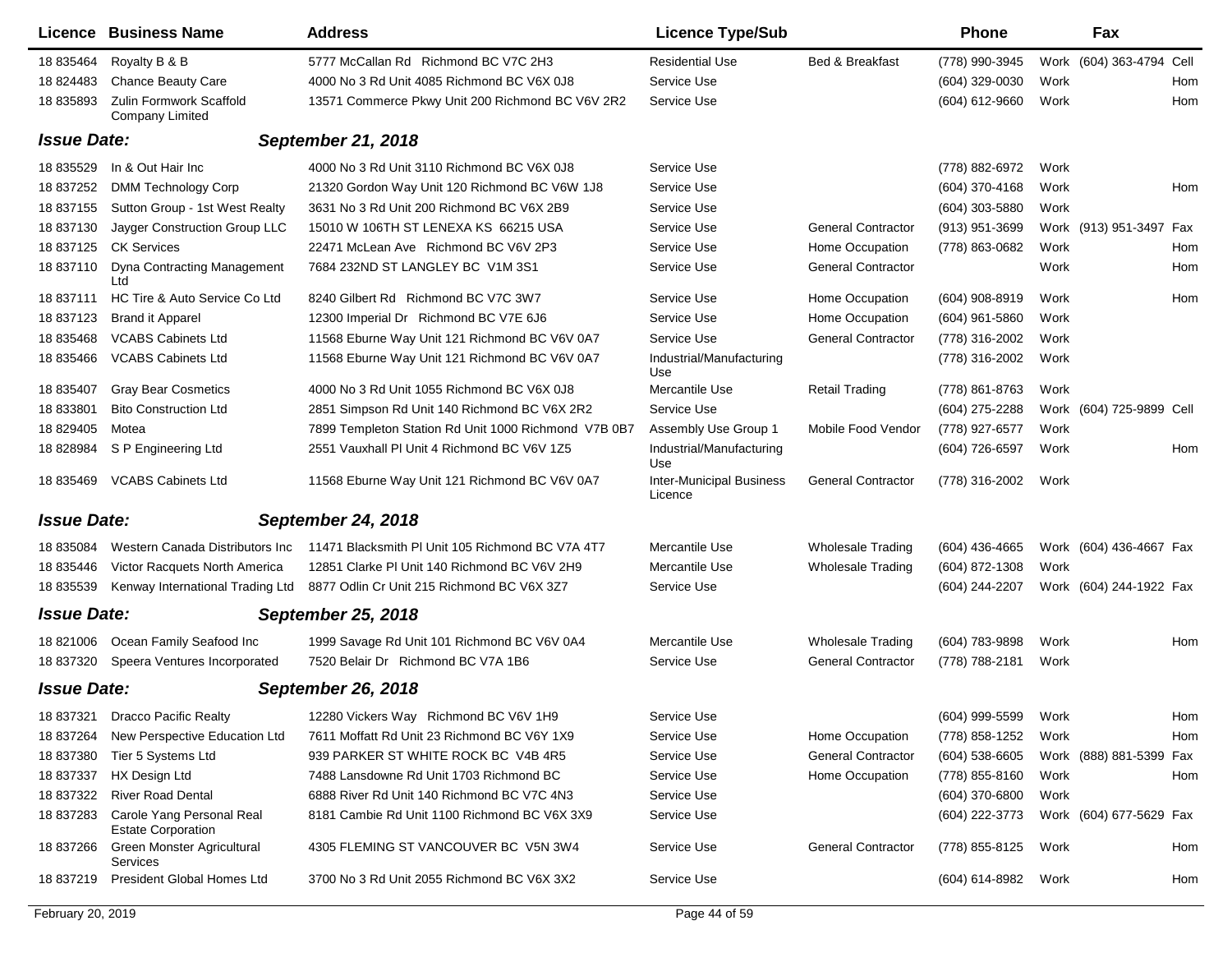| Licence | Business Name | Address | Licence Type/Sub | | Phone | | Fax | |
|---|---|---|---|---|---|---|---|---|
| 18 835464 | Royalty B & B | 5777 McCallan Rd Richmond BC V7C 2H3 | Residential Use | Bed & Breakfast | (778) 990-3945 | Work | (604) 363-4794 | Cell |
| 18 824483 | Chance Beauty Care | 4000 No 3 Rd Unit 4085 Richmond BC V6X 0J8 | Service Use | | (604) 329-0030 | Work | | Hom |
| 18 835893 | Zulin Formwork Scaffold Company Limited | 13571 Commerce Pkwy Unit 200 Richmond BC V6V 2R2 | Service Use | | (604) 612-9660 | Work | | Hom |
| ***Issue Date:*** | | ***September 21, 2018*** | | | | | | |
| 18 835529 | In & Out Hair Inc | 4000 No 3 Rd Unit 3110 Richmond BC V6X 0J8 | Service Use | | (778) 882-6972 | Work | | |
| 18 837252 | DMM Technology Corp | 21320 Gordon Way Unit 120 Richmond BC V6W 1J8 | Service Use | | (604) 370-4168 | Work | | Hom |
| 18 837155 | Sutton Group - 1st West Realty | 3631 No 3 Rd Unit 200 Richmond BC V6X 2B9 | Service Use | | (604) 303-5880 | Work | | |
| 18 837130 | Jayger Construction Group LLC | 15010 W 106TH ST LENEXA KS 66215 USA | Service Use | General Contractor | (913) 951-3699 | Work | (913) 951-3497 | Fax |
| 18 837125 | CK Services | 22471 McLean Ave Richmond BC V6V 2P3 | Service Use | Home Occupation | (778) 863-0682 | Work | | Hom |
| 18 837110 | Dyna Contracting Management Ltd | 7684 232ND ST LANGLEY BC V1M 3S1 | Service Use | General Contractor | | Work | | Hom |
| 18 837111 | HC Tire & Auto Service Co Ltd | 8240 Gilbert Rd Richmond BC V7C 3W7 | Service Use | Home Occupation | (604) 908-8919 | Work | | Hom |
| 18 837123 | Brand it Apparel | 12300 Imperial Dr Richmond BC V7E 6J6 | Service Use | Home Occupation | (604) 961-5860 | Work | | |
| 18 835468 | VCABS Cabinets Ltd | 11568 Eburne Way Unit 121 Richmond BC V6V 0A7 | Service Use | General Contractor | (778) 316-2002 | Work | | |
| 18 835466 | VCABS Cabinets Ltd | 11568 Eburne Way Unit 121 Richmond BC V6V 0A7 | Industrial/Manufacturing Use | | (778) 316-2002 | Work | | |
| 18 835407 | Gray Bear Cosmetics | 4000 No 3 Rd Unit 1055 Richmond BC V6X 0J8 | Mercantile Use | Retail Trading | (778) 861-8763 | Work | | |
| 18 833801 | Bito Construction Ltd | 2851 Simpson Rd Unit 140 Richmond BC V6X 2R2 | Service Use | | (604) 275-2288 | Work | (604) 725-9899 | Cell |
| 18 829405 | Motea | 7899 Templeton Station Rd Unit 1000 Richmond V7B 0B7 | Assembly Use Group 1 | Mobile Food Vendor | (778) 927-6577 | Work | | |
| 18 828984 | S P Engineering Ltd | 2551 Vauxhall Pl Unit 4 Richmond BC V6V 1Z5 | Industrial/Manufacturing Use | | (604) 726-6597 | Work | | Hom |
| 18 835469 | VCABS Cabinets Ltd | 11568 Eburne Way Unit 121 Richmond BC V6V 0A7 | Inter-Municipal Business Licence | General Contractor | (778) 316-2002 | Work | | |
| ***Issue Date:*** | | ***September 24, 2018*** | | | | | | |
| 18 835084 | Western Canada Distributors Inc | 11471 Blacksmith Pl Unit 105 Richmond BC V7A 4T7 | Mercantile Use | Wholesale Trading | (604) 436-4665 | Work | (604) 436-4667 | Fax |
| 18 835446 | Victor Racquets North America | 12851 Clarke Pl Unit 140 Richmond BC V6V 2H9 | Mercantile Use | Wholesale Trading | (604) 872-1308 | Work | | |
| 18 835539 | Kenway International Trading Ltd | 8877 Odlin Cr Unit 215 Richmond BC V6X 3Z7 | Service Use | | (604) 244-2207 | Work | (604) 244-1922 | Fax |
| ***Issue Date:*** | | ***September 25, 2018*** | | | | | | |
| 18 821006 | Ocean Family Seafood Inc | 1999 Savage Rd Unit 101 Richmond BC V6V 0A4 | Mercantile Use | Wholesale Trading | (604) 783-9898 | Work | | Hom |
| 18 837320 | Speera Ventures Incorporated | 7520 Belair Dr Richmond BC V7A 1B6 | Service Use | General Contractor | (778) 788-2181 | Work | | |
| ***Issue Date:*** | | ***September 26, 2018*** | | | | | | |
| 18 837321 | Dracco Pacific Realty | 12280 Vickers Way Richmond BC V6V 1H9 | Service Use | | (604) 999-5599 | Work | | Hom |
| 18 837264 | New Perspective Education Ltd | 7611 Moffatt Rd Unit 23 Richmond BC V6Y 1X9 | Service Use | Home Occupation | (778) 858-1252 | Work | | Hom |
| 18 837380 | Tier 5 Systems Ltd | 939 PARKER ST WHITE ROCK BC V4B 4R5 | Service Use | General Contractor | (604) 538-6605 | Work | (888) 881-5399 | Fax |
| 18 837337 | HX Design Ltd | 7488 Lansdowne Rd Unit 1703 Richmond BC | Service Use | Home Occupation | (778) 855-8160 | Work | | Hom |
| 18 837322 | River Road Dental | 6888 River Rd Unit 140 Richmond BC V7C 4N3 | Service Use | | (604) 370-6800 | Work | | |
| 18 837283 | Carole Yang Personal Real Estate Corporation | 8181 Cambie Rd Unit 1100 Richmond BC V6X 3X9 | Service Use | | (604) 222-3773 | Work | (604) 677-5629 | Fax |
| 18 837266 | Green Monster Agricultural Services | 4305 FLEMING ST VANCOUVER BC V5N 3W4 | Service Use | General Contractor | (778) 855-8125 | Work | | Hom |
| 18 837219 | President Global Homes Ltd | 3700 No 3 Rd Unit 2055 Richmond BC V6X 3X2 | Service Use | | (604) 614-8982 | Work | | Hom |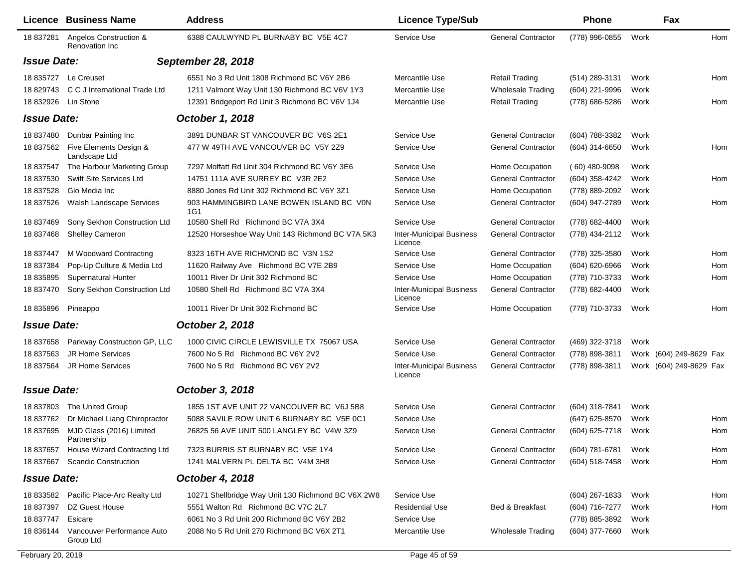| Licence | Business Name | Address | Licence Type/Sub | | Phone | | Fax | |
|---|---|---|---|---|---|---|---|---|
| 18 837281 | Angelos Construction & Renovation Inc | 6388 CAULWYND PL BURNABY BC V5E 4C7 | Service Use | General Contractor | (778) 996-0855 | Work | | Hom |
| ***Issue Date:*** | | ***September 28, 2018*** | | | | | | |
| 18 835727 | Le Creuset | 6551 No 3 Rd Unit 1808 Richmond BC V6Y 2B6 | Mercantile Use | Retail Trading | (514) 289-3131 | Work | | Hom |
| 18 829743 | C C J International Trade Ltd | 1211 Valmont Way Unit 130 Richmond BC V6V 1Y3 | Mercantile Use | Wholesale Trading | (604) 221-9996 | Work | | |
| 18 832926 | Lin Stone | 12391 Bridgeport Rd Unit 3 Richmond BC V6V 1J4 | Mercantile Use | Retail Trading | (778) 686-5286 | Work | | Hom |
| ***Issue Date:*** | | ***October 1, 2018*** | | | | | | |
| 18 837480 | Dunbar Painting Inc | 3891 DUNBAR ST VANCOUVER BC V6S 2E1 | Service Use | General Contractor | (604) 788-3382 | Work | | |
| 18 837562 | Five Elements Design & Landscape Ltd | 477 W 49TH AVE VANCOUVER BC V5Y 2Z9 | Service Use | General Contractor | (604) 314-6650 | Work | | Hom |
| 18 837547 | The Harbour Marketing Group | 7297 Moffatt Rd Unit 304 Richmond BC V6Y 3E6 | Service Use | Home Occupation | ( 60) 480-9098 | Work | | |
| 18 837530 | Swift Site Services Ltd | 14751 111A AVE SURREY BC V3R 2E2 | Service Use | General Contractor | (604) 358-4242 | Work | | Hom |
| 18 837528 | Glo Media Inc | 8880 Jones Rd Unit 302 Richmond BC V6Y 3Z1 | Service Use | Home Occupation | (778) 889-2092 | Work | | |
| 18 837526 | Walsh Landscape Services | 903 HAMMINGBIRD LANE BOWEN ISLAND BC V0N 1G1 | Service Use | General Contractor | (604) 947-2789 | Work | | Hom |
| 18 837469 | Sony Sekhon Construction Ltd | 10580 Shell Rd Richmond BC V7A 3X4 | Service Use | General Contractor | (778) 682-4400 | Work | | |
| 18 837468 | Shelley Cameron | 12520 Horseshoe Way Unit 143 Richmond BC V7A 5K3 | Inter-Municipal Business Licence | General Contractor | (778) 434-2112 | Work | | |
| 18 837447 | M Woodward Contracting | 8323 16TH AVE RICHMOND BC V3N 1S2 | Service Use | General Contractor | (778) 325-3580 | Work | | Hom |
| 18 837384 | Pop-Up Culture & Media Ltd | 11620 Railway Ave Richmond BC V7E 2B9 | Service Use | Home Occupation | (604) 620-6966 | Work | | Hom |
| 18 835895 | Supernatural Hunter | 10011 River Dr Unit 302 Richmond BC | Service Use | Home Occupation | (778) 710-3733 | Work | | Hom |
| 18 837470 | Sony Sekhon Construction Ltd | 10580 Shell Rd Richmond BC V7A 3X4 | Inter-Municipal Business Licence | General Contractor | (778) 682-4400 | Work | | |
| 18 835896 | Pineappo | 10011 River Dr Unit 302 Richmond BC | Service Use | Home Occupation | (778) 710-3733 | Work | | Hom |
| ***Issue Date:*** | | ***October 2, 2018*** | | | | | | |
| 18 837658 | Parkway Construction GP, LLC | 1000 CIVIC CIRCLE LEWISVILLE TX 75067 USA | Service Use | General Contractor | (469) 322-3718 | Work | | |
| 18 837563 | JR Home Services | 7600 No 5 Rd Richmond BC V6Y 2V2 | Service Use | General Contractor | (778) 898-3811 | Work | (604) 249-8629 | Fax |
| 18 837564 | JR Home Services | 7600 No 5 Rd Richmond BC V6Y 2V2 | Inter-Municipal Business Licence | General Contractor | (778) 898-3811 | Work | (604) 249-8629 | Fax |
| ***Issue Date:*** | | ***October 3, 2018*** | | | | | | |
| 18 837803 | The United Group | 1855 1ST AVE UNIT 22 VANCOUVER BC V6J 5B8 | Service Use | General Contractor | (604) 318-7841 | Work | | |
| 18 837762 | Dr Michael Liang Chiropractor | 5088 SAVILE ROW UNIT 6 BURNABY BC V5E 0C1 | Service Use | | (647) 625-8570 | Work | | Hom |
| 18 837695 | MJD Glass (2016) Limited Partnership | 26825 56 AVE UNIT 500 LANGLEY BC V4W 3Z9 | Service Use | General Contractor | (604) 625-7718 | Work | | Hom |
| 18 837657 | House Wizard Contracting Ltd | 7323 BURRIS ST BURNABY BC V5E 1Y4 | Service Use | General Contractor | (604) 781-6781 | Work | | Hom |
| 18 837667 | Scandic Construction | 1241 MALVERN PL DELTA BC V4M 3H8 | Service Use | General Contractor | (604) 518-7458 | Work | | Hom |
| ***Issue Date:*** | | ***October 4, 2018*** | | | | | | |
| 18 833582 | Pacific Place-Arc Realty Ltd | 10271 Shellbridge Way Unit 130 Richmond BC V6X 2W8 | Service Use | | (604) 267-1833 | Work | | Hom |
| 18 837397 | DZ Guest House | 5551 Walton Rd Richmond BC V7C 2L7 | Residential Use | Bed & Breakfast | (604) 716-7277 | Work | | Hom |
| 18 837747 | Esicare | 6061 No 3 Rd Unit 200 Richmond BC V6Y 2B2 | Service Use | | (778) 885-3892 | Work | | |
| 18 836144 | Vancouver Performance Auto Group Ltd | 2088 No 5 Rd Unit 270 Richmond BC V6X 2T1 | Mercantile Use | Wholesale Trading | (604) 377-7660 | Work | | |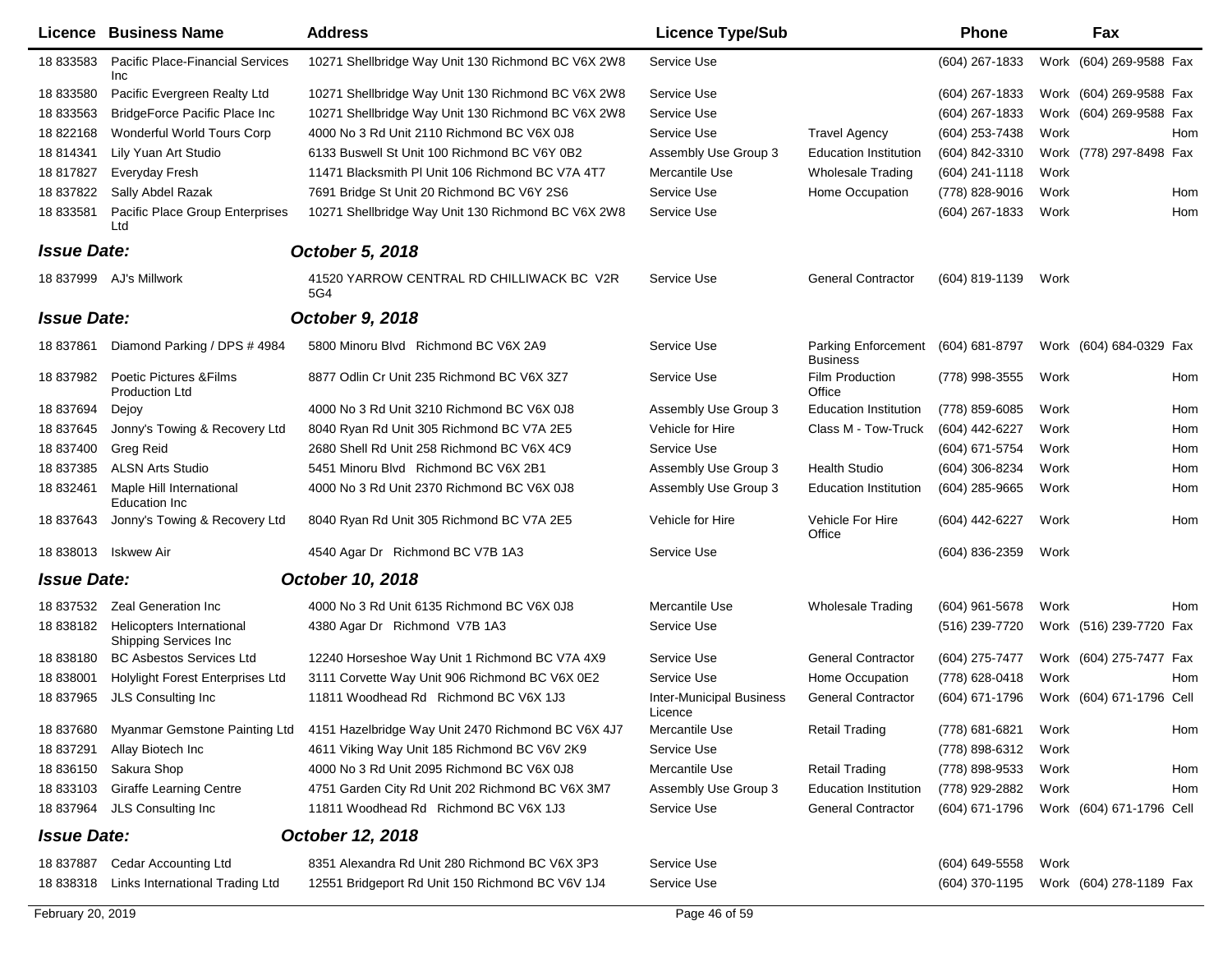| Licence | Business Name | Address | Licence Type/Sub | | Phone | | Fax | |
|---|---|---|---|---|---|---|---|---|
| 18 833583 | Pacific Place-Financial Services Inc | 10271 Shellbridge Way Unit 130 Richmond BC V6X 2W8 | Service Use | | (604) 267-1833 | Work | (604) 269-9588 | Fax |
| 18 833580 | Pacific Evergreen Realty Ltd | 10271 Shellbridge Way Unit 130 Richmond BC V6X 2W8 | Service Use | | (604) 267-1833 | Work | (604) 269-9588 | Fax |
| 18 833563 | BridgeForce Pacific Place Inc | 10271 Shellbridge Way Unit 130 Richmond BC V6X 2W8 | Service Use | | (604) 267-1833 | Work | (604) 269-9588 | Fax |
| 18 822168 | Wonderful World Tours Corp | 4000 No 3 Rd Unit 2110 Richmond BC V6X 0J8 | Service Use | Travel Agency | (604) 253-7438 | Work | | Hom |
| 18 814341 | Lily Yuan Art Studio | 6133 Buswell St Unit 100 Richmond BC V6Y 0B2 | Assembly Use Group 3 | Education Institution | (604) 842-3310 | Work | (778) 297-8498 | Fax |
| 18 817827 | Everyday Fresh | 11471 Blacksmith Pl Unit 106 Richmond BC V7A 4T7 | Mercantile Use | Wholesale Trading | (604) 241-1118 | Work | | |
| 18 837822 | Sally Abdel Razak | 7691 Bridge St Unit 20 Richmond BC V6Y 2S6 | Service Use | Home Occupation | (778) 828-9016 | Work | | Hom |
| 18 833581 | Pacific Place Group Enterprises Ltd | 10271 Shellbridge Way Unit 130 Richmond BC V6X 2W8 | Service Use | | (604) 267-1833 | Work | | Hom |
| ***Issue Date:*** | | ***October 5, 2018*** | | | | | | |
| 18 837999 | AJ's Millwork | 41520 YARROW CENTRAL RD CHILLIWACK BC V2R 5G4 | Service Use | General Contractor | (604) 819-1139 | Work | | |
| ***Issue Date:*** | | ***October 9, 2018*** | | | | | | |
| 18 837861 | Diamond Parking / DPS # 4984 | 5800 Minoru Blvd Richmond BC V6X 2A9 | Service Use | Parking Enforcement Business | (604) 681-8797 | Work | (604) 684-0329 | Fax |
| 18 837982 | Poetic Pictures &Films Production Ltd | 8877 Odlin Cr Unit 235 Richmond BC V6X 3Z7 | Service Use | Film Production Office | (778) 998-3555 | Work | | Hom |
| 18 837694 | Dejoy | 4000 No 3 Rd Unit 3210 Richmond BC V6X 0J8 | Assembly Use Group 3 | Education Institution | (778) 859-6085 | Work | | Hom |
| 18 837645 | Jonny's Towing & Recovery Ltd | 8040 Ryan Rd Unit 305 Richmond BC V7A 2E5 | Vehicle for Hire | Class M - Tow-Truck | (604) 442-6227 | Work | | Hom |
| 18 837400 | Greg Reid | 2680 Shell Rd Unit 258 Richmond BC V6X 4C9 | Service Use | | (604) 671-5754 | Work | | Hom |
| 18 837385 | ALSN Arts Studio | 5451 Minoru Blvd Richmond BC V6X 2B1 | Assembly Use Group 3 | Health Studio | (604) 306-8234 | Work | | Hom |
| 18 832461 | Maple Hill International Education Inc | 4000 No 3 Rd Unit 2370 Richmond BC V6X 0J8 | Assembly Use Group 3 | Education Institution | (604) 285-9665 | Work | | Hom |
| 18 837643 | Jonny's Towing & Recovery Ltd | 8040 Ryan Rd Unit 305 Richmond BC V7A 2E5 | Vehicle for Hire | Vehicle For Hire Office | (604) 442-6227 | Work | | Hom |
| 18 838013 | Iskwew Air | 4540 Agar Dr Richmond BC V7B 1A3 | Service Use | | (604) 836-2359 | Work | | |
| ***Issue Date:*** | | ***October 10, 2018*** | | | | | | |
| 18 837532 | Zeal Generation Inc | 4000 No 3 Rd Unit 6135 Richmond BC V6X 0J8 | Mercantile Use | Wholesale Trading | (604) 961-5678 | Work | | Hom |
| 18 838182 | Helicopters International Shipping Services Inc | 4380 Agar Dr Richmond V7B 1A3 | Service Use | | (516) 239-7720 | Work | (516) 239-7720 | Fax |
| 18 838180 | BC Asbestos Services Ltd | 12240 Horseshoe Way Unit 1 Richmond BC V7A 4X9 | Service Use | General Contractor | (604) 275-7477 | Work | (604) 275-7477 | Fax |
| 18 838001 | Holylight Forest Enterprises Ltd | 3111 Corvette Way Unit 906 Richmond BC V6X 0E2 | Service Use | Home Occupation | (778) 628-0418 | Work | | Hom |
| 18 837965 | JLS Consulting Inc | 11811 Woodhead Rd Richmond BC V6X 1J3 | Inter-Municipal Business Licence | General Contractor | (604) 671-1796 | Work | (604) 671-1796 | Cell |
| 18 837680 | Myanmar Gemstone Painting Ltd | 4151 Hazelbridge Way Unit 2470 Richmond BC V6X 4J7 | Mercantile Use | Retail Trading | (778) 681-6821 | Work | | Hom |
| 18 837291 | Allay Biotech Inc | 4611 Viking Way Unit 185 Richmond BC V6V 2K9 | Service Use | | (778) 898-6312 | Work | | |
| 18 836150 | Sakura Shop | 4000 No 3 Rd Unit 2095 Richmond BC V6X 0J8 | Mercantile Use | Retail Trading | (778) 898-9533 | Work | | Hom |
| 18 833103 | Giraffe Learning Centre | 4751 Garden City Rd Unit 202 Richmond BC V6X 3M7 | Assembly Use Group 3 | Education Institution | (778) 929-2882 | Work | | Hom |
| 18 837964 | JLS Consulting Inc | 11811 Woodhead Rd Richmond BC V6X 1J3 | Service Use | General Contractor | (604) 671-1796 | Work | (604) 671-1796 | Cell |
| ***Issue Date:*** | | ***October 12, 2018*** | | | | | | |
| 18 837887 | Cedar Accounting Ltd | 8351 Alexandra Rd Unit 280 Richmond BC V6X 3P3 | Service Use | | (604) 649-5558 | Work | | |
| 18 838318 | Links International Trading Ltd | 12551 Bridgeport Rd Unit 150 Richmond BC V6V 1J4 | Service Use | | (604) 370-1195 | Work | (604) 278-1189 | Fax |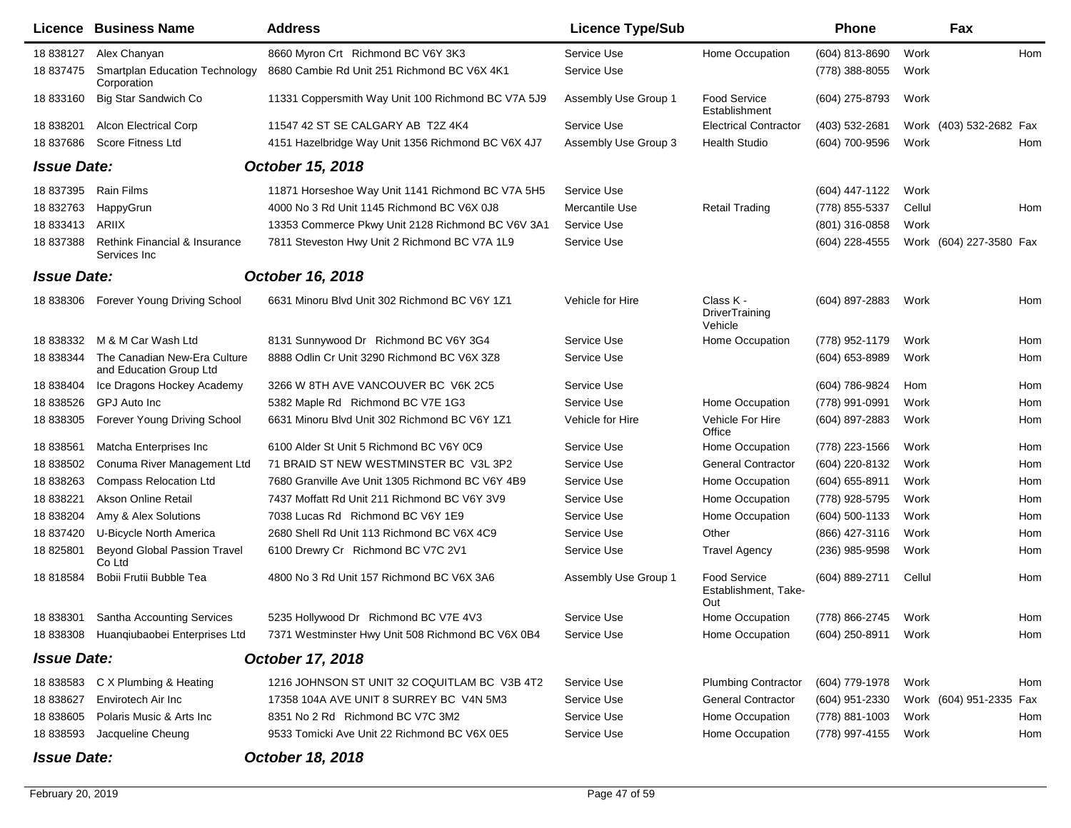| Licence | Business Name | Address | Licence Type/Sub | | Phone | | Fax | |
|---|---|---|---|---|---|---|---|---|
| 18 838127 | Alex Chanyan | 8660 Myron Crt Richmond BC V6Y 3K3 | Service Use | Home Occupation | (604) 813-8690 | Work | | Hom |
| 18 837475 | Smartplan Education Technology Corporation | 8680 Cambie Rd Unit 251 Richmond BC V6X 4K1 | Service Use | | (778) 388-8055 | Work | | |
| 18 833160 | Big Star Sandwich Co | 11331 Coppersmith Way Unit 100 Richmond BC V7A 5J9 | Assembly Use Group 1 | Food Service Establishment | (604) 275-8793 | Work | | |
| 18 838201 | Alcon Electrical Corp | 11547 42 ST SE CALGARY AB T2Z 4K4 | Service Use | Electrical Contractor | (403) 532-2681 | Work | (403) 532-2682 | Fax |
| 18 837686 | Score Fitness Ltd | 4151 Hazelbridge Way Unit 1356 Richmond BC V6X 4J7 | Assembly Use Group 3 | Health Studio | (604) 700-9596 | Work | | Hom |
| ***Issue Date:*** | | ***October 15, 2018*** | | | | | | |
| 18 837395 | Rain Films | 11871 Horseshoe Way Unit 1141 Richmond BC V7A 5H5 | Service Use | | (604) 447-1122 | Work | | |
| 18 832763 | HappyGrun | 4000 No 3 Rd Unit 1145 Richmond BC V6X 0J8 | Mercantile Use | Retail Trading | (778) 855-5337 | Cellul | | Hom |
| 18 833413 | ARIIX | 13353 Commerce Pkwy Unit 2128 Richmond BC V6V 3A1 | Service Use | | (801) 316-0858 | Work | | |
| 18 837388 | Rethink Financial & Insurance Services Inc | 7811 Steveston Hwy Unit 2 Richmond BC V7A 1L9 | Service Use | | (604) 228-4555 | Work | (604) 227-3580 | Fax |
| ***Issue Date:*** | | ***October 16, 2018*** | | | | | | |
| 18 838306 | Forever Young Driving School | 6631 Minoru Blvd Unit 302 Richmond BC V6Y 1Z1 | Vehicle for Hire | Class K - DriverTraining Vehicle | (604) 897-2883 | Work | | Hom |
| 18 838332 | M & M Car Wash Ltd | 8131 Sunnywood Dr Richmond BC V6Y 3G4 | Service Use | Home Occupation | (778) 952-1179 | Work | | Hom |
| 18 838344 | The Canadian New-Era Culture and Education Group Ltd | 8888 Odlin Cr Unit 3290 Richmond BC V6X 3Z8 | Service Use | | (604) 653-8989 | Work | | Hom |
| 18 838404 | Ice Dragons Hockey Academy | 3266 W 8TH AVE VANCOUVER BC V6K 2C5 | Service Use | | (604) 786-9824 | Hom | | Hom |
| 18 838526 | GPJ Auto Inc | 5382 Maple Rd Richmond BC V7E 1G3 | Service Use | Home Occupation | (778) 991-0991 | Work | | Hom |
| 18 838305 | Forever Young Driving School | 6631 Minoru Blvd Unit 302 Richmond BC V6Y 1Z1 | Vehicle for Hire | Vehicle For Hire Office | (604) 897-2883 | Work | | Hom |
| 18 838561 | Matcha Enterprises Inc | 6100 Alder St Unit 5 Richmond BC V6Y 0C9 | Service Use | Home Occupation | (778) 223-1566 | Work | | Hom |
| 18 838502 | Conuma River Management Ltd | 71 BRAID ST NEW WESTMINSTER BC V3L 3P2 | Service Use | General Contractor | (604) 220-8132 | Work | | Hom |
| 18 838263 | Compass Relocation Ltd | 7680 Granville Ave Unit 1305 Richmond BC V6Y 4B9 | Service Use | Home Occupation | (604) 655-8911 | Work | | Hom |
| 18 838221 | Akson Online Retail | 7437 Moffatt Rd Unit 211 Richmond BC V6Y 3V9 | Service Use | Home Occupation | (778) 928-5795 | Work | | Hom |
| 18 838204 | Amy & Alex Solutions | 7038 Lucas Rd Richmond BC V6Y 1E9 | Service Use | Home Occupation | (604) 500-1133 | Work | | Hom |
| 18 837420 | U-Bicycle North America | 2680 Shell Rd Unit 113 Richmond BC V6X 4C9 | Service Use | Other | (866) 427-3116 | Work | | Hom |
| 18 825801 | Beyond Global Passion Travel Co Ltd | 6100 Drewry Cr Richmond BC V7C 2V1 | Service Use | Travel Agency | (236) 985-9598 | Work | | Hom |
| 18 818584 | Bobii Frutii Bubble Tea | 4800 No 3 Rd Unit 157 Richmond BC V6X 3A6 | Assembly Use Group 1 | Food Service Establishment, Take-Out | (604) 889-2711 | Cellul | | Hom |
| 18 838301 | Santha Accounting Services | 5235 Hollywood Dr Richmond BC V7E 4V3 | Service Use | Home Occupation | (778) 866-2745 | Work | | Hom |
| 18 838308 | Huanqiubaobei Enterprises Ltd | 7371 Westminster Hwy Unit 508 Richmond BC V6X 0B4 | Service Use | Home Occupation | (604) 250-8911 | Work | | Hom |
| ***Issue Date:*** | | ***October 17, 2018*** | | | | | | |
| 18 838583 | C X Plumbing & Heating | 1216 JOHNSON ST UNIT 32 COQUITLAM BC V3B 4T2 | Service Use | Plumbing Contractor | (604) 779-1978 | Work | | Hom |
| 18 838627 | Envirotech Air Inc | 17358 104A AVE UNIT 8 SURREY BC V4N 5M3 | Service Use | General Contractor | (604) 951-2330 | Work | (604) 951-2335 | Fax |
| 18 838605 | Polaris Music & Arts Inc | 8351 No 2 Rd Richmond BC V7C 3M2 | Service Use | Home Occupation | (778) 881-1003 | Work | | Hom |
| 18 838593 | Jacqueline Cheung | 9533 Tomicki Ave Unit 22 Richmond BC V6X 0E5 | Service Use | Home Occupation | (778) 997-4155 | Work | | Hom |
| ***Issue Date:*** | | ***October 18, 2018*** | | | | | | |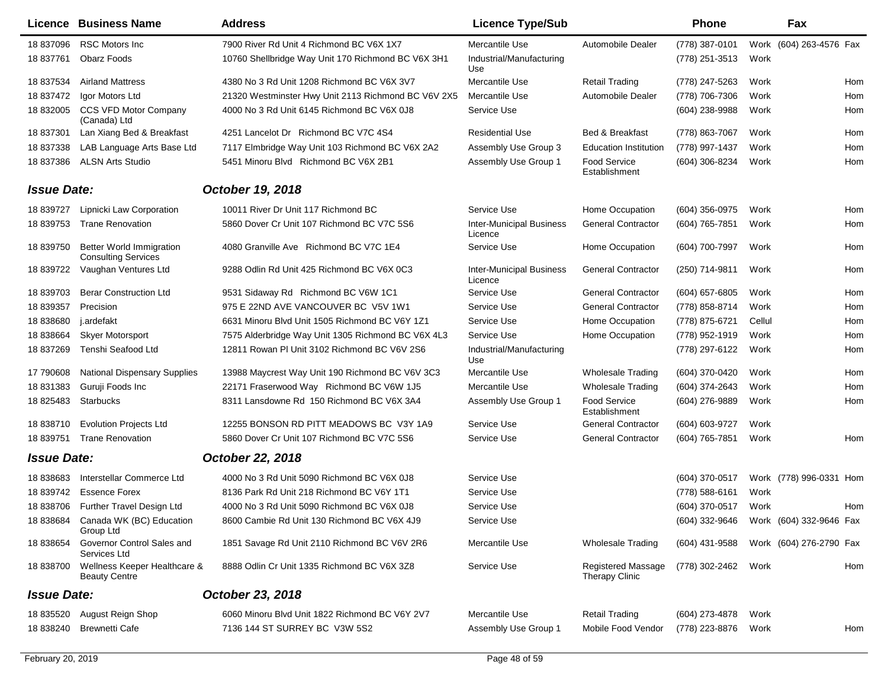| Licence | Business Name | Address | Licence Type/Sub | | Phone | | Fax | |
|---|---|---|---|---|---|---|---|---|
| 18 837096 | RSC Motors Inc | 7900 River Rd Unit 4 Richmond BC V6X 1X7 | Mercantile Use | Automobile Dealer | (778) 387-0101 | Work | (604) 263-4576 | Fax |
| 18 837761 | Obarz Foods | 10760 Shellbridge Way Unit 170 Richmond BC V6X 3H1 | Industrial/Manufacturing Use | | (778) 251-3513 | Work | | |
| 18 837534 | Airland Mattress | 4380 No 3 Rd Unit 1208 Richmond BC V6X 3V7 | Mercantile Use | Retail Trading | (778) 247-5263 | Work | | Hom |
| 18 837472 | Igor Motors Ltd | 21320 Westminster Hwy Unit 2113 Richmond BC V6V 2X5 | Mercantile Use | Automobile Dealer | (778) 706-7306 | Work | | Hom |
| 18 832005 | CCS VFD Motor Company (Canada) Ltd | 4000 No 3 Rd Unit 6145 Richmond BC V6X 0J8 | Service Use | | (604) 238-9988 | Work | | Hom |
| 18 837301 | Lan Xiang Bed & Breakfast | 4251 Lancelot Dr Richmond BC V7C 4S4 | Residential Use | Bed & Breakfast | (778) 863-7067 | Work | | Hom |
| 18 837338 | LAB Language Arts Base Ltd | 7117 Elmbridge Way Unit 103 Richmond BC V6X 2A2 | Assembly Use Group 3 | Education Institution | (778) 997-1437 | Work | | Hom |
| 18 837386 | ALSN Arts Studio | 5451 Minoru Blvd Richmond BC V6X 2B1 | Assembly Use Group 1 | Food Service Establishment | (604) 306-8234 | Work | | Hom |
| ***Issue Date:*** | | ***October 19, 2018*** | | | | | | |
| 18 839727 | Lipnicki Law Corporation | 10011 River Dr Unit 117 Richmond BC | Service Use | Home Occupation | (604) 356-0975 | Work | | Hom |
| 18 839753 | Trane Renovation | 5860 Dover Cr Unit 107 Richmond BC V7C 5S6 | Inter-Municipal Business Licence | General Contractor | (604) 765-7851 | Work | | Hom |
| 18 839750 | Better World Immigration Consulting Services | 4080 Granville Ave Richmond BC V7C 1E4 | Service Use | Home Occupation | (604) 700-7997 | Work | | Hom |
| 18 839722 | Vaughan Ventures Ltd | 9288 Odlin Rd Unit 425 Richmond BC V6X 0C3 | Inter-Municipal Business Licence | General Contractor | (250) 714-9811 | Work | | Hom |
| 18 839703 | Berar Construction Ltd | 9531 Sidaway Rd Richmond BC V6W 1C1 | Service Use | General Contractor | (604) 657-6805 | Work | | Hom |
| 18 839357 | Precision | 975 E 22ND AVE VANCOUVER BC V5V 1W1 | Service Use | General Contractor | (778) 858-8714 | Work | | Hom |
| 18 838680 | j.ardefakt | 6631 Minoru Blvd Unit 1505 Richmond BC V6Y 1Z1 | Service Use | Home Occupation | (778) 875-6721 | Cellul | | Hom |
| 18 838664 | Skyer Motorsport | 7575 Alderbridge Way Unit 1305 Richmond BC V6X 4L3 | Service Use | Home Occupation | (778) 952-1919 | Work | | Hom |
| 18 837269 | Tenshi Seafood Ltd | 12811 Rowan Pl Unit 3102 Richmond BC V6V 2S6 | Industrial/Manufacturing Use | | (778) 297-6122 | Work | | Hom |
| 17 790608 | National Dispensary Supplies | 13988 Maycrest Way Unit 190 Richmond BC V6V 3C3 | Mercantile Use | Wholesale Trading | (604) 370-0420 | Work | | Hom |
| 18 831383 | Guruji Foods Inc | 22171 Fraserwood Way Richmond BC V6W 1J5 | Mercantile Use | Wholesale Trading | (604) 374-2643 | Work | | Hom |
| 18 825483 | Starbucks | 8311 Lansdowne Rd 150 Richmond BC V6X 3A4 | Assembly Use Group 1 | Food Service Establishment | (604) 276-9889 | Work | | Hom |
| 18 838710 | Evolution Projects Ltd | 12255 BONSON RD PITT MEADOWS BC V3Y 1A9 | Service Use | General Contractor | (604) 603-9727 | Work | | |
| 18 839751 | Trane Renovation | 5860 Dover Cr Unit 107 Richmond BC V7C 5S6 | Service Use | General Contractor | (604) 765-7851 | Work | | Hom |
| ***Issue Date:*** | | ***October 22, 2018*** | | | | | | |
| 18 838683 | Interstellar Commerce Ltd | 4000 No 3 Rd Unit 5090 Richmond BC V6X 0J8 | Service Use | | (604) 370-0517 | Work | (778) 996-0331 | Hom |
| 18 839742 | Essence Forex | 8136 Park Rd Unit 218 Richmond BC V6Y 1T1 | Service Use | | (778) 588-6161 | Work | | |
| 18 838706 | Further Travel Design Ltd | 4000 No 3 Rd Unit 5090 Richmond BC V6X 0J8 | Service Use | | (604) 370-0517 | Work | | Hom |
| 18 838684 | Canada WK (BC) Education Group Ltd | 8600 Cambie Rd Unit 130 Richmond BC V6X 4J9 | Service Use | | (604) 332-9646 | Work | (604) 332-9646 | Fax |
| 18 838654 | Governor Control Sales and Services Ltd | 1851 Savage Rd Unit 2110 Richmond BC V6V 2R6 | Mercantile Use | Wholesale Trading | (604) 431-9588 | Work | (604) 276-2790 | Fax |
| 18 838700 | Wellness Keeper Healthcare & Beauty Centre | 8888 Odlin Cr Unit 1335 Richmond BC V6X 3Z8 | Service Use | Registered Massage Therapy Clinic | (778) 302-2462 | Work | | Hom |
| ***Issue Date:*** | | ***October 23, 2018*** | | | | | | |
| 18 835520 | August Reign Shop | 6060 Minoru Blvd Unit 1822 Richmond BC V6Y 2V7 | Mercantile Use | Retail Trading | (604) 273-4878 | Work | | |
| 18 838240 | Brewnetti Cafe | 7136 144 ST SURREY BC V3W 5S2 | Assembly Use Group 1 | Mobile Food Vendor | (778) 223-8876 | Work | | Hom |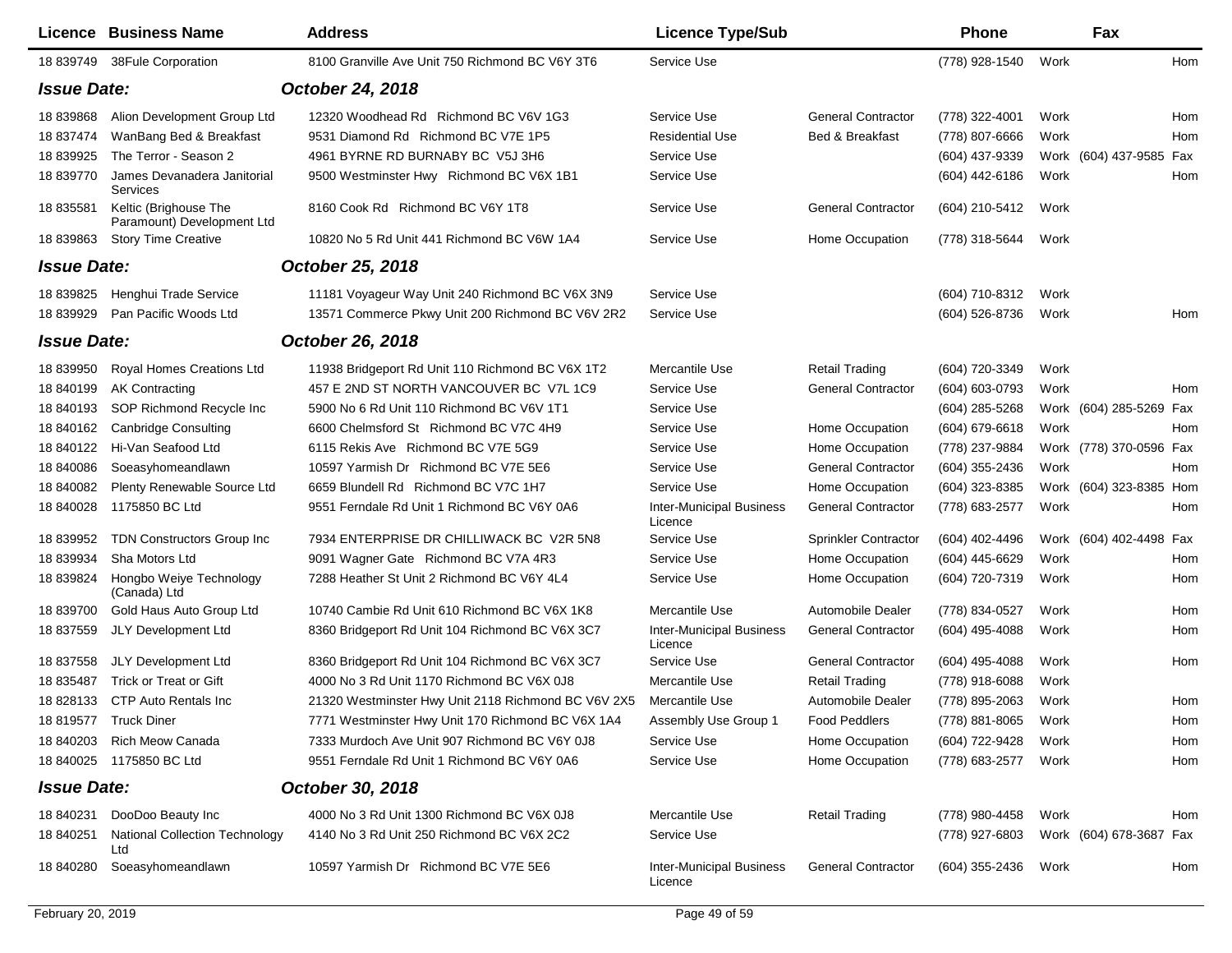| Licence | Business Name | Address | Licence Type/Sub | | Phone | | Fax | |
|---|---|---|---|---|---|---|---|---|
| 18 839749 | 38Fule Corporation | 8100 Granville Ave Unit 750 Richmond BC V6Y 3T6 | Service Use | | (778) 928-1540 | Work | | Hom |
| ***Issue Date:*** | | ***October 24, 2018*** | | | | | | |
| 18 839868 | Alion Development Group Ltd | 12320 Woodhead Rd Richmond BC V6V 1G3 | Service Use | General Contractor | (778) 322-4001 | Work | | Hom |
| 18 837474 | WanBang Bed & Breakfast | 9531 Diamond Rd Richmond BC V7E 1P5 | Residential Use | Bed & Breakfast | (778) 807-6666 | Work | | Hom |
| 18 839925 | The Terror - Season 2 | 4961 BYRNE RD BURNABY BC V5J 3H6 | Service Use | | (604) 437-9339 | Work | (604) 437-9585 | Fax |
| 18 839770 | James Devanadera Janitorial Services | 9500 Westminster Hwy Richmond BC V6X 1B1 | Service Use | | (604) 442-6186 | Work | | Hom |
| 18 835581 | Keltic (Brighouse The Paramount) Development Ltd | 8160 Cook Rd Richmond BC V6Y 1T8 | Service Use | General Contractor | (604) 210-5412 | Work | | |
| 18 839863 | Story Time Creative | 10820 No 5 Rd Unit 441 Richmond BC V6W 1A4 | Service Use | Home Occupation | (778) 318-5644 | Work | | |
| ***Issue Date:*** | | ***October 25, 2018*** | | | | | | |
| 18 839825 | Henghui Trade Service | 11181 Voyageur Way Unit 240 Richmond BC V6X 3N9 | Service Use | | (604) 710-8312 | Work | | |
| 18 839929 | Pan Pacific Woods Ltd | 13571 Commerce Pkwy Unit 200 Richmond BC V6V 2R2 | Service Use | | (604) 526-8736 | Work | | Hom |
| ***Issue Date:*** | | ***October 26, 2018*** | | | | | | |
| 18 839950 | Royal Homes Creations Ltd | 11938 Bridgeport Rd Unit 110 Richmond BC V6X 1T2 | Mercantile Use | Retail Trading | (604) 720-3349 | Work | | |
| 18 840199 | AK Contracting | 457 E 2ND ST NORTH VANCOUVER BC V7L 1C9 | Service Use | General Contractor | (604) 603-0793 | Work | | Hom |
| 18 840193 | SOP Richmond Recycle Inc | 5900 No 6 Rd Unit 110 Richmond BC V6V 1T1 | Service Use | | (604) 285-5268 | Work | (604) 285-5269 | Fax |
| 18 840162 | Canbridge Consulting | 6600 Chelmsford St Richmond BC V7C 4H9 | Service Use | Home Occupation | (604) 679-6618 | Work | | Hom |
| 18 840122 | Hi-Van Seafood Ltd | 6115 Rekis Ave Richmond BC V7E 5G9 | Service Use | Home Occupation | (778) 237-9884 | Work | (778) 370-0596 | Fax |
| 18 840086 | Soeasyhomeandlawn | 10597 Yarmish Dr Richmond BC V7E 5E6 | Service Use | General Contractor | (604) 355-2436 | Work | | Hom |
| 18 840082 | Plenty Renewable Source Ltd | 6659 Blundell Rd Richmond BC V7C 1H7 | Service Use | Home Occupation | (604) 323-8385 | Work | (604) 323-8385 | Hom |
| 18 840028 | 1175850 BC Ltd | 9551 Ferndale Rd Unit 1 Richmond BC V6Y 0A6 | Inter-Municipal Business Licence | General Contractor | (778) 683-2577 | Work | | Hom |
| 18 839952 | TDN Constructors Group Inc | 7934 ENTERPRISE DR CHILLIWACK BC V2R 5N8 | Service Use | Sprinkler Contractor | (604) 402-4496 | Work | (604) 402-4498 | Fax |
| 18 839934 | Sha Motors Ltd | 9091 Wagner Gate Richmond BC V7A 4R3 | Service Use | Home Occupation | (604) 445-6629 | Work | | Hom |
| 18 839824 | Hongbo Weiye Technology (Canada) Ltd | 7288 Heather St Unit 2 Richmond BC V6Y 4L4 | Service Use | Home Occupation | (604) 720-7319 | Work | | Hom |
| 18 839700 | Gold Haus Auto Group Ltd | 10740 Cambie Rd Unit 610 Richmond BC V6X 1K8 | Mercantile Use | Automobile Dealer | (778) 834-0527 | Work | | Hom |
| 18 837559 | JLY Development Ltd | 8360 Bridgeport Rd Unit 104 Richmond BC V6X 3C7 | Inter-Municipal Business Licence | General Contractor | (604) 495-4088 | Work | | Hom |
| 18 837558 | JLY Development Ltd | 8360 Bridgeport Rd Unit 104 Richmond BC V6X 3C7 | Service Use | General Contractor | (604) 495-4088 | Work | | Hom |
| 18 835487 | Trick or Treat or Gift | 4000 No 3 Rd Unit 1170 Richmond BC V6X 0J8 | Mercantile Use | Retail Trading | (778) 918-6088 | Work | | |
| 18 828133 | CTP Auto Rentals Inc | 21320 Westminster Hwy Unit 2118 Richmond BC V6V 2X5 | Mercantile Use | Automobile Dealer | (778) 895-2063 | Work | | Hom |
| 18 819577 | Truck Diner | 7771 Westminster Hwy Unit 170 Richmond BC V6X 1A4 | Assembly Use Group 1 | Food Peddlers | (778) 881-8065 | Work | | Hom |
| 18 840203 | Rich Meow Canada | 7333 Murdoch Ave Unit 907 Richmond BC V6Y 0J8 | Service Use | Home Occupation | (604) 722-9428 | Work | | Hom |
| 18 840025 | 1175850 BC Ltd | 9551 Ferndale Rd Unit 1 Richmond BC V6Y 0A6 | Service Use | Home Occupation | (778) 683-2577 | Work | | Hom |
| ***Issue Date:*** | | ***October 30, 2018*** | | | | | | |
| 18 840231 | DooDoo Beauty Inc | 4000 No 3 Rd Unit 1300 Richmond BC V6X 0J8 | Mercantile Use | Retail Trading | (778) 980-4458 | Work | | Hom |
| 18 840251 | National Collection Technology Ltd | 4140 No 3 Rd Unit 250 Richmond BC V6X 2C2 | Service Use | | (778) 927-6803 | Work | (604) 678-3687 | Fax |
| 18 840280 | Soeasyhomeandlawn | 10597 Yarmish Dr Richmond BC V7E 5E6 | Inter-Municipal Business Licence | General Contractor | (604) 355-2436 | Work | | Hom |

February 20, 2019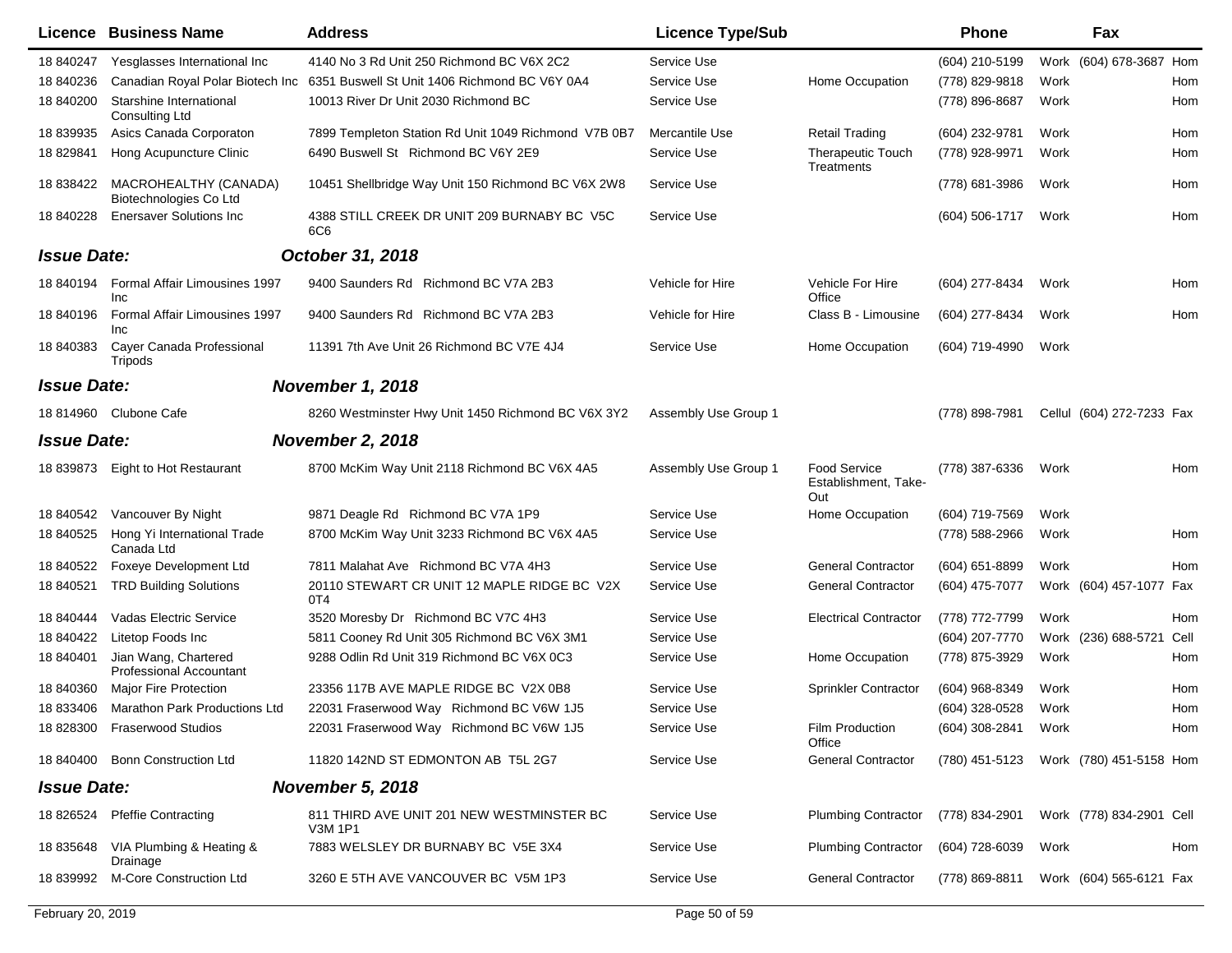| Licence | Business Name | Address | Licence Type/Sub | | Phone | | Fax | |
|---|---|---|---|---|---|---|---|---|
| 18 840247 | Yesglasses International Inc | 4140 No 3 Rd Unit 250 Richmond BC V6X 2C2 | Service Use | | (604) 210-5199 | Work | (604) 678-3687 | Hom |
| 18 840236 | Canadian Royal Polar Biotech Inc | 6351 Buswell St Unit 1406 Richmond BC V6Y 0A4 | Service Use | Home Occupation | (778) 829-9818 | Work | | Hom |
| 18 840200 | Starshine International Consulting Ltd | 10013 River Dr Unit 2030 Richmond BC | Service Use | | (778) 896-8687 | Work | | Hom |
| 18 839935 | Asics Canada Corporaton | 7899 Templeton Station Rd Unit 1049 Richmond V7B 0B7 | Mercantile Use | Retail Trading | (604) 232-9781 | Work | | Hom |
| 18 829841 | Hong Acupuncture Clinic | 6490 Buswell St Richmond BC V6Y 2E9 | Service Use | Therapeutic Touch Treatments | (778) 928-9971 | Work | | Hom |
| 18 838422 | MACROHEALTHY (CANADA) Biotechnologies Co Ltd | 10451 Shellbridge Way Unit 150 Richmond BC V6X 2W8 | Service Use | | (778) 681-3986 | Work | | Hom |
| 18 840228 | Enersaver Solutions Inc | 4388 STILL CREEK DR UNIT 209 BURNABY BC V5C 6C6 | Service Use | | (604) 506-1717 | Work | | Hom |
| ***Issue Date:*** | | ***October 31, 2018*** | | | | | | |
| 18 840194 | Formal Affair Limousines 1997 Inc | 9400 Saunders Rd Richmond BC V7A 2B3 | Vehicle for Hire | Vehicle For Hire Office | (604) 277-8434 | Work | | Hom |
| 18 840196 | Formal Affair Limousines 1997 Inc | 9400 Saunders Rd Richmond BC V7A 2B3 | Vehicle for Hire | Class B - Limousine | (604) 277-8434 | Work | | Hom |
| 18 840383 | Cayer Canada Professional Tripods | 11391 7th Ave Unit 26 Richmond BC V7E 4J4 | Service Use | Home Occupation | (604) 719-4990 | Work | | |
| ***Issue Date:*** | | ***November 1, 2018*** | | | | | | |
| 18 814960 | Clubone Cafe | 8260 Westminster Hwy Unit 1450 Richmond BC V6X 3Y2 | Assembly Use Group 1 | | (778) 898-7981 | Cellul | (604) 272-7233 | Fax |
| ***Issue Date:*** | | ***November 2, 2018*** | | | | | | |
| 18 839873 | Eight to Hot Restaurant | 8700 McKim Way Unit 2118 Richmond BC V6X 4A5 | Assembly Use Group 1 | Food Service Establishment, Take-Out | (778) 387-6336 | Work | | Hom |
| 18 840542 | Vancouver By Night | 9871 Deagle Rd Richmond BC V7A 1P9 | Service Use | Home Occupation | (604) 719-7569 | Work | | |
| 18 840525 | Hong Yi International Trade Canada Ltd | 8700 McKim Way Unit 3233 Richmond BC V6X 4A5 | Service Use | | (778) 588-2966 | Work | | Hom |
| 18 840522 | Foxeye Development Ltd | 7811 Malahat Ave Richmond BC V7A 4H3 | Service Use | General Contractor | (604) 651-8899 | Work | | Hom |
| 18 840521 | TRD Building Solutions | 20110 STEWART CR UNIT 12 MAPLE RIDGE BC V2X 0T4 | Service Use | General Contractor | (604) 475-7077 | Work | (604) 457-1077 | Fax |
| 18 840444 | Vadas Electric Service | 3520 Moresby Dr Richmond BC V7C 4H3 | Service Use | Electrical Contractor | (778) 772-7799 | Work | | Hom |
| 18 840422 | Litetop Foods Inc | 5811 Cooney Rd Unit 305 Richmond BC V6X 3M1 | Service Use | | (604) 207-7770 | Work | (236) 688-5721 | Cell |
| 18 840401 | Jian Wang, Chartered Professional Accountant | 9288 Odlin Rd Unit 319 Richmond BC V6X 0C3 | Service Use | Home Occupation | (778) 875-3929 | Work | | Hom |
| 18 840360 | Major Fire Protection | 23356 117B AVE MAPLE RIDGE BC V2X 0B8 | Service Use | Sprinkler Contractor | (604) 968-8349 | Work | | Hom |
| 18 833406 | Marathon Park Productions Ltd | 22031 Fraserwood Way Richmond BC V6W 1J5 | Service Use | | (604) 328-0528 | Work | | Hom |
| 18 828300 | Fraserwood Studios | 22031 Fraserwood Way Richmond BC V6W 1J5 | Service Use | Film Production Office | (604) 308-2841 | Work | | Hom |
| 18 840400 | Bonn Construction Ltd | 11820 142ND ST EDMONTON AB T5L 2G7 | Service Use | General Contractor | (780) 451-5123 | Work | (780) 451-5158 | Hom |
| ***Issue Date:*** | | ***November 5, 2018*** | | | | | | |
| 18 826524 | Pfeffie Contracting | 811 THIRD AVE UNIT 201 NEW WESTMINSTER BC V3M 1P1 | Service Use | Plumbing Contractor | (778) 834-2901 | Work | (778) 834-2901 | Cell |
| 18 835648 | VIA Plumbing & Heating & Drainage | 7883 WELSLEY DR BURNABY BC V5E 3X4 | Service Use | Plumbing Contractor | (604) 728-6039 | Work | | Hom |
| 18 839992 | M-Core Construction Ltd | 3260 E 5TH AVE VANCOUVER BC V5M 1P3 | Service Use | General Contractor | (778) 869-8811 | Work | (604) 565-6121 | Fax |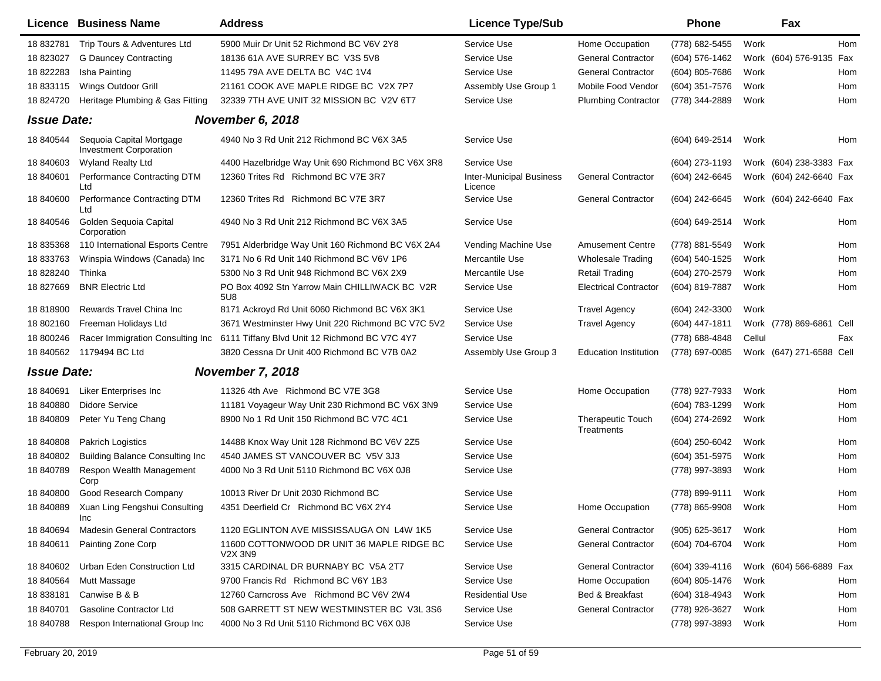| Licence | Business Name | Address | Licence Type/Sub | | Phone | | Fax | |
|---|---|---|---|---|---|---|---|---|
| 18 832781 | Trip Tours & Adventures Ltd | 5900 Muir Dr Unit 52 Richmond BC V6V 2Y8 | Service Use | Home Occupation | (778) 682-5455 | Work | | Hom |
| 18 823027 | G Dauncey Contracting | 18136 61A AVE SURREY BC V3S 5V8 | Service Use | General Contractor | (604) 576-1462 | Work | (604) 576-9135 | Fax |
| 18 822283 | Isha Painting | 11495 79A AVE DELTA BC V4C 1V4 | Service Use | General Contractor | (604) 805-7686 | Work | | Hom |
| 18 833115 | Wings Outdoor Grill | 21161 COOK AVE MAPLE RIDGE BC V2X 7P7 | Assembly Use Group 1 | Mobile Food Vendor | (604) 351-7576 | Work | | Hom |
| 18 824720 | Heritage Plumbing & Gas Fitting | 32339 7TH AVE UNIT 32 MISSION BC V2V 6T7 | Service Use | Plumbing Contractor | (778) 344-2889 | Work | | Hom |

***Issue Date:*** ***November 6, 2018***

| Licence | Business Name | Address | Licence Type/Sub | | Phone | | Fax | |
|---|---|---|---|---|---|---|---|---|
| 18 840544 | Sequoia Capital Mortgage Investment Corporation | 4940 No 3 Rd Unit 212 Richmond BC V6X 3A5 | Service Use | | (604) 649-2514 | Work | | Hom |
| 18 840603 | Wyland Realty Ltd | 4400 Hazelbridge Way Unit 690 Richmond BC V6X 3R8 | Service Use | | (604) 273-1193 | Work | (604) 238-3383 | Fax |
| 18 840601 | Performance Contracting DTM Ltd | 12360 Trites Rd Richmond BC V7E 3R7 | Inter-Municipal Business Licence | General Contractor | (604) 242-6645 | Work | (604) 242-6640 | Fax |
| 18 840600 | Performance Contracting DTM Ltd | 12360 Trites Rd Richmond BC V7E 3R7 | Service Use | General Contractor | (604) 242-6645 | Work | (604) 242-6640 | Fax |
| 18 840546 | Golden Sequoia Capital Corporation | 4940 No 3 Rd Unit 212 Richmond BC V6X 3A5 | Service Use | | (604) 649-2514 | Work | | Hom |
| 18 835368 | 110 International Esports Centre | 7951 Alderbridge Way Unit 160 Richmond BC V6X 2A4 | Vending Machine Use | Amusement Centre | (778) 881-5549 | Work | | Hom |
| 18 833763 | Winspia Windows (Canada) Inc | 3171 No 6 Rd Unit 140 Richmond BC V6V 1P6 | Mercantile Use | Wholesale Trading | (604) 540-1525 | Work | | Hom |
| 18 828240 | Thinka | 5300 No 3 Rd Unit 948 Richmond BC V6X 2X9 | Mercantile Use | Retail Trading | (604) 270-2579 | Work | | Hom |
| 18 827669 | BNR Electric Ltd | PO Box 4092 Stn Yarrow Main CHILLIWACK BC V2R 5U8 | Service Use | Electrical Contractor | (604) 819-7887 | Work | | Hom |
| 18 818900 | Rewards Travel China Inc | 8171 Ackroyd Rd Unit 6060 Richmond BC V6X 3K1 | Service Use | Travel Agency | (604) 242-3300 | Work | | |
| 18 802160 | Freeman Holidays Ltd | 3671 Westminster Hwy Unit 220 Richmond BC V7C 5V2 | Service Use | Travel Agency | (604) 447-1811 | Work | (778) 869-6861 | Cell |
| 18 800246 | Racer Immigration Consulting Inc | 6111 Tiffany Blvd Unit 12 Richmond BC V7C 4Y7 | Service Use | | (778) 688-4848 | Cellul | | Fax |
| 18 840562 | 1179494 BC Ltd | 3820 Cessna Dr Unit 400 Richmond BC V7B 0A2 | Assembly Use Group 3 | Education Institution | (778) 697-0085 | Work | (647) 271-6588 | Cell |

***Issue Date:*** ***November 7, 2018***

| Licence | Business Name | Address | Licence Type/Sub | | Phone | | Fax | |
|---|---|---|---|---|---|---|---|---|
| 18 840691 | Liker Enterprises Inc | 11326 4th Ave Richmond BC V7E 3G8 | Service Use | Home Occupation | (778) 927-7933 | Work | | Hom |
| 18 840880 | Didore Service | 11181 Voyageur Way Unit 230 Richmond BC V6X 3N9 | Service Use | | (604) 783-1299 | Work | | Hom |
| 18 840809 | Peter Yu Teng Chang | 8900 No 1 Rd Unit 150 Richmond BC V7C 4C1 | Service Use | Therapeutic Touch Treatments | (604) 274-2692 | Work | | Hom |
| 18 840808 | Pakrich Logistics | 14488 Knox Way Unit 128 Richmond BC V6V 2Z5 | Service Use | | (604) 250-6042 | Work | | Hom |
| 18 840802 | Building Balance Consulting Inc | 4540 JAMES ST VANCOUVER BC V5V 3J3 | Service Use | | (604) 351-5975 | Work | | Hom |
| 18 840789 | Respon Wealth Management Corp | 4000 No 3 Rd Unit 5110 Richmond BC V6X 0J8 | Service Use | | (778) 997-3893 | Work | | Hom |
| 18 840800 | Good Research Company | 10013 River Dr Unit 2030 Richmond BC | Service Use | | (778) 899-9111 | Work | | Hom |
| 18 840889 | Xuan Ling Fengshui Consulting Inc | 4351 Deerfield Cr Richmond BC V6X 2Y4 | Service Use | Home Occupation | (778) 865-9908 | Work | | Hom |
| 18 840694 | Madesin General Contractors | 1120 EGLINTON AVE MISSISSAUGA ON L4W 1K5 | Service Use | General Contractor | (905) 625-3617 | Work | | Hom |
| 18 840611 | Painting Zone Corp | 11600 COTTONWOOD DR UNIT 36 MAPLE RIDGE BC V2X 3N9 | Service Use | General Contractor | (604) 704-6704 | Work | | Hom |
| 18 840602 | Urban Eden Construction Ltd | 3315 CARDINAL DR BURNABY BC V5A 2T7 | Service Use | General Contractor | (604) 339-4116 | Work | (604) 566-6889 | Fax |
| 18 840564 | Mutt Massage | 9700 Francis Rd Richmond BC V6Y 1B3 | Service Use | Home Occupation | (604) 805-1476 | Work | | Hom |
| 18 838181 | Canwise B & B | 12760 Carncross Ave Richmond BC V6V 2W4 | Residential Use | Bed & Breakfast | (604) 318-4943 | Work | | Hom |
| 18 840701 | Gasoline Contractor Ltd | 508 GARRETT ST NEW WESTMINSTER BC V3L 3S6 | Service Use | General Contractor | (778) 926-3627 | Work | | Hom |
| 18 840788 | Respon International Group Inc | 4000 No 3 Rd Unit 5110 Richmond BC V6X 0J8 | Service Use | | (778) 997-3893 | Work | | Hom |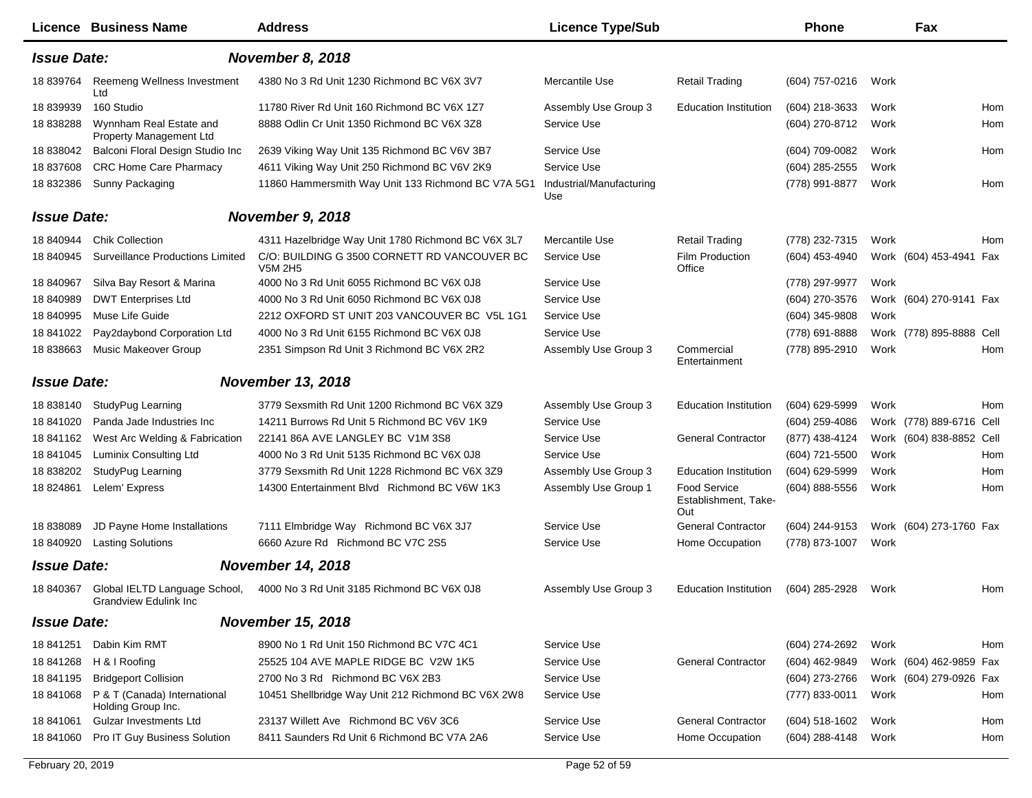| Licence | Business Name | Address | Licence Type/Sub | | Phone | | Fax | |
|---|---|---|---|---|---|---|---|---|
| **Issue Date:** | **November 8, 2018** | | | | | | | |
| 18 839764 | Reemeng Wellness Investment Ltd | 4380 No 3 Rd Unit 1230 Richmond BC V6X 3V7 | Mercantile Use | Retail Trading | (604) 757-0216 | Work | | |
| 18 839939 | 160 Studio | 11780 River Rd Unit 160 Richmond BC V6X 1Z7 | Assembly Use Group 3 | Education Institution | (604) 218-3633 | Work | | Hom |
| 18 838288 | Wynnham Real Estate and Property Management Ltd | 8888 Odlin Cr Unit 1350 Richmond BC V6X 3Z8 | Service Use | | (604) 270-8712 | Work | | Hom |
| 18 838042 | Balconi Floral Design Studio Inc | 2639 Viking Way Unit 135 Richmond BC V6V 3B7 | Service Use | | (604) 709-0082 | Work | | Hom |
| 18 837608 | CRC Home Care Pharmacy | 4611 Viking Way Unit 250 Richmond BC V6V 2K9 | Service Use | | (604) 285-2555 | Work | | |
| 18 832386 | Sunny Packaging | 11860 Hammersmith Way Unit 133 Richmond BC V7A 5G1 | Industrial/Manufacturing Use | | (778) 991-8877 | Work | | Hom |
| **Issue Date:** | **November 9, 2018** | | | | | | | |
| 18 840944 | Chik Collection | 4311 Hazelbridge Way Unit 1780 Richmond BC V6X 3L7 | Mercantile Use | Retail Trading | (778) 232-7315 | Work | | Hom |
| 18 840945 | Surveillance Productions Limited | C/O: BUILDING G 3500 CORNETT RD VANCOUVER BC V5M 2H5 | Service Use | Film Production Office | (604) 453-4940 | Work | (604) 453-4941 | Fax |
| 18 840967 | Silva Bay Resort & Marina | 4000 No 3 Rd Unit 6055 Richmond BC V6X 0J8 | Service Use | | (778) 297-9977 | Work | | |
| 18 840989 | DWT Enterprises Ltd | 4000 No 3 Rd Unit 6050 Richmond BC V6X 0J8 | Service Use | | (604) 270-3576 | Work | (604) 270-9141 | Fax |
| 18 840995 | Muse Life Guide | 2212 OXFORD ST UNIT 203 VANCOUVER BC V5L 1G1 | Service Use | | (604) 345-9808 | Work | | |
| 18 841022 | Pay2daybond Corporation Ltd | 4000 No 3 Rd Unit 6155 Richmond BC V6X 0J8 | Service Use | | (778) 691-8888 | Work | (778) 895-8888 | Cell |
| 18 838663 | Music Makeover Group | 2351 Simpson Rd Unit 3 Richmond BC V6X 2R2 | Assembly Use Group 3 | Commercial Entertainment | (778) 895-2910 | Work | | Hom |
| **Issue Date:** | **November 13, 2018** | | | | | | | |
| 18 838140 | StudyPug Learning | 3779 Sexsmith Rd Unit 1200 Richmond BC V6X 3Z9 | Assembly Use Group 3 | Education Institution | (604) 629-5999 | Work | | Hom |
| 18 841020 | Panda Jade Industries Inc | 14211 Burrows Rd Unit 5 Richmond BC V6V 1K9 | Service Use | | (604) 259-4086 | Work | (778) 889-6716 | Cell |
| 18 841162 | West Arc Welding & Fabrication | 22141 86A AVE LANGLEY BC V1M 3S8 | Service Use | General Contractor | (877) 438-4124 | Work | (604) 838-8852 | Cell |
| 18 841045 | Luminix Consulting Ltd | 4000 No 3 Rd Unit 5135 Richmond BC V6X 0J8 | Service Use | | (604) 721-5500 | Work | | Hom |
| 18 838202 | StudyPug Learning | 3779 Sexsmith Rd Unit 1228 Richmond BC V6X 3Z9 | Assembly Use Group 3 | Education Institution | (604) 629-5999 | Work | | Hom |
| 18 824861 | Lelem' Express | 14300 Entertainment Blvd Richmond BC V6W 1K3 | Assembly Use Group 1 | Food Service Establishment, Take-Out | (604) 888-5556 | Work | | Hom |
| 18 838089 | JD Payne Home Installations | 7111 Elmbridge Way Richmond BC V6X 3J7 | Service Use | General Contractor | (604) 244-9153 | Work | (604) 273-1760 | Fax |
| 18 840920 | Lasting Solutions | 6660 Azure Rd Richmond BC V7C 2S5 | Service Use | Home Occupation | (778) 873-1007 | Work | | |
| **Issue Date:** | **November 14, 2018** | | | | | | | |
| 18 840367 | Global IELTD Language School, Grandview Edulink Inc | 4000 No 3 Rd Unit 3185 Richmond BC V6X 0J8 | Assembly Use Group 3 | Education Institution | (604) 285-2928 | Work | | Hom |
| **Issue Date:** | **November 15, 2018** | | | | | | | |
| 18 841251 | Dabin Kim RMT | 8900 No 1 Rd Unit 150 Richmond BC V7C 4C1 | Service Use | | (604) 274-2692 | Work | | Hom |
| 18 841268 | H & I Roofing | 25525 104 AVE MAPLE RIDGE BC V2W 1K5 | Service Use | General Contractor | (604) 462-9849 | Work | (604) 462-9859 | Fax |
| 18 841195 | Bridgeport Collision | 2700 No 3 Rd Richmond BC V6X 2B3 | Service Use | | (604) 273-2766 | Work | (604) 279-0926 | Fax |
| 18 841068 | P & T (Canada) International Holding Group Inc. | 10451 Shellbridge Way Unit 212 Richmond BC V6X 2W8 | Service Use | | (777) 833-0011 | Work | | Hom |
| 18 841061 | Gulzar Investments Ltd | 23137 Willett Ave Richmond BC V6V 3C6 | Service Use | General Contractor | (604) 518-1602 | Work | | Hom |
| 18 841060 | Pro IT Guy Business Solution | 8411 Saunders Rd Unit 6 Richmond BC V7A 2A6 | Service Use | Home Occupation | (604) 288-4148 | Work | | Hom |

February 20, 2019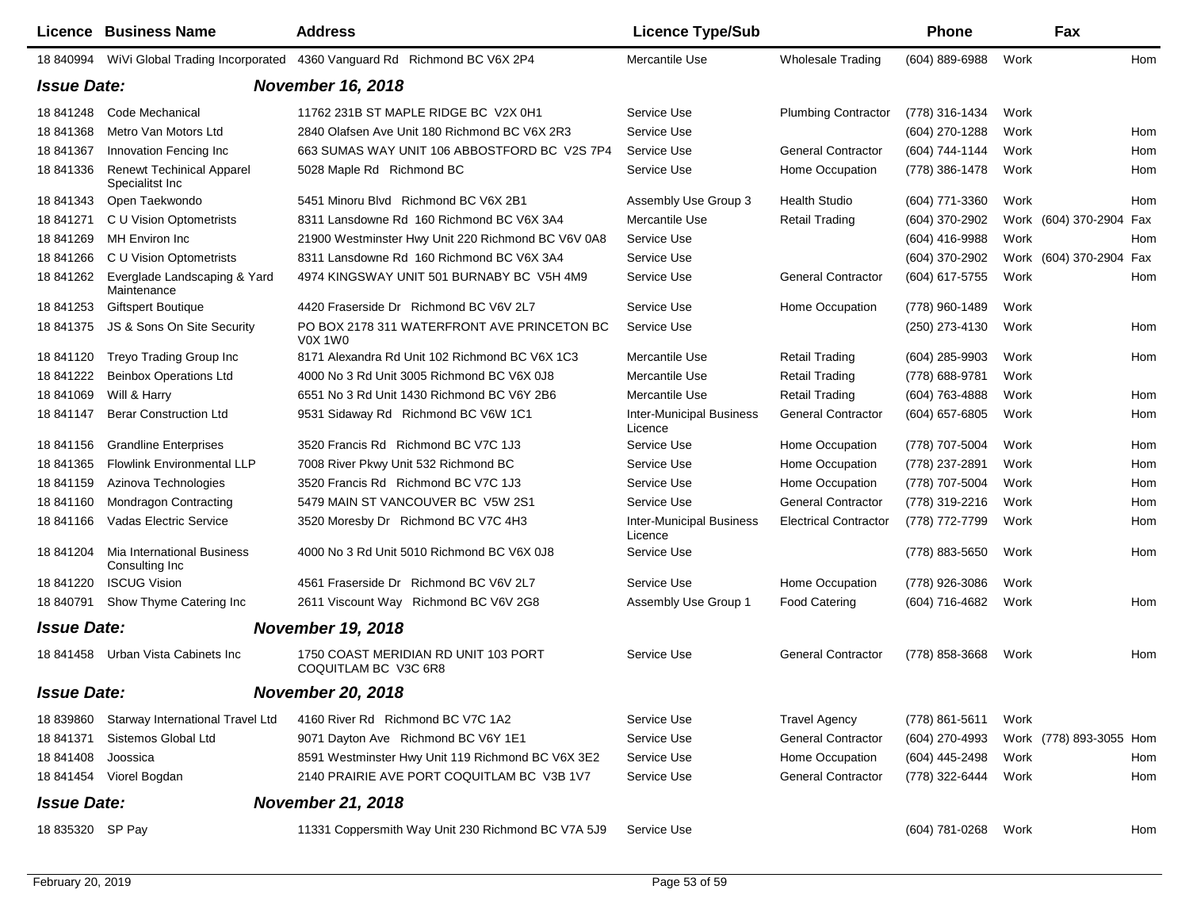| Licence | Business Name | Address | Licence Type/Sub | | Phone | | Fax | |
|---|---|---|---|---|---|---|---|---|
| 18 840994 | WiVi Global Trading Incorporated | 4360 Vanguard Rd Richmond BC V6X 2P4 | Mercantile Use | Wholesale Trading | (604) 889-6988 | Work | | Hom |
| ***Issue Date:*** | | ***November 16, 2018*** | | | | | | |
| 18 841248 | Code Mechanical | 11762 231B ST MAPLE RIDGE BC V2X 0H1 | Service Use | Plumbing Contractor | (778) 316-1434 | Work | | |
| 18 841368 | Metro Van Motors Ltd | 2840 Olafsen Ave Unit 180 Richmond BC V6X 2R3 | Service Use | | (604) 270-1288 | Work | | Hom |
| 18 841367 | Innovation Fencing Inc | 663 SUMAS WAY UNIT 106 ABBOSTFORD BC V2S 7P4 | Service Use | General Contractor | (604) 744-1144 | Work | | Hom |
| 18 841336 | Renewt Techinical Apparel Specialitst Inc | 5028 Maple Rd Richmond BC | Service Use | Home Occupation | (778) 386-1478 | Work | | Hom |
| 18 841343 | Open Taekwondo | 5451 Minoru Blvd Richmond BC V6X 2B1 | Assembly Use Group 3 | Health Studio | (604) 771-3360 | Work | | Hom |
| 18 841271 | C U Vision Optometrists | 8311 Lansdowne Rd 160 Richmond BC V6X 3A4 | Mercantile Use | Retail Trading | (604) 370-2902 | Work | (604) 370-2904 | Fax |
| 18 841269 | MH Environ Inc | 21900 Westminster Hwy Unit 220 Richmond BC V6V 0A8 | Service Use | | (604) 416-9988 | Work | | Hom |
| 18 841266 | C U Vision Optometrists | 8311 Lansdowne Rd 160 Richmond BC V6X 3A4 | Service Use | | (604) 370-2902 | Work | (604) 370-2904 | Fax |
| 18 841262 | Everglade Landscaping & Yard Maintenance | 4974 KINGSWAY UNIT 501 BURNABY BC V5H 4M9 | Service Use | General Contractor | (604) 617-5755 | Work | | Hom |
| 18 841253 | Giftspert Boutique | 4420 Fraserside Dr Richmond BC V6V 2L7 | Service Use | Home Occupation | (778) 960-1489 | Work | | |
| 18 841375 | JS & Sons On Site Security | PO BOX 2178 311 WATERFRONT AVE PRINCETON BC V0X 1W0 | Service Use | | (250) 273-4130 | Work | | Hom |
| 18 841120 | Treyo Trading Group Inc | 8171 Alexandra Rd Unit 102 Richmond BC V6X 1C3 | Mercantile Use | Retail Trading | (604) 285-9903 | Work | | Hom |
| 18 841222 | Beinbox Operations Ltd | 4000 No 3 Rd Unit 3005 Richmond BC V6X 0J8 | Mercantile Use | Retail Trading | (778) 688-9781 | Work | | |
| 18 841069 | Will & Harry | 6551 No 3 Rd Unit 1430 Richmond BC V6Y 2B6 | Mercantile Use | Retail Trading | (604) 763-4888 | Work | | Hom |
| 18 841147 | Berar Construction Ltd | 9531 Sidaway Rd Richmond BC V6W 1C1 | Inter-Municipal Business Licence | General Contractor | (604) 657-6805 | Work | | Hom |
| 18 841156 | Grandline Enterprises | 3520 Francis Rd Richmond BC V7C 1J3 | Service Use | Home Occupation | (778) 707-5004 | Work | | Hom |
| 18 841365 | Flowlink Environmental LLP | 7008 River Pkwy Unit 532 Richmond BC | Service Use | Home Occupation | (778) 237-2891 | Work | | Hom |
| 18 841159 | Azinova Technologies | 3520 Francis Rd Richmond BC V7C 1J3 | Service Use | Home Occupation | (778) 707-5004 | Work | | Hom |
| 18 841160 | Mondragon Contracting | 5479 MAIN ST VANCOUVER BC V5W 2S1 | Service Use | General Contractor | (778) 319-2216 | Work | | Hom |
| 18 841166 | Vadas Electric Service | 3520 Moresby Dr Richmond BC V7C 4H3 | Inter-Municipal Business Licence | Electrical Contractor | (778) 772-7799 | Work | | Hom |
| 18 841204 | Mia International Business Consulting Inc | 4000 No 3 Rd Unit 5010 Richmond BC V6X 0J8 | Service Use | | (778) 883-5650 | Work | | Hom |
| 18 841220 | ISCUG Vision | 4561 Fraserside Dr Richmond BC V6V 2L7 | Service Use | Home Occupation | (778) 926-3086 | Work | | |
| 18 840791 | Show Thyme Catering Inc | 2611 Viscount Way Richmond BC V6V 2G8 | Assembly Use Group 1 | Food Catering | (604) 716-4682 | Work | | Hom |
| ***Issue Date:*** | | ***November 19, 2018*** | | | | | | |
| 18 841458 | Urban Vista Cabinets Inc | 1750 COAST MERIDIAN RD UNIT 103 PORT COQUITLAM BC V3C 6R8 | Service Use | General Contractor | (778) 858-3668 | Work | | Hom |
| ***Issue Date:*** | | ***November 20, 2018*** | | | | | | |
| 18 839860 | Starway International Travel Ltd | 4160 River Rd Richmond BC V7C 1A2 | Service Use | Travel Agency | (778) 861-5611 | Work | | |
| 18 841371 | Sistemos Global Ltd | 9071 Dayton Ave Richmond BC V6Y 1E1 | Service Use | General Contractor | (604) 270-4993 | Work | (778) 893-3055 | Hom |
| 18 841408 | Joossica | 8591 Westminster Hwy Unit 119 Richmond BC V6X 3E2 | Service Use | Home Occupation | (604) 445-2498 | Work | | Hom |
| 18 841454 | Viorel Bogdan | 2140 PRAIRIE AVE PORT COQUITLAM BC V3B 1V7 | Service Use | General Contractor | (778) 322-6444 | Work | | Hom |
| ***Issue Date:*** | | ***November 21, 2018*** | | | | | | |
| 18 835320 | SP Pay | 11331 Coppersmith Way Unit 230 Richmond BC V7A 5J9 | Service Use | | (604) 781-0268 | Work | | Hom |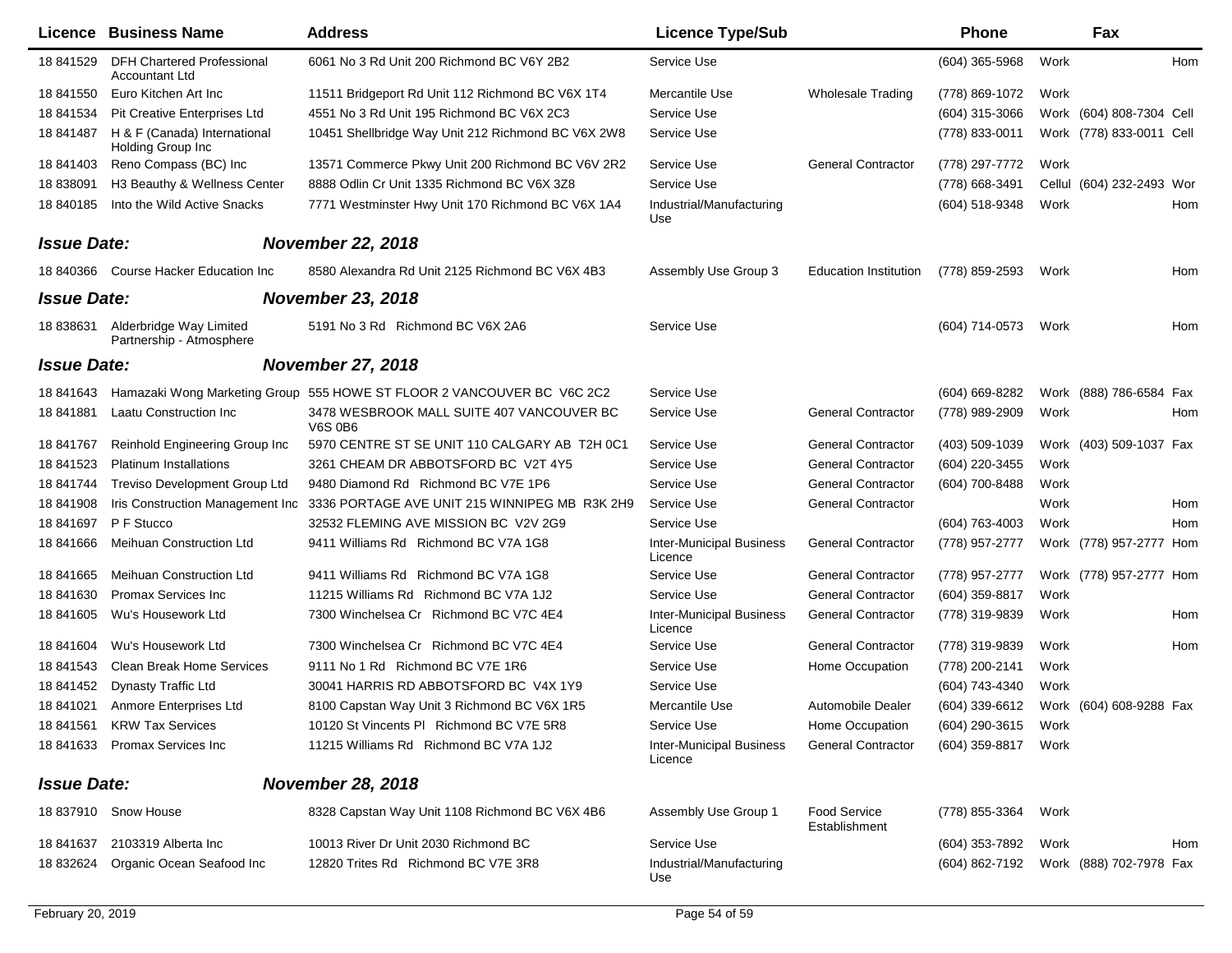| Licence | Business Name | Address | Licence Type/Sub | | Phone | Fax | |
|---|---|---|---|---|---|---|---|
| 18 841529 | DFH Chartered Professional Accountant Ltd | 6061 No 3 Rd Unit 200 Richmond BC V6Y 2B2 | Service Use | | (604) 365-5968 | Work | Hom |
| 18 841550 | Euro Kitchen Art Inc | 11511 Bridgeport Rd Unit 112 Richmond BC V6X 1T4 | Mercantile Use | Wholesale Trading | (778) 869-1072 | Work | |
| 18 841534 | Pit Creative Enterprises Ltd | 4551 No 3 Rd Unit 195 Richmond BC V6X 2C3 | Service Use | | (604) 315-3066 | Work (604) 808-7304 | Cell |
| 18 841487 | H & F (Canada) International Holding Group Inc | 10451 Shellbridge Way Unit 212 Richmond BC V6X 2W8 | Service Use | | (778) 833-0011 | Work (778) 833-0011 | Cell |
| 18 841403 | Reno Compass (BC) Inc | 13571 Commerce Pkwy Unit 200 Richmond BC V6V 2R2 | Service Use | General Contractor | (778) 297-7772 | Work | |
| 18 838091 | H3 Beauthy & Wellness Center | 8888 Odlin Cr Unit 1335 Richmond BC V6X 3Z8 | Service Use | | (778) 668-3491 | Cellul (604) 232-2493 | Wor |
| 18 840185 | Into the Wild Active Snacks | 7771 Westminster Hwy Unit 170 Richmond BC V6X 1A4 | Industrial/Manufacturing Use | | (604) 518-9348 | Work | Hom |
| ***Issue Date:*** | | ***November 22, 2018*** | | | | | |
| 18 840366 | Course Hacker Education Inc | 8580 Alexandra Rd Unit 2125 Richmond BC V6X 4B3 | Assembly Use Group 3 | Education Institution | (778) 859-2593 | Work | Hom |
| ***Issue Date:*** | | ***November 23, 2018*** | | | | | |
| 18 838631 | Alderbridge Way Limited Partnership - Atmosphere | 5191 No 3 Rd Richmond BC V6X 2A6 | Service Use | | (604) 714-0573 | Work | Hom |
| ***Issue Date:*** | | ***November 27, 2018*** | | | | | |
| 18 841643 | Hamazaki Wong Marketing Group | 555 HOWE ST FLOOR 2 VANCOUVER BC V6C 2C2 | Service Use | | (604) 669-8282 | Work (888) 786-6584 | Fax |
| 18 841881 | Laatu Construction Inc | 3478 WESBROOK MALL SUITE 407 VANCOUVER BC V6S 0B6 | Service Use | General Contractor | (778) 989-2909 | Work | Hom |
| 18 841767 | Reinhold Engineering Group Inc | 5970 CENTRE ST SE UNIT 110 CALGARY AB T2H 0C1 | Service Use | General Contractor | (403) 509-1039 | Work (403) 509-1037 | Fax |
| 18 841523 | Platinum Installations | 3261 CHEAM DR ABBOTSFORD BC V2T 4Y5 | Service Use | General Contractor | (604) 220-3455 | Work | |
| 18 841744 | Treviso Development Group Ltd | 9480 Diamond Rd Richmond BC V7E 1P6 | Service Use | General Contractor | (604) 700-8488 | Work | |
| 18 841908 | Iris Construction Management Inc | 3336 PORTAGE AVE UNIT 215 WINNIPEG MB R3K 2H9 | Service Use | General Contractor | | Work | Hom |
| 18 841697 | P F Stucco | 32532 FLEMING AVE MISSION BC V2V 2G9 | Service Use | | (604) 763-4003 | Work | Hom |
| 18 841666 | Meihuan Construction Ltd | 9411 Williams Rd Richmond BC V7A 1G8 | Inter-Municipal Business Licence | General Contractor | (778) 957-2777 | Work (778) 957-2777 | Hom |
| 18 841665 | Meihuan Construction Ltd | 9411 Williams Rd Richmond BC V7A 1G8 | Service Use | General Contractor | (778) 957-2777 | Work (778) 957-2777 | Hom |
| 18 841630 | Promax Services Inc | 11215 Williams Rd Richmond BC V7A 1J2 | Service Use | General Contractor | (604) 359-8817 | Work | |
| 18 841605 | Wu's Housework Ltd | 7300 Winchelsea Cr Richmond BC V7C 4E4 | Inter-Municipal Business Licence | General Contractor | (778) 319-9839 | Work | Hom |
| 18 841604 | Wu's Housework Ltd | 7300 Winchelsea Cr Richmond BC V7C 4E4 | Service Use | General Contractor | (778) 319-9839 | Work | Hom |
| 18 841543 | Clean Break Home Services | 9111 No 1 Rd Richmond BC V7E 1R6 | Service Use | Home Occupation | (778) 200-2141 | Work | |
| 18 841452 | Dynasty Traffic Ltd | 30041 HARRIS RD ABBOTSFORD BC V4X 1Y9 | Service Use | | (604) 743-4340 | Work | |
| 18 841021 | Anmore Enterprises Ltd | 8100 Capstan Way Unit 3 Richmond BC V6X 1R5 | Mercantile Use | Automobile Dealer | (604) 339-6612 | Work (604) 608-9288 | Fax |
| 18 841561 | KRW Tax Services | 10120 St Vincents Pl Richmond BC V7E 5R8 | Service Use | Home Occupation | (604) 290-3615 | Work | |
| 18 841633 | Promax Services Inc | 11215 Williams Rd Richmond BC V7A 1J2 | Inter-Municipal Business Licence | General Contractor | (604) 359-8817 | Work | |
| ***Issue Date:*** | | ***November 28, 2018*** | | | | | |
| 18 837910 | Snow House | 8328 Capstan Way Unit 1108 Richmond BC V6X 4B6 | Assembly Use Group 1 | Food Service Establishment | (778) 855-3364 | Work | |
| 18 841637 | 2103319 Alberta Inc | 10013 River Dr Unit 2030 Richmond BC | Service Use | | (604) 353-7892 | Work | Hom |
| 18 832624 | Organic Ocean Seafood Inc | 12820 Trites Rd Richmond BC V7E 3R8 | Industrial/Manufacturing Use | | (604) 862-7192 | Work (888) 702-7978 | Fax |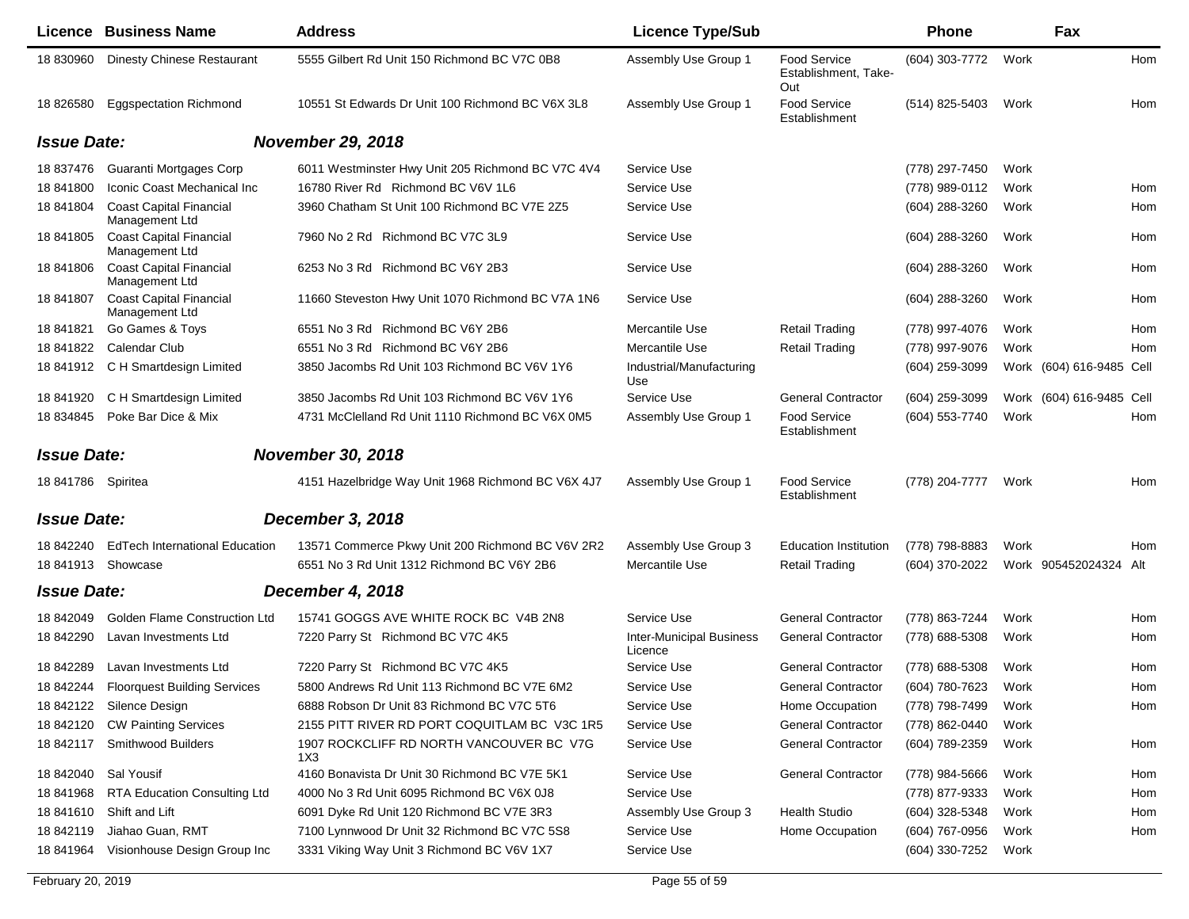| Licence | Business Name | Address | Licence Type/Sub | | Phone | | Fax | |
|---|---|---|---|---|---|---|---|---|
| 18 830960 | Dinesty Chinese Restaurant | 5555 Gilbert Rd Unit 150 Richmond BC V7C 0B8 | Assembly Use Group 1 | Food Service Establishment, Take-Out | (604) 303-7772 | Work | | Hom |
| 18 826580 | Eggspectation Richmond | 10551 St Edwards Dr Unit 100 Richmond BC V6X 3L8 | Assembly Use Group 1 | Food Service Establishment | (514) 825-5403 | Work | | Hom |
| ***Issue Date:*** | | ***November 29, 2018*** | | | | | | |
| 18 837476 | Guaranti Mortgages Corp | 6011 Westminster Hwy Unit 205 Richmond BC V7C 4V4 | Service Use | | (778) 297-7450 | Work | | |
| 18 841800 | Iconic Coast Mechanical Inc | 16780 River Rd Richmond BC V6V 1L6 | Service Use | | (778) 989-0112 | Work | | Hom |
| 18 841804 | Coast Capital Financial Management Ltd | 3960 Chatham St Unit 100 Richmond BC V7E 2Z5 | Service Use | | (604) 288-3260 | Work | | Hom |
| 18 841805 | Coast Capital Financial Management Ltd | 7960 No 2 Rd Richmond BC V7C 3L9 | Service Use | | (604) 288-3260 | Work | | Hom |
| 18 841806 | Coast Capital Financial Management Ltd | 6253 No 3 Rd Richmond BC V6Y 2B3 | Service Use | | (604) 288-3260 | Work | | Hom |
| 18 841807 | Coast Capital Financial Management Ltd | 11660 Steveston Hwy Unit 1070 Richmond BC V7A 1N6 | Service Use | | (604) 288-3260 | Work | | Hom |
| 18 841821 | Go Games & Toys | 6551 No 3 Rd Richmond BC V6Y 2B6 | Mercantile Use | Retail Trading | (778) 997-4076 | Work | | Hom |
| 18 841822 | Calendar Club | 6551 No 3 Rd Richmond BC V6Y 2B6 | Mercantile Use | Retail Trading | (778) 997-9076 | Work | | Hom |
| 18 841912 | C H Smartdesign Limited | 3850 Jacombs Rd Unit 103 Richmond BC V6V 1Y6 | Industrial/Manufacturing Use | | (604) 259-3099 | Work | (604) 616-9485 | Cell |
| 18 841920 | C H Smartdesign Limited | 3850 Jacombs Rd Unit 103 Richmond BC V6V 1Y6 | Service Use | General Contractor | (604) 259-3099 | Work | (604) 616-9485 | Cell |
| 18 834845 | Poke Bar Dice & Mix | 4731 McClelland Rd Unit 1110 Richmond BC V6X 0M5 | Assembly Use Group 1 | Food Service Establishment | (604) 553-7740 | Work | | Hom |
| ***Issue Date:*** | | ***November 30, 2018*** | | | | | | |
| 18 841786 | Spiritea | 4151 Hazelbridge Way Unit 1968 Richmond BC V6X 4J7 | Assembly Use Group 1 | Food Service Establishment | (778) 204-7777 | Work | | Hom |
| ***Issue Date:*** | | ***December 3, 2018*** | | | | | | |
| 18 842240 | EdTech International Education | 13571 Commerce Pkwy Unit 200 Richmond BC V6V 2R2 | Assembly Use Group 3 | Education Institution | (778) 798-8883 | Work | | Hom |
| 18 841913 | Showcase | 6551 No 3 Rd Unit 1312 Richmond BC V6Y 2B6 | Mercantile Use | Retail Trading | (604) 370-2022 | Work | 905452024324 | Alt |
| ***Issue Date:*** | | ***December 4, 2018*** | | | | | | |
| 18 842049 | Golden Flame Construction Ltd | 15741 GOGGS AVE WHITE ROCK BC V4B 2N8 | Service Use | General Contractor | (778) 863-7244 | Work | | Hom |
| 18 842290 | Lavan Investments Ltd | 7220 Parry St Richmond BC V7C 4K5 | Inter-Municipal Business Licence | General Contractor | (778) 688-5308 | Work | | Hom |
| 18 842289 | Lavan Investments Ltd | 7220 Parry St Richmond BC V7C 4K5 | Service Use | General Contractor | (778) 688-5308 | Work | | Hom |
| 18 842244 | Floorquest Building Services | 5800 Andrews Rd Unit 113 Richmond BC V7E 6M2 | Service Use | General Contractor | (604) 780-7623 | Work | | Hom |
| 18 842122 | Silence Design | 6888 Robson Dr Unit 83 Richmond BC V7C 5T6 | Service Use | Home Occupation | (778) 798-7499 | Work | | Hom |
| 18 842120 | CW Painting Services | 2155 PITT RIVER RD PORT COQUITLAM BC V3C 1R5 | Service Use | General Contractor | (778) 862-0440 | Work | | |
| 18 842117 | Smithwood Builders | 1907 ROCKCLIFF RD NORTH VANCOUVER BC V7G 1X3 | Service Use | General Contractor | (604) 789-2359 | Work | | Hom |
| 18 842040 | Sal Yousif | 4160 Bonavista Dr Unit 30 Richmond BC V7E 5K1 | Service Use | General Contractor | (778) 984-5666 | Work | | Hom |
| 18 841968 | RTA Education Consulting Ltd | 4000 No 3 Rd Unit 6095 Richmond BC V6X 0J8 | Service Use | | (778) 877-9333 | Work | | Hom |
| 18 841610 | Shift and Lift | 6091 Dyke Rd Unit 120 Richmond BC V7E 3R3 | Assembly Use Group 3 | Health Studio | (604) 328-5348 | Work | | Hom |
| 18 842119 | Jiahao Guan, RMT | 7100 Lynnwood Dr Unit 32 Richmond BC V7C 5S8 | Service Use | Home Occupation | (604) 767-0956 | Work | | Hom |
| 18 841964 | Visionhouse Design Group Inc | 3331 Viking Way Unit 3 Richmond BC V6V 1X7 | Service Use | | (604) 330-7252 | Work | | |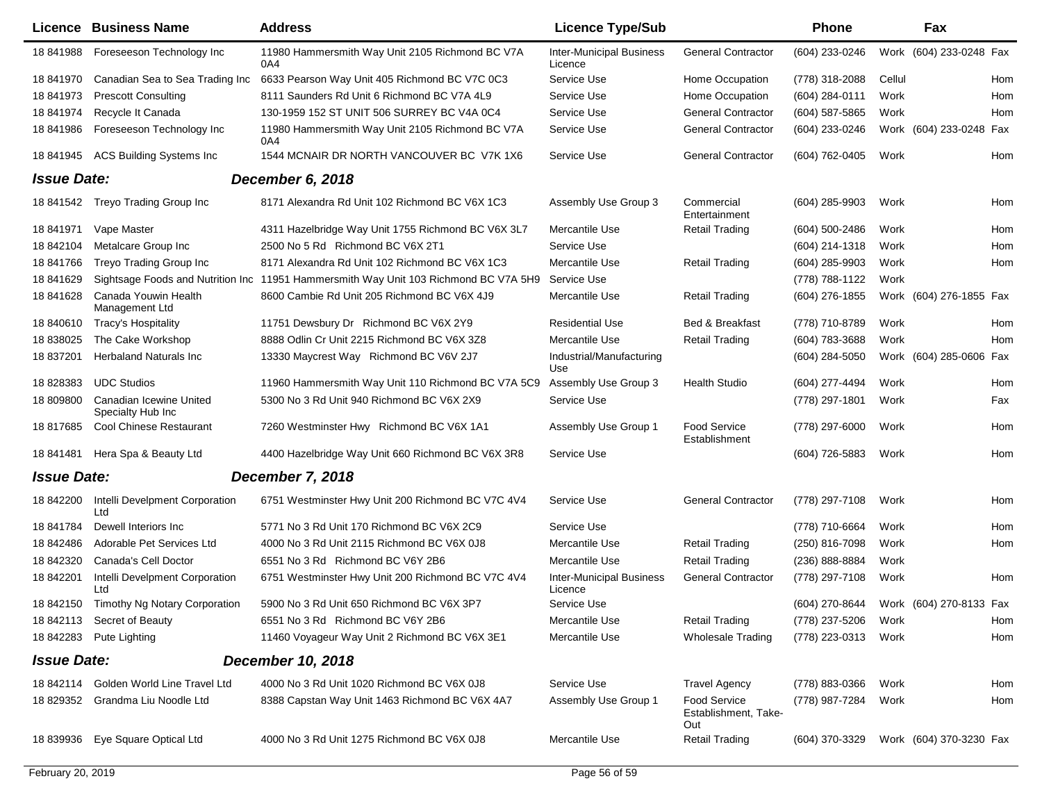| Licence | Business Name | Address | Licence Type/Sub | | Phone | | Fax | |
|---|---|---|---|---|---|---|---|---|
| 18 841988 | Foreseeson Technology Inc | 11980 Hammersmith Way Unit 2105 Richmond BC V7A 0A4 | Inter-Municipal Business Licence | General Contractor | (604) 233-0246 | Work | (604) 233-0248 | Fax |
| 18 841970 | Canadian Sea to Sea Trading Inc | 6633 Pearson Way Unit 405 Richmond BC V7C 0C3 | Service Use | Home Occupation | (778) 318-2088 | Cellul | | Hom |
| 18 841973 | Prescott Consulting | 8111 Saunders Rd Unit 6 Richmond BC V7A 4L9 | Service Use | Home Occupation | (604) 284-0111 | Work | | Hom |
| 18 841974 | Recycle It Canada | 130-1959 152 ST UNIT 506 SURREY BC V4A 0C4 | Service Use | General Contractor | (604) 587-5865 | Work | | Hom |
| 18 841986 | Foreseeson Technology Inc | 11980 Hammersmith Way Unit 2105 Richmond BC V7A 0A4 | Service Use | General Contractor | (604) 233-0246 | Work | (604) 233-0248 | Fax |
| 18 841945 | ACS Building Systems Inc | 1544 MCNAIR DR NORTH VANCOUVER BC V7K 1X6 | Service Use | General Contractor | (604) 762-0405 | Work | | Hom |
| ***Issue Date:*** | | ***December 6, 2018*** | | | | | | |
| 18 841542 | Treyo Trading Group Inc | 8171 Alexandra Rd Unit 102 Richmond BC V6X 1C3 | Assembly Use Group 3 | Commercial Entertainment | (604) 285-9903 | Work | | Hom |
| 18 841971 | Vape Master | 4311 Hazelbridge Way Unit 1755 Richmond BC V6X 3L7 | Mercantile Use | Retail Trading | (604) 500-2486 | Work | | Hom |
| 18 842104 | Metalcare Group Inc | 2500 No 5 Rd Richmond BC V6X 2T1 | Service Use | | (604) 214-1318 | Work | | Hom |
| 18 841766 | Treyo Trading Group Inc | 8171 Alexandra Rd Unit 102 Richmond BC V6X 1C3 | Mercantile Use | Retail Trading | (604) 285-9903 | Work | | Hom |
| 18 841629 | Sightsage Foods and Nutrition Inc | 11951 Hammersmith Way Unit 103 Richmond BC V7A 5H9 | Service Use | | (778) 788-1122 | Work | | |
| 18 841628 | Canada Youwin Health Management Ltd | 8600 Cambie Rd Unit 205 Richmond BC V6X 4J9 | Mercantile Use | Retail Trading | (604) 276-1855 | Work | (604) 276-1855 | Fax |
| 18 840610 | Tracy's Hospitality | 11751 Dewsbury Dr Richmond BC V6X 2Y9 | Residential Use | Bed & Breakfast | (778) 710-8789 | Work | | Hom |
| 18 838025 | The Cake Workshop | 8888 Odlin Cr Unit 2215 Richmond BC V6X 3Z8 | Mercantile Use | Retail Trading | (604) 783-3688 | Work | | Hom |
| 18 837201 | Herbaland Naturals Inc | 13330 Maycrest Way Richmond BC V6V 2J7 | Industrial/Manufacturing Use | | (604) 284-5050 | Work | (604) 285-0606 | Fax |
| 18 828383 | UDC Studios | 11960 Hammersmith Way Unit 110 Richmond BC V7A 5C9 | Assembly Use Group 3 | Health Studio | (604) 277-4494 | Work | | Hom |
| 18 809800 | Canadian Icewine United Specialty Hub Inc | 5300 No 3 Rd Unit 940 Richmond BC V6X 2X9 | Service Use | | (778) 297-1801 | Work | | Fax |
| 18 817685 | Cool Chinese Restaurant | 7260 Westminster Hwy Richmond BC V6X 1A1 | Assembly Use Group 1 | Food Service Establishment | (778) 297-6000 | Work | | Hom |
| 18 841481 | Hera Spa & Beauty Ltd | 4400 Hazelbridge Way Unit 660 Richmond BC V6X 3R8 | Service Use | | (604) 726-5883 | Work | | Hom |
| ***Issue Date:*** | | ***December 7, 2018*** | | | | | | |
| 18 842200 | Intelli Develpment Corporation Ltd | 6751 Westminster Hwy Unit 200 Richmond BC V7C 4V4 | Service Use | General Contractor | (778) 297-7108 | Work | | Hom |
| 18 841784 | Dewell Interiors Inc | 5771 No 3 Rd Unit 170 Richmond BC V6X 2C9 | Service Use | | (778) 710-6664 | Work | | Hom |
| 18 842486 | Adorable Pet Services Ltd | 4000 No 3 Rd Unit 2115 Richmond BC V6X 0J8 | Mercantile Use | Retail Trading | (250) 816-7098 | Work | | Hom |
| 18 842320 | Canada's Cell Doctor | 6551 No 3 Rd Richmond BC V6Y 2B6 | Mercantile Use | Retail Trading | (236) 888-8884 | Work | | |
| 18 842201 | Intelli Develpment Corporation Ltd | 6751 Westminster Hwy Unit 200 Richmond BC V7C 4V4 | Inter-Municipal Business Licence | General Contractor | (778) 297-7108 | Work | | Hom |
| 18 842150 | Timothy Ng Notary Corporation | 5900 No 3 Rd Unit 650 Richmond BC V6X 3P7 | Service Use | | (604) 270-8644 | Work | (604) 270-8133 | Fax |
| 18 842113 | Secret of Beauty | 6551 No 3 Rd Richmond BC V6Y 2B6 | Mercantile Use | Retail Trading | (778) 237-5206 | Work | | Hom |
| 18 842283 | Pute Lighting | 11460 Voyageur Way Unit 2 Richmond BC V6X 3E1 | Mercantile Use | Wholesale Trading | (778) 223-0313 | Work | | Hom |
| ***Issue Date:*** | | ***December 10, 2018*** | | | | | | |
| 18 842114 | Golden World Line Travel Ltd | 4000 No 3 Rd Unit 1020 Richmond BC V6X 0J8 | Service Use | Travel Agency | (778) 883-0366 | Work | | Hom |
| 18 829352 | Grandma Liu Noodle Ltd | 8388 Capstan Way Unit 1463 Richmond BC V6X 4A7 | Assembly Use Group 1 | Food Service Establishment, Take-Out | (778) 987-7284 | Work | | Hom |
| 18 839936 | Eye Square Optical Ltd | 4000 No 3 Rd Unit 1275 Richmond BC V6X 0J8 | Mercantile Use | Retail Trading | (604) 370-3329 | Work | (604) 370-3230 | Fax |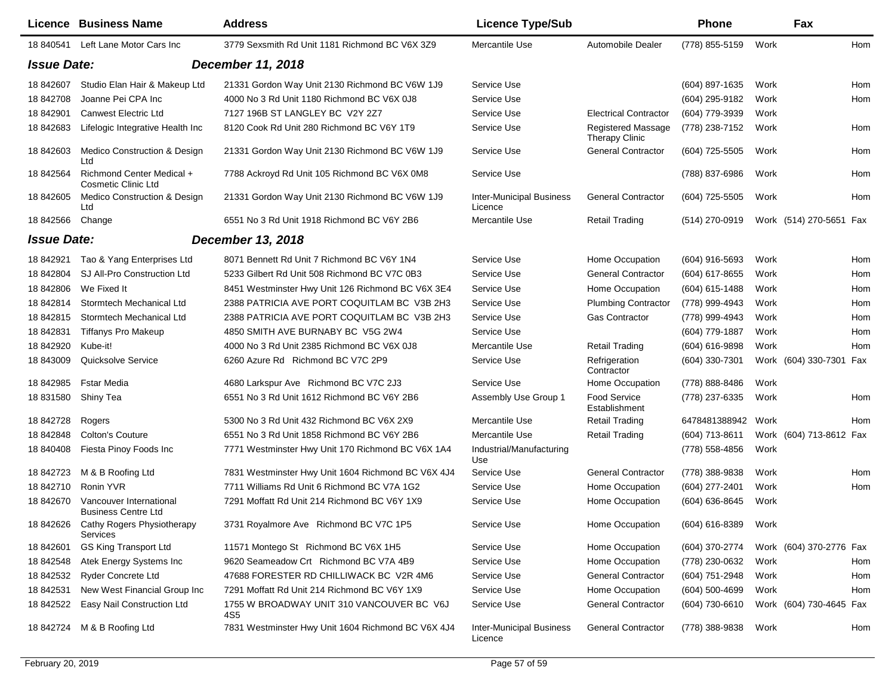| Licence | Business Name | Address | Licence Type/Sub | | Phone | | Fax | |
|---|---|---|---|---|---|---|---|---|
| 18 840541 | Left Lane Motor Cars Inc | 3779 Sexsmith Rd Unit 1181 Richmond BC V6X 3Z9 | Mercantile Use | Automobile Dealer | (778) 855-5159 | Work | | Hom |

***Issue Date: December 11, 2018***

| Licence | Business Name | Address | Licence Type/Sub | | Phone | | Fax | |
|---|---|---|---|---|---|---|---|---|
| 18 842607 | Studio Elan Hair & Makeup Ltd | 21331 Gordon Way Unit 2130 Richmond BC V6W 1J9 | Service Use | | (604) 897-1635 | Work | | Hom |
| 18 842708 | Joanne Pei CPA Inc | 4000 No 3 Rd Unit 1180 Richmond BC V6X 0J8 | Service Use | | (604) 295-9182 | Work | | Hom |
| 18 842901 | Canwest Electric Ltd | 7127 196B ST LANGLEY BC V2Y 2Z7 | Service Use | Electrical Contractor | (604) 779-3939 | Work | | |
| 18 842683 | Lifelogic Integrative Health Inc | 8120 Cook Rd Unit 280 Richmond BC V6Y 1T9 | Service Use | Registered Massage Therapy Clinic | (778) 238-7152 | Work | | Hom |
| 18 842603 | Medico Construction & Design Ltd | 21331 Gordon Way Unit 2130 Richmond BC V6W 1J9 | Service Use | General Contractor | (604) 725-5505 | Work | | Hom |
| 18 842564 | Richmond Center Medical + Cosmetic Clinic Ltd | 7788 Ackroyd Rd Unit 105 Richmond BC V6X 0M8 | Service Use | | (788) 837-6986 | Work | | Hom |
| 18 842605 | Medico Construction & Design Ltd | 21331 Gordon Way Unit 2130 Richmond BC V6W 1J9 | Inter-Municipal Business Licence | General Contractor | (604) 725-5505 | Work | | Hom |
| 18 842566 | Change | 6551 No 3 Rd Unit 1918 Richmond BC V6Y 2B6 | Mercantile Use | Retail Trading | (514) 270-0919 | Work | (514) 270-5651 | Fax |

***Issue Date: December 13, 2018***

| Licence | Business Name | Address | Licence Type/Sub | | Phone | | Fax | |
|---|---|---|---|---|---|---|---|---|
| 18 842921 | Tao & Yang Enterprises Ltd | 8071 Bennett Rd Unit 7 Richmond BC V6Y 1N4 | Service Use | Home Occupation | (604) 916-5693 | Work | | Hom |
| 18 842804 | SJ All-Pro Construction Ltd | 5233 Gilbert Rd Unit 508 Richmond BC V7C 0B3 | Service Use | General Contractor | (604) 617-8655 | Work | | Hom |
| 18 842806 | We Fixed It | 8451 Westminster Hwy Unit 126 Richmond BC V6X 3E4 | Service Use | Home Occupation | (604) 615-1488 | Work | | Hom |
| 18 842814 | Stormtech Mechanical Ltd | 2388 PATRICIA AVE PORT COQUITLAM BC V3B 2H3 | Service Use | Plumbing Contractor | (778) 999-4943 | Work | | Hom |
| 18 842815 | Stormtech Mechanical Ltd | 2388 PATRICIA AVE PORT COQUITLAM BC V3B 2H3 | Service Use | Gas Contractor | (778) 999-4943 | Work | | Hom |
| 18 842831 | Tiffanys Pro Makeup | 4850 SMITH AVE BURNABY BC V5G 2W4 | Service Use | | (604) 779-1887 | Work | | Hom |
| 18 842920 | Kube-it! | 4000 No 3 Rd Unit 2385 Richmond BC V6X 0J8 | Mercantile Use | Retail Trading | (604) 616-9898 | Work | | Hom |
| 18 843009 | Quicksolve Service | 6260 Azure Rd Richmond BC V7C 2P9 | Service Use | Refrigeration Contractor | (604) 330-7301 | Work | (604) 330-7301 | Fax |
| 18 842985 | Fstar Media | 4680 Larkspur Ave Richmond BC V7C 2J3 | Service Use | Home Occupation | (778) 888-8486 | Work | | |
| 18 831580 | Shiny Tea | 6551 No 3 Rd Unit 1612 Richmond BC V6Y 2B6 | Assembly Use Group 1 | Food Service Establishment | (778) 237-6335 | Work | | Hom |
| 18 842728 | Rogers | 5300 No 3 Rd Unit 432 Richmond BC V6X 2X9 | Mercantile Use | Retail Trading | 6478481388942 | Work | | Hom |
| 18 842848 | Colton's Couture | 6551 No 3 Rd Unit 1858 Richmond BC V6Y 2B6 | Mercantile Use | Retail Trading | (604) 713-8611 | Work | (604) 713-8612 | Fax |
| 18 840408 | Fiesta Pinoy Foods Inc | 7771 Westminster Hwy Unit 170 Richmond BC V6X 1A4 | Industrial/Manufacturing Use | | (778) 558-4856 | Work | | |
| 18 842723 | M & B Roofing Ltd | 7831 Westminster Hwy Unit 1604 Richmond BC V6X 4J4 | Service Use | General Contractor | (778) 388-9838 | Work | | Hom |
| 18 842710 | Ronin YVR | 7711 Williams Rd Unit 6 Richmond BC V7A 1G2 | Service Use | Home Occupation | (604) 277-2401 | Work | | Hom |
| 18 842670 | Vancouver International Business Centre Ltd | 7291 Moffatt Rd Unit 214 Richmond BC V6Y 1X9 | Service Use | Home Occupation | (604) 636-8645 | Work | | |
| 18 842626 | Cathy Rogers Physiotherapy Services | 3731 Royalmore Ave Richmond BC V7C 1P5 | Service Use | Home Occupation | (604) 616-8389 | Work | | |
| 18 842601 | GS King Transport Ltd | 11571 Montego St Richmond BC V6X 1H5 | Service Use | Home Occupation | (604) 370-2774 | Work | (604) 370-2776 | Fax |
| 18 842548 | Atek Energy Systems Inc | 9620 Seameadow Crt Richmond BC V7A 4B9 | Service Use | Home Occupation | (778) 230-0632 | Work | | Hom |
| 18 842532 | Ryder Concrete Ltd | 47688 FORESTER RD CHILLIWACK BC V2R 4M6 | Service Use | General Contractor | (604) 751-2948 | Work | | Hom |
| 18 842531 | New West Financial Group Inc | 7291 Moffatt Rd Unit 214 Richmond BC V6Y 1X9 | Service Use | Home Occupation | (604) 500-4699 | Work | | Hom |
| 18 842522 | Easy Nail Construction Ltd | 1755 W BROADWAY UNIT 310 VANCOUVER BC V6J 4S5 | Service Use | General Contractor | (604) 730-6610 | Work | (604) 730-4645 | Fax |
| 18 842724 | M & B Roofing Ltd | 7831 Westminster Hwy Unit 1604 Richmond BC V6X 4J4 | Inter-Municipal Business Licence | General Contractor | (778) 388-9838 | Work | | Hom |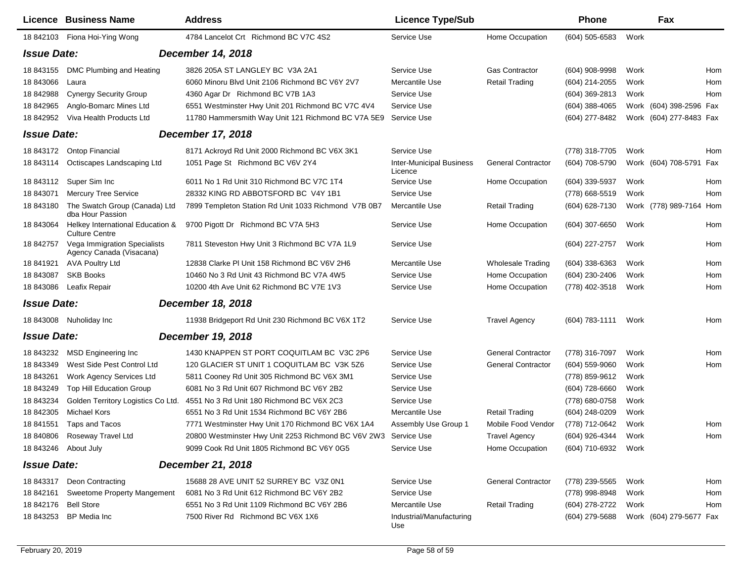| Licence | Business Name | Address | Licence Type/Sub | | Phone | | Fax | |
|---|---|---|---|---|---|---|---|---|
| 18 842103 | Fiona Hoi-Ying Wong | 4784 Lancelot Crt Richmond BC V7C 4S2 | Service Use | Home Occupation | (604) 505-6583 | Work | | |
| ***Issue Date:*** | | ***December 14, 2018*** | | | | | | |
| 18 843155 | DMC Plumbing and Heating | 3826 205A ST LANGLEY BC V3A 2A1 | Service Use | Gas Contractor | (604) 908-9998 | Work | | Hom |
| 18 843066 | Laura | 6060 Minoru Blvd Unit 2106 Richmond BC V6Y 2V7 | Mercantile Use | Retail Trading | (604) 214-2055 | Work | | Hom |
| 18 842988 | Cynergy Security Group | 4360 Agar Dr Richmond BC V7B 1A3 | Service Use | | (604) 369-2813 | Work | | Hom |
| 18 842965 | Anglo-Bomarc Mines Ltd | 6551 Westminster Hwy Unit 201 Richmond BC V7C 4V4 | Service Use | | (604) 388-4065 | Work | (604) 398-2596 | Fax |
| 18 842952 | Viva Health Products Ltd | 11780 Hammersmith Way Unit 121 Richmond BC V7A 5E9 | Service Use | | (604) 277-8482 | Work | (604) 277-8483 | Fax |
| ***Issue Date:*** | | ***December 17, 2018*** | | | | | | |
| 18 843172 | Ontop Financial | 8171 Ackroyd Rd Unit 2000 Richmond BC V6X 3K1 | Service Use | | (778) 318-7705 | Work | | Hom |
| 18 843114 | Octiscapes Landscaping Ltd | 1051 Page St Richmond BC V6V 2Y4 | Inter-Municipal Business Licence | General Contractor | (604) 708-5790 | Work | (604) 708-5791 | Fax |
| 18 843112 | Super Sim Inc | 6011 No 1 Rd Unit 310 Richmond BC V7C 1T4 | Service Use | Home Occupation | (604) 339-5937 | Work | | Hom |
| 18 843071 | Mercury Tree Service | 28332 KING RD ABBOTSFORD BC V4Y 1B1 | Service Use | | (778) 668-5519 | Work | | Hom |
| 18 843180 | The Swatch Group (Canada) Ltd dba Hour Passion | 7899 Templeton Station Rd Unit 1033 Richmond V7B 0B7 | Mercantile Use | Retail Trading | (604) 628-7130 | Work | (778) 989-7164 | Hom |
| 18 843064 | Helkey International Education & Culture Centre | 9700 Pigott Dr Richmond BC V7A 5H3 | Service Use | Home Occupation | (604) 307-6650 | Work | | Hom |
| 18 842757 | Vega Immigration Specialists Agency Canada (Visacana) | 7811 Steveston Hwy Unit 3 Richmond BC V7A 1L9 | Service Use | | (604) 227-2757 | Work | | Hom |
| 18 841921 | AVA Poultry Ltd | 12838 Clarke Pl Unit 158 Richmond BC V6V 2H6 | Mercantile Use | Wholesale Trading | (604) 338-6363 | Work | | Hom |
| 18 843087 | SKB Books | 10460 No 3 Rd Unit 43 Richmond BC V7A 4W5 | Service Use | Home Occupation | (604) 230-2406 | Work | | Hom |
| 18 843086 | Leafix Repair | 10200 4th Ave Unit 62 Richmond BC V7E 1V3 | Service Use | Home Occupation | (778) 402-3518 | Work | | Hom |
| ***Issue Date:*** | | ***December 18, 2018*** | | | | | | |
| 18 843008 | Nuholiday Inc | 11938 Bridgeport Rd Unit 230 Richmond BC V6X 1T2 | Service Use | Travel Agency | (604) 783-1111 | Work | | Hom |
| ***Issue Date:*** | | ***December 19, 2018*** | | | | | | |
| 18 843232 | MSD Engineering Inc | 1430 KNAPPEN ST PORT COQUITLAM BC V3C 2P6 | Service Use | General Contractor | (778) 316-7097 | Work | | Hom |
| 18 843349 | West Side Pest Control Ltd | 120 GLACIER ST UNIT 1 COQUITLAM BC V3K 5Z6 | Service Use | General Contractor | (604) 559-9060 | Work | | Hom |
| 18 843261 | Work Agency Services Ltd | 5811 Cooney Rd Unit 305 Richmond BC V6X 3M1 | Service Use | | (778) 859-9612 | Work | | |
| 18 843249 | Top Hill Education Group | 6081 No 3 Rd Unit 607 Richmond BC V6Y 2B2 | Service Use | | (604) 728-6660 | Work | | |
| 18 843234 | Golden Territory Logistics Co Ltd. | 4551 No 3 Rd Unit 180 Richmond BC V6X 2C3 | Service Use | | (778) 680-0758 | Work | | |
| 18 842305 | Michael Kors | 6551 No 3 Rd Unit 1534 Richmond BC V6Y 2B6 | Mercantile Use | Retail Trading | (604) 248-0209 | Work | | |
| 18 841551 | Taps and Tacos | 7771 Westminster Hwy Unit 170 Richmond BC V6X 1A4 | Assembly Use Group 1 | Mobile Food Vendor | (778) 712-0642 | Work | | Hom |
| 18 840806 | Roseway Travel Ltd | 20800 Westminster Hwy Unit 2253 Richmond BC V6V 2W3 | Service Use | Travel Agency | (604) 926-4344 | Work | | Hom |
| 18 843246 | About July | 9099 Cook Rd Unit 1805 Richmond BC V6Y 0G5 | Service Use | Home Occupation | (604) 710-6932 | Work | | |
| ***Issue Date:*** | | ***December 21, 2018*** | | | | | | |
| 18 843317 | Deon Contracting | 15688 28 AVE UNIT 52 SURREY BC V3Z 0N1 | Service Use | General Contractor | (778) 239-5565 | Work | | Hom |
| 18 842161 | Sweetome Property Mangement | 6081 No 3 Rd Unit 612 Richmond BC V6Y 2B2 | Service Use | | (778) 998-8948 | Work | | Hom |
| 18 842176 | Bell Store | 6551 No 3 Rd Unit 1109 Richmond BC V6Y 2B6 | Mercantile Use | Retail Trading | (604) 278-2722 | Work | | Hom |
| 18 843253 | BP Media Inc | 7500 River Rd Richmond BC V6X 1X6 | Industrial/Manufacturing Use | | (604) 279-5688 | Work | (604) 279-5677 | Fax |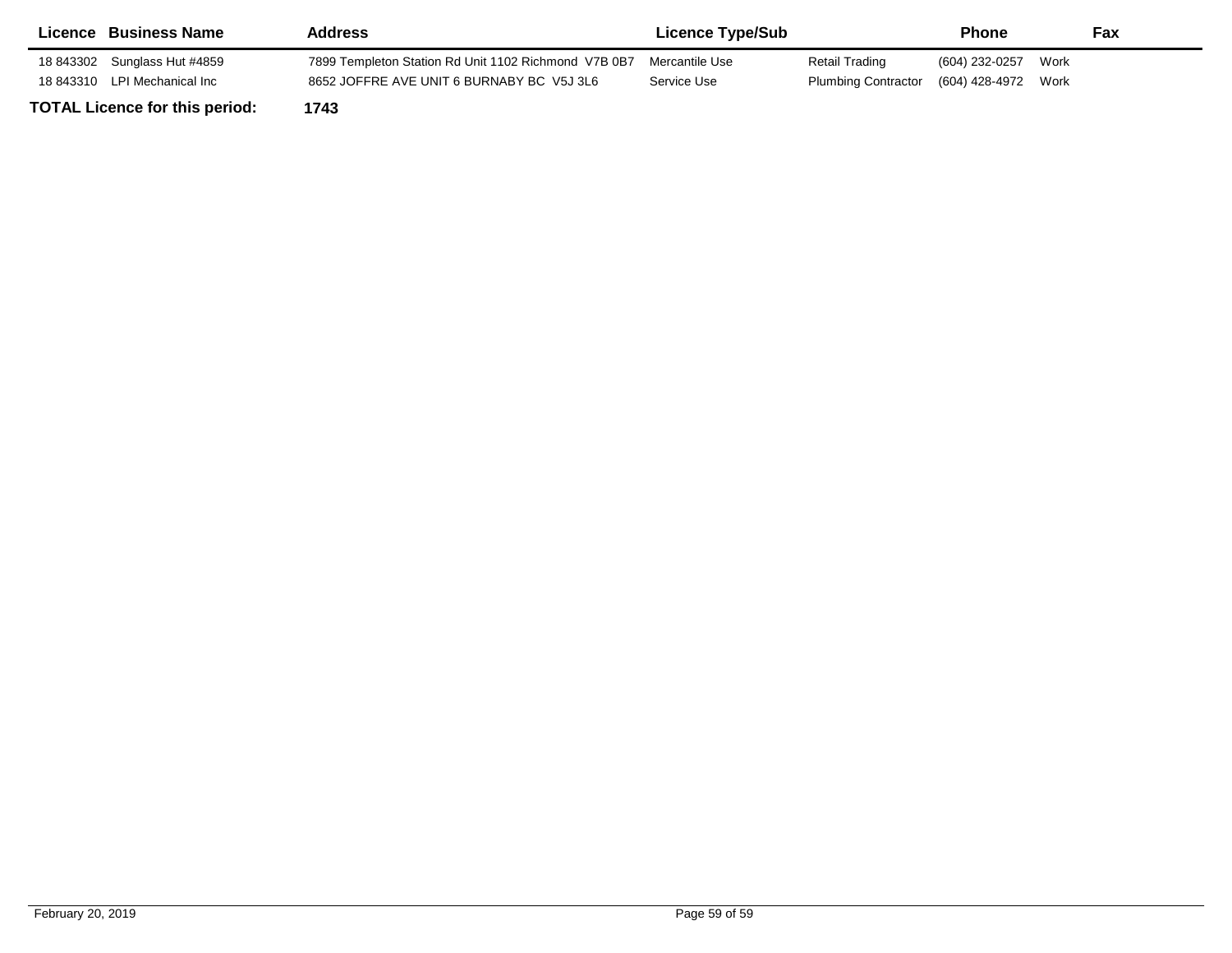| Licence | Business Name | Address | Licence Type/Sub | | Phone | | Fax |
|---|---|---|---|---|---|---|---|
| 18 843302 | Sunglass Hut #4859 | 7899 Templeton Station Rd Unit 1102 Richmond V7B 0B7 | Mercantile Use | Retail Trading | (604) 232-0257 | Work | |
| 18 843310 | LPI Mechanical Inc | 8652 JOFFRE AVE UNIT 6 BURNABY BC V5J 3L6 | Service Use | Plumbing Contractor | (604) 428-4972 | Work | |

**TOTAL Licence for this period: 1743**

February 20, 2019